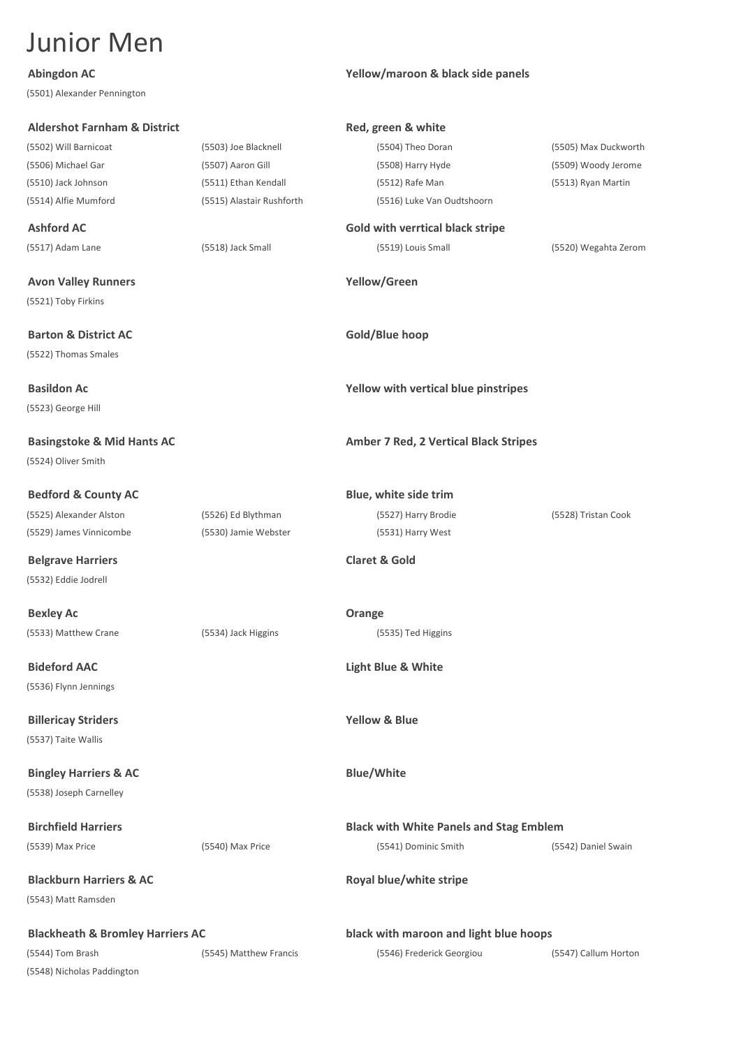# Junior Men

**Abingdon AC** — **Yellow/maroon & black side panels**

(5501) Alexander Pennington

**Aldershot Farnham & District** — **Red, green & white**

(5502) Will Barnicoat
(5503) Joe Blacknell
(5504) Theo Doran
(5505) Max Duckworth
(5506) Michael Gar
(5507) Aaron Gill
(5508) Harry Hyde
(5509) Woody Jerome
(5510) Jack Johnson
(5511) Ethan Kendall
(5512) Rafe Man
(5513) Ryan Martin
(5514) Alfie Mumford
(5515) Alastair Rushforth
(5516) Luke Van Oudtshoorn

**Ashford AC** — **Gold with verrtical black stripe**

(5517) Adam Lane
(5518) Jack Small
(5519) Louis Small
(5520) Wegahta Zerom

**Avon Valley Runners** — **Yellow/Green**

(5521) Toby Firkins

**Barton & District AC** — **Gold/Blue hoop**

(5522) Thomas Smales

**Basildon Ac** — **Yellow with vertical blue pinstripes**

(5523) George Hill

**Basingstoke & Mid Hants AC** — **Amber 7 Red, 2 Vertical Black Stripes**

(5524) Oliver Smith

**Bedford & County AC** — **Blue, white side trim**

(5525) Alexander Alston
(5526) Ed Blythman
(5527) Harry Brodie
(5528) Tristan Cook
(5529) James Vinnicombe
(5530) Jamie Webster
(5531) Harry West

**Belgrave Harriers** — **Claret & Gold**

(5532) Eddie Jodrell

**Bexley Ac** — **Orange**

(5533) Matthew Crane
(5534) Jack Higgins
(5535) Ted Higgins

**Bideford AAC** — **Light Blue & White**

(5536) Flynn Jennings

**Billericay Striders** — **Yellow & Blue**

(5537) Taite Wallis

**Bingley Harriers & AC** — **Blue/White**

(5538) Joseph Carnelley

**Birchfield Harriers** — **Black with White Panels and Stag Emblem**

(5539) Max Price
(5540) Max Price
(5541) Dominic Smith
(5542) Daniel Swain

**Blackburn Harriers & AC** — **Royal blue/white stripe**

(5543) Matt Ramsden

**Blackheath & Bromley Harriers AC** — **black with maroon and light blue hoops**

(5544) Tom Brash
(5545) Matthew Francis
(5546) Frederick Georgiou
(5547) Callum Horton
(5548) Nicholas Paddington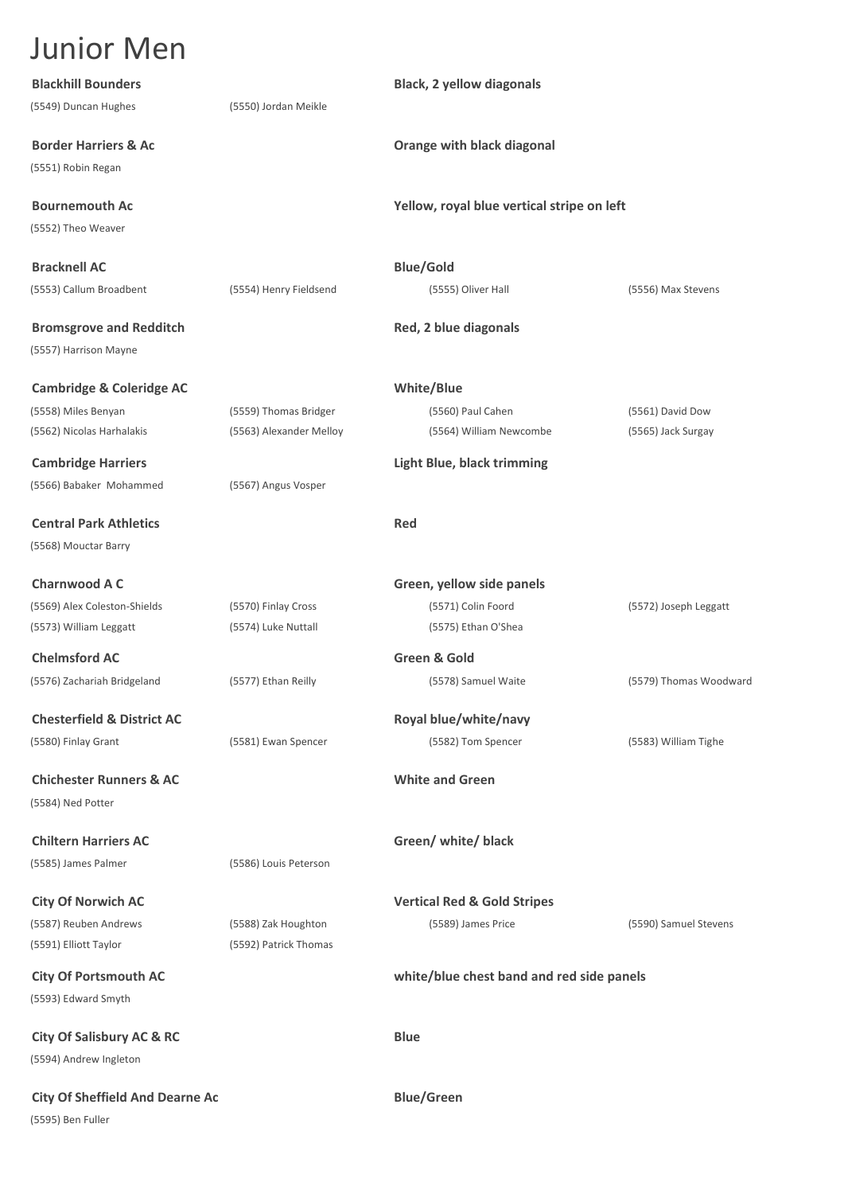# Junior Men

**Blackhill Bounders** — **Black, 2 yellow diagonals**

(5549) Duncan Hughes (5550) Jordan Meikle

**Border Harriers & Ac** — **Orange with black diagonal**

(5551) Robin Regan

**Bournemouth Ac** — **Yellow, royal blue vertical stripe on left**

(5552) Theo Weaver

**Bracknell AC** — **Blue/Gold**

(5553) Callum Broadbent (5554) Henry Fieldsend (5555) Oliver Hall (5556) Max Stevens

**Bromsgrove and Redditch** — **Red, 2 blue diagonals**

(5557) Harrison Mayne

**Cambridge & Coleridge AC** — **White/Blue**

(5558) Miles Benyan (5559) Thomas Bridger (5560) Paul Cahen (5561) David Dow
(5562) Nicolas Harhalakis (5563) Alexander Melloy (5564) William Newcombe (5565) Jack Surgay

**Cambridge Harriers** — **Light Blue, black trimming**

(5566) Babaker Mohammed (5567) Angus Vosper

**Central Park Athletics** — **Red**

(5568) Mouctar Barry

**Charnwood A C** — **Green, yellow side panels**

(5569) Alex Coleston-Shields (5570) Finlay Cross (5571) Colin Foord (5572) Joseph Leggatt
(5573) William Leggatt (5574) Luke Nuttall (5575) Ethan O'Shea

**Chelmsford AC** — **Green & Gold**

(5576) Zachariah Bridgeland (5577) Ethan Reilly (5578) Samuel Waite (5579) Thomas Woodward

**Chesterfield & District AC** — **Royal blue/white/navy**

(5580) Finlay Grant (5581) Ewan Spencer (5582) Tom Spencer (5583) William Tighe

**Chichester Runners & AC** — **White and Green**

(5584) Ned Potter

**Chiltern Harriers AC** — **Green/ white/ black**

(5585) James Palmer (5586) Louis Peterson

**City Of Norwich AC** — **Vertical Red & Gold Stripes**

(5587) Reuben Andrews (5588) Zak Houghton (5589) James Price (5590) Samuel Stevens
(5591) Elliott Taylor (5592) Patrick Thomas

**City Of Portsmouth AC** — **white/blue chest band and red side panels**

(5593) Edward Smyth

**City Of Salisbury AC & RC** — **Blue**

(5594) Andrew Ingleton

**City Of Sheffield And Dearne Ac** — **Blue/Green**

(5595) Ben Fuller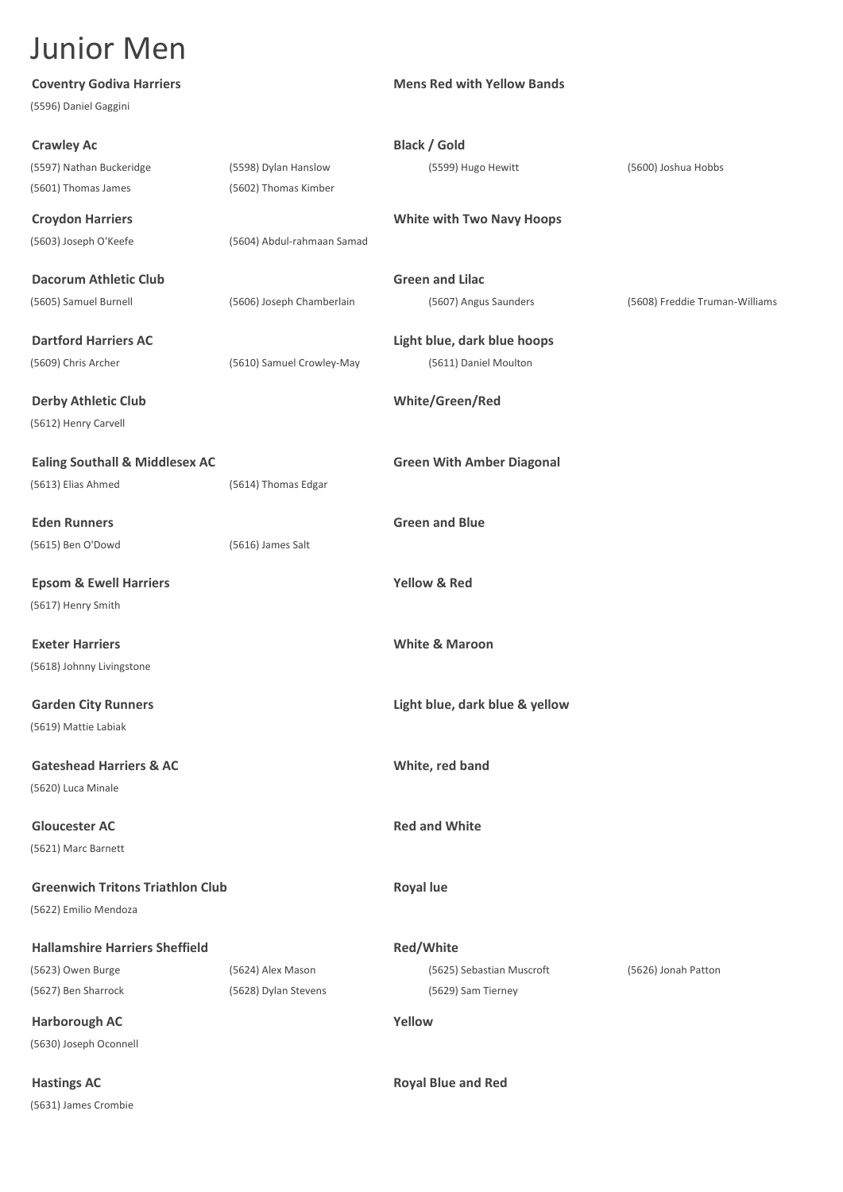# Junior Men

**Coventry Godiva Harriers** — **Mens Red with Yellow Bands**

(5596) Daniel Gaggini

**Crawley Ac** — **Black / Gold**

(5597) Nathan Buckeridge, (5598) Dylan Hanslow, (5599) Hugo Hewitt, (5600) Joshua Hobbs, (5601) Thomas James, (5602) Thomas Kimber

**Croydon Harriers** — **White with Two Navy Hoops**

(5603) Joseph O'Keefe, (5604) Abdul-rahmaan Samad

**Dacorum Athletic Club** — **Green and Lilac**

(5605) Samuel Burnell, (5606) Joseph Chamberlain, (5607) Angus Saunders, (5608) Freddie Truman-Williams

**Dartford Harriers AC** — **Light blue, dark blue hoops**

(5609) Chris Archer, (5610) Samuel Crowley-May, (5611) Daniel Moulton

**Derby Athletic Club** — **White/Green/Red**

(5612) Henry Carvell

**Ealing Southall & Middlesex AC** — **Green With Amber Diagonal**

(5613) Elias Ahmed, (5614) Thomas Edgar

**Eden Runners** — **Green and Blue**

(5615) Ben O'Dowd, (5616) James Salt

**Epsom & Ewell Harriers** — **Yellow & Red**

(5617) Henry Smith

**Exeter Harriers** — **White & Maroon**

(5618) Johnny Livingstone

**Garden City Runners** — **Light blue, dark blue & yellow**

(5619) Mattie Labiak

**Gateshead Harriers & AC** — **White, red band**

(5620) Luca Minale

**Gloucester AC** — **Red and White**

(5621) Marc Barnett

**Greenwich Tritons Triathlon Club** — **Royal lue**

(5622) Emilio Mendoza

**Hallamshire Harriers Sheffield** — **Red/White**

(5623) Owen Burge, (5624) Alex Mason, (5625) Sebastian Muscroft, (5626) Jonah Patton, (5627) Ben Sharrock, (5628) Dylan Stevens, (5629) Sam Tierney

**Harborough AC** — **Yellow**

(5630) Joseph Oconnell

**Hastings AC** — **Royal Blue and Red**

(5631) James Crombie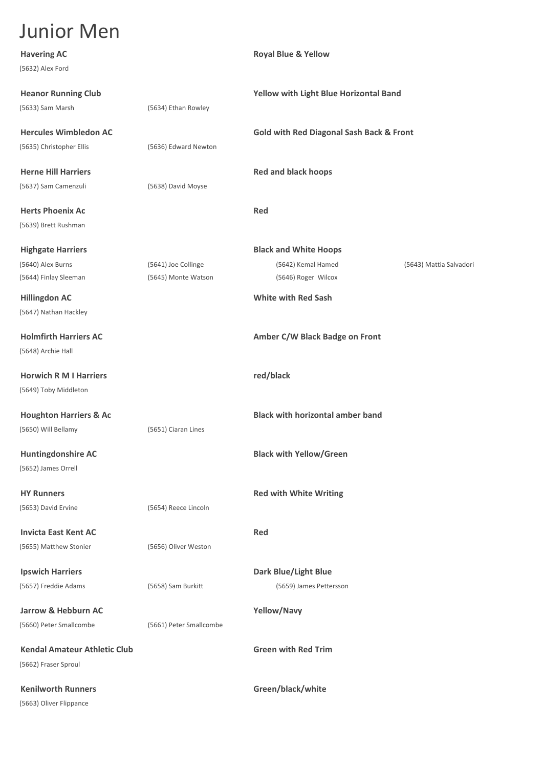# Junior Men

**Havering AC** — **Royal Blue & Yellow**

(5632) Alex Ford

**Heanor Running Club** — **Yellow with Light Blue Horizontal Band**

(5633) Sam Marsh  (5634) Ethan Rowley

**Hercules Wimbledon AC** — **Gold with Red Diagonal Sash Back & Front**

(5635) Christopher Ellis  (5636) Edward Newton

**Herne Hill Harriers** — **Red and black hoops**

(5637) Sam Camenzuli  (5638) David Moyse

**Herts Phoenix Ac** — **Red**

(5639) Brett Rushman

**Highgate Harriers** — **Black and White Hoops**

(5640) Alex Burns  (5641) Joe Collinge  (5642) Kemal Hamed  (5643) Mattia Salvadori
(5644) Finlay Sleeman  (5645) Monte Watson  (5646) Roger Wilcox

**Hillingdon AC** — **White with Red Sash**

(5647) Nathan Hackley

**Holmfirth Harriers AC** — **Amber C/W Black Badge on Front**

(5648) Archie Hall

**Horwich R M I Harriers** — **red/black**

(5649) Toby Middleton

**Houghton Harriers & Ac** — **Black with horizontal amber band**

(5650) Will Bellamy  (5651) Ciaran Lines

**Huntingdonshire AC** — **Black with Yellow/Green**

(5652) James Orrell

**HY Runners** — **Red with White Writing**

(5653) David Ervine  (5654) Reece Lincoln

**Invicta East Kent AC** — **Red**

(5655) Matthew Stonier  (5656) Oliver Weston

**Ipswich Harriers** — **Dark Blue/Light Blue**

(5657) Freddie Adams  (5658) Sam Burkitt  (5659) James Pettersson

**Jarrow & Hebburn AC** — **Yellow/Navy**

(5660) Peter Smallcombe  (5661) Peter Smallcombe

**Kendal Amateur Athletic Club** — **Green with Red Trim**

(5662) Fraser Sproul

**Kenilworth Runners** — **Green/black/white**

(5663) Oliver Flippance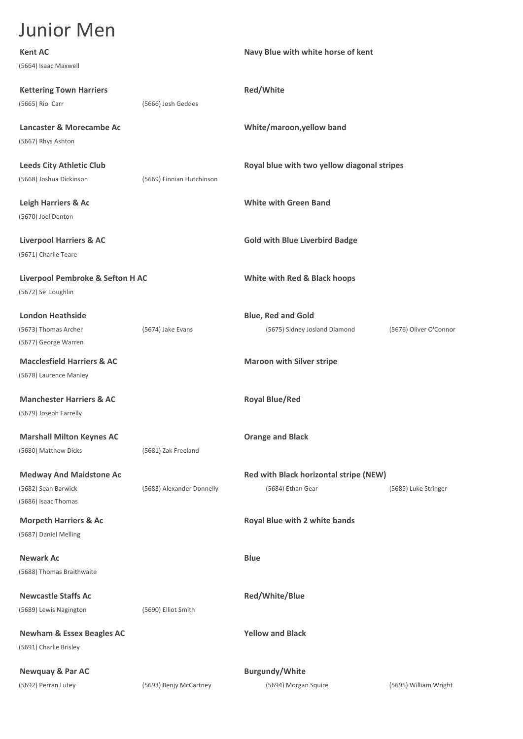# Junior Men

**Kent AC** — **Navy Blue with white horse of kent**

(5664) Isaac Maxwell

**Kettering Town Harriers** — **Red/White**

(5665) Rio Carr
(5666) Josh Geddes

**Lancaster & Morecambe Ac** — **White/maroon,yellow band**

(5667) Rhys Ashton

**Leeds City Athletic Club** — **Royal blue with two yellow diagonal stripes**

(5668) Joshua Dickinson
(5669) Finnian Hutchinson

**Leigh Harriers & Ac** — **White with Green Band**

(5670) Joel Denton

**Liverpool Harriers & AC** — **Gold with Blue Liverbird Badge**

(5671) Charlie Teare

**Liverpool Pembroke & Sefton H AC** — **White with Red & Black hoops**

(5672) Se Loughlin

**London Heathside** — **Blue, Red and Gold**

(5673) Thomas Archer
(5674) Jake Evans
(5675) Sidney Josland Diamond
(5676) Oliver O'Connor
(5677) George Warren

**Macclesfield Harriers & AC** — **Maroon with Silver stripe**

(5678) Laurence Manley

**Manchester Harriers & AC** — **Royal Blue/Red**

(5679) Joseph Farrelly

**Marshall Milton Keynes AC** — **Orange and Black**

(5680) Matthew Dicks
(5681) Zak Freeland

**Medway And Maidstone Ac** — **Red with Black horizontal stripe (NEW)**

(5682) Sean Barwick
(5683) Alexander Donnelly
(5684) Ethan Gear
(5685) Luke Stringer
(5686) Isaac Thomas

**Morpeth Harriers & Ac** — **Royal Blue with 2 white bands**

(5687) Daniel Melling

**Newark Ac** — **Blue**

(5688) Thomas Braithwaite

**Newcastle Staffs Ac** — **Red/White/Blue**

(5689) Lewis Nagington
(5690) Elliot Smith

**Newham & Essex Beagles AC** — **Yellow and Black**

(5691) Charlie Brisley

**Newquay & Par AC** — **Burgundy/White**

(5692) Perran Lutey
(5693) Benjy McCartney
(5694) Morgan Squire
(5695) William Wright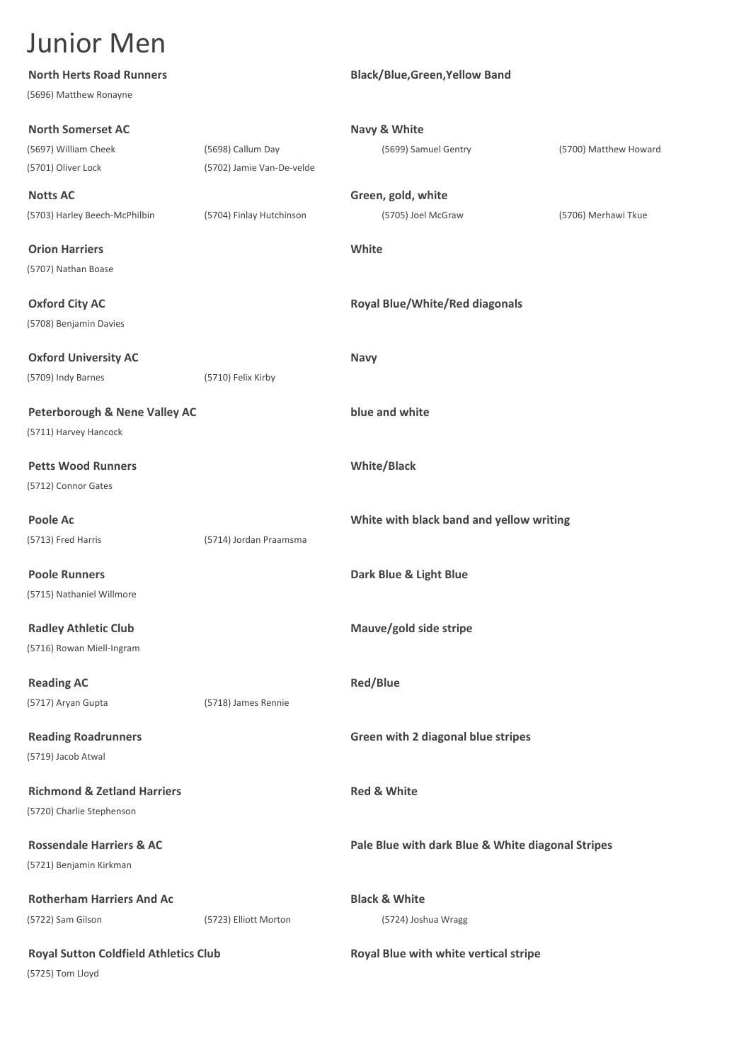# Junior Men

**North Herts Road Runners** — **Black/Blue,Green,Yellow Band**

(5696) Matthew Ronayne

**North Somerset AC** — **Navy & White**

(5697) William Cheek, (5698) Callum Day, (5699) Samuel Gentry, (5700) Matthew Howard, (5701) Oliver Lock, (5702) Jamie Van-De-velde

**Notts AC** — **Green, gold, white**

(5703) Harley Beech-McPhilbin, (5704) Finlay Hutchinson, (5705) Joel McGraw, (5706) Merhawi Tkue

**Orion Harriers** — **White**

(5707) Nathan Boase

**Oxford City AC** — **Royal Blue/White/Red diagonals**

(5708) Benjamin Davies

**Oxford University AC** — **Navy**

(5709) Indy Barnes, (5710) Felix Kirby

**Peterborough & Nene Valley AC** — **blue and white**

(5711) Harvey Hancock

**Petts Wood Runners** — **White/Black**

(5712) Connor Gates

**Poole Ac** — **White with black band and yellow writing**

(5713) Fred Harris, (5714) Jordan Praamsma

**Poole Runners** — **Dark Blue & Light Blue**

(5715) Nathaniel Willmore

**Radley Athletic Club** — **Mauve/gold side stripe**

(5716) Rowan Miell-Ingram

**Reading AC** — **Red/Blue**

(5717) Aryan Gupta, (5718) James Rennie

**Reading Roadrunners** — **Green with 2 diagonal blue stripes**

(5719) Jacob Atwal

**Richmond & Zetland Harriers** — **Red & White**

(5720) Charlie Stephenson

**Rossendale Harriers & AC** — **Pale Blue with dark Blue & White diagonal Stripes**

(5721) Benjamin Kirkman

**Rotherham Harriers And Ac** — **Black & White**

(5722) Sam Gilson, (5723) Elliott Morton, (5724) Joshua Wragg

**Royal Sutton Coldfield Athletics Club** — **Royal Blue with white vertical stripe**

(5725) Tom Lloyd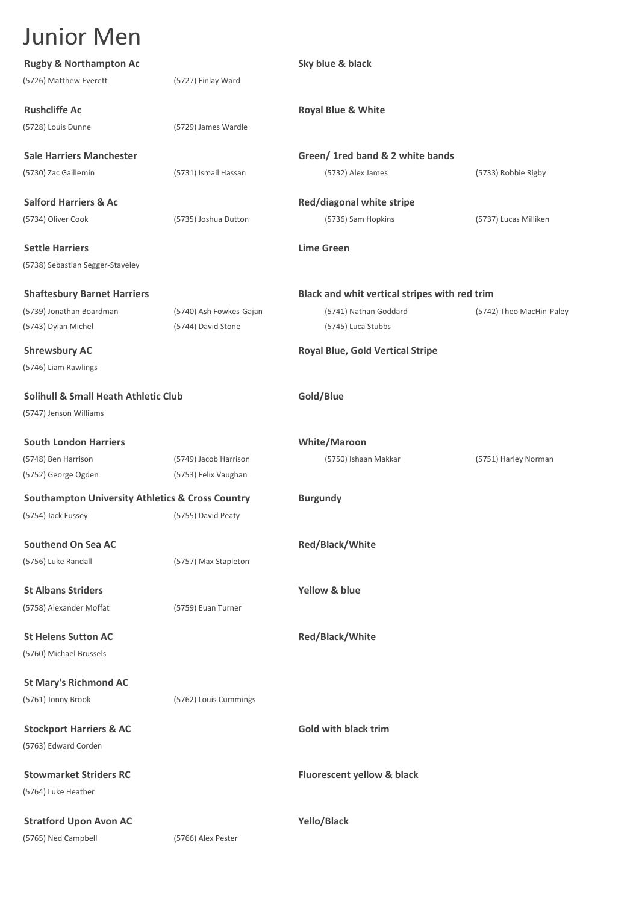# Junior Men

**Rugby & Northampton Ac** — **Sky blue & black**

(5726) Matthew Everett | (5727) Finlay Ward

**Rushcliffe Ac** — **Royal Blue & White**

(5728) Louis Dunne | (5729) James Wardle

**Sale Harriers Manchester** — **Green/ 1red band & 2 white bands**

(5730) Zac Gaillemin | (5731) Ismail Hassan | (5732) Alex James | (5733) Robbie Rigby

**Salford Harriers & Ac** — **Red/diagonal white stripe**

(5734) Oliver Cook | (5735) Joshua Dutton | (5736) Sam Hopkins | (5737) Lucas Milliken

**Settle Harriers** — **Lime Green**

(5738) Sebastian Segger-Staveley

**Shaftesbury Barnet Harriers** — **Black and whit vertical stripes with red trim**

(5739) Jonathan Boardman | (5740) Ash Fowkes-Gajan | (5741) Nathan Goddard | (5742) Theo MacHin-Paley
(5743) Dylan Michel | (5744) David Stone | (5745) Luca Stubbs

**Shrewsbury AC** — **Royal Blue, Gold Vertical Stripe**

(5746) Liam Rawlings

**Solihull & Small Heath Athletic Club** — **Gold/Blue**

(5747) Jenson Williams

**South London Harriers** — **White/Maroon**

(5748) Ben Harrison | (5749) Jacob Harrison | (5750) Ishaan Makkar | (5751) Harley Norman
(5752) George Ogden | (5753) Felix Vaughan

**Southampton University Athletics & Cross Country** — **Burgundy**

(5754) Jack Fussey | (5755) David Peaty

**Southend On Sea AC** — **Red/Black/White**

(5756) Luke Randall | (5757) Max Stapleton

**St Albans Striders** — **Yellow & blue**

(5758) Alexander Moffat | (5759) Euan Turner

**St Helens Sutton AC** — **Red/Black/White**

(5760) Michael Brussels

**St Mary's Richmond AC**

(5761) Jonny Brook | (5762) Louis Cummings

**Stockport Harriers & AC** — **Gold with black trim**

(5763) Edward Corden

**Stowmarket Striders RC** — **Fluorescent yellow & black**

(5764) Luke Heather

**Stratford Upon Avon AC** — **Yello/Black**

(5765) Ned Campbell | (5766) Alex Pester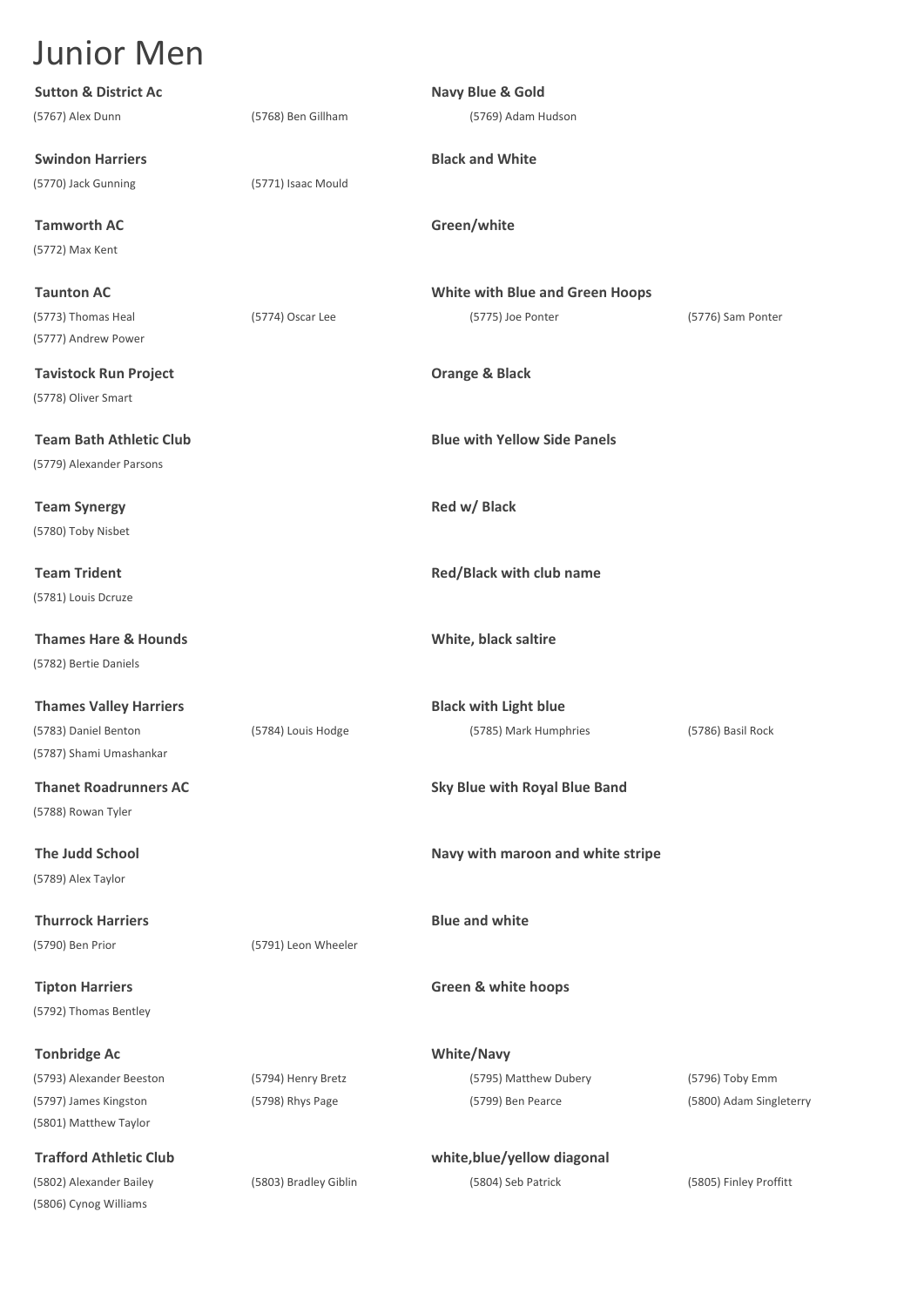# Junior Men

**Sutton & District Ac** — **Navy Blue & Gold**

(5767) Alex Dunn
(5768) Ben Gillham
(5769) Adam Hudson

**Swindon Harriers** — **Black and White**

(5770) Jack Gunning
(5771) Isaac Mould

**Tamworth AC** — **Green/white**

(5772) Max Kent

**Taunton AC** — **White with Blue and Green Hoops**

(5773) Thomas Heal
(5774) Oscar Lee
(5775) Joe Ponter
(5776) Sam Ponter
(5777) Andrew Power

**Tavistock Run Project** — **Orange & Black**

(5778) Oliver Smart

**Team Bath Athletic Club** — **Blue with Yellow Side Panels**

(5779) Alexander Parsons

**Team Synergy** — **Red w/ Black**

(5780) Toby Nisbet

**Team Trident** — **Red/Black with club name**

(5781) Louis Dcruze

**Thames Hare & Hounds** — **White, black saltire**

(5782) Bertie Daniels

**Thames Valley Harriers** — **Black with Light blue**

(5783) Daniel Benton
(5784) Louis Hodge
(5785) Mark Humphries
(5786) Basil Rock
(5787) Shami Umashankar

**Thanet Roadrunners AC** — **Sky Blue with Royal Blue Band**

(5788) Rowan Tyler

**The Judd School** — **Navy with maroon and white stripe**

(5789) Alex Taylor

**Thurrock Harriers** — **Blue and white**

(5790) Ben Prior
(5791) Leon Wheeler

**Tipton Harriers** — **Green & white hoops**

(5792) Thomas Bentley

**Tonbridge Ac** — **White/Navy**

(5793) Alexander Beeston
(5794) Henry Bretz
(5795) Matthew Dubery
(5796) Toby Emm
(5797) James Kingston
(5798) Rhys Page
(5799) Ben Pearce
(5800) Adam Singleterry
(5801) Matthew Taylor

**Trafford Athletic Club** — **white,blue/yellow diagonal**

(5802) Alexander Bailey
(5803) Bradley Giblin
(5804) Seb Patrick
(5805) Finley Proffitt
(5806) Cynog Williams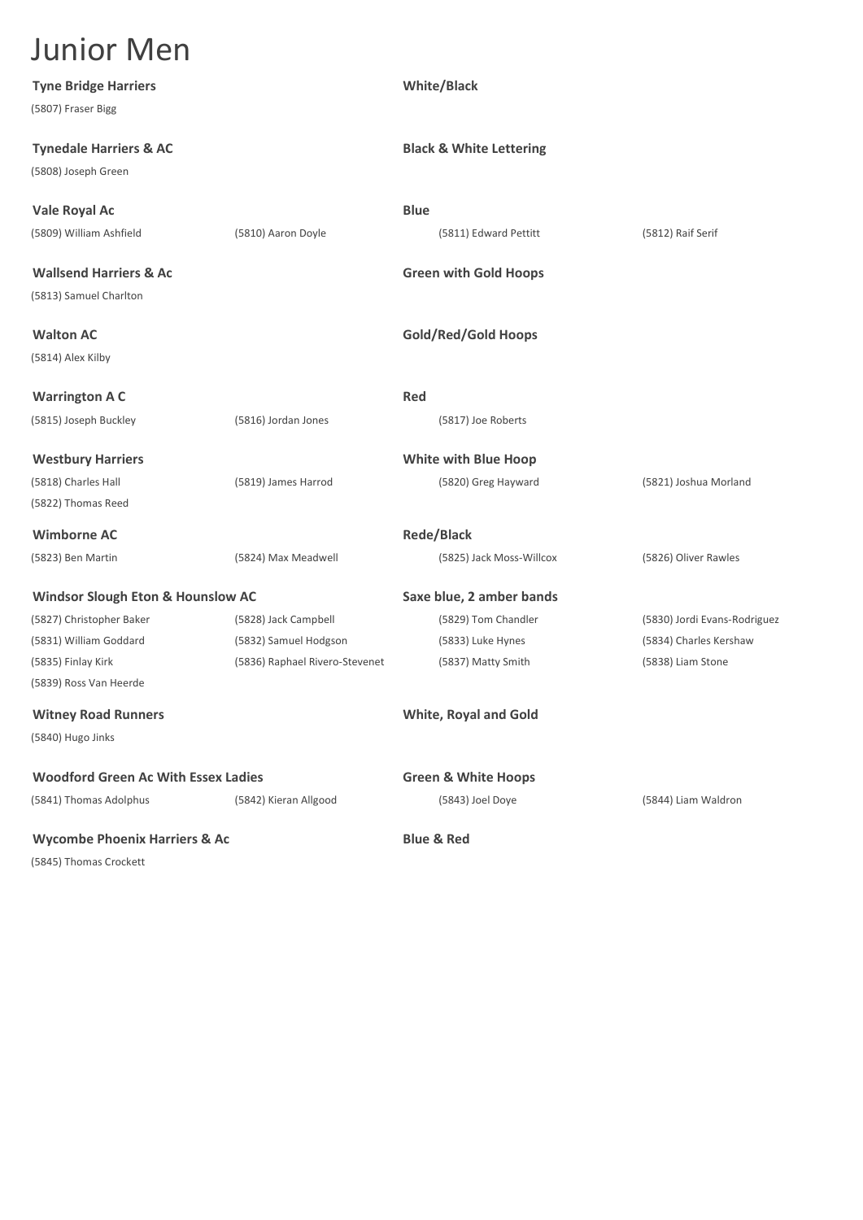# Junior Men

**Tyne Bridge Harriers** — **White/Black**

(5807) Fraser Bigg

**Tynedale Harriers & AC** — **Black & White Lettering**

(5808) Joseph Green

**Vale Royal Ac** — **Blue**

(5809) William Ashfield, (5810) Aaron Doyle, (5811) Edward Pettitt, (5812) Raif Serif

**Wallsend Harriers & Ac** — **Green with Gold Hoops**

(5813) Samuel Charlton

**Walton AC** — **Gold/Red/Gold Hoops**

(5814) Alex Kilby

**Warrington A C** — **Red**

(5815) Joseph Buckley, (5816) Jordan Jones, (5817) Joe Roberts

**Westbury Harriers** — **White with Blue Hoop**

(5818) Charles Hall, (5819) James Harrod, (5820) Greg Hayward, (5821) Joshua Morland, (5822) Thomas Reed

**Wimborne AC** — **Rede/Black**

(5823) Ben Martin, (5824) Max Meadwell, (5825) Jack Moss-Willcox, (5826) Oliver Rawles

**Windsor Slough Eton & Hounslow AC** — **Saxe blue, 2 amber bands**

(5827) Christopher Baker, (5828) Jack Campbell, (5829) Tom Chandler, (5830) Jordi Evans-Rodriguez, (5831) William Goddard, (5832) Samuel Hodgson, (5833) Luke Hynes, (5834) Charles Kershaw, (5835) Finlay Kirk, (5836) Raphael Rivero-Stevenet, (5837) Matty Smith, (5838) Liam Stone, (5839) Ross Van Heerde

**Witney Road Runners** — **White, Royal and Gold**

(5840) Hugo Jinks

**Woodford Green Ac With Essex Ladies** — **Green & White Hoops**

(5841) Thomas Adolphus, (5842) Kieran Allgood, (5843) Joel Doye, (5844) Liam Waldron

**Wycombe Phoenix Harriers & Ac** — **Blue & Red**

(5845) Thomas Crockett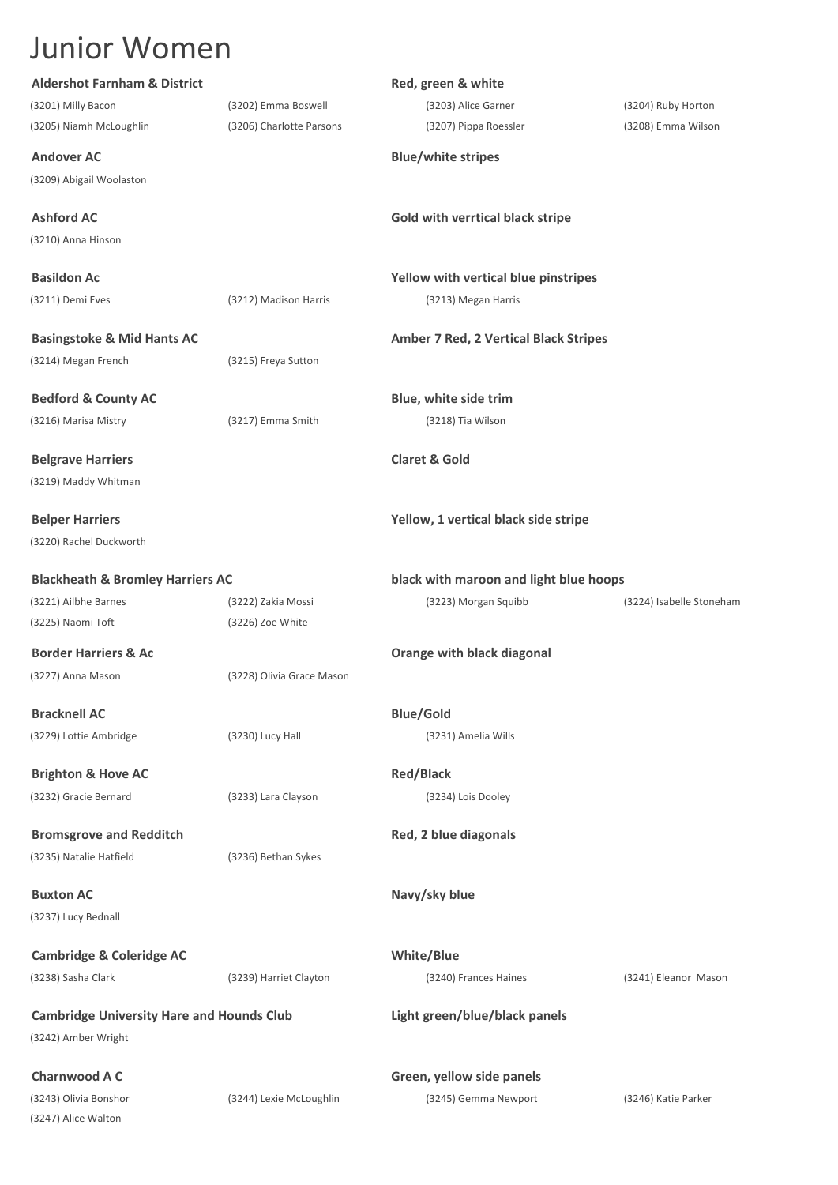# Junior Women

**Aldershot Farnham & District** — **Red, green & white**

(3201) Milly Bacon, (3202) Emma Boswell, (3203) Alice Garner, (3204) Ruby Horton, (3205) Niamh McLoughlin, (3206) Charlotte Parsons, (3207) Pippa Roessler, (3208) Emma Wilson

**Andover AC** — **Blue/white stripes**

(3209) Abigail Woolaston

**Ashford AC** — **Gold with verrtical black stripe**

(3210) Anna Hinson

**Basildon Ac** — **Yellow with vertical blue pinstripes**

(3211) Demi Eves, (3212) Madison Harris, (3213) Megan Harris

**Basingstoke & Mid Hants AC** — **Amber 7 Red, 2 Vertical Black Stripes**

(3214) Megan French, (3215) Freya Sutton

**Bedford & County AC** — **Blue, white side trim**

(3216) Marisa Mistry, (3217) Emma Smith, (3218) Tia Wilson

**Belgrave Harriers** — **Claret & Gold**

(3219) Maddy Whitman

**Belper Harriers** — **Yellow, 1 vertical black side stripe**

(3220) Rachel Duckworth

**Blackheath & Bromley Harriers AC** — **black with maroon and light blue hoops**

(3221) Ailbhe Barnes, (3222) Zakia Mossi, (3223) Morgan Squibb, (3224) Isabelle Stoneham, (3225) Naomi Toft, (3226) Zoe White

**Border Harriers & Ac** — **Orange with black diagonal**

(3227) Anna Mason, (3228) Olivia Grace Mason

**Bracknell AC** — **Blue/Gold**

(3229) Lottie Ambridge, (3230) Lucy Hall, (3231) Amelia Wills

**Brighton & Hove AC** — **Red/Black**

(3232) Gracie Bernard, (3233) Lara Clayson, (3234) Lois Dooley

**Bromsgrove and Redditch** — **Red, 2 blue diagonals**

(3235) Natalie Hatfield, (3236) Bethan Sykes

**Buxton AC** — **Navy/sky blue**

(3237) Lucy Bednall

**Cambridge & Coleridge AC** — **White/Blue**

(3238) Sasha Clark, (3239) Harriet Clayton, (3240) Frances Haines, (3241) Eleanor Mason

**Cambridge University Hare and Hounds Club** — **Light green/blue/black panels**

(3242) Amber Wright

**Charnwood A C** — **Green, yellow side panels**

(3243) Olivia Bonshor, (3244) Lexie McLoughlin, (3245) Gemma Newport, (3246) Katie Parker, (3247) Alice Walton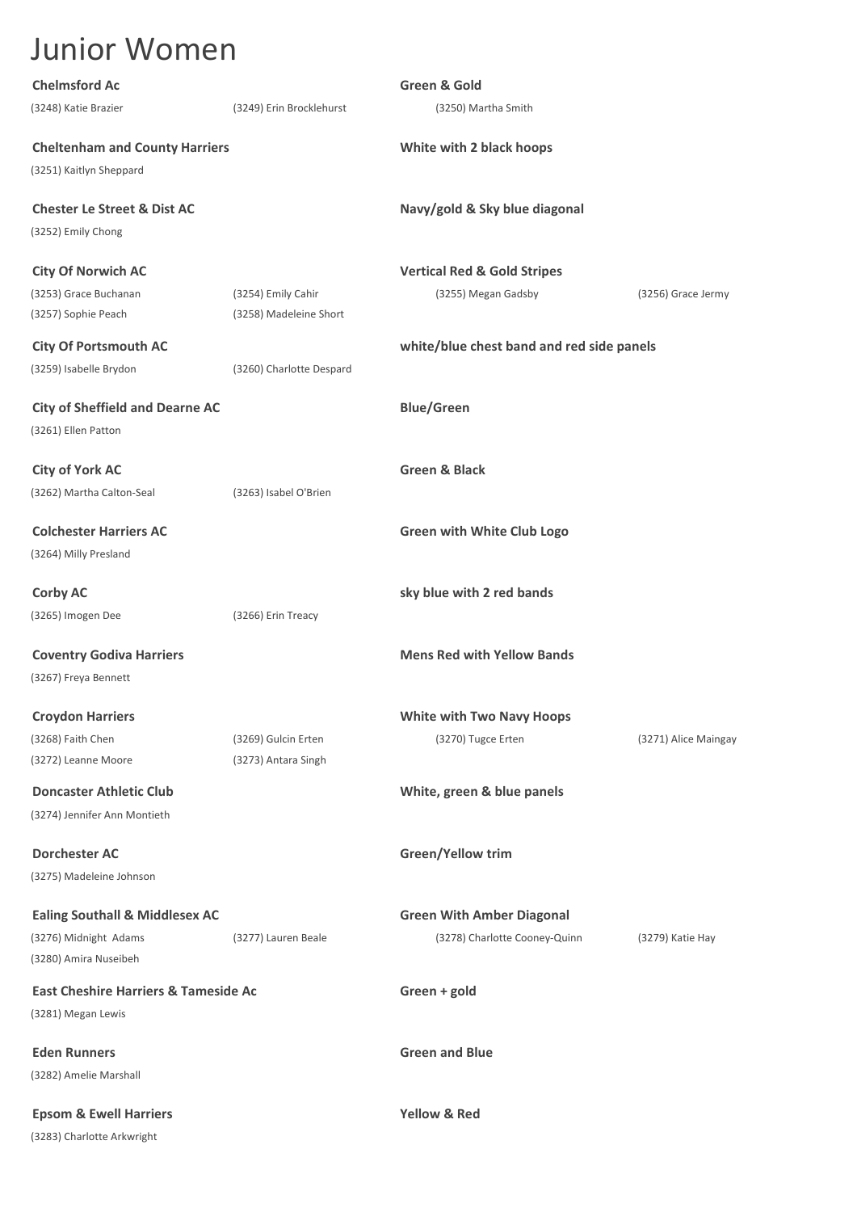# Junior Women

**Chelmsford Ac** — **Green & Gold**

(3248) Katie Brazier (3249) Erin Brocklehurst (3250) Martha Smith

**Cheltenham and County Harriers** — **White with 2 black hoops**

(3251) Kaitlyn Sheppard

**Chester Le Street & Dist AC** — **Navy/gold & Sky blue diagonal**

(3252) Emily Chong

**City Of Norwich AC** — **Vertical Red & Gold Stripes**

(3253) Grace Buchanan (3254) Emily Cahir (3255) Megan Gadsby (3256) Grace Jermy
(3257) Sophie Peach (3258) Madeleine Short

**City Of Portsmouth AC** — **white/blue chest band and red side panels**

(3259) Isabelle Brydon (3260) Charlotte Despard

**City of Sheffield and Dearne AC** — **Blue/Green**

(3261) Ellen Patton

**City of York AC** — **Green & Black**

(3262) Martha Calton-Seal (3263) Isabel O'Brien

**Colchester Harriers AC** — **Green with White Club Logo**

(3264) Milly Presland

**Corby AC** — **sky blue with 2 red bands**

(3265) Imogen Dee (3266) Erin Treacy

**Coventry Godiva Harriers** — **Mens Red with Yellow Bands**

(3267) Freya Bennett

**Croydon Harriers** — **White with Two Navy Hoops**

(3268) Faith Chen (3269) Gulcin Erten (3270) Tugce Erten (3271) Alice Maingay
(3272) Leanne Moore (3273) Antara Singh

**Doncaster Athletic Club** — **White, green & blue panels**

(3274) Jennifer Ann Montieth

**Dorchester AC** — **Green/Yellow trim**

(3275) Madeleine Johnson

**Ealing Southall & Middlesex AC** — **Green With Amber Diagonal**

(3276) Midnight Adams (3277) Lauren Beale (3278) Charlotte Cooney-Quinn (3279) Katie Hay
(3280) Amira Nuseibeh

**East Cheshire Harriers & Tameside Ac** — **Green + gold**

(3281) Megan Lewis

**Eden Runners** — **Green and Blue**

(3282) Amelie Marshall

**Epsom & Ewell Harriers** — **Yellow & Red**

(3283) Charlotte Arkwright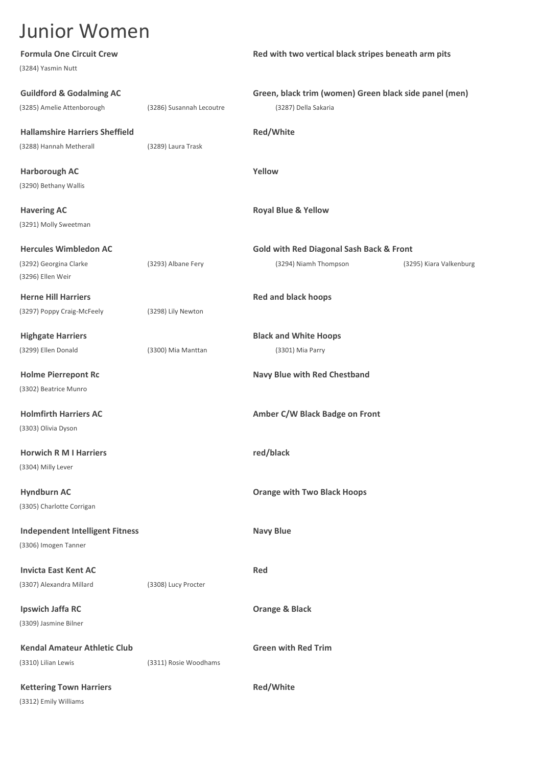# Junior Women

**Formula One Circuit Crew** — **Red with two vertical black stripes beneath arm pits**

(3284) Yasmin Nutt

**Guildford & Godalming AC** — **Green, black trim (women) Green black side panel (men)**

(3285) Amelie Attenborough (3286) Susannah Lecoutre (3287) Della Sakaria

**Hallamshire Harriers Sheffield** — **Red/White**

(3288) Hannah Metherall (3289) Laura Trask

**Harborough AC** — **Yellow**

(3290) Bethany Wallis

**Havering AC** — **Royal Blue & Yellow**

(3291) Molly Sweetman

**Hercules Wimbledon AC** — **Gold with Red Diagonal Sash Back & Front**

(3292) Georgina Clarke (3293) Albane Fery (3294) Niamh Thompson (3295) Kiara Valkenburg (3296) Ellen Weir

**Herne Hill Harriers** — **Red and black hoops**

(3297) Poppy Craig-McFeely (3298) Lily Newton

**Highgate Harriers** — **Black and White Hoops**

(3299) Ellen Donald (3300) Mia Manttan (3301) Mia Parry

**Holme Pierrepont Rc** — **Navy Blue with Red Chestband**

(3302) Beatrice Munro

**Holmfirth Harriers AC** — **Amber C/W Black Badge on Front**

(3303) Olivia Dyson

**Horwich R M I Harriers** — **red/black**

(3304) Milly Lever

**Hyndburn AC** — **Orange with Two Black Hoops**

(3305) Charlotte Corrigan

**Independent Intelligent Fitness** — **Navy Blue**

(3306) Imogen Tanner

**Invicta East Kent AC** — **Red**

(3307) Alexandra Millard (3308) Lucy Procter

**Ipswich Jaffa RC** — **Orange & Black**

(3309) Jasmine Bilner

**Kendal Amateur Athletic Club** — **Green with Red Trim**

(3310) Lilian Lewis (3311) Rosie Woodhams

**Kettering Town Harriers** — **Red/White**

(3312) Emily Williams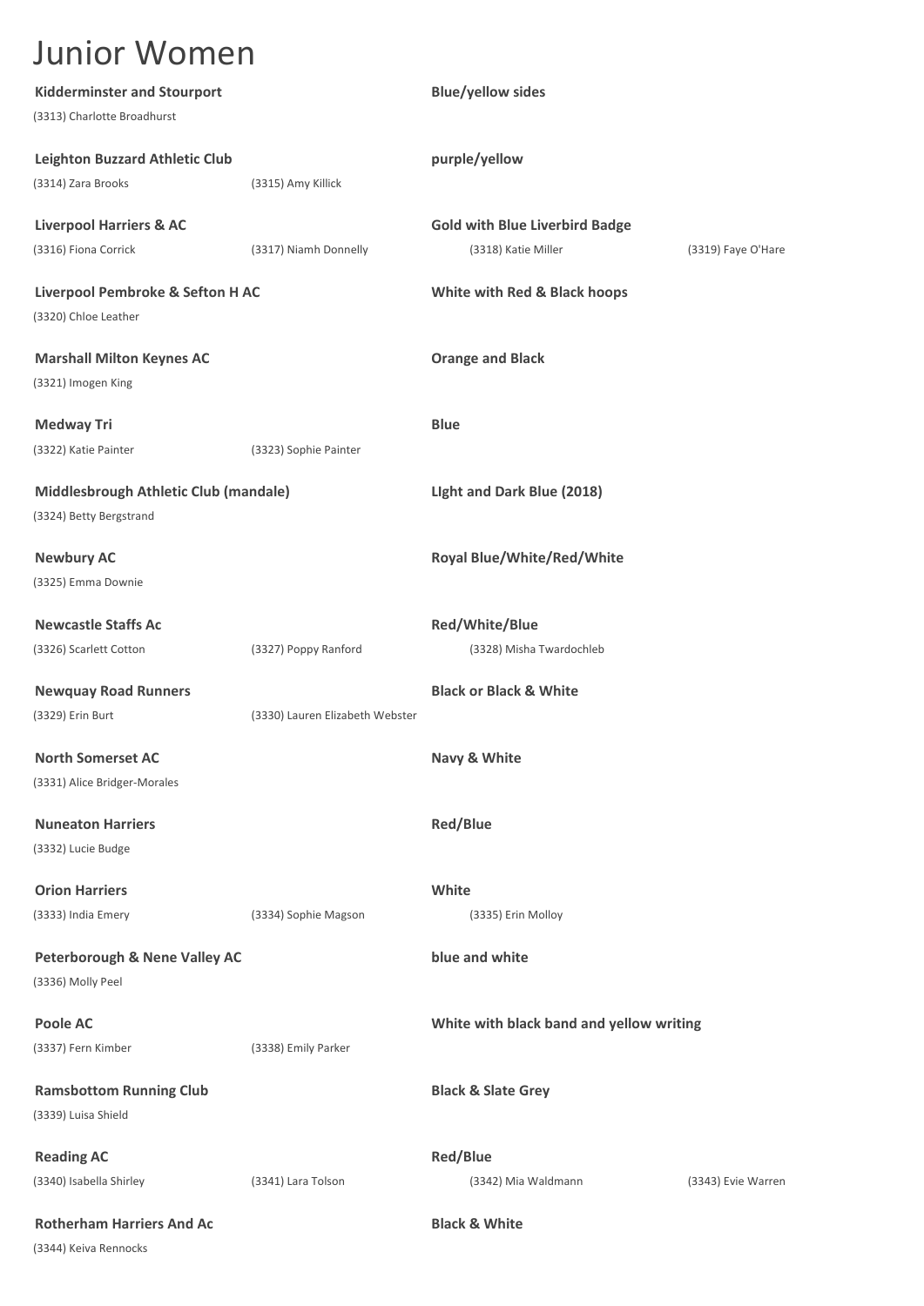# Junior Women

**Kidderminster and Stourport** — **Blue/yellow sides**

(3313) Charlotte Broadhurst

**Leighton Buzzard Athletic Club** — **purple/yellow**

(3314) Zara Brooks (3315) Amy Killick

**Liverpool Harriers & AC** — **Gold with Blue Liverbird Badge**

(3316) Fiona Corrick (3317) Niamh Donnelly (3318) Katie Miller (3319) Faye O'Hare

**Liverpool Pembroke & Sefton H AC** — **White with Red & Black hoops**

(3320) Chloe Leather

**Marshall Milton Keynes AC** — **Orange and Black**

(3321) Imogen King

**Medway Tri** — **Blue**

(3322) Katie Painter (3323) Sophie Painter

**Middlesbrough Athletic Club (mandale)** — **LIght and Dark Blue (2018)**

(3324) Betty Bergstrand

**Newbury AC** — **Royal Blue/White/Red/White**

(3325) Emma Downie

**Newcastle Staffs Ac** — **Red/White/Blue**

(3326) Scarlett Cotton (3327) Poppy Ranford (3328) Misha Twardochleb

**Newquay Road Runners** — **Black or Black & White**

(3329) Erin Burt (3330) Lauren Elizabeth Webster

**North Somerset AC** — **Navy & White**

(3331) Alice Bridger-Morales

**Nuneaton Harriers** — **Red/Blue**

(3332) Lucie Budge

**Orion Harriers** — **White**

(3333) India Emery (3334) Sophie Magson (3335) Erin Molloy

**Peterborough & Nene Valley AC** — **blue and white**

(3336) Molly Peel

**Poole AC** — **White with black band and yellow writing**

(3337) Fern Kimber (3338) Emily Parker

**Ramsbottom Running Club** — **Black & Slate Grey**

(3339) Luisa Shield

**Reading AC** — **Red/Blue**

(3340) Isabella Shirley (3341) Lara Tolson (3342) Mia Waldmann (3343) Evie Warren

**Rotherham Harriers And Ac** — **Black & White**

(3344) Keiva Rennocks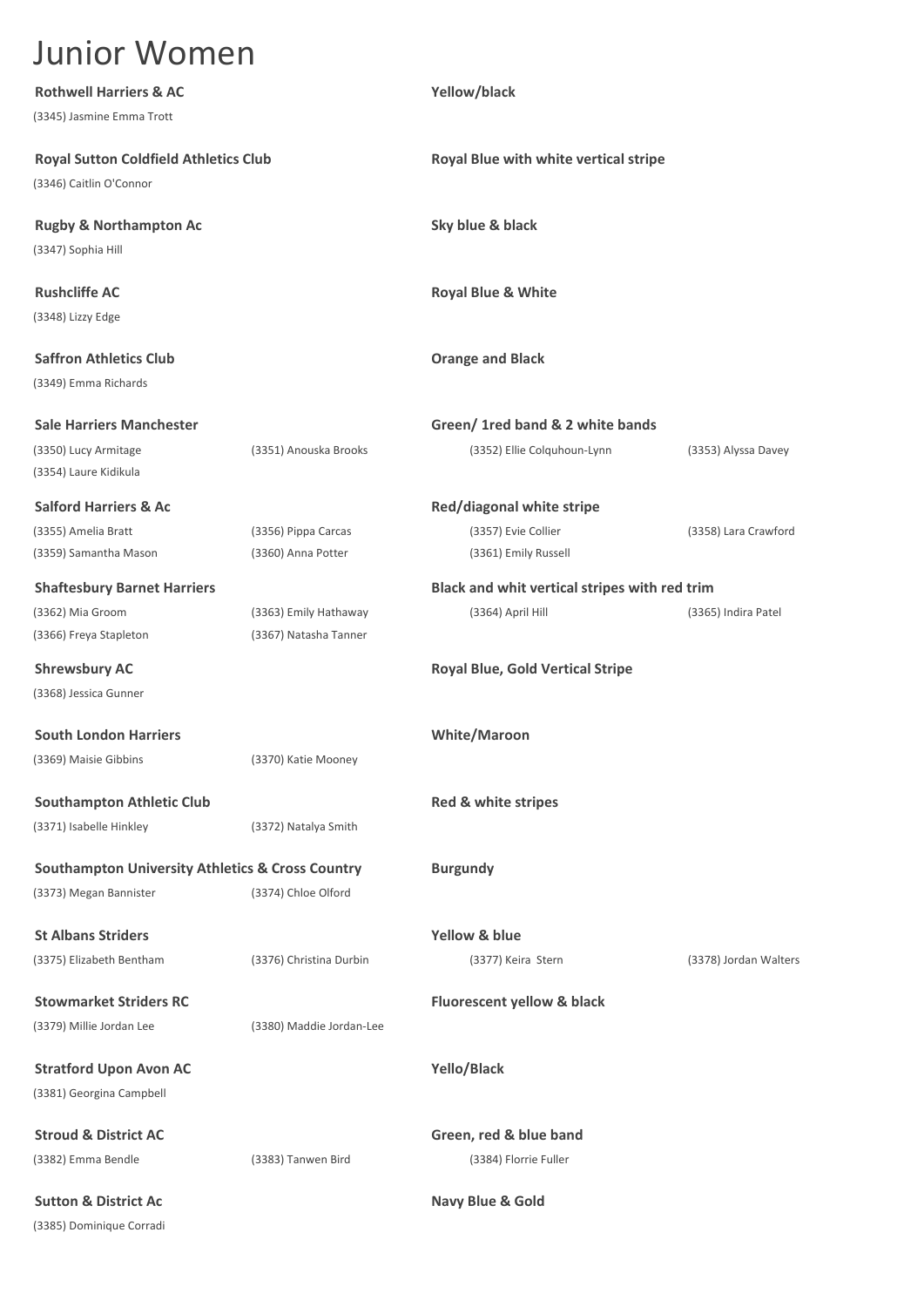# Junior Women

**Rothwell Harriers & AC** — **Yellow/black**

(3345) Jasmine Emma Trott

**Royal Sutton Coldfield Athletics Club** — **Royal Blue with white vertical stripe**

(3346) Caitlin O'Connor

**Rugby & Northampton Ac** — **Sky blue & black**

(3347) Sophia Hill

**Rushcliffe AC** — **Royal Blue & White**

(3348) Lizzy Edge

**Saffron Athletics Club** — **Orange and Black**

(3349) Emma Richards

**Sale Harriers Manchester** — **Green/ 1red band & 2 white bands**

(3350) Lucy Armitage, (3351) Anouska Brooks, (3352) Ellie Colquhoun-Lynn, (3353) Alyssa Davey, (3354) Laure Kidikula

**Salford Harriers & Ac** — **Red/diagonal white stripe**

(3355) Amelia Bratt, (3356) Pippa Carcas, (3357) Evie Collier, (3358) Lara Crawford, (3359) Samantha Mason, (3360) Anna Potter, (3361) Emily Russell

**Shaftesbury Barnet Harriers** — **Black and whit vertical stripes with red trim**

(3362) Mia Groom, (3363) Emily Hathaway, (3364) April Hill, (3365) Indira Patel, (3366) Freya Stapleton, (3367) Natasha Tanner

**Shrewsbury AC** — **Royal Blue, Gold Vertical Stripe**

(3368) Jessica Gunner

**South London Harriers** — **White/Maroon**

(3369) Maisie Gibbins, (3370) Katie Mooney

**Southampton Athletic Club** — **Red & white stripes**

(3371) Isabelle Hinkley, (3372) Natalya Smith

**Southampton University Athletics & Cross Country** — **Burgundy**

(3373) Megan Bannister, (3374) Chloe Olford

**St Albans Striders** — **Yellow & blue**

(3375) Elizabeth Bentham, (3376) Christina Durbin, (3377) Keira Stern, (3378) Jordan Walters

**Stowmarket Striders RC** — **Fluorescent yellow & black**

(3379) Millie Jordan Lee, (3380) Maddie Jordan-Lee

**Stratford Upon Avon AC** — **Yello/Black**

(3381) Georgina Campbell

**Stroud & District AC** — **Green, red & blue band**

(3382) Emma Bendle, (3383) Tanwen Bird, (3384) Florrie Fuller

**Sutton & District Ac** — **Navy Blue & Gold**

(3385) Dominique Corradi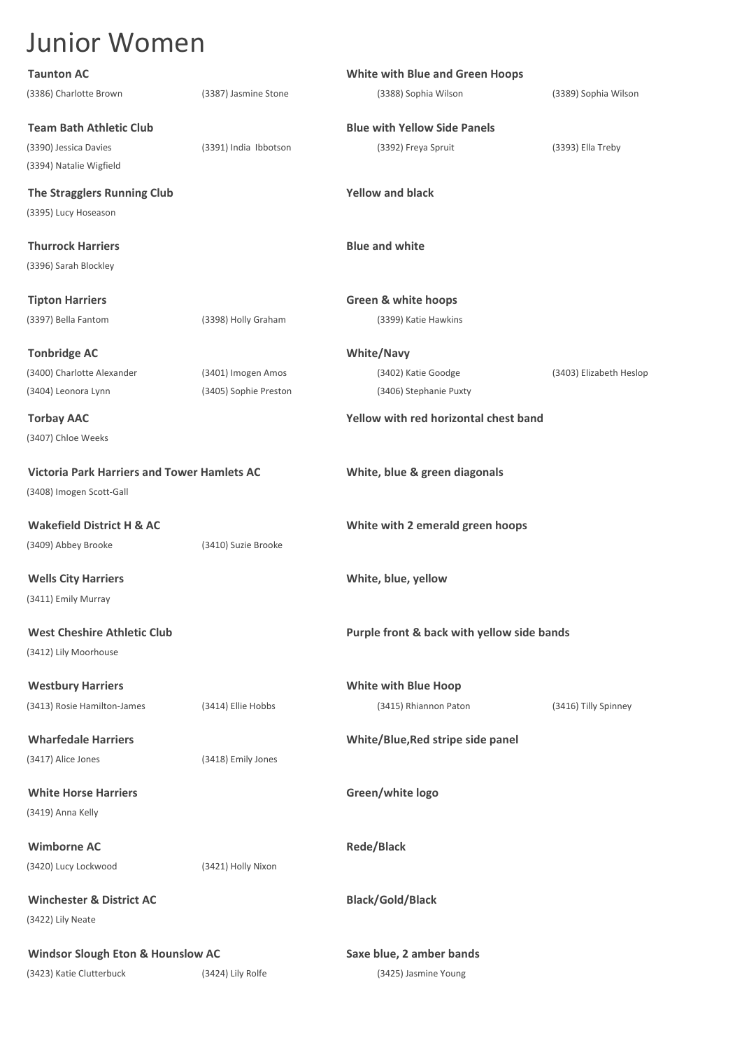# Junior Women

**Taunton AC** — **White with Blue and Green Hoops**

(3386) Charlotte Brown (3387) Jasmine Stone (3388) Sophia Wilson (3389) Sophia Wilson

**Team Bath Athletic Club** — **Blue with Yellow Side Panels**

(3390) Jessica Davies (3391) India Ibbotson (3392) Freya Spruit (3393) Ella Treby
(3394) Natalie Wigfield

**The Stragglers Running Club** — **Yellow and black**

(3395) Lucy Hoseason

**Thurrock Harriers** — **Blue and white**

(3396) Sarah Blockley

**Tipton Harriers** — **Green & white hoops**

(3397) Bella Fantom (3398) Holly Graham (3399) Katie Hawkins

**Tonbridge AC** — **White/Navy**

(3400) Charlotte Alexander (3401) Imogen Amos (3402) Katie Goodge (3403) Elizabeth Heslop
(3404) Leonora Lynn (3405) Sophie Preston (3406) Stephanie Puxty

**Torbay AAC** — **Yellow with red horizontal chest band**

(3407) Chloe Weeks

**Victoria Park Harriers and Tower Hamlets AC** — **White, blue & green diagonals**

(3408) Imogen Scott-Gall

**Wakefield District H & AC** — **White with 2 emerald green hoops**

(3409) Abbey Brooke (3410) Suzie Brooke

**Wells City Harriers** — **White, blue, yellow**

(3411) Emily Murray

**West Cheshire Athletic Club** — **Purple front & back with yellow side bands**

(3412) Lily Moorhouse

**Westbury Harriers** — **White with Blue Hoop**

(3413) Rosie Hamilton-James (3414) Ellie Hobbs (3415) Rhiannon Paton (3416) Tilly Spinney

**Wharfedale Harriers** — **White/Blue,Red stripe side panel**

(3417) Alice Jones (3418) Emily Jones

**White Horse Harriers** — **Green/white logo**

(3419) Anna Kelly

**Wimborne AC** — **Rede/Black**

(3420) Lucy Lockwood (3421) Holly Nixon

**Winchester & District AC** — **Black/Gold/Black**

(3422) Lily Neate

**Windsor Slough Eton & Hounslow AC** — **Saxe blue, 2 amber bands**

(3423) Katie Clutterbuck (3424) Lily Rolfe (3425) Jasmine Young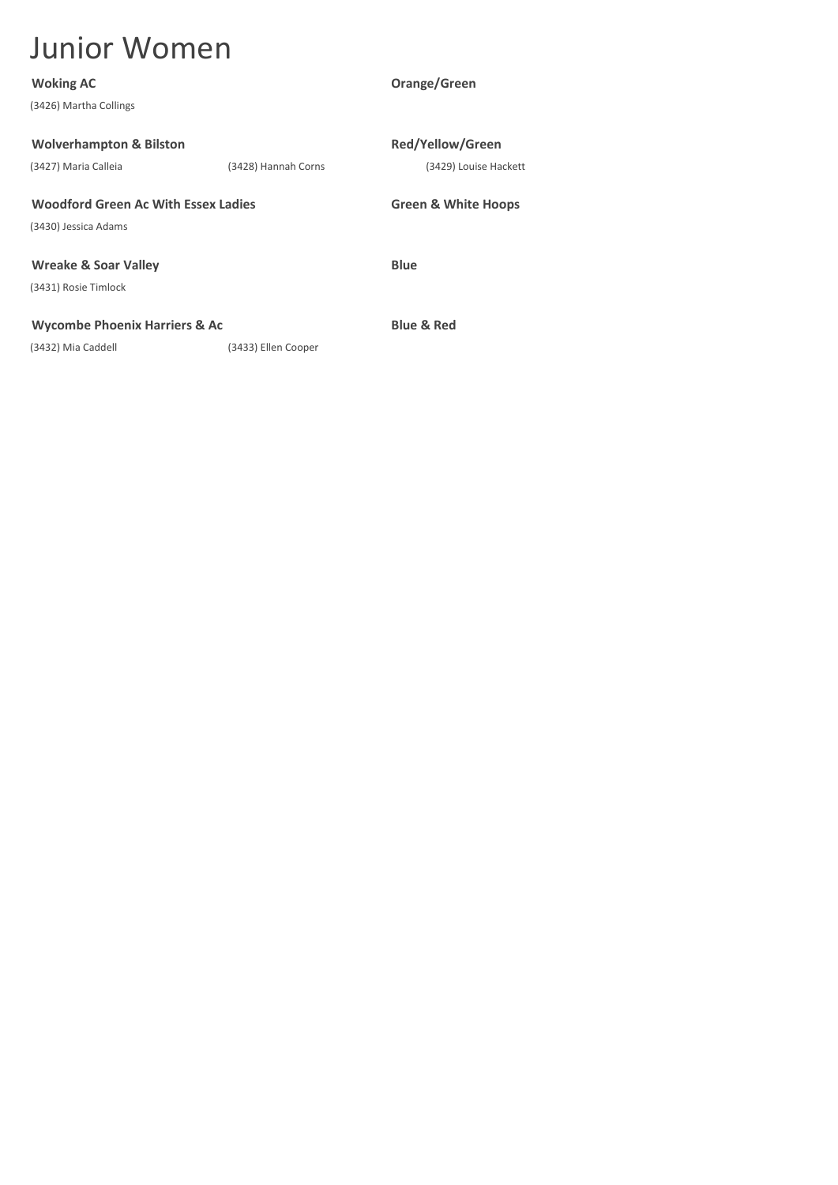# Junior Women

**Woking AC** — **Orange/Green**

(3426) Martha Collings

**Wolverhampton & Bilston** — **Red/Yellow/Green**

(3427) Maria Calleia (3428) Hannah Corns (3429) Louise Hackett

**Woodford Green Ac With Essex Ladies** — **Green & White Hoops**

(3430) Jessica Adams

**Wreake & Soar Valley** — **Blue**

(3431) Rosie Timlock

**Wycombe Phoenix Harriers & Ac** — **Blue & Red**

(3432) Mia Caddell (3433) Ellen Cooper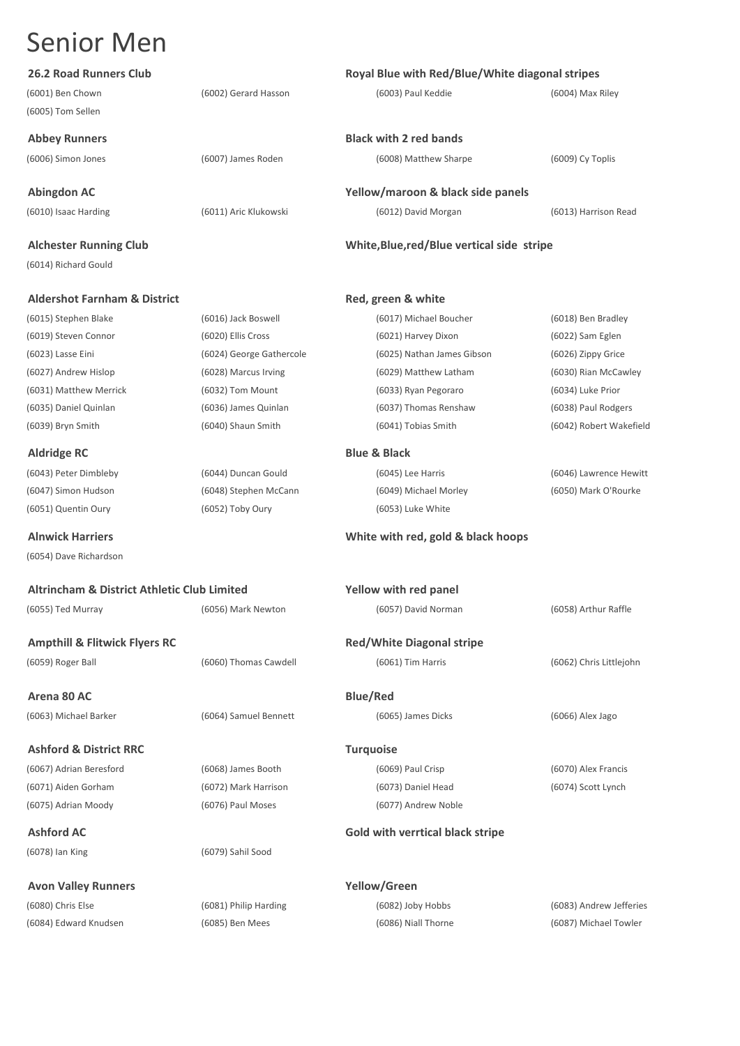# Senior Men

**26.2 Road Runners Club** — **Royal Blue with Red/Blue/White diagonal stripes**

(6001) Ben Chown | (6002) Gerard Hasson | (6003) Paul Keddie | (6004) Max Riley
(6005) Tom Sellen

**Abbey Runners** — **Black with 2 red bands**

(6006) Simon Jones | (6007) James Roden | (6008) Matthew Sharpe | (6009) Cy Toplis

**Abingdon AC** — **Yellow/maroon & black side panels**

(6010) Isaac Harding | (6011) Aric Klukowski | (6012) David Morgan | (6013) Harrison Read

**Alchester Running Club** — **White,Blue,red/Blue vertical side stripe**

(6014) Richard Gould

**Aldershot Farnham & District** — **Red, green & white**

(6015) Stephen Blake | (6016) Jack Boswell | (6017) Michael Boucher | (6018) Ben Bradley
(6019) Steven Connor | (6020) Ellis Cross | (6021) Harvey Dixon | (6022) Sam Eglen
(6023) Lasse Eini | (6024) George Gathercole | (6025) Nathan James Gibson | (6026) Zippy Grice
(6027) Andrew Hislop | (6028) Marcus Irving | (6029) Matthew Latham | (6030) Rian McCawley
(6031) Matthew Merrick | (6032) Tom Mount | (6033) Ryan Pegoraro | (6034) Luke Prior
(6035) Daniel Quinlan | (6036) James Quinlan | (6037) Thomas Renshaw | (6038) Paul Rodgers
(6039) Bryn Smith | (6040) Shaun Smith | (6041) Tobias Smith | (6042) Robert Wakefield

**Aldridge RC** — **Blue & Black**

(6043) Peter Dimbleby | (6044) Duncan Gould | (6045) Lee Harris | (6046) Lawrence Hewitt
(6047) Simon Hudson | (6048) Stephen McCann | (6049) Michael Morley | (6050) Mark O'Rourke
(6051) Quentin Oury | (6052) Toby Oury | (6053) Luke White

**Alnwick Harriers** — **White with red, gold & black hoops**

(6054) Dave Richardson

**Altrincham & District Athletic Club Limited** — **Yellow with red panel**

(6055) Ted Murray | (6056) Mark Newton | (6057) David Norman | (6058) Arthur Raffle

**Ampthill & Flitwick Flyers RC** — **Red/White Diagonal stripe**

(6059) Roger Ball | (6060) Thomas Cawdell | (6061) Tim Harris | (6062) Chris Littlejohn

**Arena 80 AC** — **Blue/Red**

(6063) Michael Barker | (6064) Samuel Bennett | (6065) James Dicks | (6066) Alex Jago

**Ashford & District RRC** — **Turquoise**

(6067) Adrian Beresford | (6068) James Booth | (6069) Paul Crisp | (6070) Alex Francis
(6071) Aiden Gorham | (6072) Mark Harrison | (6073) Daniel Head | (6074) Scott Lynch
(6075) Adrian Moody | (6076) Paul Moses | (6077) Andrew Noble

**Ashford AC** — **Gold with verrtical black stripe**

(6078) Ian King | (6079) Sahil Sood

**Avon Valley Runners** — **Yellow/Green**

(6080) Chris Else | (6081) Philip Harding | (6082) Joby Hobbs | (6083) Andrew Jefferies
(6084) Edward Knudsen | (6085) Ben Mees | (6086) Niall Thorne | (6087) Michael Towler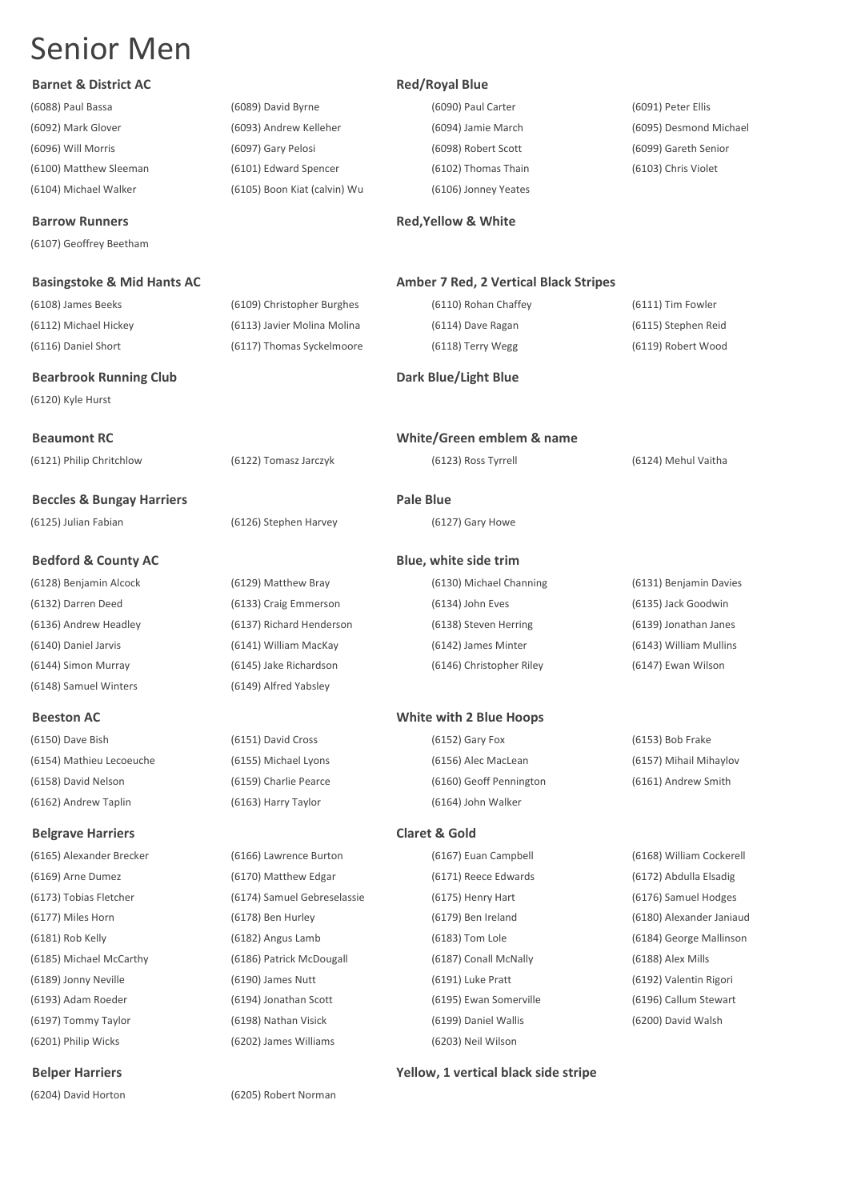# Senior Men

**Barnet & District AC** — **Red/Royal Blue**

| | | | |
|---|---|---|---|
| (6088) Paul Bassa | (6089) David Byrne | (6090) Paul Carter | (6091) Peter Ellis |
| (6092) Mark Glover | (6093) Andrew Kelleher | (6094) Jamie March | (6095) Desmond Michael |
| (6096) Will Morris | (6097) Gary Pelosi | (6098) Robert Scott | (6099) Gareth Senior |
| (6100) Matthew Sleeman | (6101) Edward Spencer | (6102) Thomas Thain | (6103) Chris Violet |
| (6104) Michael Walker | (6105) Boon Kiat (calvin) Wu | (6106) Jonney Yeates | |

**Barrow Runners** — **Red,Yellow & White**

(6107) Geoffrey Beetham

**Basingstoke & Mid Hants AC** — **Amber 7 Red, 2 Vertical Black Stripes**

| | | | |
|---|---|---|---|
| (6108) James Beeks | (6109) Christopher Burghes | (6110) Rohan Chaffey | (6111) Tim Fowler |
| (6112) Michael Hickey | (6113) Javier Molina Molina | (6114) Dave Ragan | (6115) Stephen Reid |
| (6116) Daniel Short | (6117) Thomas Syckelmoore | (6118) Terry Wegg | (6119) Robert Wood |

**Bearbrook Running Club** — **Dark Blue/Light Blue**

(6120) Kyle Hurst

**Beaumont RC** — **White/Green emblem & name**

| | | | |
|---|---|---|---|
| (6121) Philip Chritchlow | (6122) Tomasz Jarczyk | (6123) Ross Tyrrell | (6124) Mehul Vaitha |

**Beccles & Bungay Harriers** — **Pale Blue**

| | | |
|---|---|---|
| (6125) Julian Fabian | (6126) Stephen Harvey | (6127) Gary Howe |

**Bedford & County AC** — **Blue, white side trim**

| | | | |
|---|---|---|---|
| (6128) Benjamin Alcock | (6129) Matthew Bray | (6130) Michael Channing | (6131) Benjamin Davies |
| (6132) Darren Deed | (6133) Craig Emmerson | (6134) John Eves | (6135) Jack Goodwin |
| (6136) Andrew Headley | (6137) Richard Henderson | (6138) Steven Herring | (6139) Jonathan Janes |
| (6140) Daniel Jarvis | (6141) William MacKay | (6142) James Minter | (6143) William Mullins |
| (6144) Simon Murray | (6145) Jake Richardson | (6146) Christopher Riley | (6147) Ewan Wilson |
| (6148) Samuel Winters | (6149) Alfred Yabsley | | |

**Beeston AC** — **White with 2 Blue Hoops**

| | | | |
|---|---|---|---|
| (6150) Dave Bish | (6151) David Cross | (6152) Gary Fox | (6153) Bob Frake |
| (6154) Mathieu Lecoeuche | (6155) Michael Lyons | (6156) Alec MacLean | (6157) Mihail Mihaylov |
| (6158) David Nelson | (6159) Charlie Pearce | (6160) Geoff Pennington | (6161) Andrew Smith |
| (6162) Andrew Taplin | (6163) Harry Taylor | (6164) John Walker | |

**Belgrave Harriers** — **Claret & Gold**

| | | | |
|---|---|---|---|
| (6165) Alexander Brecker | (6166) Lawrence Burton | (6167) Euan Campbell | (6168) William Cockerell |
| (6169) Arne Dumez | (6170) Matthew Edgar | (6171) Reece Edwards | (6172) Abdulla Elsadig |
| (6173) Tobias Fletcher | (6174) Samuel Gebreselassie | (6175) Henry Hart | (6176) Samuel Hodges |
| (6177) Miles Horn | (6178) Ben Hurley | (6179) Ben Ireland | (6180) Alexander Janiaud |
| (6181) Rob Kelly | (6182) Angus Lamb | (6183) Tom Lole | (6184) George Mallinson |
| (6185) Michael McCarthy | (6186) Patrick McDougall | (6187) Conall McNally | (6188) Alex Mills |
| (6189) Jonny Neville | (6190) James Nutt | (6191) Luke Pratt | (6192) Valentin Rigori |
| (6193) Adam Roeder | (6194) Jonathan Scott | (6195) Ewan Somerville | (6196) Callum Stewart |
| (6197) Tommy Taylor | (6198) Nathan Visick | (6199) Daniel Wallis | (6200) David Walsh |
| (6201) Philip Wicks | (6202) James Williams | (6203) Neil Wilson | |

**Belper Harriers** — **Yellow, 1 vertical black side stripe**

| | |
|---|---|
| (6204) David Horton | (6205) Robert Norman |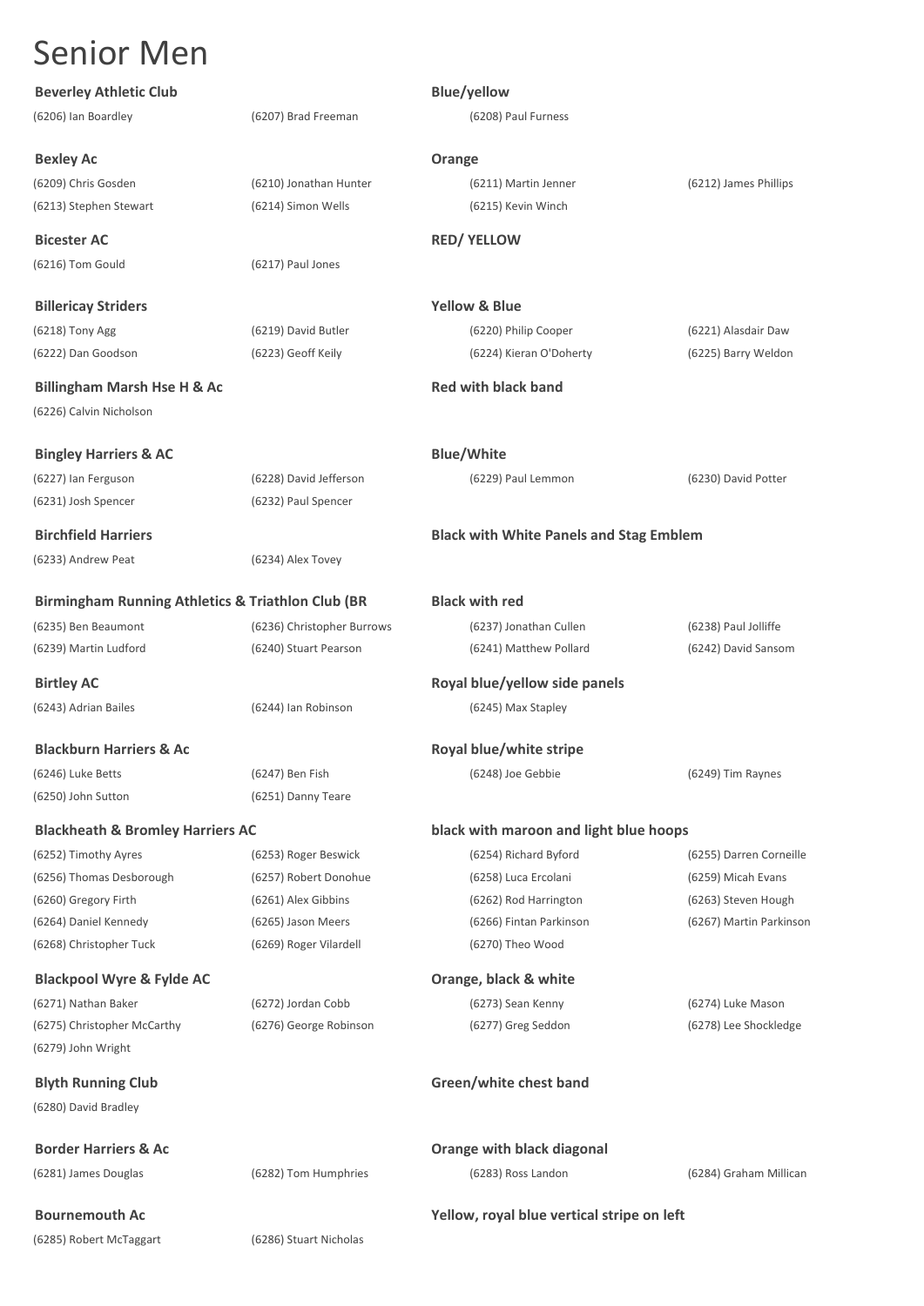# Senior Men

**Beverley Athletic Club** — **Blue/yellow**

(6206) Ian Boardley, (6207) Brad Freeman, (6208) Paul Furness

**Bexley Ac** — **Orange**

(6209) Chris Gosden, (6210) Jonathan Hunter, (6211) Martin Jenner, (6212) James Phillips, (6213) Stephen Stewart, (6214) Simon Wells, (6215) Kevin Winch

**Bicester AC** — **RED/ YELLOW**

(6216) Tom Gould, (6217) Paul Jones

**Billericay Striders** — **Yellow & Blue**

(6218) Tony Agg, (6219) David Butler, (6220) Philip Cooper, (6221) Alasdair Daw, (6222) Dan Goodson, (6223) Geoff Keily, (6224) Kieran O'Doherty, (6225) Barry Weldon

**Billingham Marsh Hse H & Ac** — **Red with black band**

(6226) Calvin Nicholson

**Bingley Harriers & AC** — **Blue/White**

(6227) Ian Ferguson, (6228) David Jefferson, (6229) Paul Lemmon, (6230) David Potter, (6231) Josh Spencer, (6232) Paul Spencer

**Birchfield Harriers** — **Black with White Panels and Stag Emblem**

(6233) Andrew Peat, (6234) Alex Tovey

**Birmingham Running Athletics & Triathlon Club (BR** — **Black with red**

(6235) Ben Beaumont, (6236) Christopher Burrows, (6237) Jonathan Cullen, (6238) Paul Jolliffe, (6239) Martin Ludford, (6240) Stuart Pearson, (6241) Matthew Pollard, (6242) David Sansom

**Birtley AC** — **Royal blue/yellow side panels**

(6243) Adrian Bailes, (6244) Ian Robinson, (6245) Max Stapley

**Blackburn Harriers & Ac** — **Royal blue/white stripe**

(6246) Luke Betts, (6247) Ben Fish, (6248) Joe Gebbie, (6249) Tim Raynes, (6250) John Sutton, (6251) Danny Teare

**Blackheath & Bromley Harriers AC** — **black with maroon and light blue hoops**

(6252) Timothy Ayres, (6253) Roger Beswick, (6254) Richard Byford, (6255) Darren Corneille, (6256) Thomas Desborough, (6257) Robert Donohue, (6258) Luca Ercolani, (6259) Micah Evans, (6260) Gregory Firth, (6261) Alex Gibbins, (6262) Rod Harrington, (6263) Steven Hough, (6264) Daniel Kennedy, (6265) Jason Meers, (6266) Fintan Parkinson, (6267) Martin Parkinson, (6268) Christopher Tuck, (6269) Roger Vilardell, (6270) Theo Wood

**Blackpool Wyre & Fylde AC** — **Orange, black & white**

(6271) Nathan Baker, (6272) Jordan Cobb, (6273) Sean Kenny, (6274) Luke Mason, (6275) Christopher McCarthy, (6276) George Robinson, (6277) Greg Seddon, (6278) Lee Shockledge, (6279) John Wright

**Blyth Running Club** — **Green/white chest band**

(6280) David Bradley

**Border Harriers & Ac** — **Orange with black diagonal**

(6281) James Douglas, (6282) Tom Humphries, (6283) Ross Landon, (6284) Graham Millican

**Bournemouth Ac** — **Yellow, royal blue vertical stripe on left**

(6285) Robert McTaggart, (6286) Stuart Nicholas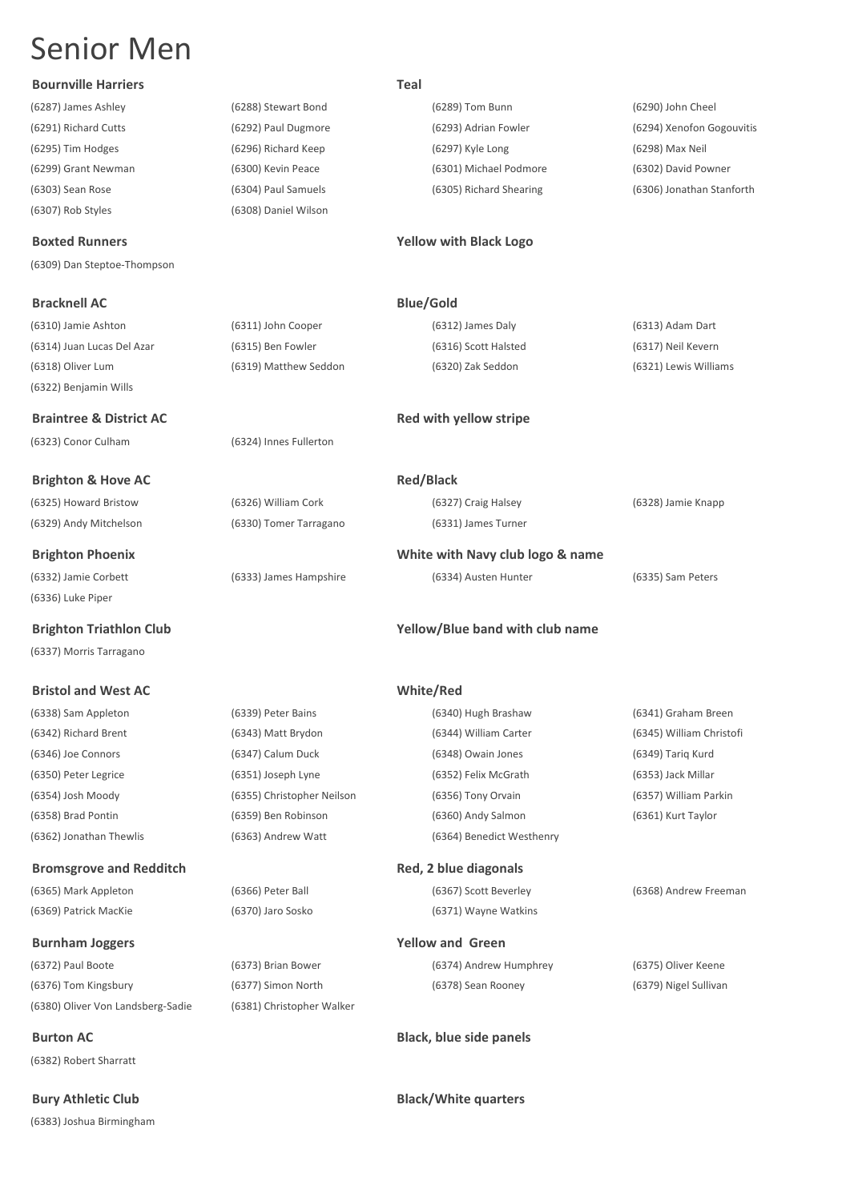# Senior Men

**Bournville Harriers** — **Teal**

(6287) James Ashley | (6288) Stewart Bond | (6289) Tom Bunn | (6290) John Cheel
(6291) Richard Cutts | (6292) Paul Dugmore | (6293) Adrian Fowler | (6294) Xenofon Gogouvitis
(6295) Tim Hodges | (6296) Richard Keep | (6297) Kyle Long | (6298) Max Neil
(6299) Grant Newman | (6300) Kevin Peace | (6301) Michael Podmore | (6302) David Powner
(6303) Sean Rose | (6304) Paul Samuels | (6305) Richard Shearing | (6306) Jonathan Stanforth
(6307) Rob Styles | (6308) Daniel Wilson

**Boxted Runners** — **Yellow with Black Logo**

(6309) Dan Steptoe-Thompson

**Bracknell AC** — **Blue/Gold**

(6310) Jamie Ashton | (6311) John Cooper | (6312) James Daly | (6313) Adam Dart
(6314) Juan Lucas Del Azar | (6315) Ben Fowler | (6316) Scott Halsted | (6317) Neil Kevern
(6318) Oliver Lum | (6319) Matthew Seddon | (6320) Zak Seddon | (6321) Lewis Williams
(6322) Benjamin Wills

**Braintree & District AC** — **Red with yellow stripe**

(6323) Conor Culham | (6324) Innes Fullerton

**Brighton & Hove AC** — **Red/Black**

(6325) Howard Bristow | (6326) William Cork | (6327) Craig Halsey | (6328) Jamie Knapp
(6329) Andy Mitchelson | (6330) Tomer Tarragano | (6331) James Turner

**Brighton Phoenix** — **White with Navy club logo & name**

(6332) Jamie Corbett | (6333) James Hampshire | (6334) Austen Hunter | (6335) Sam Peters
(6336) Luke Piper

**Brighton Triathlon Club** — **Yellow/Blue band with club name**

(6337) Morris Tarragano

**Bristol and West AC** — **White/Red**

(6338) Sam Appleton | (6339) Peter Bains | (6340) Hugh Brashaw | (6341) Graham Breen
(6342) Richard Brent | (6343) Matt Brydon | (6344) William Carter | (6345) William Christofi
(6346) Joe Connors | (6347) Calum Duck | (6348) Owain Jones | (6349) Tariq Kurd
(6350) Peter Legrice | (6351) Joseph Lyne | (6352) Felix McGrath | (6353) Jack Millar
(6354) Josh Moody | (6355) Christopher Neilson | (6356) Tony Orvain | (6357) William Parkin
(6358) Brad Pontin | (6359) Ben Robinson | (6360) Andy Salmon | (6361) Kurt Taylor
(6362) Jonathan Thewlis | (6363) Andrew Watt | (6364) Benedict Westhenry

**Bromsgrove and Redditch** — **Red, 2 blue diagonals**

(6365) Mark Appleton | (6366) Peter Ball | (6367) Scott Beverley | (6368) Andrew Freeman
(6369) Patrick MacKie | (6370) Jaro Sosko | (6371) Wayne Watkins

**Burnham Joggers** — **Yellow and Green**

(6372) Paul Boote | (6373) Brian Bower | (6374) Andrew Humphrey | (6375) Oliver Keene
(6376) Tom Kingsbury | (6377) Simon North | (6378) Sean Rooney | (6379) Nigel Sullivan
(6380) Oliver Von Landsberg-Sadie | (6381) Christopher Walker

**Burton AC** — **Black, blue side panels**

(6382) Robert Sharratt

**Bury Athletic Club** — **Black/White quarters**

(6383) Joshua Birmingham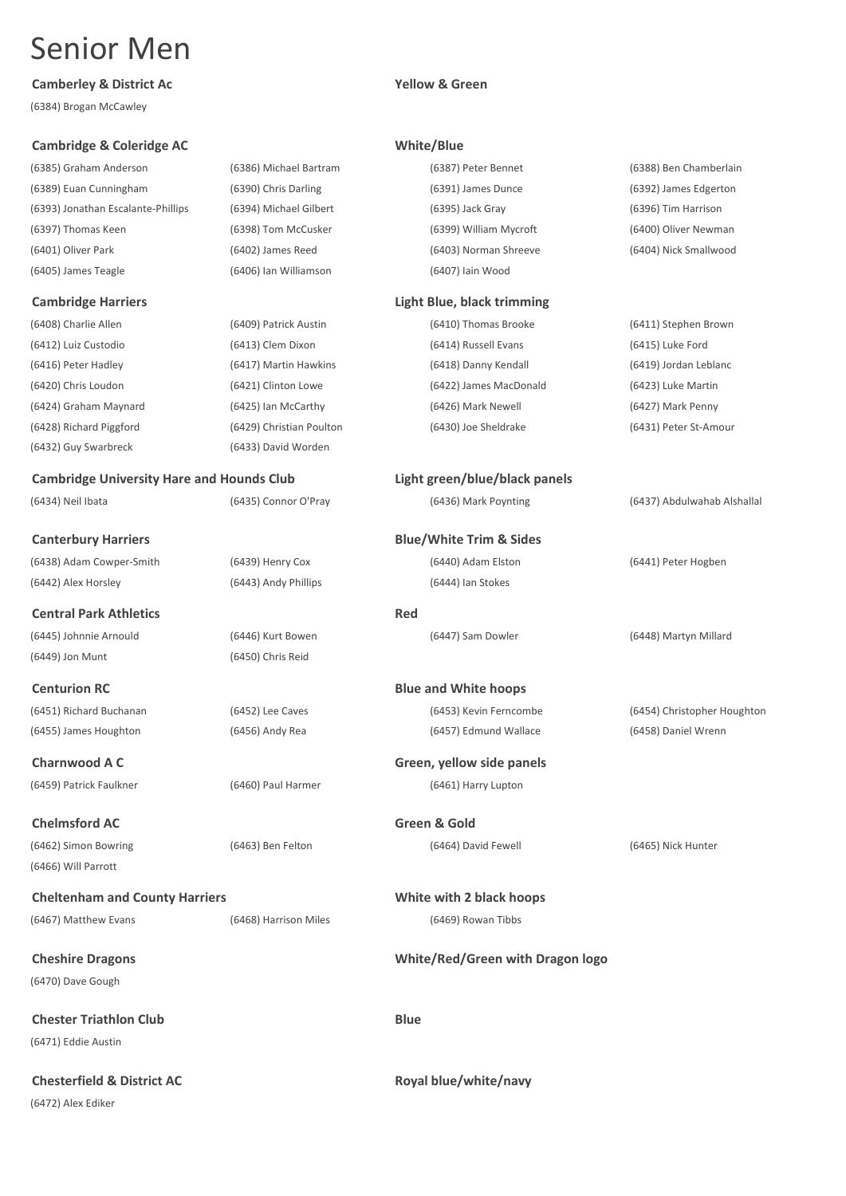# Senior Men

**Camberley & District Ac** — **Yellow & Green**

(6384) Brogan McCawley

**Cambridge & Coleridge AC** — **White/Blue**

| | | | |
|---|---|---|---|
| (6385) Graham Anderson | (6386) Michael Bartram | (6387) Peter Bennet | (6388) Ben Chamberlain |
| (6389) Euan Cunningham | (6390) Chris Darling | (6391) James Dunce | (6392) James Edgerton |
| (6393) Jonathan Escalante-Phillips | (6394) Michael Gilbert | (6395) Jack Gray | (6396) Tim Harrison |
| (6397) Thomas Keen | (6398) Tom McCusker | (6399) William Mycroft | (6400) Oliver Newman |
| (6401) Oliver Park | (6402) James Reed | (6403) Norman Shreeve | (6404) Nick Smallwood |
| (6405) James Teagle | (6406) Ian Williamson | (6407) Iain Wood | |

**Cambridge Harriers** — **Light Blue, black trimming**

| | | | |
|---|---|---|---|
| (6408) Charlie Allen | (6409) Patrick Austin | (6410) Thomas Brooke | (6411) Stephen Brown |
| (6412) Luiz Custodio | (6413) Clem Dixon | (6414) Russell Evans | (6415) Luke Ford |
| (6416) Peter Hadley | (6417) Martin Hawkins | (6418) Danny Kendall | (6419) Jordan Leblanc |
| (6420) Chris Loudon | (6421) Clinton Lowe | (6422) James MacDonald | (6423) Luke Martin |
| (6424) Graham Maynard | (6425) Ian McCarthy | (6426) Mark Newell | (6427) Mark Penny |
| (6428) Richard Piggford | (6429) Christian Poulton | (6430) Joe Sheldrake | (6431) Peter St-Amour |
| (6432) Guy Swarbreck | (6433) David Worden | | |

**Cambridge University Hare and Hounds Club** — **Light green/blue/black panels**

| | | | |
|---|---|---|---|
| (6434) Neil Ibata | (6435) Connor O'Pray | (6436) Mark Poynting | (6437) Abdulwahab Alshallal |

**Canterbury Harriers** — **Blue/White Trim & Sides**

| | | | |
|---|---|---|---|
| (6438) Adam Cowper-Smith | (6439) Henry Cox | (6440) Adam Elston | (6441) Peter Hogben |
| (6442) Alex Horsley | (6443) Andy Phillips | (6444) Ian Stokes | |

**Central Park Athletics** — **Red**

| | | | |
|---|---|---|---|
| (6445) Johnnie Arnould | (6446) Kurt Bowen | (6447) Sam Dowler | (6448) Martyn Millard |
| (6449) Jon Munt | (6450) Chris Reid | | |

**Centurion RC** — **Blue and White hoops**

| | | | |
|---|---|---|---|
| (6451) Richard Buchanan | (6452) Lee Caves | (6453) Kevin Ferncombe | (6454) Christopher Houghton |
| (6455) James Houghton | (6456) Andy Rea | (6457) Edmund Wallace | (6458) Daniel Wrenn |

**Charnwood A C** — **Green, yellow side panels**

| | | |
|---|---|---|
| (6459) Patrick Faulkner | (6460) Paul Harmer | (6461) Harry Lupton |

**Chelmsford AC** — **Green & Gold**

| | | | |
|---|---|---|---|
| (6462) Simon Bowring | (6463) Ben Felton | (6464) David Fewell | (6465) Nick Hunter |
| (6466) Will Parrott | | | |

**Cheltenham and County Harriers** — **White with 2 black hoops**

| | | |
|---|---|---|
| (6467) Matthew Evans | (6468) Harrison Miles | (6469) Rowan Tibbs |

**Cheshire Dragons** — **White/Red/Green with Dragon logo**

(6470) Dave Gough

**Chester Triathlon Club** — **Blue**

(6471) Eddie Austin

**Chesterfield & District AC** — **Royal blue/white/navy**

(6472) Alex Ediker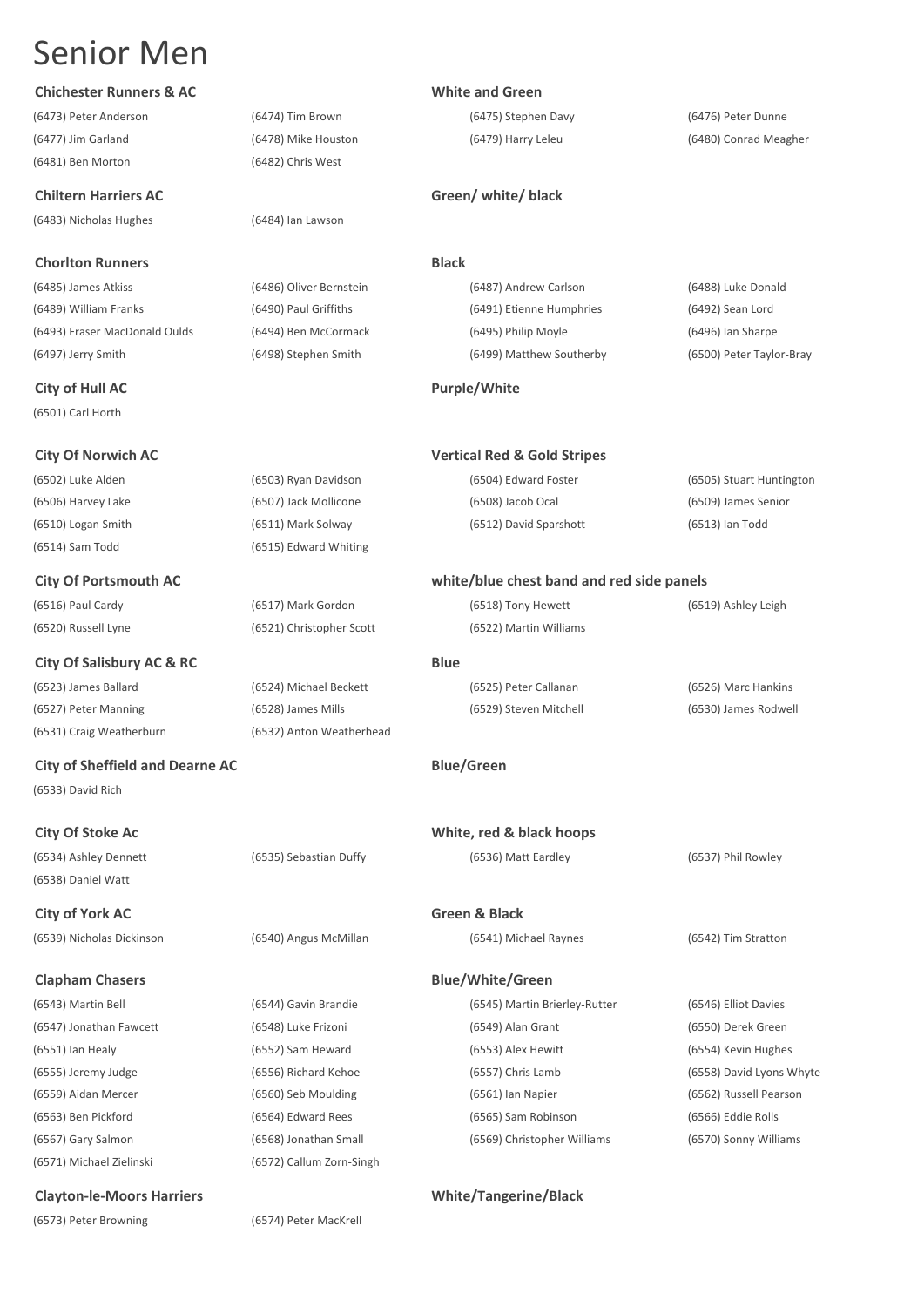# Senior Men

**Chichester Runners & AC** — **White and Green**

(6473) Peter Anderson | (6474) Tim Brown | (6475) Stephen Davy | (6476) Peter Dunne
(6477) Jim Garland | (6478) Mike Houston | (6479) Harry Leleu | (6480) Conrad Meagher
(6481) Ben Morton | (6482) Chris West

**Chiltern Harriers AC** — **Green/ white/ black**

(6483) Nicholas Hughes | (6484) Ian Lawson

**Chorlton Runners** — **Black**

(6485) James Atkiss | (6486) Oliver Bernstein | (6487) Andrew Carlson | (6488) Luke Donald
(6489) William Franks | (6490) Paul Griffiths | (6491) Etienne Humphries | (6492) Sean Lord
(6493) Fraser MacDonald Oulds | (6494) Ben McCormack | (6495) Philip Moyle | (6496) Ian Sharpe
(6497) Jerry Smith | (6498) Stephen Smith | (6499) Matthew Southerby | (6500) Peter Taylor-Bray

**City of Hull AC** — **Purple/White**

(6501) Carl Horth

**City Of Norwich AC** — **Vertical Red & Gold Stripes**

(6502) Luke Alden | (6503) Ryan Davidson | (6504) Edward Foster | (6505) Stuart Huntington
(6506) Harvey Lake | (6507) Jack Mollicone | (6508) Jacob Ocal | (6509) James Senior
(6510) Logan Smith | (6511) Mark Solway | (6512) David Sparshott | (6513) Ian Todd
(6514) Sam Todd | (6515) Edward Whiting

**City Of Portsmouth AC** — **white/blue chest band and red side panels**

(6516) Paul Cardy | (6517) Mark Gordon | (6518) Tony Hewett | (6519) Ashley Leigh
(6520) Russell Lyne | (6521) Christopher Scott | (6522) Martin Williams

**City Of Salisbury AC & RC** — **Blue**

(6523) James Ballard | (6524) Michael Beckett | (6525) Peter Callanan | (6526) Marc Hankins
(6527) Peter Manning | (6528) James Mills | (6529) Steven Mitchell | (6530) James Rodwell
(6531) Craig Weatherburn | (6532) Anton Weatherhead

**City of Sheffield and Dearne AC** — **Blue/Green**

(6533) David Rich

**City Of Stoke Ac** — **White, red & black hoops**

(6534) Ashley Dennett | (6535) Sebastian Duffy | (6536) Matt Eardley | (6537) Phil Rowley
(6538) Daniel Watt

**City of York AC** — **Green & Black**

(6539) Nicholas Dickinson | (6540) Angus McMillan | (6541) Michael Raynes | (6542) Tim Stratton

**Clapham Chasers** — **Blue/White/Green**

(6543) Martin Bell | (6544) Gavin Brandie | (6545) Martin Brierley-Rutter | (6546) Elliot Davies
(6547) Jonathan Fawcett | (6548) Luke Frizoni | (6549) Alan Grant | (6550) Derek Green
(6551) Ian Healy | (6552) Sam Heward | (6553) Alex Hewitt | (6554) Kevin Hughes
(6555) Jeremy Judge | (6556) Richard Kehoe | (6557) Chris Lamb | (6558) David Lyons Whyte
(6559) Aidan Mercer | (6560) Seb Moulding | (6561) Ian Napier | (6562) Russell Pearson
(6563) Ben Pickford | (6564) Edward Rees | (6565) Sam Robinson | (6566) Eddie Rolls
(6567) Gary Salmon | (6568) Jonathan Small | (6569) Christopher Williams | (6570) Sonny Williams
(6571) Michael Zielinski | (6572) Callum Zorn-Singh

**Clayton-le-Moors Harriers** — **White/Tangerine/Black**

(6573) Peter Browning | (6574) Peter MacKrell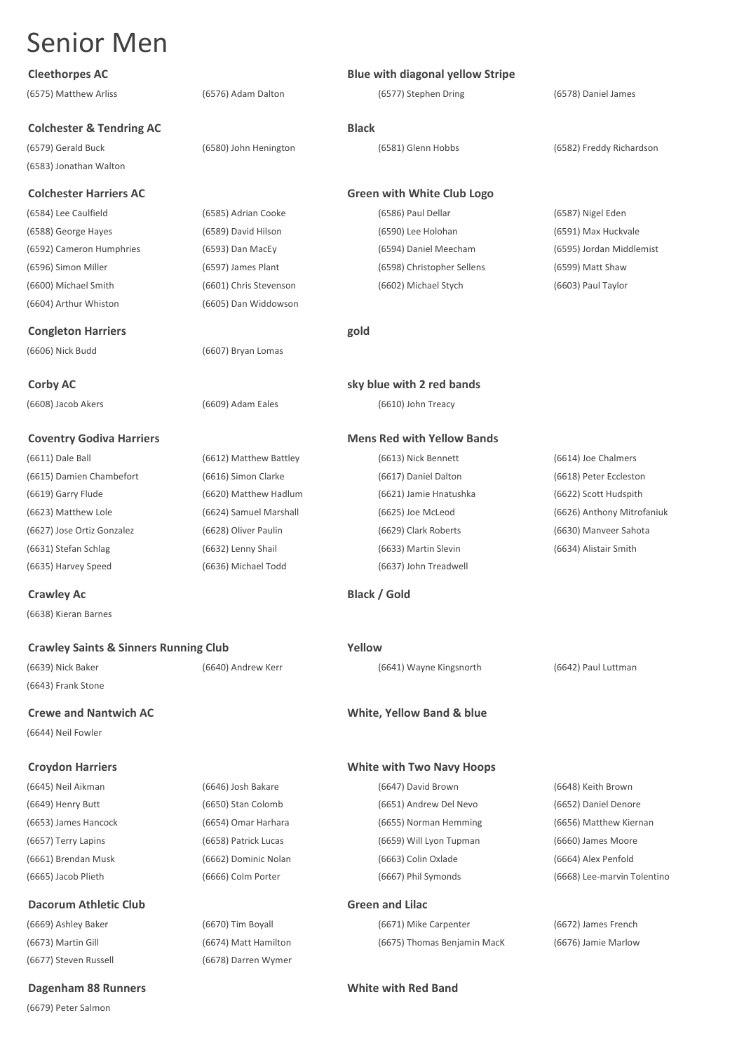# Senior Men

**Cleethorpes AC** — **Blue with diagonal yellow Stripe**

(6575) Matthew Arliss, (6576) Adam Dalton, (6577) Stephen Dring, (6578) Daniel James

**Colchester & Tendring AC** — **Black**

(6579) Gerald Buck, (6580) John Henington, (6581) Glenn Hobbs, (6582) Freddy Richardson, (6583) Jonathan Walton

**Colchester Harriers AC** — **Green with White Club Logo**

(6584) Lee Caulfield, (6585) Adrian Cooke, (6586) Paul Dellar, (6587) Nigel Eden, (6588) George Hayes, (6589) David Hilson, (6590) Lee Holohan, (6591) Max Huckvale, (6592) Cameron Humphries, (6593) Dan MacEy, (6594) Daniel Meecham, (6595) Jordan Middlemist, (6596) Simon Miller, (6597) James Plant, (6598) Christopher Sellens, (6599) Matt Shaw, (6600) Michael Smith, (6601) Chris Stevenson, (6602) Michael Stych, (6603) Paul Taylor, (6604) Arthur Whiston, (6605) Dan Widdowson

**Congleton Harriers** — **gold**

(6606) Nick Budd, (6607) Bryan Lomas

**Corby AC** — **sky blue with 2 red bands**

(6608) Jacob Akers, (6609) Adam Eales, (6610) John Treacy

**Coventry Godiva Harriers** — **Mens Red with Yellow Bands**

(6611) Dale Ball, (6612) Matthew Battley, (6613) Nick Bennett, (6614) Joe Chalmers, (6615) Damien Chambefort, (6616) Simon Clarke, (6617) Daniel Dalton, (6618) Peter Eccleston, (6619) Garry Flude, (6620) Matthew Hadlum, (6621) Jamie Hnatushka, (6622) Scott Hudspith, (6623) Matthew Lole, (6624) Samuel Marshall, (6625) Joe McLeod, (6626) Anthony Mitrofaniuk, (6627) Jose Ortiz Gonzalez, (6628) Oliver Paulin, (6629) Clark Roberts, (6630) Manveer Sahota, (6631) Stefan Schlag, (6632) Lenny Shail, (6633) Martin Slevin, (6634) Alistair Smith, (6635) Harvey Speed, (6636) Michael Todd, (6637) John Treadwell

**Crawley Ac** — **Black / Gold**

(6638) Kieran Barnes

**Crawley Saints & Sinners Running Club** — **Yellow**

(6639) Nick Baker, (6640) Andrew Kerr, (6641) Wayne Kingsnorth, (6642) Paul Luttman, (6643) Frank Stone

**Crewe and Nantwich AC** — **White, Yellow Band & blue**

(6644) Neil Fowler

**Croydon Harriers** — **White with Two Navy Hoops**

(6645) Neil Aikman, (6646) Josh Bakare, (6647) David Brown, (6648) Keith Brown, (6649) Henry Butt, (6650) Stan Colomb, (6651) Andrew Del Nevo, (6652) Daniel Denore, (6653) James Hancock, (6654) Omar Harhara, (6655) Norman Hemming, (6656) Matthew Kiernan, (6657) Terry Lapins, (6658) Patrick Lucas, (6659) Will Lyon Tupman, (6660) James Moore, (6661) Brendan Musk, (6662) Dominic Nolan, (6663) Colin Oxlade, (6664) Alex Penfold, (6665) Jacob Plieth, (6666) Colm Porter, (6667) Phil Symonds, (6668) Lee-marvin Tolentino

**Dacorum Athletic Club** — **Green and Lilac**

(6669) Ashley Baker, (6670) Tim Boyall, (6671) Mike Carpenter, (6672) James French, (6673) Martin Gill, (6674) Matt Hamilton, (6675) Thomas Benjamin MacK, (6676) Jamie Marlow, (6677) Steven Russell, (6678) Darren Wymer

**Dagenham 88 Runners** — **White with Red Band**

(6679) Peter Salmon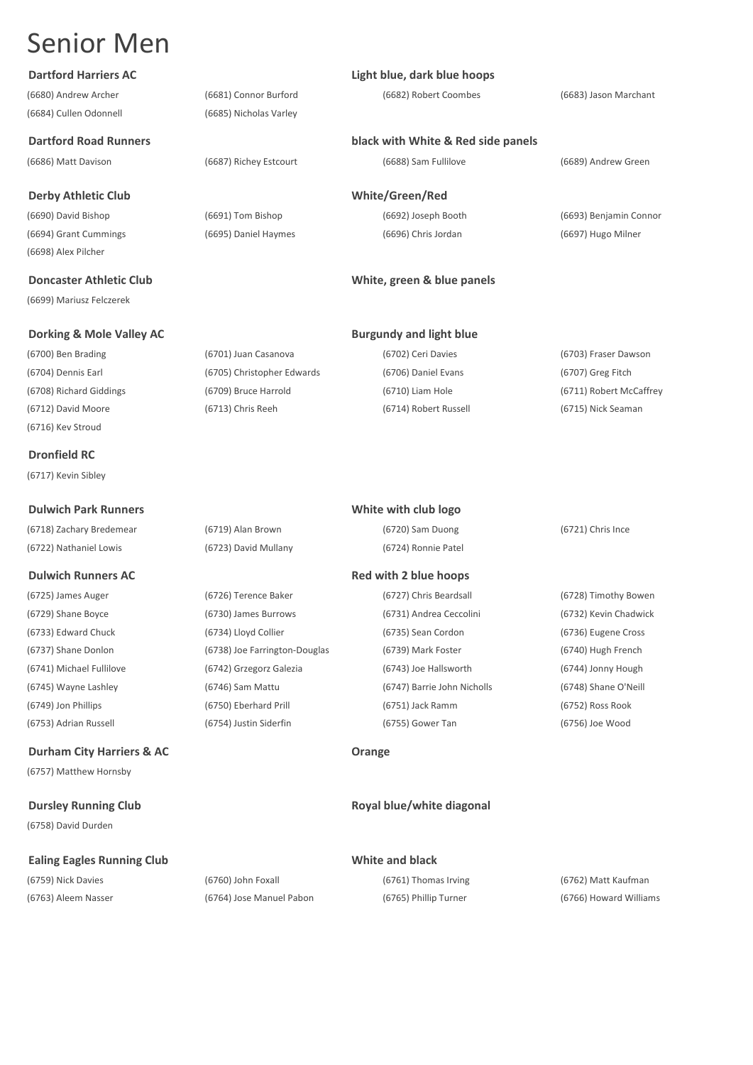# Senior Men

**Dartford Harriers AC** — **Light blue, dark blue hoops**

(6680) Andrew Archer  
(6681) Connor Burford  
(6682) Robert Coombes  
(6683) Jason Marchant  
(6684) Cullen Odonnell  
(6685) Nicholas Varley

**Dartford Road Runners** — **black with White & Red side panels**

(6686) Matt Davison  
(6687) Richey Estcourt  
(6688) Sam Fullilove  
(6689) Andrew Green

**Derby Athletic Club** — **White/Green/Red**

(6690) David Bishop  
(6691) Tom Bishop  
(6692) Joseph Booth  
(6693) Benjamin Connor  
(6694) Grant Cummings  
(6695) Daniel Haymes  
(6696) Chris Jordan  
(6697) Hugo Milner  
(6698) Alex Pilcher

**Doncaster Athletic Club** — **White, green & blue panels**

(6699) Mariusz Felczerek

**Dorking & Mole Valley AC** — **Burgundy and light blue**

(6700) Ben Brading  
(6701) Juan Casanova  
(6702) Ceri Davies  
(6703) Fraser Dawson  
(6704) Dennis Earl  
(6705) Christopher Edwards  
(6706) Daniel Evans  
(6707) Greg Fitch  
(6708) Richard Giddings  
(6709) Bruce Harrold  
(6710) Liam Hole  
(6711) Robert McCaffrey  
(6712) David Moore  
(6713) Chris Reeh  
(6714) Robert Russell  
(6715) Nick Seaman  
(6716) Kev Stroud

**Dronfield RC**

(6717) Kevin Sibley

**Dulwich Park Runners** — **White with club logo**

(6718) Zachary Bredemear  
(6719) Alan Brown  
(6720) Sam Duong  
(6721) Chris Ince  
(6722) Nathaniel Lowis  
(6723) David Mullany  
(6724) Ronnie Patel

**Dulwich Runners AC** — **Red with 2 blue hoops**

(6725) James Auger  
(6726) Terence Baker  
(6727) Chris Beardsall  
(6728) Timothy Bowen  
(6729) Shane Boyce  
(6730) James Burrows  
(6731) Andrea Ceccolini  
(6732) Kevin Chadwick  
(6733) Edward Chuck  
(6734) Lloyd Collier  
(6735) Sean Cordon  
(6736) Eugene Cross  
(6737) Shane Donlon  
(6738) Joe Farrington-Douglas  
(6739) Mark Foster  
(6740) Hugh French  
(6741) Michael Fullilove  
(6742) Grzegorz Galezia  
(6743) Joe Hallsworth  
(6744) Jonny Hough  
(6745) Wayne Lashley  
(6746) Sam Mattu  
(6747) Barrie John Nicholls  
(6748) Shane O'Neill  
(6749) Jon Phillips  
(6750) Eberhard Prill  
(6751) Jack Ramm  
(6752) Ross Rook  
(6753) Adrian Russell  
(6754) Justin Siderfin  
(6755) Gower Tan  
(6756) Joe Wood

**Durham City Harriers & AC** — **Orange**

(6757) Matthew Hornsby

**Dursley Running Club** — **Royal blue/white diagonal**

(6758) David Durden

**Ealing Eagles Running Club** — **White and black**

(6759) Nick Davies  
(6760) John Foxall  
(6761) Thomas Irving  
(6762) Matt Kaufman  
(6763) Aleem Nasser  
(6764) Jose Manuel Pabon  
(6765) Phillip Turner  
(6766) Howard Williams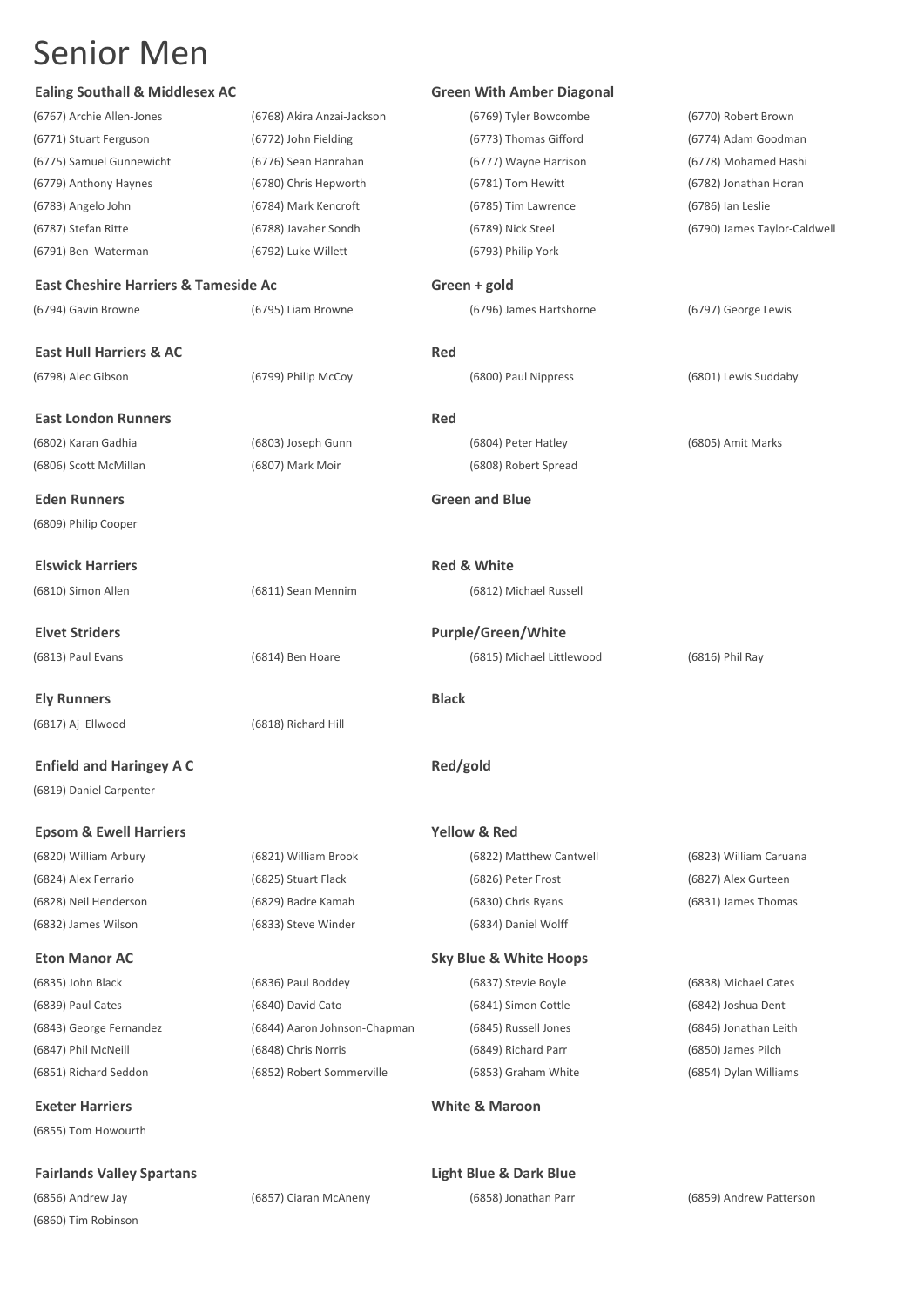# Senior Men

**Ealing Southall & Middlesex AC** — **Green With Amber Diagonal**

(6767) Archie Allen-Jones | (6768) Akira Anzai-Jackson | (6769) Tyler Bowcombe | (6770) Robert Brown
(6771) Stuart Ferguson | (6772) John Fielding | (6773) Thomas Gifford | (6774) Adam Goodman
(6775) Samuel Gunnewicht | (6776) Sean Hanrahan | (6777) Wayne Harrison | (6778) Mohamed Hashi
(6779) Anthony Haynes | (6780) Chris Hepworth | (6781) Tom Hewitt | (6782) Jonathan Horan
(6783) Angelo John | (6784) Mark Kencroft | (6785) Tim Lawrence | (6786) Ian Leslie
(6787) Stefan Ritte | (6788) Javaher Sondh | (6789) Nick Steel | (6790) James Taylor-Caldwell
(6791) Ben Waterman | (6792) Luke Willett | (6793) Philip York

**East Cheshire Harriers & Tameside Ac** — **Green + gold**

(6794) Gavin Browne | (6795) Liam Browne | (6796) James Hartshorne | (6797) George Lewis

**East Hull Harriers & AC** — **Red**

(6798) Alec Gibson | (6799) Philip McCoy | (6800) Paul Nippress | (6801) Lewis Suddaby

**East London Runners** — **Red**

(6802) Karan Gadhia | (6803) Joseph Gunn | (6804) Peter Hatley | (6805) Amit Marks
(6806) Scott McMillan | (6807) Mark Moir | (6808) Robert Spread

**Eden Runners** — **Green and Blue**

(6809) Philip Cooper

**Elswick Harriers** — **Red & White**

(6810) Simon Allen | (6811) Sean Mennim | (6812) Michael Russell

**Elvet Striders** — **Purple/Green/White**

(6813) Paul Evans | (6814) Ben Hoare | (6815) Michael Littlewood | (6816) Phil Ray

**Ely Runners** — **Black**

(6817) Aj Ellwood | (6818) Richard Hill

**Enfield and Haringey A C** — **Red/gold**

(6819) Daniel Carpenter

**Epsom & Ewell Harriers** — **Yellow & Red**

(6820) William Arbury | (6821) William Brook | (6822) Matthew Cantwell | (6823) William Caruana
(6824) Alex Ferrario | (6825) Stuart Flack | (6826) Peter Frost | (6827) Alex Gurteen
(6828) Neil Henderson | (6829) Badre Kamah | (6830) Chris Ryans | (6831) James Thomas
(6832) James Wilson | (6833) Steve Winder | (6834) Daniel Wolff

**Eton Manor AC** — **Sky Blue & White Hoops**

(6835) John Black | (6836) Paul Boddey | (6837) Stevie Boyle | (6838) Michael Cates
(6839) Paul Cates | (6840) David Cato | (6841) Simon Cottle | (6842) Joshua Dent
(6843) George Fernandez | (6844) Aaron Johnson-Chapman | (6845) Russell Jones | (6846) Jonathan Leith
(6847) Phil McNeill | (6848) Chris Norris | (6849) Richard Parr | (6850) James Pilch
(6851) Richard Seddon | (6852) Robert Sommerville | (6853) Graham White | (6854) Dylan Williams

**Exeter Harriers** — **White & Maroon**

(6855) Tom Howourth

**Fairlands Valley Spartans** — **Light Blue & Dark Blue**

(6856) Andrew Jay | (6857) Ciaran McAneny | (6858) Jonathan Parr | (6859) Andrew Patterson
(6860) Tim Robinson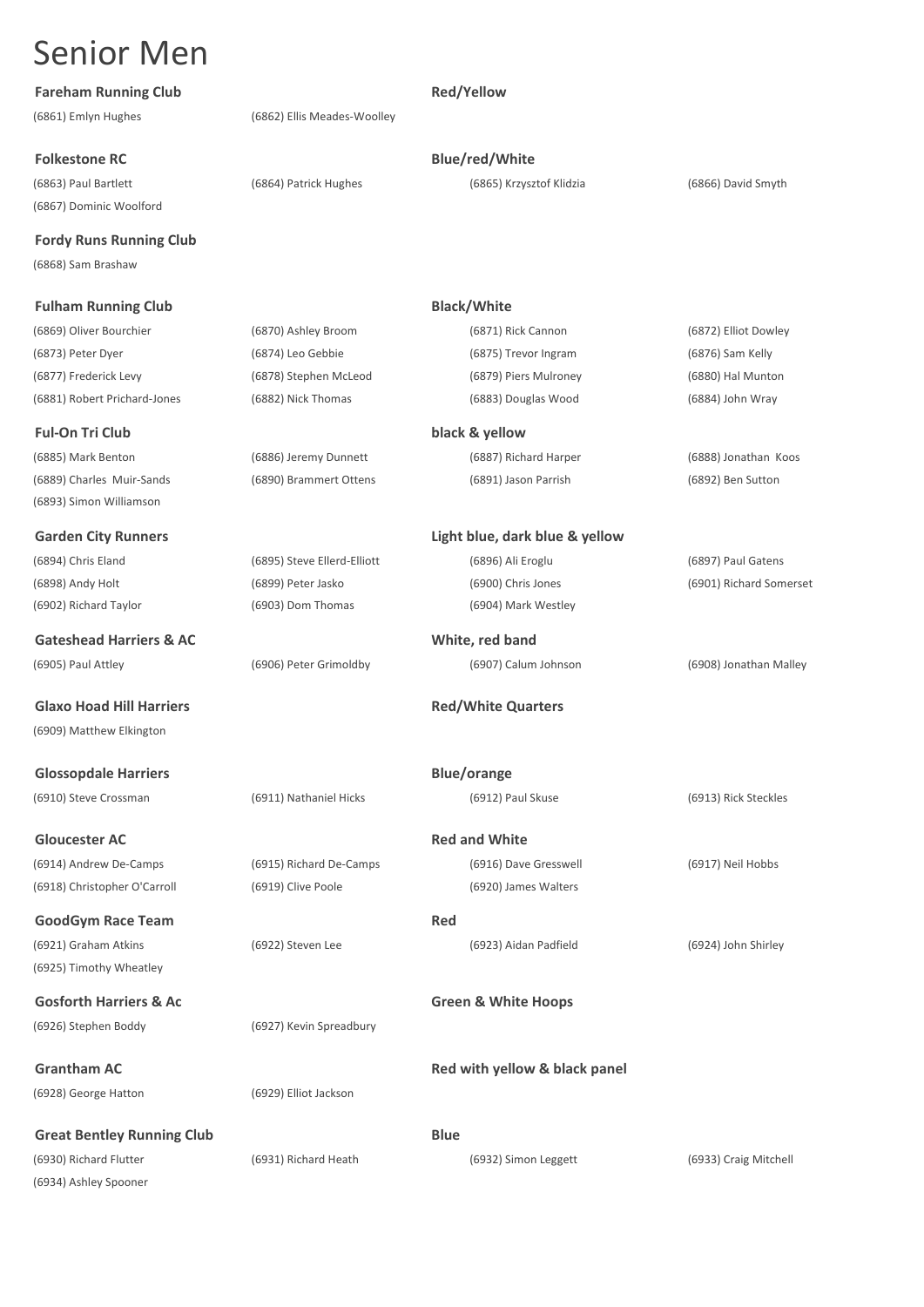# Senior Men

**Fareham Running Club** — **Red/Yellow**

(6861) Emlyn Hughes | (6862) Ellis Meades-Woolley

**Folkestone RC** — **Blue/red/White**

(6863) Paul Bartlett | (6864) Patrick Hughes | (6865) Krzysztof Klidzia | (6866) David Smyth
(6867) Dominic Woolford

**Fordy Runs Running Club**

(6868) Sam Brashaw

**Fulham Running Club** — **Black/White**

(6869) Oliver Bourchier | (6870) Ashley Broom | (6871) Rick Cannon | (6872) Elliot Dowley
(6873) Peter Dyer | (6874) Leo Gebbie | (6875) Trevor Ingram | (6876) Sam Kelly
(6877) Frederick Levy | (6878) Stephen McLeod | (6879) Piers Mulroney | (6880) Hal Munton
(6881) Robert Prichard-Jones | (6882) Nick Thomas | (6883) Douglas Wood | (6884) John Wray

**Ful-On Tri Club** — **black & yellow**

(6885) Mark Benton | (6886) Jeremy Dunnett | (6887) Richard Harper | (6888) Jonathan Koos
(6889) Charles Muir-Sands | (6890) Brammert Ottens | (6891) Jason Parrish | (6892) Ben Sutton
(6893) Simon Williamson

**Garden City Runners** — **Light blue, dark blue & yellow**

(6894) Chris Eland | (6895) Steve Ellerd-Elliott | (6896) Ali Eroglu | (6897) Paul Gatens
(6898) Andy Holt | (6899) Peter Jasko | (6900) Chris Jones | (6901) Richard Somerset
(6902) Richard Taylor | (6903) Dom Thomas | (6904) Mark Westley

**Gateshead Harriers & AC** — **White, red band**

(6905) Paul Attley | (6906) Peter Grimoldby | (6907) Calum Johnson | (6908) Jonathan Malley

**Glaxo Hoad Hill Harriers** — **Red/White Quarters**

(6909) Matthew Elkington

**Glossopdale Harriers** — **Blue/orange**

(6910) Steve Crossman | (6911) Nathaniel Hicks | (6912) Paul Skuse | (6913) Rick Steckles

**Gloucester AC** — **Red and White**

(6914) Andrew De-Camps | (6915) Richard De-Camps | (6916) Dave Gresswell | (6917) Neil Hobbs
(6918) Christopher O'Carroll | (6919) Clive Poole | (6920) James Walters

**GoodGym Race Team** — **Red**

(6921) Graham Atkins | (6922) Steven Lee | (6923) Aidan Padfield | (6924) John Shirley
(6925) Timothy Wheatley

**Gosforth Harriers & Ac** — **Green & White Hoops**

(6926) Stephen Boddy | (6927) Kevin Spreadbury

**Grantham AC** — **Red with yellow & black panel**

(6928) George Hatton | (6929) Elliot Jackson

**Great Bentley Running Club** — **Blue**

(6930) Richard Flutter | (6931) Richard Heath | (6932) Simon Leggett | (6933) Craig Mitchell
(6934) Ashley Spooner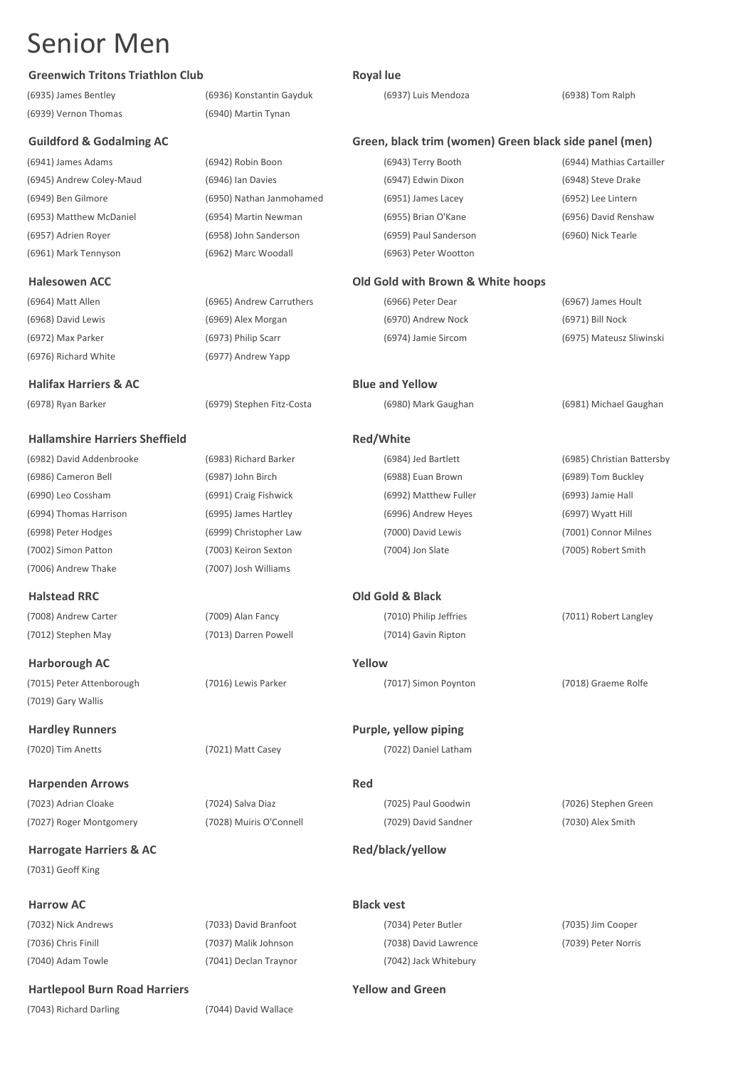# Senior Men

**Greenwich Tritons Triathlon Club** — **Royal lue**

(6935) James Bentley | (6936) Konstantin Gayduk | (6937) Luis Mendoza | (6938) Tom Ralph
(6939) Vernon Thomas | (6940) Martin Tynan

**Guildford & Godalming AC** — **Green, black trim (women) Green black side panel (men)**

(6941) James Adams | (6942) Robin Boon | (6943) Terry Booth | (6944) Mathias Cartailler
(6945) Andrew Coley-Maud | (6946) Ian Davies | (6947) Edwin Dixon | (6948) Steve Drake
(6949) Ben Gilmore | (6950) Nathan Janmohamed | (6951) James Lacey | (6952) Lee Lintern
(6953) Matthew McDaniel | (6954) Martin Newman | (6955) Brian O'Kane | (6956) David Renshaw
(6957) Adrien Royer | (6958) John Sanderson | (6959) Paul Sanderson | (6960) Nick Tearle
(6961) Mark Tennyson | (6962) Marc Woodall | (6963) Peter Wootton

**Halesowen ACC** — **Old Gold with Brown & White hoops**

(6964) Matt Allen | (6965) Andrew Carruthers | (6966) Peter Dear | (6967) James Hoult
(6968) David Lewis | (6969) Alex Morgan | (6970) Andrew Nock | (6971) Bill Nock
(6972) Max Parker | (6973) Philip Scarr | (6974) Jamie Sircom | (6975) Mateusz Sliwinski
(6976) Richard White | (6977) Andrew Yapp

**Halifax Harriers & AC** — **Blue and Yellow**

(6978) Ryan Barker | (6979) Stephen Fitz-Costa | (6980) Mark Gaughan | (6981) Michael Gaughan

**Hallamshire Harriers Sheffield** — **Red/White**

(6982) David Addenbrooke | (6983) Richard Barker | (6984) Jed Bartlett | (6985) Christian Battersby
(6986) Cameron Bell | (6987) John Birch | (6988) Euan Brown | (6989) Tom Buckley
(6990) Leo Cossham | (6991) Craig Fishwick | (6992) Matthew Fuller | (6993) Jamie Hall
(6994) Thomas Harrison | (6995) James Hartley | (6996) Andrew Heyes | (6997) Wyatt Hill
(6998) Peter Hodges | (6999) Christopher Law | (7000) David Lewis | (7001) Connor Milnes
(7002) Simon Patton | (7003) Keiron Sexton | (7004) Jon Slate | (7005) Robert Smith
(7006) Andrew Thake | (7007) Josh Williams

**Halstead RRC** — **Old Gold & Black**

(7008) Andrew Carter | (7009) Alan Fancy | (7010) Philip Jeffries | (7011) Robert Langley
(7012) Stephen May | (7013) Darren Powell | (7014) Gavin Ripton

**Harborough AC** — **Yellow**

(7015) Peter Attenborough | (7016) Lewis Parker | (7017) Simon Poynton | (7018) Graeme Rolfe
(7019) Gary Wallis

**Hardley Runners** — **Purple, yellow piping**

(7020) Tim Anetts | (7021) Matt Casey | (7022) Daniel Latham

**Harpenden Arrows** — **Red**

(7023) Adrian Cloake | (7024) Salva Diaz | (7025) Paul Goodwin | (7026) Stephen Green
(7027) Roger Montgomery | (7028) Muiris O'Connell | (7029) David Sandner | (7030) Alex Smith

**Harrogate Harriers & AC** — **Red/black/yellow**

(7031) Geoff King

**Harrow AC** — **Black vest**

(7032) Nick Andrews | (7033) David Branfoot | (7034) Peter Butler | (7035) Jim Cooper
(7036) Chris Finill | (7037) Malik Johnson | (7038) David Lawrence | (7039) Peter Norris
(7040) Adam Towle | (7041) Declan Traynor | (7042) Jack Whitebury

**Hartlepool Burn Road Harriers** — **Yellow and Green**

(7043) Richard Darling | (7044) David Wallace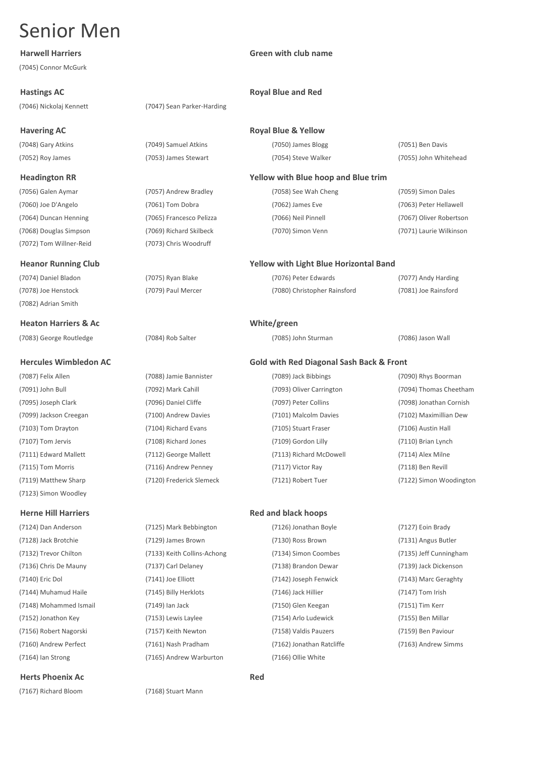# Senior Men

**Harwell Harriers** — **Green with club name**

(7045) Connor McGurk

**Hastings AC** — **Royal Blue and Red**

(7046) Nickolaj Kennett
(7047) Sean Parker-Harding

**Havering AC** — **Royal Blue & Yellow**

(7048) Gary Atkins
(7049) Samuel Atkins
(7050) James Blogg
(7051) Ben Davis
(7052) Roy James
(7053) James Stewart
(7054) Steve Walker
(7055) John Whitehead

**Headington RR** — **Yellow with Blue hoop and Blue trim**

(7056) Galen Aymar
(7057) Andrew Bradley
(7058) See Wah Cheng
(7059) Simon Dales
(7060) Joe D'Angelo
(7061) Tom Dobra
(7062) James Eve
(7063) Peter Hellawell
(7064) Duncan Henning
(7065) Francesco Pelizza
(7066) Neil Pinnell
(7067) Oliver Robertson
(7068) Douglas Simpson
(7069) Richard Skilbeck
(7070) Simon Venn
(7071) Laurie Wilkinson
(7072) Tom Willner-Reid
(7073) Chris Woodruff

**Heanor Running Club** — **Yellow with Light Blue Horizontal Band**

(7074) Daniel Bladon
(7075) Ryan Blake
(7076) Peter Edwards
(7077) Andy Harding
(7078) Joe Henstock
(7079) Paul Mercer
(7080) Christopher Rainsford
(7081) Joe Rainsford
(7082) Adrian Smith

**Heaton Harriers & Ac** — **White/green**

(7083) George Routledge
(7084) Rob Salter
(7085) John Sturman
(7086) Jason Wall

**Hercules Wimbledon AC** — **Gold with Red Diagonal Sash Back & Front**

(7087) Felix Allen
(7088) Jamie Bannister
(7089) Jack Bibbings
(7090) Rhys Boorman
(7091) John Bull
(7092) Mark Cahill
(7093) Oliver Carrington
(7094) Thomas Cheetham
(7095) Joseph Clark
(7096) Daniel Cliffe
(7097) Peter Collins
(7098) Jonathan Cornish
(7099) Jackson Creegan
(7100) Andrew Davies
(7101) Malcolm Davies
(7102) Maximillian Dew
(7103) Tom Drayton
(7104) Richard Evans
(7105) Stuart Fraser
(7106) Austin Hall
(7107) Tom Jervis
(7108) Richard Jones
(7109) Gordon Lilly
(7110) Brian Lynch
(7111) Edward Mallett
(7112) George Mallett
(7113) Richard McDowell
(7114) Alex Milne
(7115) Tom Morris
(7116) Andrew Penney
(7117) Victor Ray
(7118) Ben Revill
(7119) Matthew Sharp
(7120) Frederick Slemeck
(7121) Robert Tuer
(7122) Simon Woodington
(7123) Simon Woodley

**Herne Hill Harriers** — **Red and black hoops**

(7124) Dan Anderson
(7125) Mark Bebbington
(7126) Jonathan Boyle
(7127) Eoin Brady
(7128) Jack Brotchie
(7129) James Brown
(7130) Ross Brown
(7131) Angus Butler
(7132) Trevor Chilton
(7133) Keith Collins-Achong
(7134) Simon Coombes
(7135) Jeff Cunningham
(7136) Chris De Mauny
(7137) Carl Delaney
(7138) Brandon Dewar
(7139) Jack Dickenson
(7140) Eric Dol
(7141) Joe Elliott
(7142) Joseph Fenwick
(7143) Marc Geraghty
(7144) Muhamud Haile
(7145) Billy Herklots
(7146) Jack Hillier
(7147) Tom Irish
(7148) Mohammed Ismail
(7149) Ian Jack
(7150) Glen Keegan
(7151) Tim Kerr
(7152) Jonathon Key
(7153) Lewis Laylee
(7154) Arlo Ludewick
(7155) Ben Millar
(7156) Robert Nagorski
(7157) Keith Newton
(7158) Valdis Pauzers
(7159) Ben Paviour
(7160) Andrew Perfect
(7161) Nash Pradham
(7162) Jonathan Ratcliffe
(7163) Andrew Simms
(7164) Ian Strong
(7165) Andrew Warburton
(7166) Ollie White

**Herts Phoenix Ac** — **Red**

(7167) Richard Bloom
(7168) Stuart Mann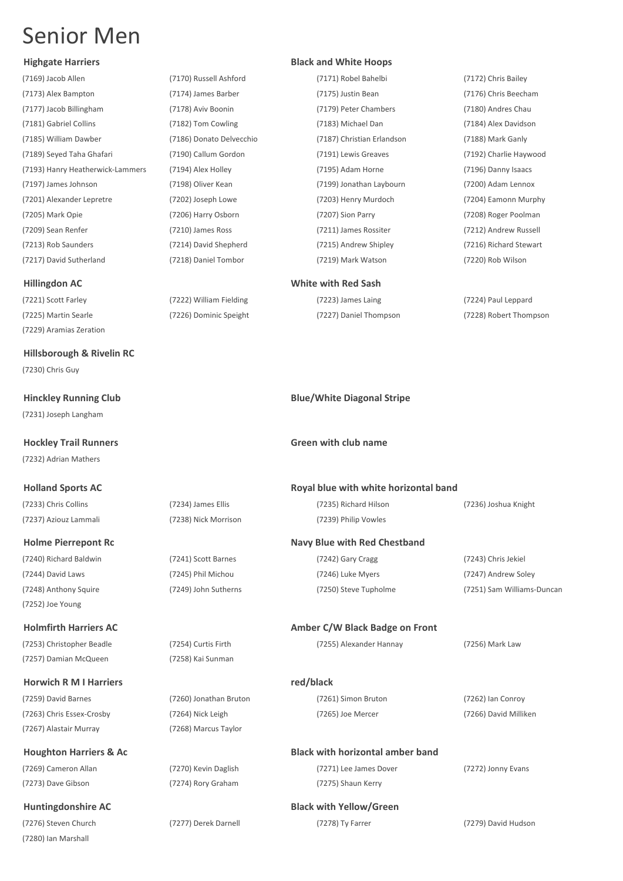# Senior Men

**Highgate Harriers** — **Black and White Hoops**

(7169) Jacob Allen, (7170) Russell Ashford, (7171) Robel Bahelbi, (7172) Chris Bailey
(7173) Alex Bampton, (7174) James Barber, (7175) Justin Bean, (7176) Chris Beecham
(7177) Jacob Billingham, (7178) Aviv Boonin, (7179) Peter Chambers, (7180) Andres Chau
(7181) Gabriel Collins, (7182) Tom Cowling, (7183) Michael Dan, (7184) Alex Davidson
(7185) William Dawber, (7186) Donato Delvecchio, (7187) Christian Erlandson, (7188) Mark Ganly
(7189) Seyed Taha Ghafari, (7190) Callum Gordon, (7191) Lewis Greaves, (7192) Charlie Haywood
(7193) Hanry Heatherwick-Lammers, (7194) Alex Holley, (7195) Adam Horne, (7196) Danny Isaacs
(7197) James Johnson, (7198) Oliver Kean, (7199) Jonathan Laybourn, (7200) Adam Lennox
(7201) Alexander Lepretre, (7202) Joseph Lowe, (7203) Henry Murdoch, (7204) Eamonn Murphy
(7205) Mark Opie, (7206) Harry Osborn, (7207) Sion Parry, (7208) Roger Poolman
(7209) Sean Renfer, (7210) James Ross, (7211) James Rossiter, (7212) Andrew Russell
(7213) Rob Saunders, (7214) David Shepherd, (7215) Andrew Shipley, (7216) Richard Stewart
(7217) David Sutherland, (7218) Daniel Tombor, (7219) Mark Watson, (7220) Rob Wilson

**Hillingdon AC** — **White with Red Sash**

(7221) Scott Farley, (7222) William Fielding, (7223) James Laing, (7224) Paul Leppard
(7225) Martin Searle, (7226) Dominic Speight, (7227) Daniel Thompson, (7228) Robert Thompson
(7229) Aramias Zeration

**Hillsborough & Rivelin RC**

(7230) Chris Guy

**Hinckley Running Club** — **Blue/White Diagonal Stripe**

(7231) Joseph Langham

**Hockley Trail Runners** — **Green with club name**

(7232) Adrian Mathers

**Holland Sports AC** — **Royal blue with white horizontal band**

(7233) Chris Collins, (7234) James Ellis, (7235) Richard Hilson, (7236) Joshua Knight
(7237) Aziouz Lammali, (7238) Nick Morrison, (7239) Philip Vowles

**Holme Pierrepont Rc** — **Navy Blue with Red Chestband**

(7240) Richard Baldwin, (7241) Scott Barnes, (7242) Gary Cragg, (7243) Chris Jekiel
(7244) David Laws, (7245) Phil Michou, (7246) Luke Myers, (7247) Andrew Soley
(7248) Anthony Squire, (7249) John Sutherns, (7250) Steve Tupholme, (7251) Sam Williams-Duncan
(7252) Joe Young

**Holmfirth Harriers AC** — **Amber C/W Black Badge on Front**

(7253) Christopher Beadle, (7254) Curtis Firth, (7255) Alexander Hannay, (7256) Mark Law
(7257) Damian McQueen, (7258) Kai Sunman

**Horwich R M I Harriers** — **red/black**

(7259) David Barnes, (7260) Jonathan Bruton, (7261) Simon Bruton, (7262) Ian Conroy
(7263) Chris Essex-Crosby, (7264) Nick Leigh, (7265) Joe Mercer, (7266) David Milliken
(7267) Alastair Murray, (7268) Marcus Taylor

**Houghton Harriers & Ac** — **Black with horizontal amber band**

(7269) Cameron Allan, (7270) Kevin Daglish, (7271) Lee James Dover, (7272) Jonny Evans
(7273) Dave Gibson, (7274) Rory Graham, (7275) Shaun Kerry

**Huntingdonshire AC** — **Black with Yellow/Green**

(7276) Steven Church, (7277) Derek Darnell, (7278) Ty Farrer, (7279) David Hudson
(7280) Ian Marshall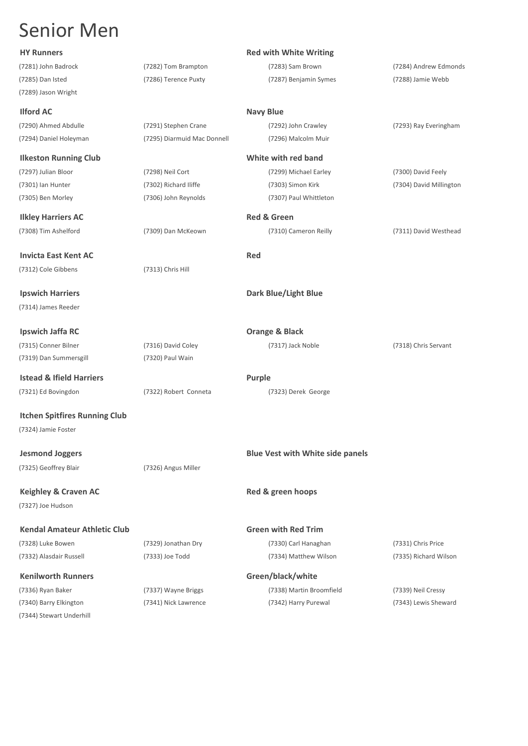# Senior Men

**HY Runners** — **Red with White Writing**

(7281) John Badrock, (7282) Tom Brampton, (7283) Sam Brown, (7284) Andrew Edmonds
(7285) Dan Isted, (7286) Terence Puxty, (7287) Benjamin Symes, (7288) Jamie Webb
(7289) Jason Wright

**Ilford AC** — **Navy Blue**

(7290) Ahmed Abdulle, (7291) Stephen Crane, (7292) John Crawley, (7293) Ray Everingham
(7294) Daniel Holeyman, (7295) Diarmuid Mac Donnell, (7296) Malcolm Muir

**Ilkeston Running Club** — **White with red band**

(7297) Julian Bloor, (7298) Neil Cort, (7299) Michael Earley, (7300) David Feely
(7301) Ian Hunter, (7302) Richard Iliffe, (7303) Simon Kirk, (7304) David Millington
(7305) Ben Morley, (7306) John Reynolds, (7307) Paul Whittleton

**Ilkley Harriers AC** — **Red & Green**

(7308) Tim Ashelford, (7309) Dan McKeown, (7310) Cameron Reilly, (7311) David Westhead

**Invicta East Kent AC** — **Red**

(7312) Cole Gibbens, (7313) Chris Hill

**Ipswich Harriers** — **Dark Blue/Light Blue**

(7314) James Reeder

**Ipswich Jaffa RC** — **Orange & Black**

(7315) Conner Bilner, (7316) David Coley, (7317) Jack Noble, (7318) Chris Servant
(7319) Dan Summersgill, (7320) Paul Wain

**Istead & Ifield Harriers** — **Purple**

(7321) Ed Bovingdon, (7322) Robert Conneta, (7323) Derek George

**Itchen Spitfires Running Club**

(7324) Jamie Foster

**Jesmond Joggers** — **Blue Vest with White side panels**

(7325) Geoffrey Blair, (7326) Angus Miller

**Keighley & Craven AC** — **Red & green hoops**

(7327) Joe Hudson

**Kendal Amateur Athletic Club** — **Green with Red Trim**

(7328) Luke Bowen, (7329) Jonathan Dry, (7330) Carl Hanaghan, (7331) Chris Price
(7332) Alasdair Russell, (7333) Joe Todd, (7334) Matthew Wilson, (7335) Richard Wilson

**Kenilworth Runners** — **Green/black/white**

(7336) Ryan Baker, (7337) Wayne Briggs, (7338) Martin Broomfield, (7339) Neil Cressy
(7340) Barry Elkington, (7341) Nick Lawrence, (7342) Harry Purewal, (7343) Lewis Sheward
(7344) Stewart Underhill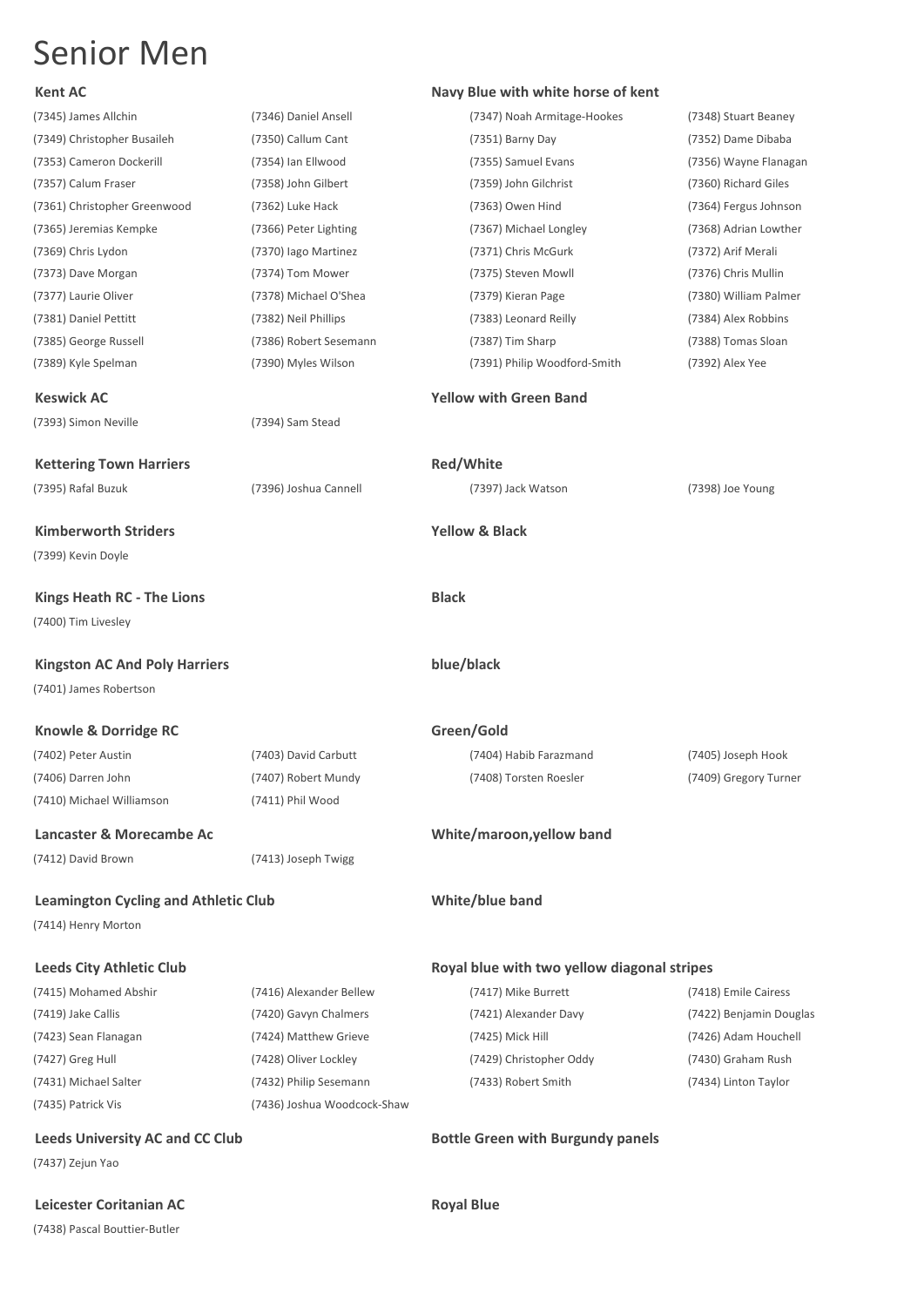# Senior Men

**Kent AC** — **Navy Blue with white horse of kent**

| | | | |
|---|---|---|---|
| (7345) James Allchin | (7346) Daniel Ansell | (7347) Noah Armitage-Hookes | (7348) Stuart Beaney |
| (7349) Christopher Busaileh | (7350) Callum Cant | (7351) Barny Day | (7352) Dame Dibaba |
| (7353) Cameron Dockerill | (7354) Ian Ellwood | (7355) Samuel Evans | (7356) Wayne Flanagan |
| (7357) Calum Fraser | (7358) John Gilbert | (7359) John Gilchrist | (7360) Richard Giles |
| (7361) Christopher Greenwood | (7362) Luke Hack | (7363) Owen Hind | (7364) Fergus Johnson |
| (7365) Jeremias Kempke | (7366) Peter Lighting | (7367) Michael Longley | (7368) Adrian Lowther |
| (7369) Chris Lydon | (7370) Iago Martinez | (7371) Chris McGurk | (7372) Arif Merali |
| (7373) Dave Morgan | (7374) Tom Mower | (7375) Steven Mowll | (7376) Chris Mullin |
| (7377) Laurie Oliver | (7378) Michael O'Shea | (7379) Kieran Page | (7380) William Palmer |
| (7381) Daniel Pettitt | (7382) Neil Phillips | (7383) Leonard Reilly | (7384) Alex Robbins |
| (7385) George Russell | (7386) Robert Sesemann | (7387) Tim Sharp | (7388) Tomas Sloan |
| (7389) Kyle Spelman | (7390) Myles Wilson | (7391) Philip Woodford-Smith | (7392) Alex Yee |

**Keswick AC** — **Yellow with Green Band**

(7393) Simon Neville, (7394) Sam Stead

**Kettering Town Harriers** — **Red/White**

(7395) Rafal Buzuk, (7396) Joshua Cannell, (7397) Jack Watson, (7398) Joe Young

**Kimberworth Striders** — **Yellow & Black**

(7399) Kevin Doyle

**Kings Heath RC - The Lions** — **Black**

(7400) Tim Livesley

**Kingston AC And Poly Harriers** — **blue/black**

(7401) James Robertson

**Knowle & Dorridge RC** — **Green/Gold**

| | | | |
|---|---|---|---|
| (7402) Peter Austin | (7403) David Carbutt | (7404) Habib Farazmand | (7405) Joseph Hook |
| (7406) Darren John | (7407) Robert Mundy | (7408) Torsten Roesler | (7409) Gregory Turner |
| (7410) Michael Williamson | (7411) Phil Wood | | |

**Lancaster & Morecambe Ac** — **White/maroon,yellow band**

(7412) David Brown, (7413) Joseph Twigg

**Leamington Cycling and Athletic Club** — **White/blue band**

(7414) Henry Morton

**Leeds City Athletic Club** — **Royal blue with two yellow diagonal stripes**

| | | | |
|---|---|---|---|
| (7415) Mohamed Abshir | (7416) Alexander Bellew | (7417) Mike Burrett | (7418) Emile Cairess |
| (7419) Jake Callis | (7420) Gavyn Chalmers | (7421) Alexander Davy | (7422) Benjamin Douglas |
| (7423) Sean Flanagan | (7424) Matthew Grieve | (7425) Mick Hill | (7426) Adam Houchell |
| (7427) Greg Hull | (7428) Oliver Lockley | (7429) Christopher Oddy | (7430) Graham Rush |
| (7431) Michael Salter | (7432) Philip Sesemann | (7433) Robert Smith | (7434) Linton Taylor |
| (7435) Patrick Vis | (7436) Joshua Woodcock-Shaw | | |

**Leeds University AC and CC Club** — **Bottle Green with Burgundy panels**

(7437) Zejun Yao

**Leicester Coritanian AC** — **Royal Blue**

(7438) Pascal Bouttier-Butler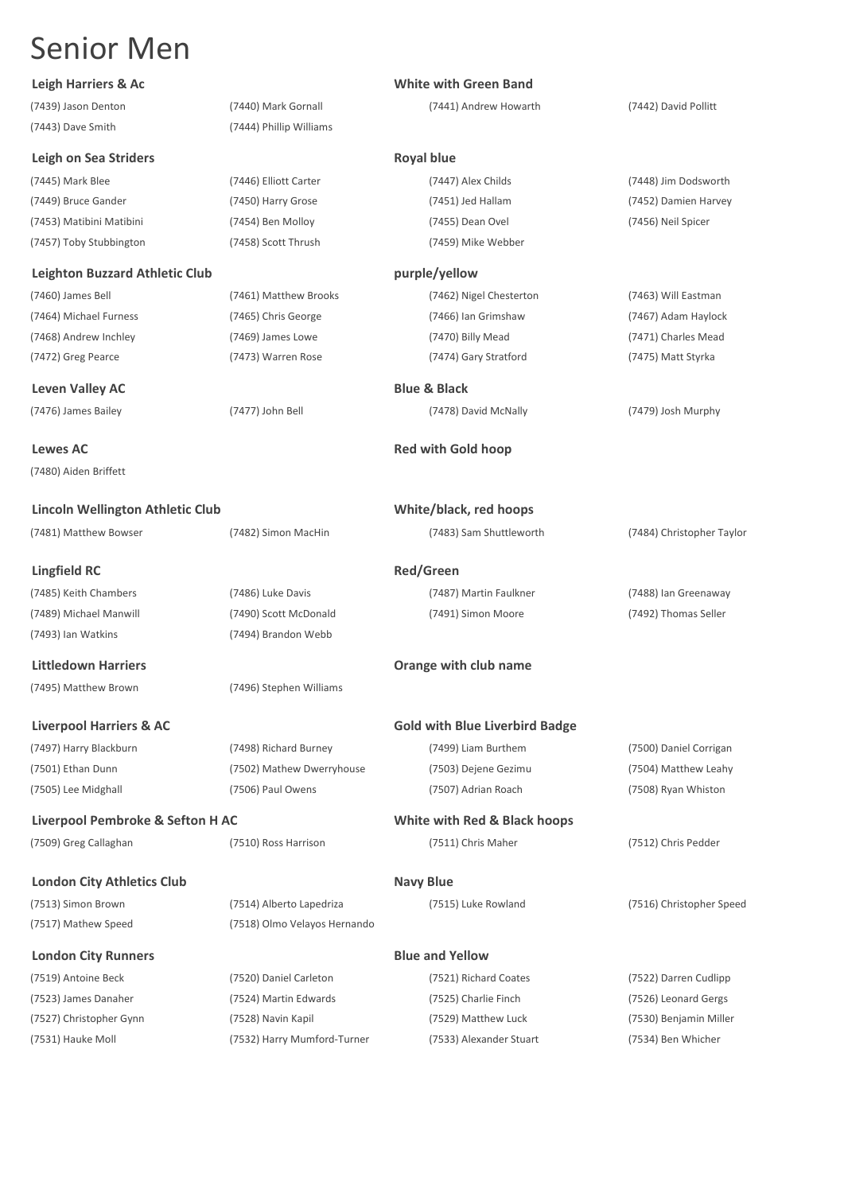# Senior Men

**Leigh Harriers & Ac** — **White with Green Band**

(7439) Jason Denton, (7440) Mark Gornall, (7441) Andrew Howarth, (7442) David Pollitt, (7443) Dave Smith, (7444) Phillip Williams

**Leigh on Sea Striders** — **Royal blue**

(7445) Mark Blee, (7446) Elliott Carter, (7447) Alex Childs, (7448) Jim Dodsworth, (7449) Bruce Gander, (7450) Harry Grose, (7451) Jed Hallam, (7452) Damien Harvey, (7453) Matibini Matibini, (7454) Ben Molloy, (7455) Dean Ovel, (7456) Neil Spicer, (7457) Toby Stubbington, (7458) Scott Thrush, (7459) Mike Webber

**Leighton Buzzard Athletic Club** — **purple/yellow**

(7460) James Bell, (7461) Matthew Brooks, (7462) Nigel Chesterton, (7463) Will Eastman, (7464) Michael Furness, (7465) Chris George, (7466) Ian Grimshaw, (7467) Adam Haylock, (7468) Andrew Inchley, (7469) James Lowe, (7470) Billy Mead, (7471) Charles Mead, (7472) Greg Pearce, (7473) Warren Rose, (7474) Gary Stratford, (7475) Matt Styrka

**Leven Valley AC** — **Blue & Black**

(7476) James Bailey, (7477) John Bell, (7478) David McNally, (7479) Josh Murphy

**Lewes AC** — **Red with Gold hoop**

(7480) Aiden Briffett

**Lincoln Wellington Athletic Club** — **White/black, red hoops**

(7481) Matthew Bowser, (7482) Simon MacHin, (7483) Sam Shuttleworth, (7484) Christopher Taylor

**Lingfield RC** — **Red/Green**

(7485) Keith Chambers, (7486) Luke Davis, (7487) Martin Faulkner, (7488) Ian Greenaway, (7489) Michael Manwill, (7490) Scott McDonald, (7491) Simon Moore, (7492) Thomas Seller, (7493) Ian Watkins, (7494) Brandon Webb

**Littledown Harriers** — **Orange with club name**

(7495) Matthew Brown, (7496) Stephen Williams

**Liverpool Harriers & AC** — **Gold with Blue Liverbird Badge**

(7497) Harry Blackburn, (7498) Richard Burney, (7499) Liam Burthem, (7500) Daniel Corrigan, (7501) Ethan Dunn, (7502) Mathew Dwerryhouse, (7503) Dejene Gezimu, (7504) Matthew Leahy, (7505) Lee Midghall, (7506) Paul Owens, (7507) Adrian Roach, (7508) Ryan Whiston

**Liverpool Pembroke & Sefton H AC** — **White with Red & Black hoops**

(7509) Greg Callaghan, (7510) Ross Harrison, (7511) Chris Maher, (7512) Chris Pedder

**London City Athletics Club** — **Navy Blue**

(7513) Simon Brown, (7514) Alberto Lapedriza, (7515) Luke Rowland, (7516) Christopher Speed, (7517) Mathew Speed, (7518) Olmo Velayos Hernando

**London City Runners** — **Blue and Yellow**

(7519) Antoine Beck, (7520) Daniel Carleton, (7521) Richard Coates, (7522) Darren Cudlipp, (7523) James Danaher, (7524) Martin Edwards, (7525) Charlie Finch, (7526) Leonard Gergs, (7527) Christopher Gynn, (7528) Navin Kapil, (7529) Matthew Luck, (7530) Benjamin Miller, (7531) Hauke Moll, (7532) Harry Mumford-Turner, (7533) Alexander Stuart, (7534) Ben Whicher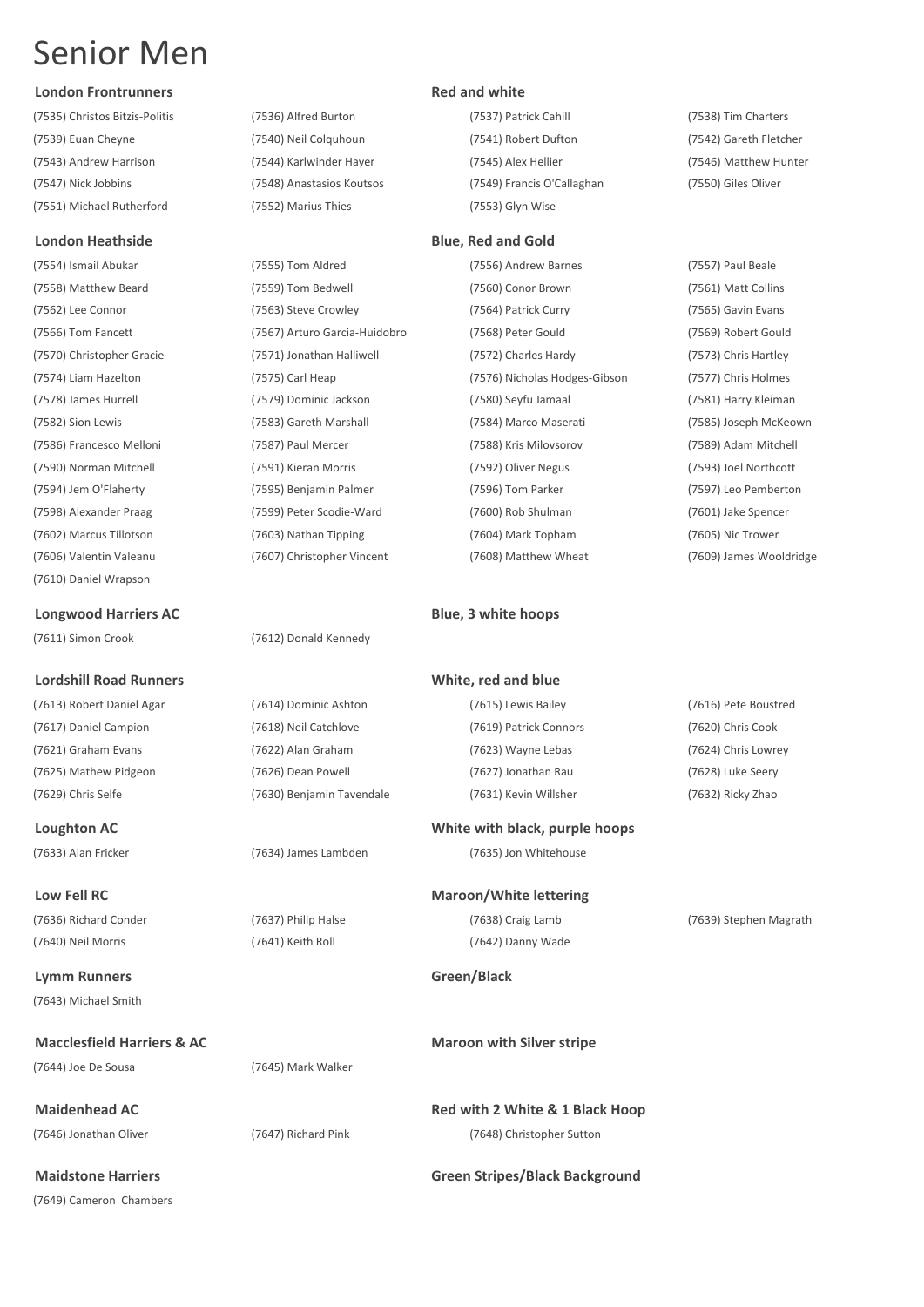# Senior Men

**London Frontrunners** — **Red and white**

(7535) Christos Bitzis-Politis | (7536) Alfred Burton | (7537) Patrick Cahill | (7538) Tim Charters
(7539) Euan Cheyne | (7540) Neil Colquhoun | (7541) Robert Dufton | (7542) Gareth Fletcher
(7543) Andrew Harrison | (7544) Karlwinder Hayer | (7545) Alex Hellier | (7546) Matthew Hunter
(7547) Nick Jobbins | (7548) Anastasios Koutsos | (7549) Francis O'Callaghan | (7550) Giles Oliver
(7551) Michael Rutherford | (7552) Marius Thies | (7553) Glyn Wise

**London Heathside** — **Blue, Red and Gold**

(7554) Ismail Abukar | (7555) Tom Aldred | (7556) Andrew Barnes | (7557) Paul Beale
(7558) Matthew Beard | (7559) Tom Bedwell | (7560) Conor Brown | (7561) Matt Collins
(7562) Lee Connor | (7563) Steve Crowley | (7564) Patrick Curry | (7565) Gavin Evans
(7566) Tom Fancett | (7567) Arturo Garcia-Huidobro | (7568) Peter Gould | (7569) Robert Gould
(7570) Christopher Gracie | (7571) Jonathan Halliwell | (7572) Charles Hardy | (7573) Chris Hartley
(7574) Liam Hazelton | (7575) Carl Heap | (7576) Nicholas Hodges-Gibson | (7577) Chris Holmes
(7578) James Hurrell | (7579) Dominic Jackson | (7580) Seyfu Jamaal | (7581) Harry Kleiman
(7582) Sion Lewis | (7583) Gareth Marshall | (7584) Marco Maserati | (7585) Joseph McKeown
(7586) Francesco Melloni | (7587) Paul Mercer | (7588) Kris Milovsorov | (7589) Adam Mitchell
(7590) Norman Mitchell | (7591) Kieran Morris | (7592) Oliver Negus | (7593) Joel Northcott
(7594) Jem O'Flaherty | (7595) Benjamin Palmer | (7596) Tom Parker | (7597) Leo Pemberton
(7598) Alexander Praag | (7599) Peter Scodie-Ward | (7600) Rob Shulman | (7601) Jake Spencer
(7602) Marcus Tillotson | (7603) Nathan Tipping | (7604) Mark Topham | (7605) Nic Trower
(7606) Valentin Valeanu | (7607) Christopher Vincent | (7608) Matthew Wheat | (7609) James Wooldridge
(7610) Daniel Wrapson

**Longwood Harriers AC** — **Blue, 3 white hoops**

(7611) Simon Crook | (7612) Donald Kennedy

**Lordshill Road Runners** — **White, red and blue**

(7613) Robert Daniel Agar | (7614) Dominic Ashton | (7615) Lewis Bailey | (7616) Pete Boustred
(7617) Daniel Campion | (7618) Neil Catchlove | (7619) Patrick Connors | (7620) Chris Cook
(7621) Graham Evans | (7622) Alan Graham | (7623) Wayne Lebas | (7624) Chris Lowrey
(7625) Mathew Pidgeon | (7626) Dean Powell | (7627) Jonathan Rau | (7628) Luke Seery
(7629) Chris Selfe | (7630) Benjamin Tavendale | (7631) Kevin Willsher | (7632) Ricky Zhao

**Loughton AC** — **White with black, purple hoops**

(7633) Alan Fricker | (7634) James Lambden | (7635) Jon Whitehouse

**Low Fell RC** — **Maroon/White lettering**

(7636) Richard Conder | (7637) Philip Halse | (7638) Craig Lamb | (7639) Stephen Magrath
(7640) Neil Morris | (7641) Keith Roll | (7642) Danny Wade

**Lymm Runners** — **Green/Black**

(7643) Michael Smith

**Macclesfield Harriers & AC** — **Maroon with Silver stripe**

(7644) Joe De Sousa | (7645) Mark Walker

**Maidenhead AC** — **Red with 2 White & 1 Black Hoop**

(7646) Jonathan Oliver | (7647) Richard Pink | (7648) Christopher Sutton

**Maidstone Harriers** — **Green Stripes/Black Background**

(7649) Cameron Chambers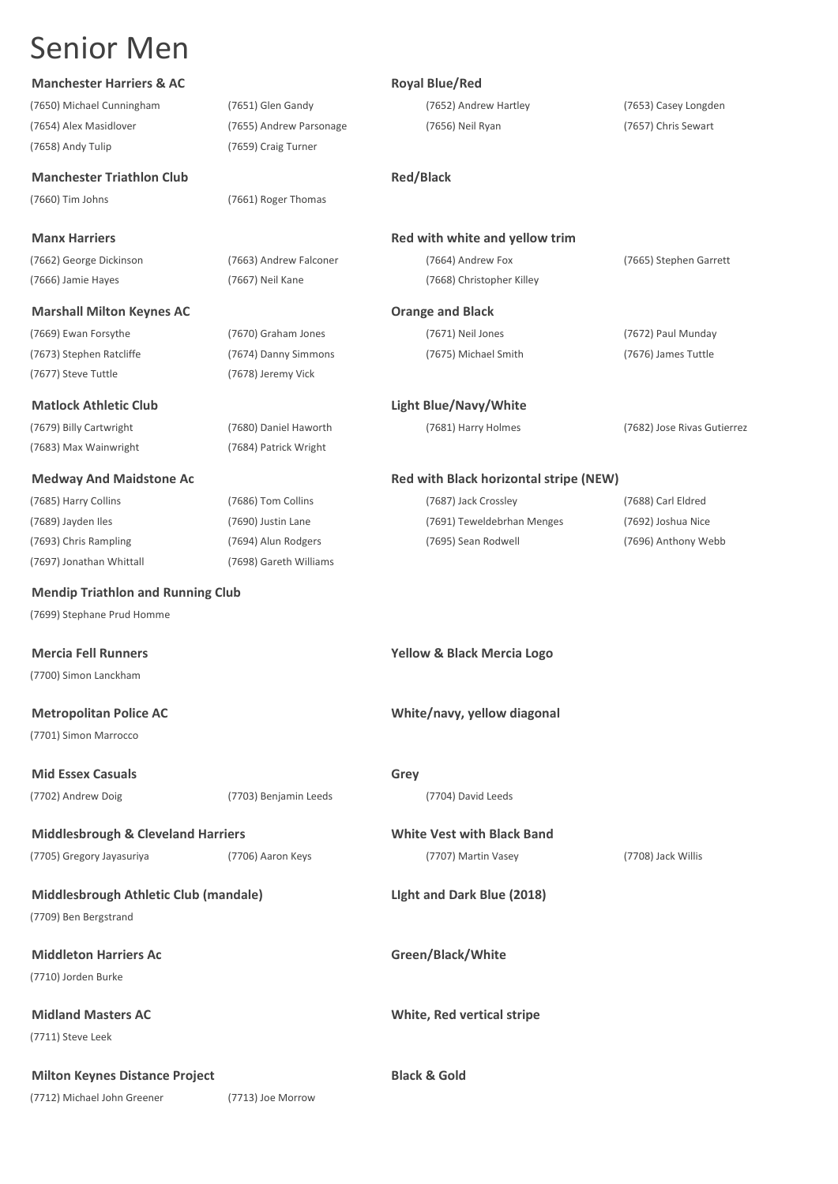# Senior Men

**Manchester Harriers & AC** — **Royal Blue/Red**

(7650) Michael Cunningham | (7651) Glen Gandy | (7652) Andrew Hartley | (7653) Casey Longden
(7654) Alex Masidlover | (7655) Andrew Parsonage | (7656) Neil Ryan | (7657) Chris Sewart
(7658) Andy Tulip | (7659) Craig Turner

**Manchester Triathlon Club** — **Red/Black**

(7660) Tim Johns | (7661) Roger Thomas

**Manx Harriers** — **Red with white and yellow trim**

(7662) George Dickinson | (7663) Andrew Falconer | (7664) Andrew Fox | (7665) Stephen Garrett
(7666) Jamie Hayes | (7667) Neil Kane | (7668) Christopher Killey

**Marshall Milton Keynes AC** — **Orange and Black**

(7669) Ewan Forsythe | (7670) Graham Jones | (7671) Neil Jones | (7672) Paul Munday
(7673) Stephen Ratcliffe | (7674) Danny Simmons | (7675) Michael Smith | (7676) James Tuttle
(7677) Steve Tuttle | (7678) Jeremy Vick

**Matlock Athletic Club** — **Light Blue/Navy/White**

(7679) Billy Cartwright | (7680) Daniel Haworth | (7681) Harry Holmes | (7682) Jose Rivas Gutierrez
(7683) Max Wainwright | (7684) Patrick Wright

**Medway And Maidstone Ac** — **Red with Black horizontal stripe (NEW)**

(7685) Harry Collins | (7686) Tom Collins | (7687) Jack Crossley | (7688) Carl Eldred
(7689) Jayden Iles | (7690) Justin Lane | (7691) Teweldebrhan Menges | (7692) Joshua Nice
(7693) Chris Rampling | (7694) Alun Rodgers | (7695) Sean Rodwell | (7696) Anthony Webb
(7697) Jonathan Whittall | (7698) Gareth Williams

**Mendip Triathlon and Running Club**

(7699) Stephane Prud Homme

**Mercia Fell Runners** — **Yellow & Black Mercia Logo**

(7700) Simon Lanckham

**Metropolitan Police AC** — **White/navy, yellow diagonal**

(7701) Simon Marrocco

**Mid Essex Casuals** — **Grey**

(7702) Andrew Doig | (7703) Benjamin Leeds | (7704) David Leeds

**Middlesbrough & Cleveland Harriers** — **White Vest with Black Band**

(7705) Gregory Jayasuriya | (7706) Aaron Keys | (7707) Martin Vasey | (7708) Jack Willis

**Middlesbrough Athletic Club (mandale)** — **LIght and Dark Blue (2018)**

(7709) Ben Bergstrand

**Middleton Harriers Ac** — **Green/Black/White**

(7710) Jorden Burke

**Midland Masters AC** — **White, Red vertical stripe**

(7711) Steve Leek

**Milton Keynes Distance Project** — **Black & Gold**

(7712) Michael John Greener | (7713) Joe Morrow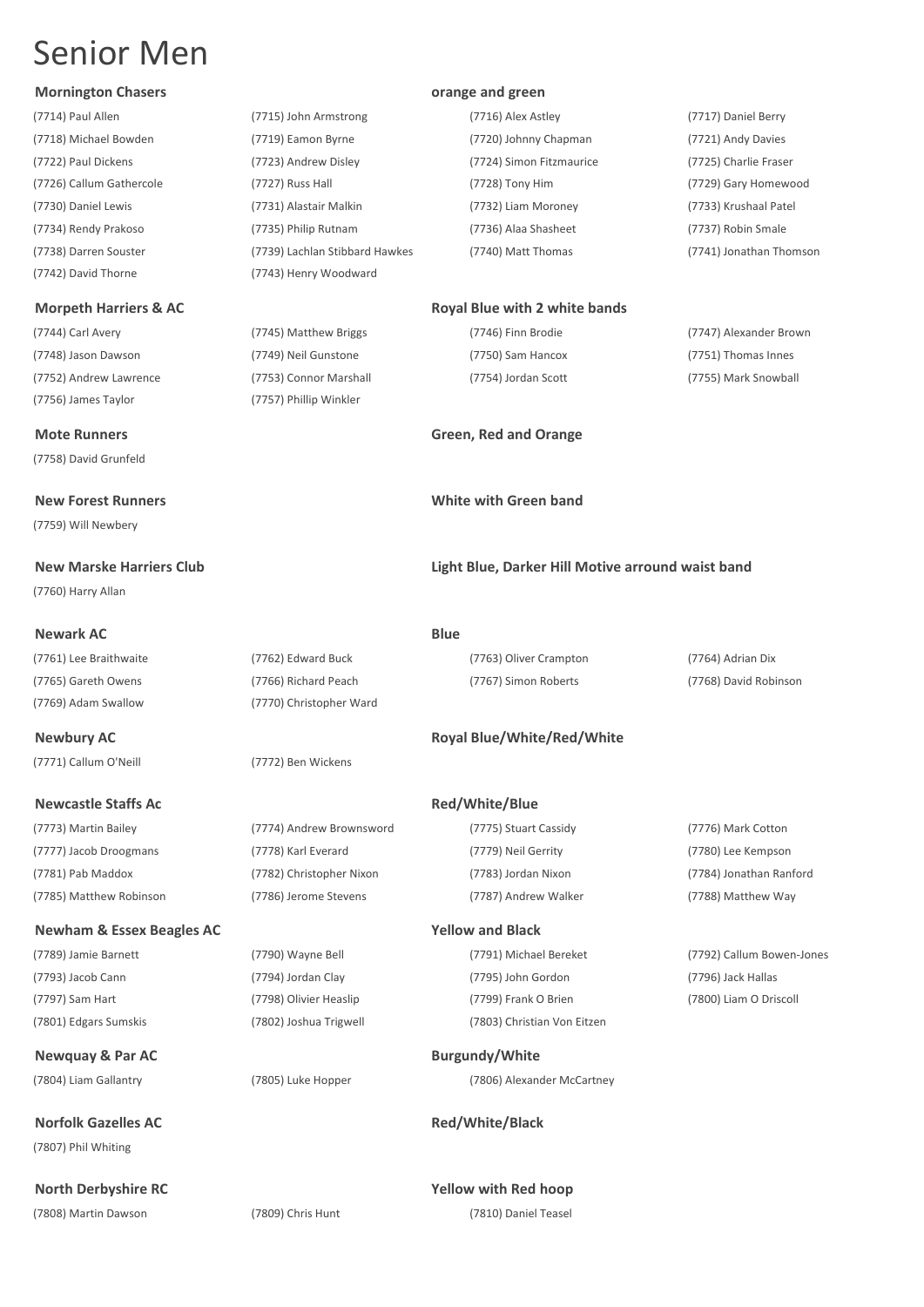# Senior Men

**Mornington Chasers** — **orange and green**

(7714) Paul Allen
(7715) John Armstrong
(7716) Alex Astley
(7717) Daniel Berry
(7718) Michael Bowden
(7719) Eamon Byrne
(7720) Johnny Chapman
(7721) Andy Davies
(7722) Paul Dickens
(7723) Andrew Disley
(7724) Simon Fitzmaurice
(7725) Charlie Fraser
(7726) Callum Gathercole
(7727) Russ Hall
(7728) Tony Him
(7729) Gary Homewood
(7730) Daniel Lewis
(7731) Alastair Malkin
(7732) Liam Moroney
(7733) Krushaal Patel
(7734) Rendy Prakoso
(7735) Philip Rutnam
(7736) Alaa Shasheet
(7737) Robin Smale
(7738) Darren Souster
(7739) Lachlan Stibbard Hawkes
(7740) Matt Thomas
(7741) Jonathan Thomson
(7742) David Thorne
(7743) Henry Woodward

**Morpeth Harriers & AC** — **Royal Blue with 2 white bands**

(7744) Carl Avery
(7745) Matthew Briggs
(7746) Finn Brodie
(7747) Alexander Brown
(7748) Jason Dawson
(7749) Neil Gunstone
(7750) Sam Hancox
(7751) Thomas Innes
(7752) Andrew Lawrence
(7753) Connor Marshall
(7754) Jordan Scott
(7755) Mark Snowball
(7756) James Taylor
(7757) Phillip Winkler

**Mote Runners** — **Green, Red and Orange**

(7758) David Grunfeld

**New Forest Runners** — **White with Green band**

(7759) Will Newbery

**New Marske Harriers Club** — **Light Blue, Darker Hill Motive arround waist band**

(7760) Harry Allan

**Newark AC** — **Blue**

(7761) Lee Braithwaite
(7762) Edward Buck
(7763) Oliver Crampton
(7764) Adrian Dix
(7765) Gareth Owens
(7766) Richard Peach
(7767) Simon Roberts
(7768) David Robinson
(7769) Adam Swallow
(7770) Christopher Ward

**Newbury AC** — **Royal Blue/White/Red/White**

(7771) Callum O'Neill
(7772) Ben Wickens

**Newcastle Staffs Ac** — **Red/White/Blue**

(7773) Martin Bailey
(7774) Andrew Brownsword
(7775) Stuart Cassidy
(7776) Mark Cotton
(7777) Jacob Droogmans
(7778) Karl Everard
(7779) Neil Gerrity
(7780) Lee Kempson
(7781) Pab Maddox
(7782) Christopher Nixon
(7783) Jordan Nixon
(7784) Jonathan Ranford
(7785) Matthew Robinson
(7786) Jerome Stevens
(7787) Andrew Walker
(7788) Matthew Way

**Newham & Essex Beagles AC** — **Yellow and Black**

(7789) Jamie Barnett
(7790) Wayne Bell
(7791) Michael Bereket
(7792) Callum Bowen-Jones
(7793) Jacob Cann
(7794) Jordan Clay
(7795) John Gordon
(7796) Jack Hallas
(7797) Sam Hart
(7798) Olivier Heaslip
(7799) Frank O Brien
(7800) Liam O Driscoll
(7801) Edgars Sumskis
(7802) Joshua Trigwell
(7803) Christian Von Eitzen

**Newquay & Par AC** — **Burgundy/White**

(7804) Liam Gallantry
(7805) Luke Hopper
(7806) Alexander McCartney

**Norfolk Gazelles AC** — **Red/White/Black**

(7807) Phil Whiting

**North Derbyshire RC** — **Yellow with Red hoop**

(7808) Martin Dawson
(7809) Chris Hunt
(7810) Daniel Teasel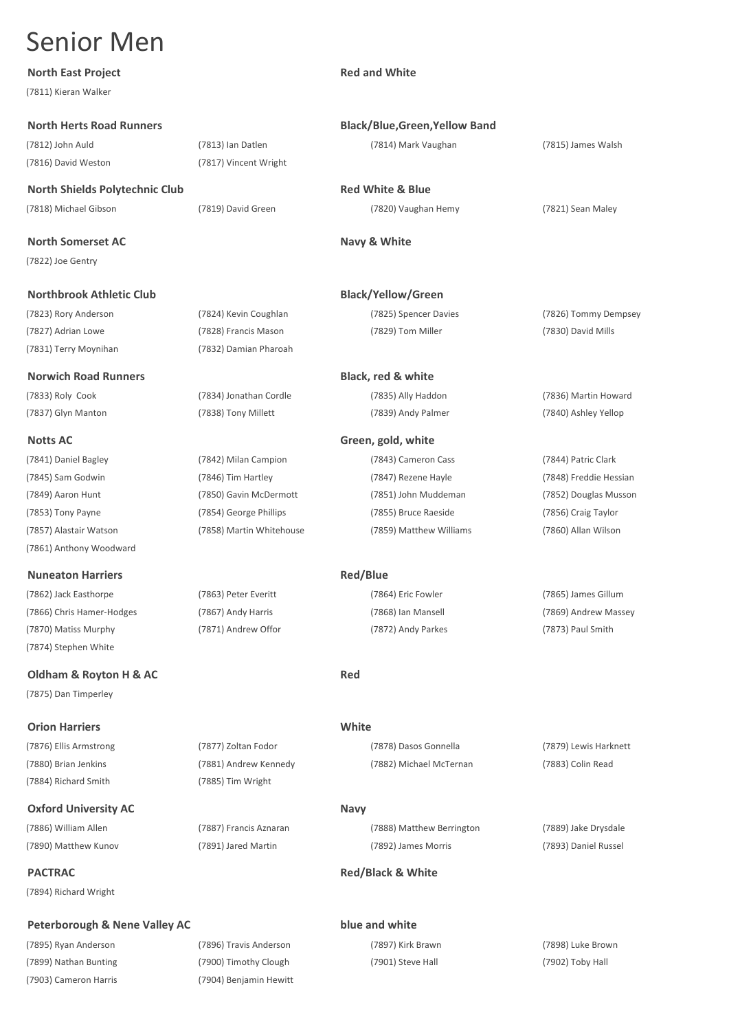# Senior Men

**North East Project** — **Red and White**

(7811) Kieran Walker

**North Herts Road Runners** — **Black/Blue,Green,Yellow Band**

(7812) John Auld
(7813) Ian Datlen
(7814) Mark Vaughan
(7815) James Walsh
(7816) David Weston
(7817) Vincent Wright

**North Shields Polytechnic Club** — **Red White & Blue**

(7818) Michael Gibson
(7819) David Green
(7820) Vaughan Hemy
(7821) Sean Maley

**North Somerset AC** — **Navy & White**

(7822) Joe Gentry

**Northbrook Athletic Club** — **Black/Yellow/Green**

(7823) Rory Anderson
(7824) Kevin Coughlan
(7825) Spencer Davies
(7826) Tommy Dempsey
(7827) Adrian Lowe
(7828) Francis Mason
(7829) Tom Miller
(7830) David Mills
(7831) Terry Moynihan
(7832) Damian Pharoah

**Norwich Road Runners** — **Black, red & white**

(7833) Roly Cook
(7834) Jonathan Cordle
(7835) Ally Haddon
(7836) Martin Howard
(7837) Glyn Manton
(7838) Tony Millett
(7839) Andy Palmer
(7840) Ashley Yellop

**Notts AC** — **Green, gold, white**

(7841) Daniel Bagley
(7842) Milan Campion
(7843) Cameron Cass
(7844) Patric Clark
(7845) Sam Godwin
(7846) Tim Hartley
(7847) Rezene Hayle
(7848) Freddie Hessian
(7849) Aaron Hunt
(7850) Gavin McDermott
(7851) John Muddeman
(7852) Douglas Musson
(7853) Tony Payne
(7854) George Phillips
(7855) Bruce Raeside
(7856) Craig Taylor
(7857) Alastair Watson
(7858) Martin Whitehouse
(7859) Matthew Williams
(7860) Allan Wilson
(7861) Anthony Woodward

**Nuneaton Harriers** — **Red/Blue**

(7862) Jack Easthorpe
(7863) Peter Everitt
(7864) Eric Fowler
(7865) James Gillum
(7866) Chris Hamer-Hodges
(7867) Andy Harris
(7868) Ian Mansell
(7869) Andrew Massey
(7870) Matiss Murphy
(7871) Andrew Offor
(7872) Andy Parkes
(7873) Paul Smith
(7874) Stephen White

**Oldham & Royton H & AC** — **Red**

(7875) Dan Timperley

**Orion Harriers** — **White**

(7876) Ellis Armstrong
(7877) Zoltan Fodor
(7878) Dasos Gonnella
(7879) Lewis Harknett
(7880) Brian Jenkins
(7881) Andrew Kennedy
(7882) Michael McTernan
(7883) Colin Read
(7884) Richard Smith
(7885) Tim Wright

**Oxford University AC** — **Navy**

(7886) William Allen
(7887) Francis Aznaran
(7888) Matthew Berrington
(7889) Jake Drysdale
(7890) Matthew Kunov
(7891) Jared Martin
(7892) James Morris
(7893) Daniel Russel

**PACTRAC** — **Red/Black & White**

(7894) Richard Wright

**Peterborough & Nene Valley AC** — **blue and white**

(7895) Ryan Anderson
(7896) Travis Anderson
(7897) Kirk Brawn
(7898) Luke Brown
(7899) Nathan Bunting
(7900) Timothy Clough
(7901) Steve Hall
(7902) Toby Hall
(7903) Cameron Harris
(7904) Benjamin Hewitt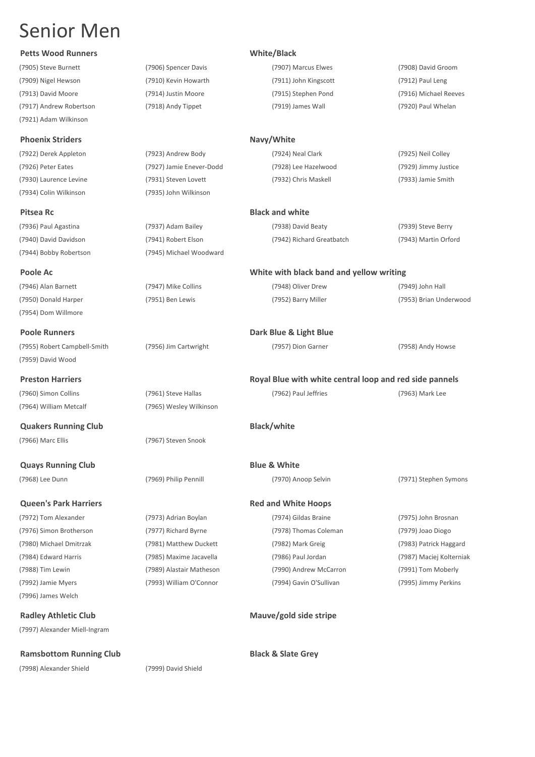# Senior Men

**Petts Wood Runners** — **White/Black**

(7905) Steve Burnett (7906) Spencer Davis (7907) Marcus Elwes (7908) David Groom
(7909) Nigel Hewson (7910) Kevin Howarth (7911) John Kingscott (7912) Paul Leng
(7913) David Moore (7914) Justin Moore (7915) Stephen Pond (7916) Michael Reeves
(7917) Andrew Robertson (7918) Andy Tippet (7919) James Wall (7920) Paul Whelan
(7921) Adam Wilkinson

**Phoenix Striders** — **Navy/White**

(7922) Derek Appleton (7923) Andrew Body (7924) Neal Clark (7925) Neil Colley
(7926) Peter Eates (7927) Jamie Enever-Dodd (7928) Lee Hazelwood (7929) Jimmy Justice
(7930) Laurence Levine (7931) Steven Lovett (7932) Chris Maskell (7933) Jamie Smith
(7934) Colin Wilkinson (7935) John Wilkinson

**Pitsea Rc** — **Black and white**

(7936) Paul Agastina (7937) Adam Bailey (7938) David Beaty (7939) Steve Berry
(7940) David Davidson (7941) Robert Elson (7942) Richard Greatbatch (7943) Martin Orford
(7944) Bobby Robertson (7945) Michael Woodward

**Poole Ac** — **White with black band and yellow writing**

(7946) Alan Barnett (7947) Mike Collins (7948) Oliver Drew (7949) John Hall
(7950) Donald Harper (7951) Ben Lewis (7952) Barry Miller (7953) Brian Underwood
(7954) Dom Willmore

**Poole Runners** — **Dark Blue & Light Blue**

(7955) Robert Campbell-Smith (7956) Jim Cartwright (7957) Dion Garner (7958) Andy Howse
(7959) David Wood

**Preston Harriers** — **Royal Blue with white central loop and red side pannels**

(7960) Simon Collins (7961) Steve Hallas (7962) Paul Jeffries (7963) Mark Lee
(7964) William Metcalf (7965) Wesley Wilkinson

**Quakers Running Club** — **Black/white**

(7966) Marc Ellis (7967) Steven Snook

**Quays Running Club** — **Blue & White**

(7968) Lee Dunn (7969) Philip Pennill (7970) Anoop Selvin (7971) Stephen Symons

**Queen's Park Harriers** — **Red and White Hoops**

(7972) Tom Alexander (7973) Adrian Boylan (7974) Gildas Braine (7975) John Brosnan
(7976) Simon Brotherson (7977) Richard Byrne (7978) Thomas Coleman (7979) Joao Diogo
(7980) Michael Dmitrzak (7981) Matthew Duckett (7982) Mark Greig (7983) Patrick Haggard
(7984) Edward Harris (7985) Maxime Jacavella (7986) Paul Jordan (7987) Maciej Kolterniak
(7988) Tim Lewin (7989) Alastair Matheson (7990) Andrew McCarron (7991) Tom Moberly
(7992) Jamie Myers (7993) William O'Connor (7994) Gavin O'Sullivan (7995) Jimmy Perkins
(7996) James Welch

**Radley Athletic Club** — **Mauve/gold side stripe**

(7997) Alexander Miell-Ingram

**Ramsbottom Running Club** — **Black & Slate Grey**

(7998) Alexander Shield (7999) David Shield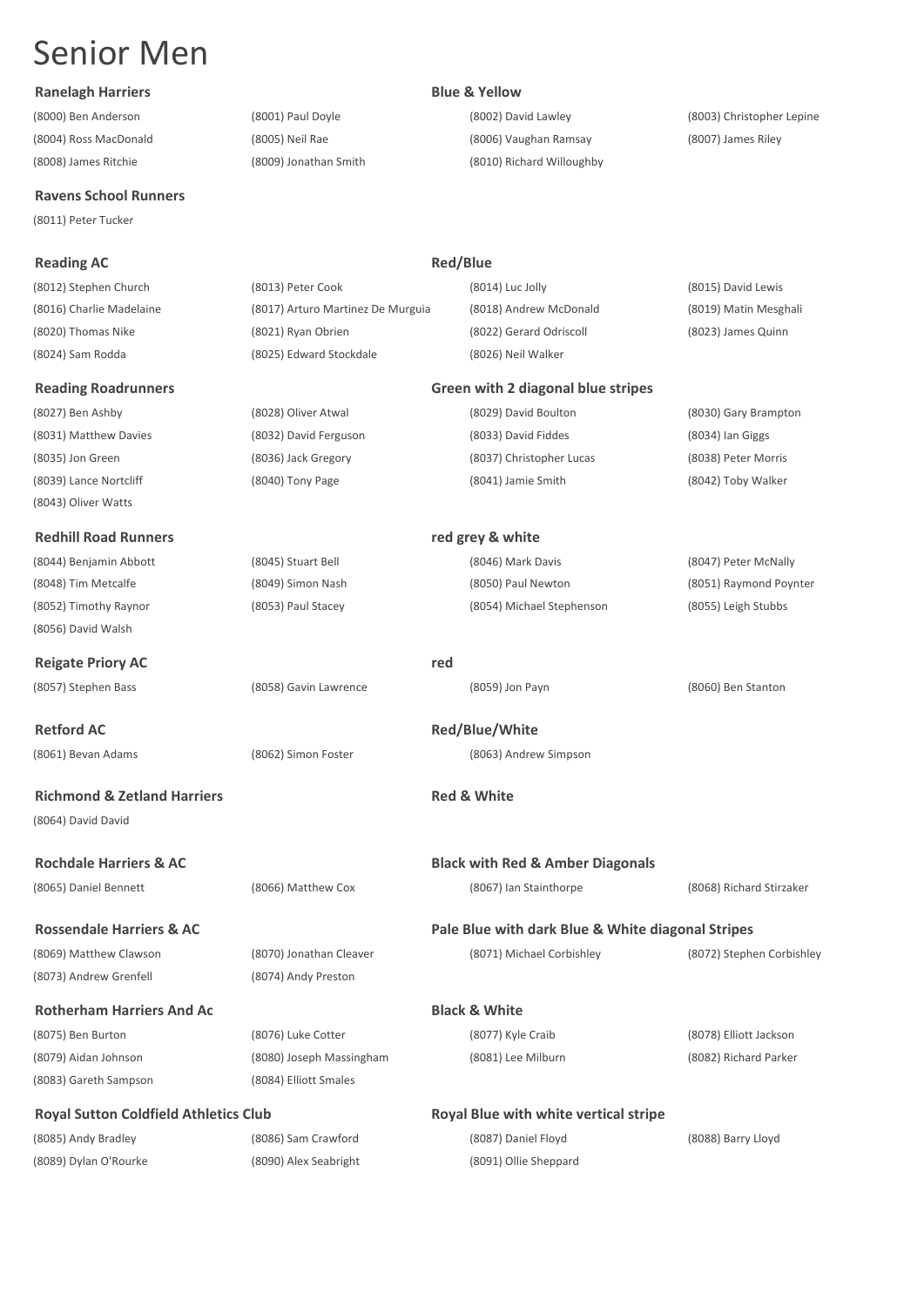# Senior Men

**Ranelagh Harriers** — **Blue & Yellow**

| | | | |
|---|---|---|---|
| (8000) Ben Anderson | (8001) Paul Doyle | (8002) David Lawley | (8003) Christopher Lepine |
| (8004) Ross MacDonald | (8005) Neil Rae | (8006) Vaughan Ramsay | (8007) James Riley |
| (8008) James Ritchie | (8009) Jonathan Smith | (8010) Richard Willoughby | |

**Ravens School Runners**

(8011) Peter Tucker

**Reading AC** — **Red/Blue**

| | | | |
|---|---|---|---|
| (8012) Stephen Church | (8013) Peter Cook | (8014) Luc Jolly | (8015) David Lewis |
| (8016) Charlie Madelaine | (8017) Arturo Martinez De Murguia | (8018) Andrew McDonald | (8019) Matin Mesghali |
| (8020) Thomas Nike | (8021) Ryan Obrien | (8022) Gerard Odriscoll | (8023) James Quinn |
| (8024) Sam Rodda | (8025) Edward Stockdale | (8026) Neil Walker | |

**Reading Roadrunners** — **Green with 2 diagonal blue stripes**

| | | | |
|---|---|---|---|
| (8027) Ben Ashby | (8028) Oliver Atwal | (8029) David Boulton | (8030) Gary Brampton |
| (8031) Matthew Davies | (8032) David Ferguson | (8033) David Fiddes | (8034) Ian Giggs |
| (8035) Jon Green | (8036) Jack Gregory | (8037) Christopher Lucas | (8038) Peter Morris |
| (8039) Lance Nortcliff | (8040) Tony Page | (8041) Jamie Smith | (8042) Toby Walker |
| (8043) Oliver Watts | | | |

**Redhill Road Runners** — **red grey & white**

| | | | |
|---|---|---|---|
| (8044) Benjamin Abbott | (8045) Stuart Bell | (8046) Mark Davis | (8047) Peter McNally |
| (8048) Tim Metcalfe | (8049) Simon Nash | (8050) Paul Newton | (8051) Raymond Poynter |
| (8052) Timothy Raynor | (8053) Paul Stacey | (8054) Michael Stephenson | (8055) Leigh Stubbs |
| (8056) David Walsh | | | |

**Reigate Priory AC** — **red**

| | | | |
|---|---|---|---|
| (8057) Stephen Bass | (8058) Gavin Lawrence | (8059) Jon Payn | (8060) Ben Stanton |

**Retford AC** — **Red/Blue/White**

| | | |
|---|---|---|
| (8061) Bevan Adams | (8062) Simon Foster | (8063) Andrew Simpson |

**Richmond & Zetland Harriers** — **Red & White**

(8064) David David

**Rochdale Harriers & AC** — **Black with Red & Amber Diagonals**

| | | | |
|---|---|---|---|
| (8065) Daniel Bennett | (8066) Matthew Cox | (8067) Ian Stainthorpe | (8068) Richard Stirzaker |

**Rossendale Harriers & AC** — **Pale Blue with dark Blue & White diagonal Stripes**

| | | | |
|---|---|---|---|
| (8069) Matthew Clawson | (8070) Jonathan Cleaver | (8071) Michael Corbishley | (8072) Stephen Corbishley |
| (8073) Andrew Grenfell | (8074) Andy Preston | | |

**Rotherham Harriers And Ac** — **Black & White**

| | | | |
|---|---|---|---|
| (8075) Ben Burton | (8076) Luke Cotter | (8077) Kyle Craib | (8078) Elliott Jackson |
| (8079) Aidan Johnson | (8080) Joseph Massingham | (8081) Lee Milburn | (8082) Richard Parker |
| (8083) Gareth Sampson | (8084) Elliott Smales | | |

**Royal Sutton Coldfield Athletics Club** — **Royal Blue with white vertical stripe**

| | | | |
|---|---|---|---|
| (8085) Andy Bradley | (8086) Sam Crawford | (8087) Daniel Floyd | (8088) Barry Lloyd |
| (8089) Dylan O'Rourke | (8090) Alex Seabright | (8091) Ollie Sheppard | |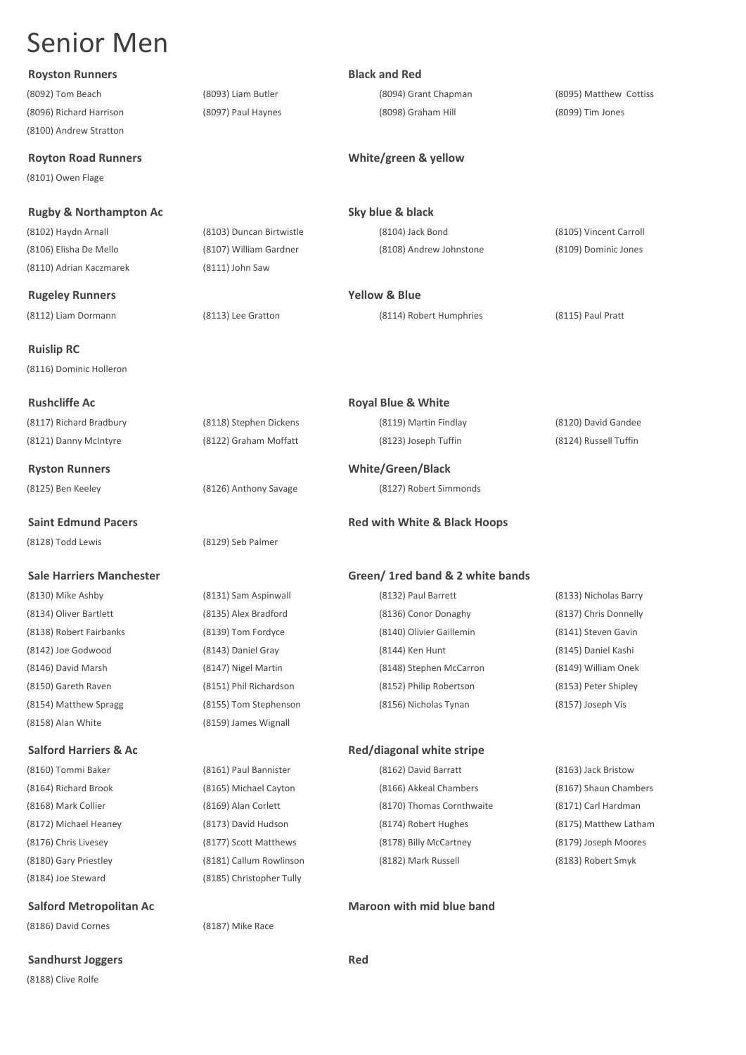# Senior Men

**Royston Runners** — **Black and Red**

(8092) Tom Beach | (8093) Liam Butler | (8094) Grant Chapman | (8095) Matthew Cottiss
(8096) Richard Harrison | (8097) Paul Haynes | (8098) Graham Hill | (8099) Tim Jones
(8100) Andrew Stratton

**Royton Road Runners** — **White/green & yellow**

(8101) Owen Flage

**Rugby & Northampton Ac** — **Sky blue & black**

(8102) Haydn Arnall | (8103) Duncan Birtwistle | (8104) Jack Bond | (8105) Vincent Carroll
(8106) Elisha De Mello | (8107) William Gardner | (8108) Andrew Johnstone | (8109) Dominic Jones
(8110) Adrian Kaczmarek | (8111) John Saw

**Rugeley Runners** — **Yellow & Blue**

(8112) Liam Dormann | (8113) Lee Gratton | (8114) Robert Humphries | (8115) Paul Pratt

**Ruislip RC**

(8116) Dominic Holleron

**Rushcliffe Ac** — **Royal Blue & White**

(8117) Richard Bradbury | (8118) Stephen Dickens | (8119) Martin Findlay | (8120) David Gandee
(8121) Danny McIntyre | (8122) Graham Moffatt | (8123) Joseph Tuffin | (8124) Russell Tuffin

**Ryston Runners** — **White/Green/Black**

(8125) Ben Keeley | (8126) Anthony Savage | (8127) Robert Simmonds

**Saint Edmund Pacers** — **Red with White & Black Hoops**

(8128) Todd Lewis | (8129) Seb Palmer

**Sale Harriers Manchester** — **Green/ 1red band & 2 white bands**

(8130) Mike Ashby | (8131) Sam Aspinwall | (8132) Paul Barrett | (8133) Nicholas Barry
(8134) Oliver Bartlett | (8135) Alex Bradford | (8136) Conor Donaghy | (8137) Chris Donnelly
(8138) Robert Fairbanks | (8139) Tom Fordyce | (8140) Olivier Gaillemin | (8141) Steven Gavin
(8142) Joe Godwood | (8143) Daniel Gray | (8144) Ken Hunt | (8145) Daniel Kashi
(8146) David Marsh | (8147) Nigel Martin | (8148) Stephen McCarron | (8149) William Onek
(8150) Gareth Raven | (8151) Phil Richardson | (8152) Philip Robertson | (8153) Peter Shipley
(8154) Matthew Spragg | (8155) Tom Stephenson | (8156) Nicholas Tynan | (8157) Joseph Vis
(8158) Alan White | (8159) James Wignall

**Salford Harriers & Ac** — **Red/diagonal white stripe**

(8160) Tommi Baker | (8161) Paul Bannister | (8162) David Barratt | (8163) Jack Bristow
(8164) Richard Brook | (8165) Michael Cayton | (8166) Akkeal Chambers | (8167) Shaun Chambers
(8168) Mark Collier | (8169) Alan Corlett | (8170) Thomas Cornthwaite | (8171) Carl Hardman
(8172) Michael Heaney | (8173) David Hudson | (8174) Robert Hughes | (8175) Matthew Latham
(8176) Chris Livesey | (8177) Scott Matthews | (8178) Billy McCartney | (8179) Joseph Moores
(8180) Gary Priestley | (8181) Callum Rowlinson | (8182) Mark Russell | (8183) Robert Smyk
(8184) Joe Steward | (8185) Christopher Tully

**Salford Metropolitan Ac** — **Maroon with mid blue band**

(8186) David Cornes | (8187) Mike Race

**Sandhurst Joggers** — **Red**

(8188) Clive Rolfe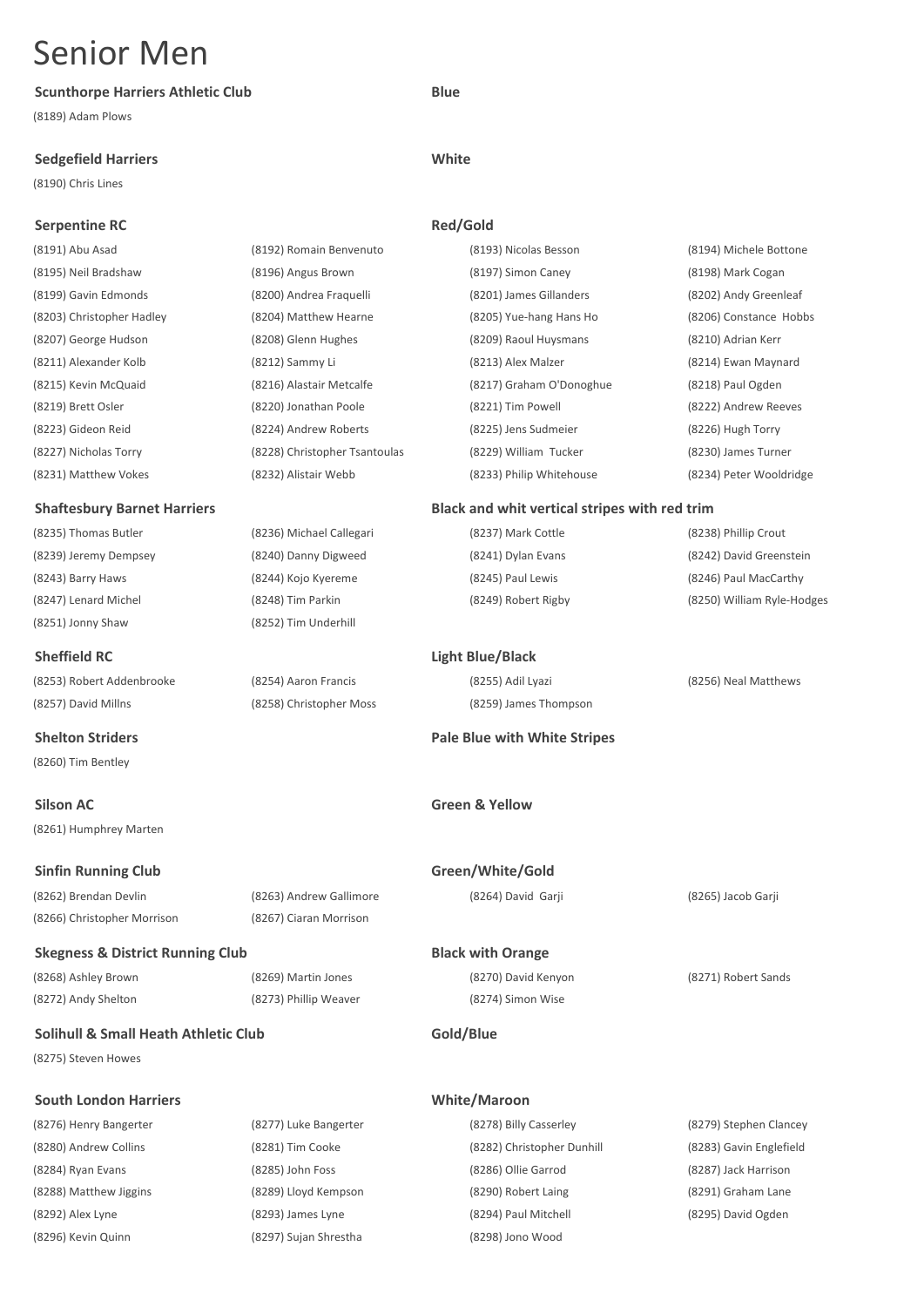# Senior Men

### Scunthorpe Harriers Athletic Club

**Blue**

(8189) Adam Plows

### Sedgefield Harriers

**White**

(8190) Chris Lines

### Serpentine RC

**Red/Gold**

| | | | |
|---|---|---|---|
| (8191) Abu Asad | (8192) Romain Benvenuto | (8193) Nicolas Besson | (8194) Michele Bottone |
| (8195) Neil Bradshaw | (8196) Angus Brown | (8197) Simon Caney | (8198) Mark Cogan |
| (8199) Gavin Edmonds | (8200) Andrea Fraquelli | (8201) James Gillanders | (8202) Andy Greenleaf |
| (8203) Christopher Hadley | (8204) Matthew Hearne | (8205) Yue-hang Hans Ho | (8206) Constance Hobbs |
| (8207) George Hudson | (8208) Glenn Hughes | (8209) Raoul Huysmans | (8210) Adrian Kerr |
| (8211) Alexander Kolb | (8212) Sammy Li | (8213) Alex Malzer | (8214) Ewan Maynard |
| (8215) Kevin McQuaid | (8216) Alastair Metcalfe | (8217) Graham O'Donoghue | (8218) Paul Ogden |
| (8219) Brett Osler | (8220) Jonathan Poole | (8221) Tim Powell | (8222) Andrew Reeves |
| (8223) Gideon Reid | (8224) Andrew Roberts | (8225) Jens Sudmeier | (8226) Hugh Torry |
| (8227) Nicholas Torry | (8228) Christopher Tsantoulas | (8229) William Tucker | (8230) James Turner |
| (8231) Matthew Vokes | (8232) Alistair Webb | (8233) Philip Whitehouse | (8234) Peter Wooldridge |

### Shaftesbury Barnet Harriers

**Black and whit vertical stripes with red trim**

| | | | |
|---|---|---|---|
| (8235) Thomas Butler | (8236) Michael Callegari | (8237) Mark Cottle | (8238) Phillip Crout |
| (8239) Jeremy Dempsey | (8240) Danny Digweed | (8241) Dylan Evans | (8242) David Greenstein |
| (8243) Barry Haws | (8244) Kojo Kyereme | (8245) Paul Lewis | (8246) Paul MacCarthy |
| (8247) Lenard Michel | (8248) Tim Parkin | (8249) Robert Rigby | (8250) William Ryle-Hodges |
| (8251) Jonny Shaw | (8252) Tim Underhill | | |

### Sheffield RC

**Light Blue/Black**

| | | | |
|---|---|---|---|
| (8253) Robert Addenbrooke | (8254) Aaron Francis | (8255) Adil Lyazi | (8256) Neal Matthews |
| (8257) David Millns | (8258) Christopher Moss | (8259) James Thompson | |

### Shelton Striders

**Pale Blue with White Stripes**

(8260) Tim Bentley

### Silson AC

**Green & Yellow**

(8261) Humphrey Marten

### Sinfin Running Club

**Green/White/Gold**

| | | | |
|---|---|---|---|
| (8262) Brendan Devlin | (8263) Andrew Gallimore | (8264) David Garji | (8265) Jacob Garji |
| (8266) Christopher Morrison | (8267) Ciaran Morrison | | |

### Skegness & District Running Club

**Black with Orange**

| | | | |
|---|---|---|---|
| (8268) Ashley Brown | (8269) Martin Jones | (8270) David Kenyon | (8271) Robert Sands |
| (8272) Andy Shelton | (8273) Phillip Weaver | (8274) Simon Wise | |

### Solihull & Small Heath Athletic Club

**Gold/Blue**

(8275) Steven Howes

### South London Harriers

**White/Maroon**

| | | | |
|---|---|---|---|
| (8276) Henry Bangerter | (8277) Luke Bangerter | (8278) Billy Casserley | (8279) Stephen Clancey |
| (8280) Andrew Collins | (8281) Tim Cooke | (8282) Christopher Dunhill | (8283) Gavin Englefield |
| (8284) Ryan Evans | (8285) John Foss | (8286) Ollie Garrod | (8287) Jack Harrison |
| (8288) Matthew Jiggins | (8289) Lloyd Kempson | (8290) Robert Laing | (8291) Graham Lane |
| (8292) Alex Lyne | (8293) James Lyne | (8294) Paul Mitchell | (8295) David Ogden |
| (8296) Kevin Quinn | (8297) Sujan Shrestha | (8298) Jono Wood | |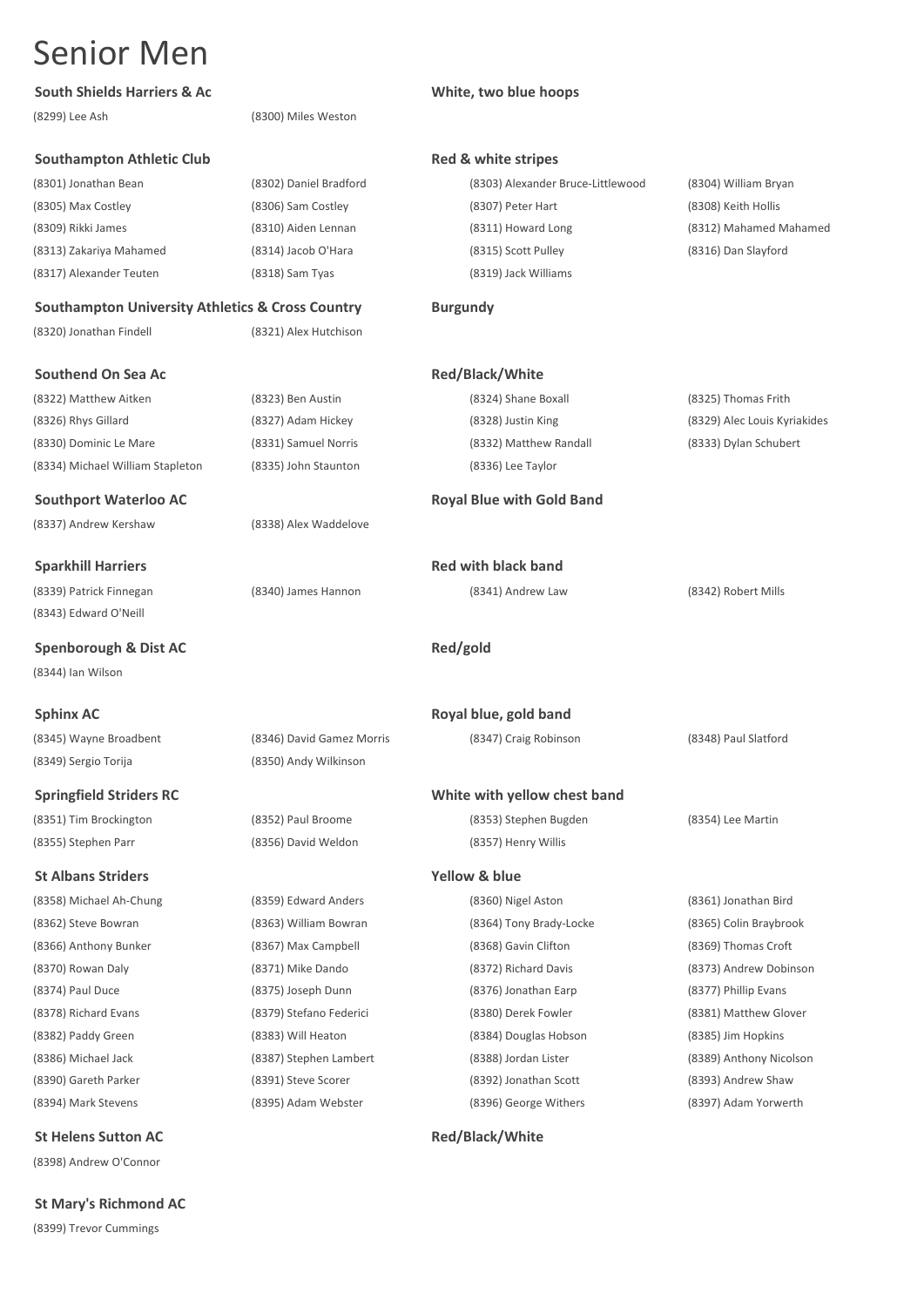# Senior Men

**South Shields Harriers & Ac** — **White, two blue hoops**

(8299) Lee Ash, (8300) Miles Weston

**Southampton Athletic Club** — **Red & white stripes**

(8301) Jonathan Bean, (8302) Daniel Bradford, (8303) Alexander Bruce-Littlewood, (8304) William Bryan, (8305) Max Costley, (8306) Sam Costley, (8307) Peter Hart, (8308) Keith Hollis, (8309) Rikki James, (8310) Aiden Lennan, (8311) Howard Long, (8312) Mahamed Mahamed, (8313) Zakariya Mahamed, (8314) Jacob O'Hara, (8315) Scott Pulley, (8316) Dan Slayford, (8317) Alexander Teuten, (8318) Sam Tyas, (8319) Jack Williams

**Southampton University Athletics & Cross Country** — **Burgundy**

(8320) Jonathan Findell, (8321) Alex Hutchison

**Southend On Sea Ac** — **Red/Black/White**

(8322) Matthew Aitken, (8323) Ben Austin, (8324) Shane Boxall, (8325) Thomas Frith, (8326) Rhys Gillard, (8327) Adam Hickey, (8328) Justin King, (8329) Alec Louis Kyriakides, (8330) Dominic Le Mare, (8331) Samuel Norris, (8332) Matthew Randall, (8333) Dylan Schubert, (8334) Michael William Stapleton, (8335) John Staunton, (8336) Lee Taylor

**Southport Waterloo AC** — **Royal Blue with Gold Band**

(8337) Andrew Kershaw, (8338) Alex Waddelove

**Sparkhill Harriers** — **Red with black band**

(8339) Patrick Finnegan, (8340) James Hannon, (8341) Andrew Law, (8342) Robert Mills, (8343) Edward O'Neill

**Spenborough & Dist AC** — **Red/gold**

(8344) Ian Wilson

**Sphinx AC** — **Royal blue, gold band**

(8345) Wayne Broadbent, (8346) David Gamez Morris, (8347) Craig Robinson, (8348) Paul Slatford, (8349) Sergio Torija, (8350) Andy Wilkinson

**Springfield Striders RC** — **White with yellow chest band**

(8351) Tim Brockington, (8352) Paul Broome, (8353) Stephen Bugden, (8354) Lee Martin, (8355) Stephen Parr, (8356) David Weldon, (8357) Henry Willis

**St Albans Striders** — **Yellow & blue**

(8358) Michael Ah-Chung, (8359) Edward Anders, (8360) Nigel Aston, (8361) Jonathan Bird, (8362) Steve Bowran, (8363) William Bowran, (8364) Tony Brady-Locke, (8365) Colin Braybrook, (8366) Anthony Bunker, (8367) Max Campbell, (8368) Gavin Clifton, (8369) Thomas Croft, (8370) Rowan Daly, (8371) Mike Dando, (8372) Richard Davis, (8373) Andrew Dobinson, (8374) Paul Duce, (8375) Joseph Dunn, (8376) Jonathan Earp, (8377) Phillip Evans, (8378) Richard Evans, (8379) Stefano Federici, (8380) Derek Fowler, (8381) Matthew Glover, (8382) Paddy Green, (8383) Will Heaton, (8384) Douglas Hobson, (8385) Jim Hopkins, (8386) Michael Jack, (8387) Stephen Lambert, (8388) Jordan Lister, (8389) Anthony Nicolson, (8390) Gareth Parker, (8391) Steve Scorer, (8392) Jonathan Scott, (8393) Andrew Shaw, (8394) Mark Stevens, (8395) Adam Webster, (8396) George Withers, (8397) Adam Yorwerth

**St Helens Sutton AC** — **Red/Black/White**

(8398) Andrew O'Connor

**St Mary's Richmond AC**

(8399) Trevor Cummings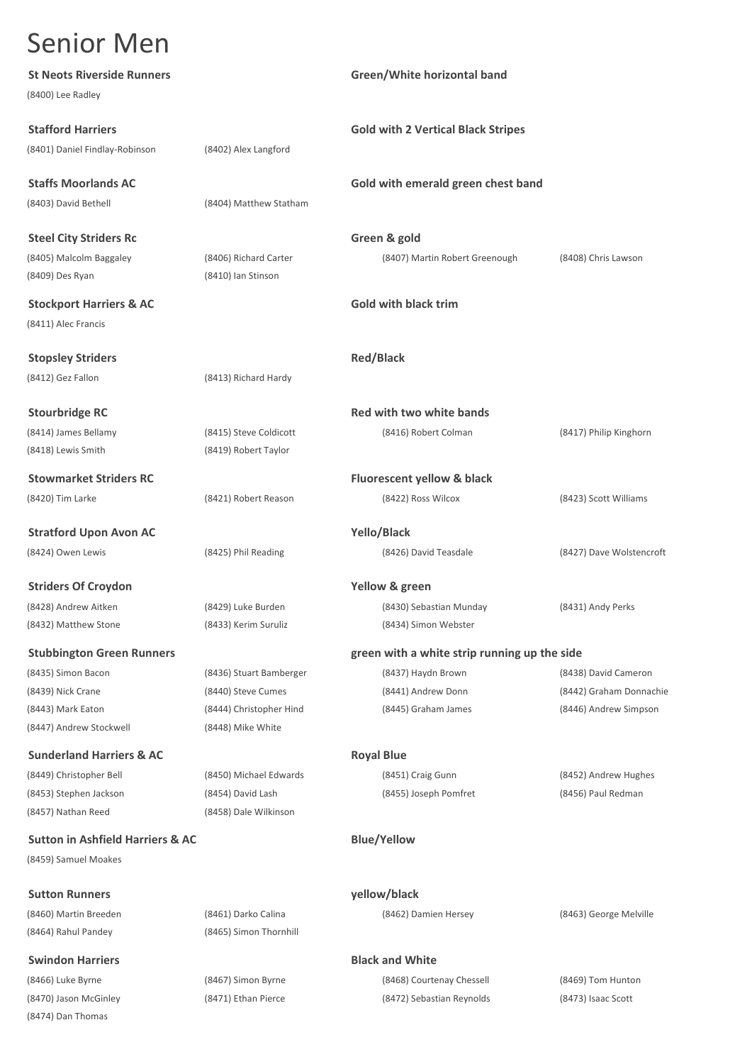# Senior Men

**St Neots Riverside Runners** — **Green/White horizontal band**

(8400) Lee Radley

**Stafford Harriers** — **Gold with 2 Vertical Black Stripes**

(8401) Daniel Findlay-Robinson, (8402) Alex Langford

**Staffs Moorlands AC** — **Gold with emerald green chest band**

(8403) David Bethell, (8404) Matthew Statham

**Steel City Striders Rc** — **Green & gold**

(8405) Malcolm Baggaley, (8406) Richard Carter, (8407) Martin Robert Greenough, (8408) Chris Lawson, (8409) Des Ryan, (8410) Ian Stinson

**Stockport Harriers & AC** — **Gold with black trim**

(8411) Alec Francis

**Stopsley Striders** — **Red/Black**

(8412) Gez Fallon, (8413) Richard Hardy

**Stourbridge RC** — **Red with two white bands**

(8414) James Bellamy, (8415) Steve Coldicott, (8416) Robert Colman, (8417) Philip Kinghorn, (8418) Lewis Smith, (8419) Robert Taylor

**Stowmarket Striders RC** — **Fluorescent yellow & black**

(8420) Tim Larke, (8421) Robert Reason, (8422) Ross Wilcox, (8423) Scott Williams

**Stratford Upon Avon AC** — **Yello/Black**

(8424) Owen Lewis, (8425) Phil Reading, (8426) David Teasdale, (8427) Dave Wolstencroft

**Striders Of Croydon** — **Yellow & green**

(8428) Andrew Aitken, (8429) Luke Burden, (8430) Sebastian Munday, (8431) Andy Perks, (8432) Matthew Stone, (8433) Kerim Suruliz, (8434) Simon Webster

**Stubbington Green Runners** — **green with a white strip running up the side**

(8435) Simon Bacon, (8436) Stuart Bamberger, (8437) Haydn Brown, (8438) David Cameron, (8439) Nick Crane, (8440) Steve Cumes, (8441) Andrew Donn, (8442) Graham Donnachie, (8443) Mark Eaton, (8444) Christopher Hind, (8445) Graham James, (8446) Andrew Simpson, (8447) Andrew Stockwell, (8448) Mike White

**Sunderland Harriers & AC** — **Royal Blue**

(8449) Christopher Bell, (8450) Michael Edwards, (8451) Craig Gunn, (8452) Andrew Hughes, (8453) Stephen Jackson, (8454) David Lash, (8455) Joseph Pomfret, (8456) Paul Redman, (8457) Nathan Reed, (8458) Dale Wilkinson

**Sutton in Ashfield Harriers & AC** — **Blue/Yellow**

(8459) Samuel Moakes

**Sutton Runners** — **yellow/black**

(8460) Martin Breeden, (8461) Darko Calina, (8462) Damien Hersey, (8463) George Melville, (8464) Rahul Pandey, (8465) Simon Thornhill

**Swindon Harriers** — **Black and White**

(8466) Luke Byrne, (8467) Simon Byrne, (8468) Courtenay Chessell, (8469) Tom Hunton, (8470) Jason McGinley, (8471) Ethan Pierce, (8472) Sebastian Reynolds, (8473) Isaac Scott, (8474) Dan Thomas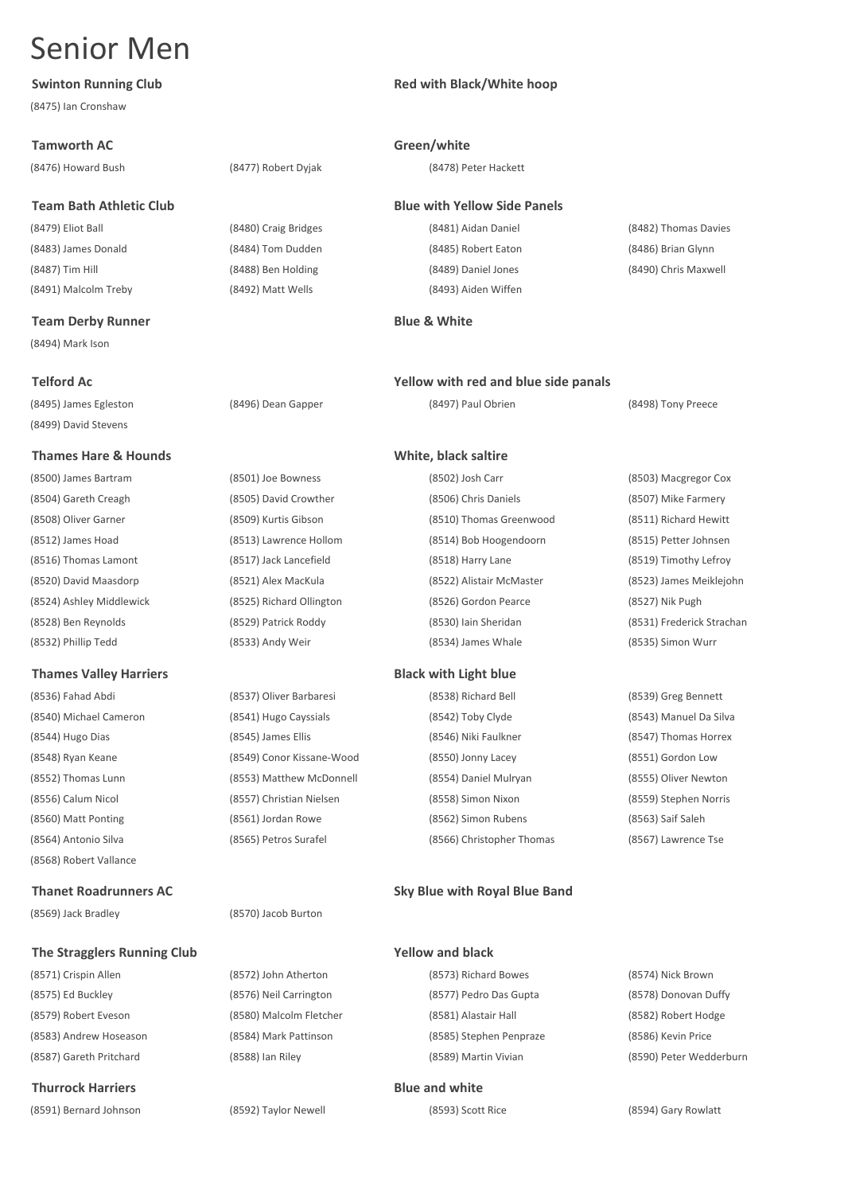# Senior Men

**Swinton Running Club** — **Red with Black/White hoop**

(8475) Ian Cronshaw

**Tamworth AC** — **Green/white**

(8476) Howard Bush, (8477) Robert Dyjak, (8478) Peter Hackett

**Team Bath Athletic Club** — **Blue with Yellow Side Panels**

(8479) Eliot Ball, (8480) Craig Bridges, (8481) Aidan Daniel, (8482) Thomas Davies
(8483) James Donald, (8484) Tom Dudden, (8485) Robert Eaton, (8486) Brian Glynn
(8487) Tim Hill, (8488) Ben Holding, (8489) Daniel Jones, (8490) Chris Maxwell
(8491) Malcolm Treby, (8492) Matt Wells, (8493) Aiden Wiffen

**Team Derby Runner** — **Blue & White**

(8494) Mark Ison

**Telford Ac** — **Yellow with red and blue side panals**

(8495) James Egleston, (8496) Dean Gapper, (8497) Paul Obrien, (8498) Tony Preece
(8499) David Stevens

**Thames Hare & Hounds** — **White, black saltire**

(8500) James Bartram, (8501) Joe Bowness, (8502) Josh Carr, (8503) Macgregor Cox
(8504) Gareth Creagh, (8505) David Crowther, (8506) Chris Daniels, (8507) Mike Farmery
(8508) Oliver Garner, (8509) Kurtis Gibson, (8510) Thomas Greenwood, (8511) Richard Hewitt
(8512) James Hoad, (8513) Lawrence Hollom, (8514) Bob Hoogendoorn, (8515) Petter Johnsen
(8516) Thomas Lamont, (8517) Jack Lancefield, (8518) Harry Lane, (8519) Timothy Lefroy
(8520) David Maasdorp, (8521) Alex MacKula, (8522) Alistair McMaster, (8523) James Meiklejohn
(8524) Ashley Middlewick, (8525) Richard Ollington, (8526) Gordon Pearce, (8527) Nik Pugh
(8528) Ben Reynolds, (8529) Patrick Roddy, (8530) Iain Sheridan, (8531) Frederick Strachan
(8532) Phillip Tedd, (8533) Andy Weir, (8534) James Whale, (8535) Simon Wurr

**Thames Valley Harriers** — **Black with Light blue**

(8536) Fahad Abdi, (8537) Oliver Barbaresi, (8538) Richard Bell, (8539) Greg Bennett
(8540) Michael Cameron, (8541) Hugo Cayssials, (8542) Toby Clyde, (8543) Manuel Da Silva
(8544) Hugo Dias, (8545) James Ellis, (8546) Niki Faulkner, (8547) Thomas Horrex
(8548) Ryan Keane, (8549) Conor Kissane-Wood, (8550) Jonny Lacey, (8551) Gordon Low
(8552) Thomas Lunn, (8553) Matthew McDonnell, (8554) Daniel Mulryan, (8555) Oliver Newton
(8556) Calum Nicol, (8557) Christian Nielsen, (8558) Simon Nixon, (8559) Stephen Norris
(8560) Matt Ponting, (8561) Jordan Rowe, (8562) Simon Rubens, (8563) Saif Saleh
(8564) Antonio Silva, (8565) Petros Surafel, (8566) Christopher Thomas, (8567) Lawrence Tse
(8568) Robert Vallance

**Thanet Roadrunners AC** — **Sky Blue with Royal Blue Band**

(8569) Jack Bradley, (8570) Jacob Burton

**The Stragglers Running Club** — **Yellow and black**

(8571) Crispin Allen, (8572) John Atherton, (8573) Richard Bowes, (8574) Nick Brown
(8575) Ed Buckley, (8576) Neil Carrington, (8577) Pedro Das Gupta, (8578) Donovan Duffy
(8579) Robert Eveson, (8580) Malcolm Fletcher, (8581) Alastair Hall, (8582) Robert Hodge
(8583) Andrew Hoseason, (8584) Mark Pattinson, (8585) Stephen Penpraze, (8586) Kevin Price
(8587) Gareth Pritchard, (8588) Ian Riley, (8589) Martin Vivian, (8590) Peter Wedderburn

**Thurrock Harriers** — **Blue and white**

(8591) Bernard Johnson, (8592) Taylor Newell, (8593) Scott Rice, (8594) Gary Rowlatt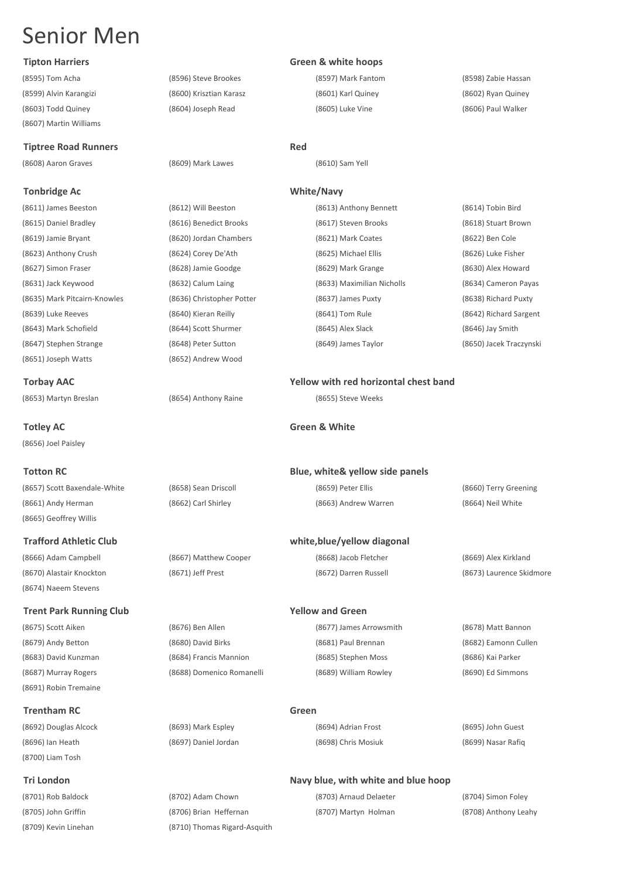# Senior Men

**Tipton Harriers** — **Green & white hoops**

(8595) Tom Acha
(8596) Steve Brookes
(8597) Mark Fantom
(8598) Zabie Hassan
(8599) Alvin Karangizi
(8600) Krisztian Karasz
(8601) Karl Quiney
(8602) Ryan Quiney
(8603) Todd Quiney
(8604) Joseph Read
(8605) Luke Vine
(8606) Paul Walker
(8607) Martin Williams

**Tiptree Road Runners** — **Red**

(8608) Aaron Graves
(8609) Mark Lawes
(8610) Sam Yell

**Tonbridge Ac** — **White/Navy**

(8611) James Beeston
(8612) Will Beeston
(8613) Anthony Bennett
(8614) Tobin Bird
(8615) Daniel Bradley
(8616) Benedict Brooks
(8617) Steven Brooks
(8618) Stuart Brown
(8619) Jamie Bryant
(8620) Jordan Chambers
(8621) Mark Coates
(8622) Ben Cole
(8623) Anthony Crush
(8624) Corey De'Ath
(8625) Michael Ellis
(8626) Luke Fisher
(8627) Simon Fraser
(8628) Jamie Goodge
(8629) Mark Grange
(8630) Alex Howard
(8631) Jack Keywood
(8632) Calum Laing
(8633) Maximilian Nicholls
(8634) Cameron Payas
(8635) Mark Pitcairn-Knowles
(8636) Christopher Potter
(8637) James Puxty
(8638) Richard Puxty
(8639) Luke Reeves
(8640) Kieran Reilly
(8641) Tom Rule
(8642) Richard Sargent
(8643) Mark Schofield
(8644) Scott Shurmer
(8645) Alex Slack
(8646) Jay Smith
(8647) Stephen Strange
(8648) Peter Sutton
(8649) James Taylor
(8650) Jacek Traczynski
(8651) Joseph Watts
(8652) Andrew Wood

**Torbay AAC** — **Yellow with red horizontal chest band**

(8653) Martyn Breslan
(8654) Anthony Raine
(8655) Steve Weeks

**Totley AC** — **Green & White**

(8656) Joel Paisley

**Totton RC** — **Blue, white& yellow side panels**

(8657) Scott Baxendale-White
(8658) Sean Driscoll
(8659) Peter Ellis
(8660) Terry Greening
(8661) Andy Herman
(8662) Carl Shirley
(8663) Andrew Warren
(8664) Neil White
(8665) Geoffrey Willis

**Trafford Athletic Club** — **white,blue/yellow diagonal**

(8666) Adam Campbell
(8667) Matthew Cooper
(8668) Jacob Fletcher
(8669) Alex Kirkland
(8670) Alastair Knockton
(8671) Jeff Prest
(8672) Darren Russell
(8673) Laurence Skidmore
(8674) Naeem Stevens

**Trent Park Running Club** — **Yellow and Green**

(8675) Scott Aiken
(8676) Ben Allen
(8677) James Arrowsmith
(8678) Matt Bannon
(8679) Andy Betton
(8680) David Birks
(8681) Paul Brennan
(8682) Eamonn Cullen
(8683) David Kunzman
(8684) Francis Mannion
(8685) Stephen Moss
(8686) Kai Parker
(8687) Murray Rogers
(8688) Domenico Romanelli
(8689) William Rowley
(8690) Ed Simmons
(8691) Robin Tremaine

**Trentham RC** — **Green**

(8692) Douglas Alcock
(8693) Mark Espley
(8694) Adrian Frost
(8695) John Guest
(8696) Ian Heath
(8697) Daniel Jordan
(8698) Chris Mosiuk
(8699) Nasar Rafiq
(8700) Liam Tosh

**Tri London** — **Navy blue, with white and blue hoop**

(8701) Rob Baldock
(8702) Adam Chown
(8703) Arnaud Delaeter
(8704) Simon Foley
(8705) John Griffin
(8706) Brian Heffernan
(8707) Martyn Holman
(8708) Anthony Leahy
(8709) Kevin Linehan
(8710) Thomas Rigard-Asquith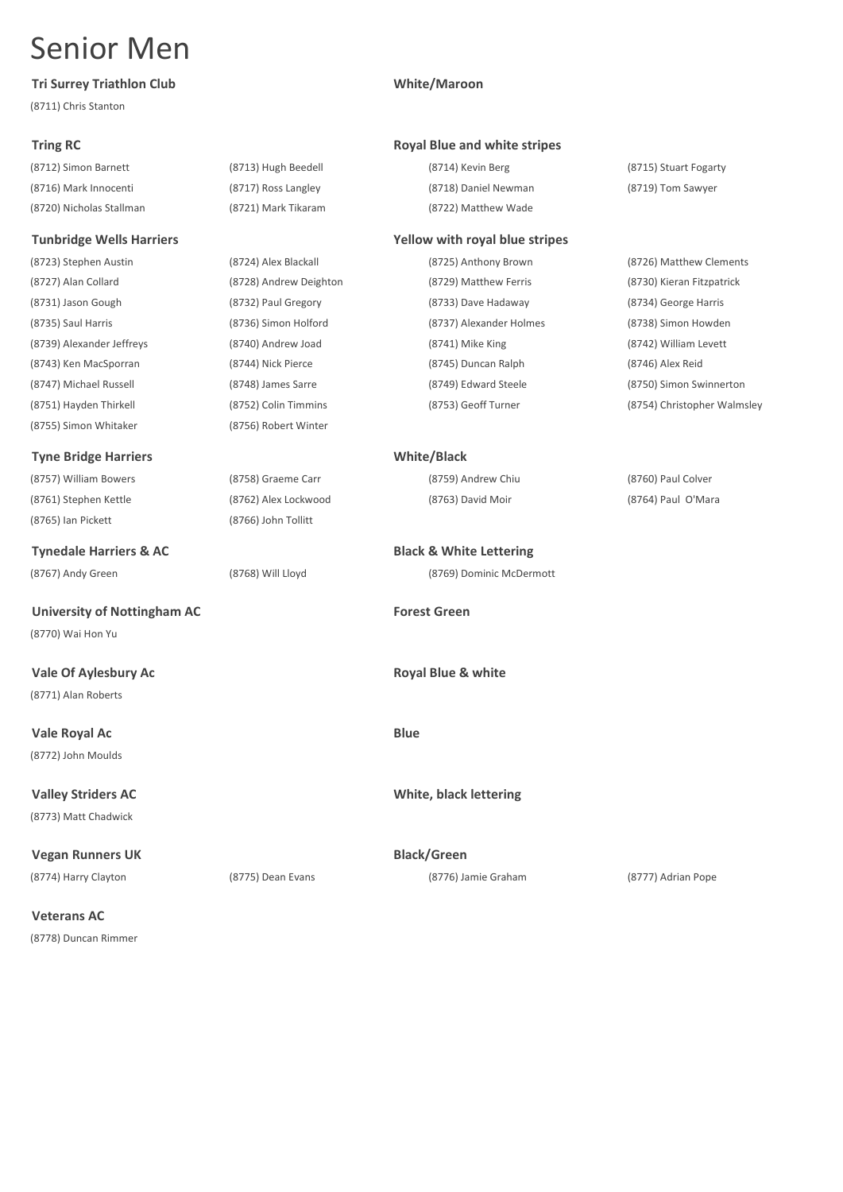# Senior Men

**Tri Surrey Triathlon Club** — **White/Maroon**

(8711) Chris Stanton

**Tring RC** — **Royal Blue and white stripes**

(8712) Simon Barnett, (8713) Hugh Beedell, (8714) Kevin Berg, (8715) Stuart Fogarty, (8716) Mark Innocenti, (8717) Ross Langley, (8718) Daniel Newman, (8719) Tom Sawyer, (8720) Nicholas Stallman, (8721) Mark Tikaram, (8722) Matthew Wade

**Tunbridge Wells Harriers** — **Yellow with royal blue stripes**

(8723) Stephen Austin, (8724) Alex Blackall, (8725) Anthony Brown, (8726) Matthew Clements, (8727) Alan Collard, (8728) Andrew Deighton, (8729) Matthew Ferris, (8730) Kieran Fitzpatrick, (8731) Jason Gough, (8732) Paul Gregory, (8733) Dave Hadaway, (8734) George Harris, (8735) Saul Harris, (8736) Simon Holford, (8737) Alexander Holmes, (8738) Simon Howden, (8739) Alexander Jeffreys, (8740) Andrew Joad, (8741) Mike King, (8742) William Levett, (8743) Ken MacSporran, (8744) Nick Pierce, (8745) Duncan Ralph, (8746) Alex Reid, (8747) Michael Russell, (8748) James Sarre, (8749) Edward Steele, (8750) Simon Swinnerton, (8751) Hayden Thirkell, (8752) Colin Timmins, (8753) Geoff Turner, (8754) Christopher Walmsley, (8755) Simon Whitaker, (8756) Robert Winter

**Tyne Bridge Harriers** — **White/Black**

(8757) William Bowers, (8758) Graeme Carr, (8759) Andrew Chiu, (8760) Paul Colver, (8761) Stephen Kettle, (8762) Alex Lockwood, (8763) David Moir, (8764) Paul O'Mara, (8765) Ian Pickett, (8766) John Tollitt

**Tynedale Harriers & AC** — **Black & White Lettering**

(8767) Andy Green, (8768) Will Lloyd, (8769) Dominic McDermott

**University of Nottingham AC** — **Forest Green**

(8770) Wai Hon Yu

**Vale Of Aylesbury Ac** — **Royal Blue & white**

(8771) Alan Roberts

**Vale Royal Ac** — **Blue**

(8772) John Moulds

**Valley Striders AC** — **White, black lettering**

(8773) Matt Chadwick

**Vegan Runners UK** — **Black/Green**

(8774) Harry Clayton, (8775) Dean Evans, (8776) Jamie Graham, (8777) Adrian Pope

**Veterans AC**

(8778) Duncan Rimmer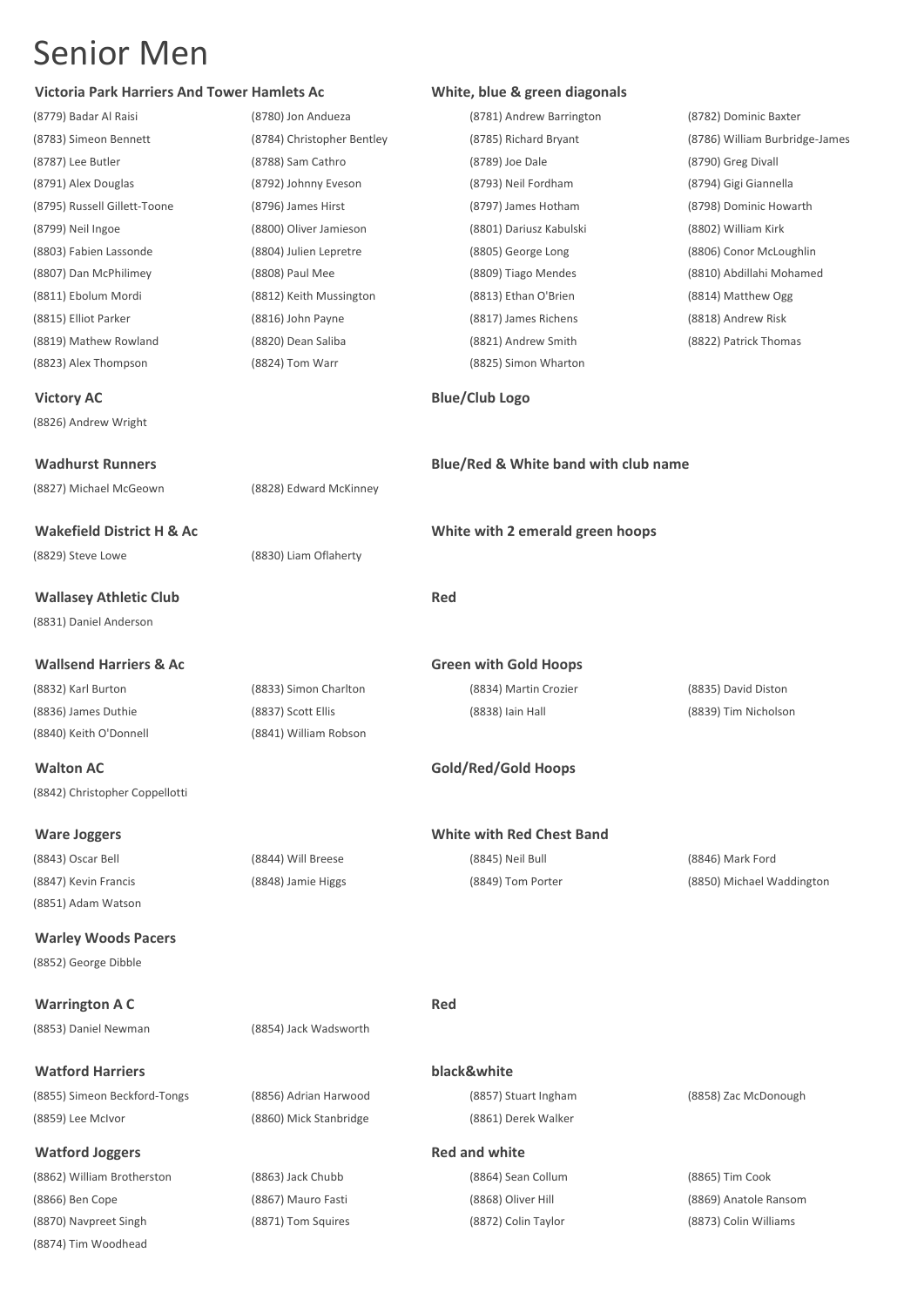# Senior Men

**Victoria Park Harriers And Tower Hamlets Ac** — **White, blue & green diagonals**

(8779) Badar Al Raisi (8780) Jon Andueza (8781) Andrew Barrington (8782) Dominic Baxter
(8783) Simeon Bennett (8784) Christopher Bentley (8785) Richard Bryant (8786) William Burbridge-James
(8787) Lee Butler (8788) Sam Cathro (8789) Joe Dale (8790) Greg Divall
(8791) Alex Douglas (8792) Johnny Eveson (8793) Neil Fordham (8794) Gigi Giannella
(8795) Russell Gillett-Toone (8796) James Hirst (8797) James Hotham (8798) Dominic Howarth
(8799) Neil Ingoe (8800) Oliver Jamieson (8801) Dariusz Kabulski (8802) William Kirk
(8803) Fabien Lassonde (8804) Julien Lepretre (8805) George Long (8806) Conor McLoughlin
(8807) Dan McPhilimey (8808) Paul Mee (8809) Tiago Mendes (8810) Abdillahi Mohamed
(8811) Ebolum Mordi (8812) Keith Mussington (8813) Ethan O'Brien (8814) Matthew Ogg
(8815) Elliot Parker (8816) John Payne (8817) James Richens (8818) Andrew Risk
(8819) Mathew Rowland (8820) Dean Saliba (8821) Andrew Smith (8822) Patrick Thomas
(8823) Alex Thompson (8824) Tom Warr (8825) Simon Wharton

**Victory AC** — **Blue/Club Logo**

(8826) Andrew Wright

**Wadhurst Runners** — **Blue/Red & White band with club name**

(8827) Michael McGeown (8828) Edward McKinney

**Wakefield District H & Ac** — **White with 2 emerald green hoops**

(8829) Steve Lowe (8830) Liam Oflaherty

**Wallasey Athletic Club** — **Red**

(8831) Daniel Anderson

**Wallsend Harriers & Ac** — **Green with Gold Hoops**

(8832) Karl Burton (8833) Simon Charlton (8834) Martin Crozier (8835) David Diston
(8836) James Duthie (8837) Scott Ellis (8838) Iain Hall (8839) Tim Nicholson
(8840) Keith O'Donnell (8841) William Robson

**Walton AC** — **Gold/Red/Gold Hoops**

(8842) Christopher Coppellotti

**Ware Joggers** — **White with Red Chest Band**

(8843) Oscar Bell (8844) Will Breese (8845) Neil Bull (8846) Mark Ford
(8847) Kevin Francis (8848) Jamie Higgs (8849) Tom Porter (8850) Michael Waddington
(8851) Adam Watson

**Warley Woods Pacers**

(8852) George Dibble

**Warrington A C** — **Red**

(8853) Daniel Newman (8854) Jack Wadsworth

**Watford Harriers** — **black&white**

(8855) Simeon Beckford-Tongs (8856) Adrian Harwood (8857) Stuart Ingham (8858) Zac McDonough
(8859) Lee McIvor (8860) Mick Stanbridge (8861) Derek Walker

**Watford Joggers** — **Red and white**

(8862) William Brotherston (8863) Jack Chubb (8864) Sean Collum (8865) Tim Cook
(8866) Ben Cope (8867) Mauro Fasti (8868) Oliver Hill (8869) Anatole Ransom
(8870) Navpreet Singh (8871) Tom Squires (8872) Colin Taylor (8873) Colin Williams
(8874) Tim Woodhead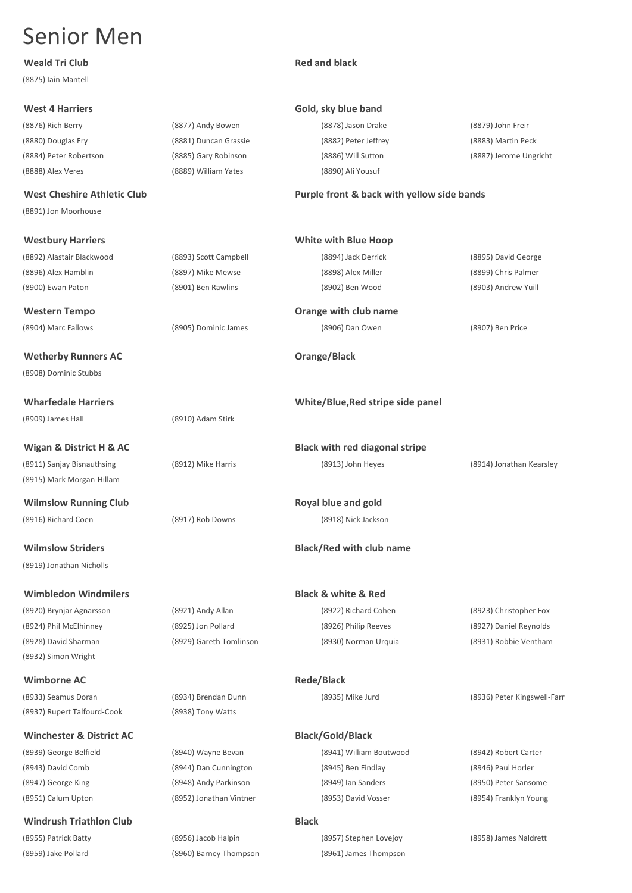# Senior Men

**Weald Tri Club** — **Red and black**

(8875) Iain Mantell

**West 4 Harriers** — **Gold, sky blue band**

(8876) Rich Berry, (8877) Andy Bowen, (8878) Jason Drake, (8879) John Freir
(8880) Douglas Fry, (8881) Duncan Grassie, (8882) Peter Jeffrey, (8883) Martin Peck
(8884) Peter Robertson, (8885) Gary Robinson, (8886) Will Sutton, (8887) Jerome Ungricht
(8888) Alex Veres, (8889) William Yates, (8890) Ali Yousuf

**West Cheshire Athletic Club** — **Purple front & back with yellow side bands**

(8891) Jon Moorhouse

**Westbury Harriers** — **White with Blue Hoop**

(8892) Alastair Blackwood, (8893) Scott Campbell, (8894) Jack Derrick, (8895) David George
(8896) Alex Hamblin, (8897) Mike Mewse, (8898) Alex Miller, (8899) Chris Palmer
(8900) Ewan Paton, (8901) Ben Rawlins, (8902) Ben Wood, (8903) Andrew Yuill

**Western Tempo** — **Orange with club name**

(8904) Marc Fallows, (8905) Dominic James, (8906) Dan Owen, (8907) Ben Price

**Wetherby Runners AC** — **Orange/Black**

(8908) Dominic Stubbs

**Wharfedale Harriers** — **White/Blue,Red stripe side panel**

(8909) James Hall, (8910) Adam Stirk

**Wigan & District H & AC** — **Black with red diagonal stripe**

(8911) Sanjay Bisnauthsing, (8912) Mike Harris, (8913) John Heyes, (8914) Jonathan Kearsley
(8915) Mark Morgan-Hillam

**Wilmslow Running Club** — **Royal blue and gold**

(8916) Richard Coen, (8917) Rob Downs, (8918) Nick Jackson

**Wilmslow Striders** — **Black/Red with club name**

(8919) Jonathan Nicholls

**Wimbledon Windmilers** — **Black & white & Red**

(8920) Brynjar Agnarsson, (8921) Andy Allan, (8922) Richard Cohen, (8923) Christopher Fox
(8924) Phil McElhinney, (8925) Jon Pollard, (8926) Philip Reeves, (8927) Daniel Reynolds
(8928) David Sharman, (8929) Gareth Tomlinson, (8930) Norman Urquia, (8931) Robbie Ventham
(8932) Simon Wright

**Wimborne AC** — **Rede/Black**

(8933) Seamus Doran, (8934) Brendan Dunn, (8935) Mike Jurd, (8936) Peter Kingswell-Farr
(8937) Rupert Talfourd-Cook, (8938) Tony Watts

**Winchester & District AC** — **Black/Gold/Black**

(8939) George Belfield, (8940) Wayne Bevan, (8941) William Boutwood, (8942) Robert Carter
(8943) David Comb, (8944) Dan Cunnington, (8945) Ben Findlay, (8946) Paul Horler
(8947) George King, (8948) Andy Parkinson, (8949) Ian Sanders, (8950) Peter Sansome
(8951) Calum Upton, (8952) Jonathan Vintner, (8953) David Vosser, (8954) Franklyn Young

**Windrush Triathlon Club** — **Black**

(8955) Patrick Batty, (8956) Jacob Halpin, (8957) Stephen Lovejoy, (8958) James Naldrett
(8959) Jake Pollard, (8960) Barney Thompson, (8961) James Thompson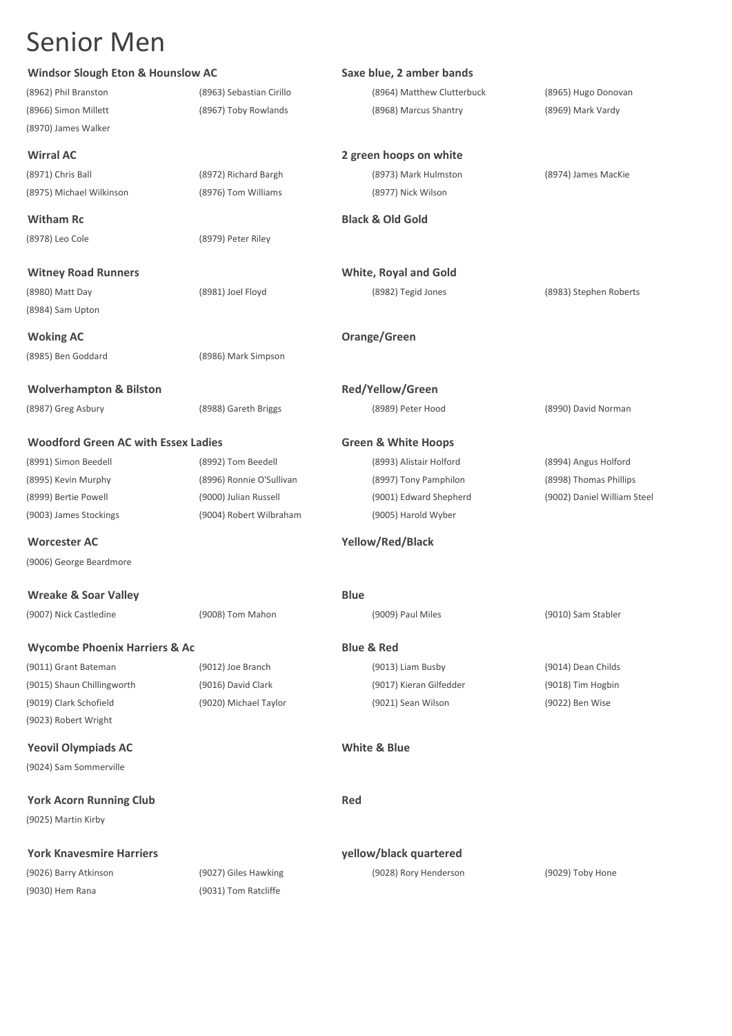# Senior Men

**Windsor Slough Eton & Hounslow AC** — **Saxe blue, 2 amber bands**

(8962) Phil Branston
(8963) Sebastian Cirillo
(8964) Matthew Clutterbuck
(8965) Hugo Donovan
(8966) Simon Millett
(8967) Toby Rowlands
(8968) Marcus Shantry
(8969) Mark Vardy
(8970) James Walker

**Wirral AC** — **2 green hoops on white**

(8971) Chris Ball
(8972) Richard Bargh
(8973) Mark Hulmston
(8974) James MacKie
(8975) Michael Wilkinson
(8976) Tom Williams
(8977) Nick Wilson

**Witham Rc** — **Black & Old Gold**

(8978) Leo Cole
(8979) Peter Riley

**Witney Road Runners** — **White, Royal and Gold**

(8980) Matt Day
(8981) Joel Floyd
(8982) Tegid Jones
(8983) Stephen Roberts
(8984) Sam Upton

**Woking AC** — **Orange/Green**

(8985) Ben Goddard
(8986) Mark Simpson

**Wolverhampton & Bilston** — **Red/Yellow/Green**

(8987) Greg Asbury
(8988) Gareth Briggs
(8989) Peter Hood
(8990) David Norman

**Woodford Green AC with Essex Ladies** — **Green & White Hoops**

(8991) Simon Beedell
(8992) Tom Beedell
(8993) Alistair Holford
(8994) Angus Holford
(8995) Kevin Murphy
(8996) Ronnie O'Sullivan
(8997) Tony Pamphilon
(8998) Thomas Phillips
(8999) Bertie Powell
(9000) Julian Russell
(9001) Edward Shepherd
(9002) Daniel William Steel
(9003) James Stockings
(9004) Robert Wilbraham
(9005) Harold Wyber

**Worcester AC** — **Yellow/Red/Black**

(9006) George Beardmore

**Wreake & Soar Valley** — **Blue**

(9007) Nick Castledine
(9008) Tom Mahon
(9009) Paul Miles
(9010) Sam Stabler

**Wycombe Phoenix Harriers & Ac** — **Blue & Red**

(9011) Grant Bateman
(9012) Joe Branch
(9013) Liam Busby
(9014) Dean Childs
(9015) Shaun Chillingworth
(9016) David Clark
(9017) Kieran Gilfedder
(9018) Tim Hogbin
(9019) Clark Schofield
(9020) Michael Taylor
(9021) Sean Wilson
(9022) Ben Wise
(9023) Robert Wright

**Yeovil Olympiads AC** — **White & Blue**

(9024) Sam Sommerville

**York Acorn Running Club** — **Red**

(9025) Martin Kirby

**York Knavesmire Harriers** — **yellow/black quartered**

(9026) Barry Atkinson
(9027) Giles Hawking
(9028) Rory Henderson
(9029) Toby Hone
(9030) Hem Rana
(9031) Tom Ratcliffe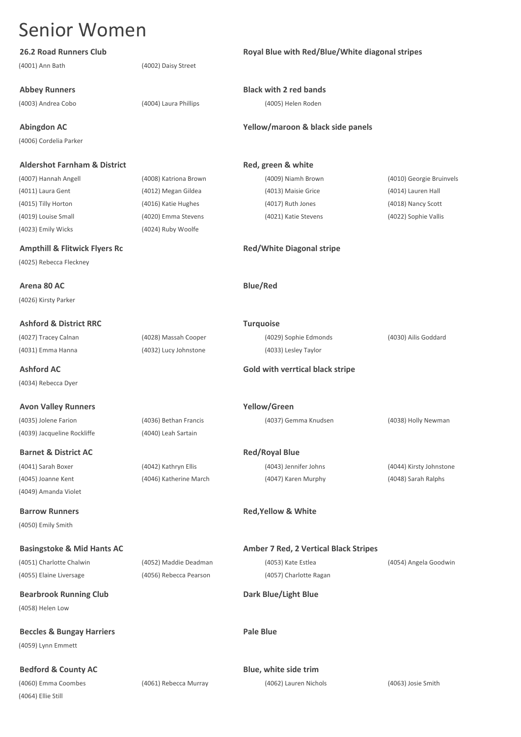# Senior Women

**26.2 Road Runners Club** — **Royal Blue with Red/Blue/White diagonal stripes**

(4001) Ann Bath
(4002) Daisy Street

**Abbey Runners** — **Black with 2 red bands**

(4003) Andrea Cobo
(4004) Laura Phillips
(4005) Helen Roden

**Abingdon AC** — **Yellow/maroon & black side panels**

(4006) Cordelia Parker

**Aldershot Farnham & District** — **Red, green & white**

(4007) Hannah Angell
(4008) Katriona Brown
(4009) Niamh Brown
(4010) Georgie Bruinvels
(4011) Laura Gent
(4012) Megan Gildea
(4013) Maisie Grice
(4014) Lauren Hall
(4015) Tilly Horton
(4016) Katie Hughes
(4017) Ruth Jones
(4018) Nancy Scott
(4019) Louise Small
(4020) Emma Stevens
(4021) Katie Stevens
(4022) Sophie Vallis
(4023) Emily Wicks
(4024) Ruby Woolfe

**Ampthill & Flitwick Flyers Rc** — **Red/White Diagonal stripe**

(4025) Rebecca Fleckney

**Arena 80 AC** — **Blue/Red**

(4026) Kirsty Parker

**Ashford & District RRC** — **Turquoise**

(4027) Tracey Calnan
(4028) Massah Cooper
(4029) Sophie Edmonds
(4030) Ailis Goddard
(4031) Emma Hanna
(4032) Lucy Johnstone
(4033) Lesley Taylor

**Ashford AC** — **Gold with verrtical black stripe**

(4034) Rebecca Dyer

**Avon Valley Runners** — **Yellow/Green**

(4035) Jolene Farion
(4036) Bethan Francis
(4037) Gemma Knudsen
(4038) Holly Newman
(4039) Jacqueline Rockliffe
(4040) Leah Sartain

**Barnet & District AC** — **Red/Royal Blue**

(4041) Sarah Boxer
(4042) Kathryn Ellis
(4043) Jennifer Johns
(4044) Kirsty Johnstone
(4045) Joanne Kent
(4046) Katherine March
(4047) Karen Murphy
(4048) Sarah Ralphs
(4049) Amanda Violet

**Barrow Runners** — **Red,Yellow & White**

(4050) Emily Smith

**Basingstoke & Mid Hants AC** — **Amber 7 Red, 2 Vertical Black Stripes**

(4051) Charlotte Chalwin
(4052) Maddie Deadman
(4053) Kate Estlea
(4054) Angela Goodwin
(4055) Elaine Liversage
(4056) Rebecca Pearson
(4057) Charlotte Ragan

**Bearbrook Running Club** — **Dark Blue/Light Blue**

(4058) Helen Low

**Beccles & Bungay Harriers** — **Pale Blue**

(4059) Lynn Emmett

**Bedford & County AC** — **Blue, white side trim**

(4060) Emma Coombes
(4061) Rebecca Murray
(4062) Lauren Nichols
(4063) Josie Smith
(4064) Ellie Still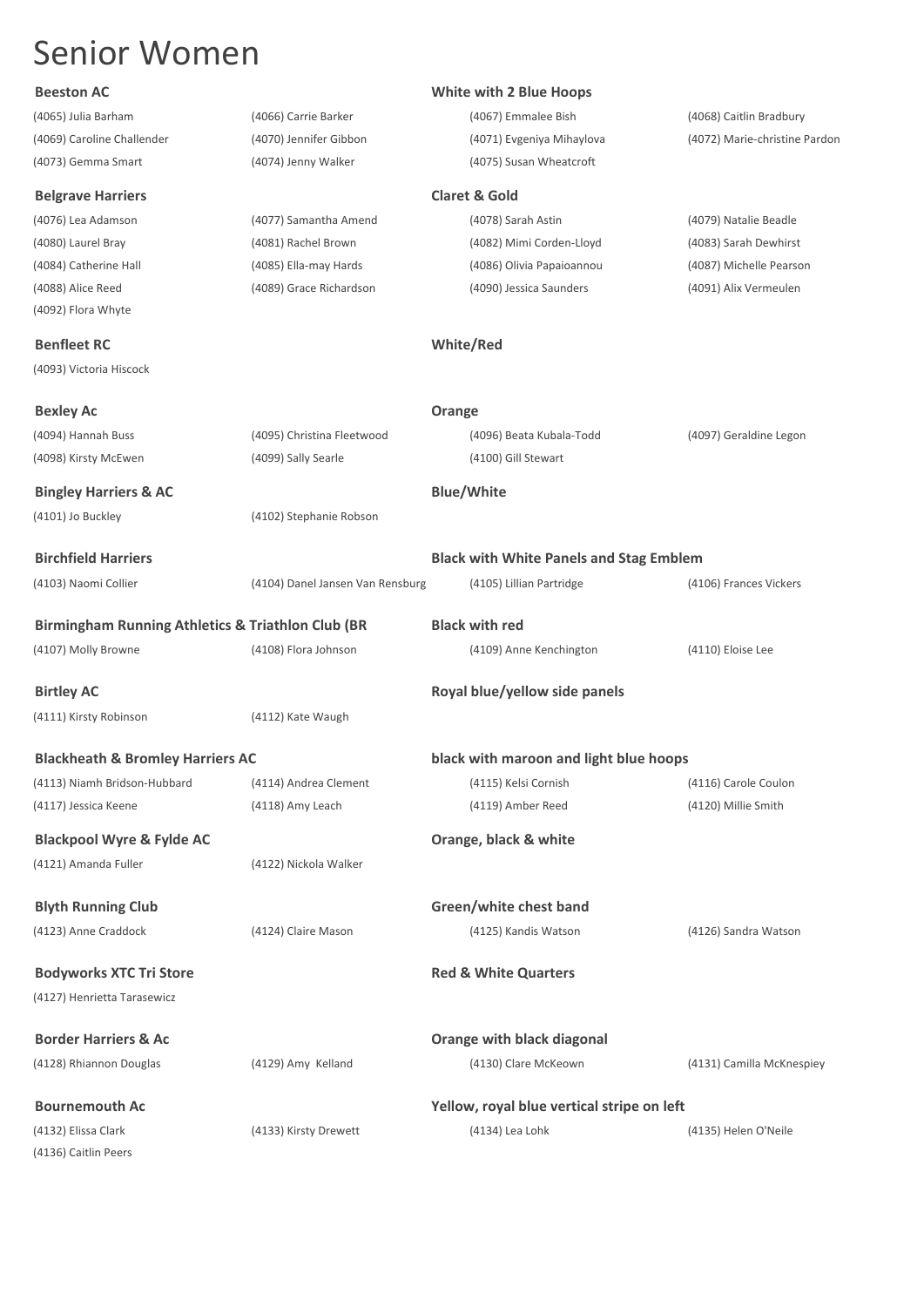# Senior Women

**Beeston AC** — **White with 2 Blue Hoops**

(4065) Julia Barham, (4066) Carrie Barker, (4067) Emmalee Bish, (4068) Caitlin Bradbury
(4069) Caroline Challender, (4070) Jennifer Gibbon, (4071) Evgeniya Mihaylova, (4072) Marie-christine Pardon
(4073) Gemma Smart, (4074) Jenny Walker, (4075) Susan Wheatcroft

**Belgrave Harriers** — **Claret & Gold**

(4076) Lea Adamson, (4077) Samantha Amend, (4078) Sarah Astin, (4079) Natalie Beadle
(4080) Laurel Bray, (4081) Rachel Brown, (4082) Mimi Corden-Lloyd, (4083) Sarah Dewhirst
(4084) Catherine Hall, (4085) Ella-may Hards, (4086) Olivia Papaioannou, (4087) Michelle Pearson
(4088) Alice Reed, (4089) Grace Richardson, (4090) Jessica Saunders, (4091) Alix Vermeulen
(4092) Flora Whyte

**Benfleet RC** — **White/Red**

(4093) Victoria Hiscock

**Bexley Ac** — **Orange**

(4094) Hannah Buss, (4095) Christina Fleetwood, (4096) Beata Kubala-Todd, (4097) Geraldine Legon
(4098) Kirsty McEwen, (4099) Sally Searle, (4100) Gill Stewart

**Bingley Harriers & AC** — **Blue/White**

(4101) Jo Buckley, (4102) Stephanie Robson

**Birchfield Harriers** — **Black with White Panels and Stag Emblem**

(4103) Naomi Collier, (4104) Danel Jansen Van Rensburg, (4105) Lillian Partridge, (4106) Frances Vickers

**Birmingham Running Athletics & Triathlon Club (BR** — **Black with red**

(4107) Molly Browne, (4108) Flora Johnson, (4109) Anne Kenchington, (4110) Eloise Lee

**Birtley AC** — **Royal blue/yellow side panels**

(4111) Kirsty Robinson, (4112) Kate Waugh

**Blackheath & Bromley Harriers AC** — **black with maroon and light blue hoops**

(4113) Niamh Bridson-Hubbard, (4114) Andrea Clement, (4115) Kelsi Cornish, (4116) Carole Coulon
(4117) Jessica Keene, (4118) Amy Leach, (4119) Amber Reed, (4120) Millie Smith

**Blackpool Wyre & Fylde AC** — **Orange, black & white**

(4121) Amanda Fuller, (4122) Nickola Walker

**Blyth Running Club** — **Green/white chest band**

(4123) Anne Craddock, (4124) Claire Mason, (4125) Kandis Watson, (4126) Sandra Watson

**Bodyworks XTC Tri Store** — **Red & White Quarters**

(4127) Henrietta Tarasewicz

**Border Harriers & Ac** — **Orange with black diagonal**

(4128) Rhiannon Douglas, (4129) Amy Kelland, (4130) Clare McKeown, (4131) Camilla McKnespiey

**Bournemouth Ac** — **Yellow, royal blue vertical stripe on left**

(4132) Elissa Clark, (4133) Kirsty Drewett, (4134) Lea Lohk, (4135) Helen O'Neile
(4136) Caitlin Peers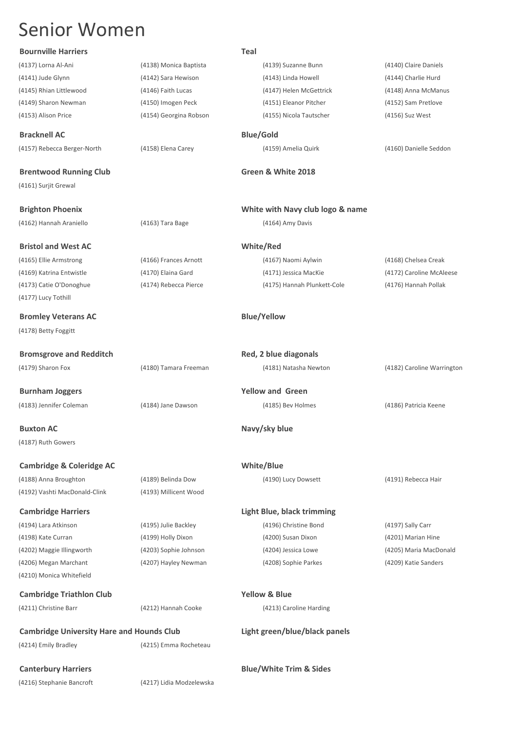# Senior Women

**Bournville Harriers** — **Teal**

(4137) Lorna Al-Ani, (4138) Monica Baptista, (4139) Suzanne Bunn, (4140) Claire Daniels
(4141) Jude Glynn, (4142) Sara Hewison, (4143) Linda Howell, (4144) Charlie Hurd
(4145) Rhian Littlewood, (4146) Faith Lucas, (4147) Helen McGettrick, (4148) Anna McManus
(4149) Sharon Newman, (4150) Imogen Peck, (4151) Eleanor Pitcher, (4152) Sam Pretlove
(4153) Alison Price, (4154) Georgina Robson, (4155) Nicola Tautscher, (4156) Suz West

**Bracknell AC** — **Blue/Gold**

(4157) Rebecca Berger-North, (4158) Elena Carey, (4159) Amelia Quirk, (4160) Danielle Seddon

**Brentwood Running Club** — **Green & White 2018**

(4161) Surjit Grewal

**Brighton Phoenix** — **White with Navy club logo & name**

(4162) Hannah Araniello, (4163) Tara Bage, (4164) Amy Davis

**Bristol and West AC** — **White/Red**

(4165) Ellie Armstrong, (4166) Frances Arnott, (4167) Naomi Aylwin, (4168) Chelsea Creak
(4169) Katrina Entwistle, (4170) Elaina Gard, (4171) Jessica MacKie, (4172) Caroline McAleese
(4173) Catie O'Donoghue, (4174) Rebecca Pierce, (4175) Hannah Plunkett-Cole, (4176) Hannah Pollak
(4177) Lucy Tothill

**Bromley Veterans AC** — **Blue/Yellow**

(4178) Betty Foggitt

**Bromsgrove and Redditch** — **Red, 2 blue diagonals**

(4179) Sharon Fox, (4180) Tamara Freeman, (4181) Natasha Newton, (4182) Caroline Warrington

**Burnham Joggers** — **Yellow and Green**

(4183) Jennifer Coleman, (4184) Jane Dawson, (4185) Bev Holmes, (4186) Patricia Keene

**Buxton AC** — **Navy/sky blue**

(4187) Ruth Gowers

**Cambridge & Coleridge AC** — **White/Blue**

(4188) Anna Broughton, (4189) Belinda Dow, (4190) Lucy Dowsett, (4191) Rebecca Hair
(4192) Vashti MacDonald-Clink, (4193) Millicent Wood

**Cambridge Harriers** — **Light Blue, black trimming**

(4194) Lara Atkinson, (4195) Julie Backley, (4196) Christine Bond, (4197) Sally Carr
(4198) Kate Curran, (4199) Holly Dixon, (4200) Susan Dixon, (4201) Marian Hine
(4202) Maggie Illingworth, (4203) Sophie Johnson, (4204) Jessica Lowe, (4205) Maria MacDonald
(4206) Megan Marchant, (4207) Hayley Newman, (4208) Sophie Parkes, (4209) Katie Sanders
(4210) Monica Whitefield

**Cambridge Triathlon Club** — **Yellow & Blue**

(4211) Christine Barr, (4212) Hannah Cooke, (4213) Caroline Harding

**Cambridge University Hare and Hounds Club** — **Light green/blue/black panels**

(4214) Emily Bradley, (4215) Emma Rocheteau

**Canterbury Harriers** — **Blue/White Trim & Sides**

(4216) Stephanie Bancroft, (4217) Lidia Modzelewska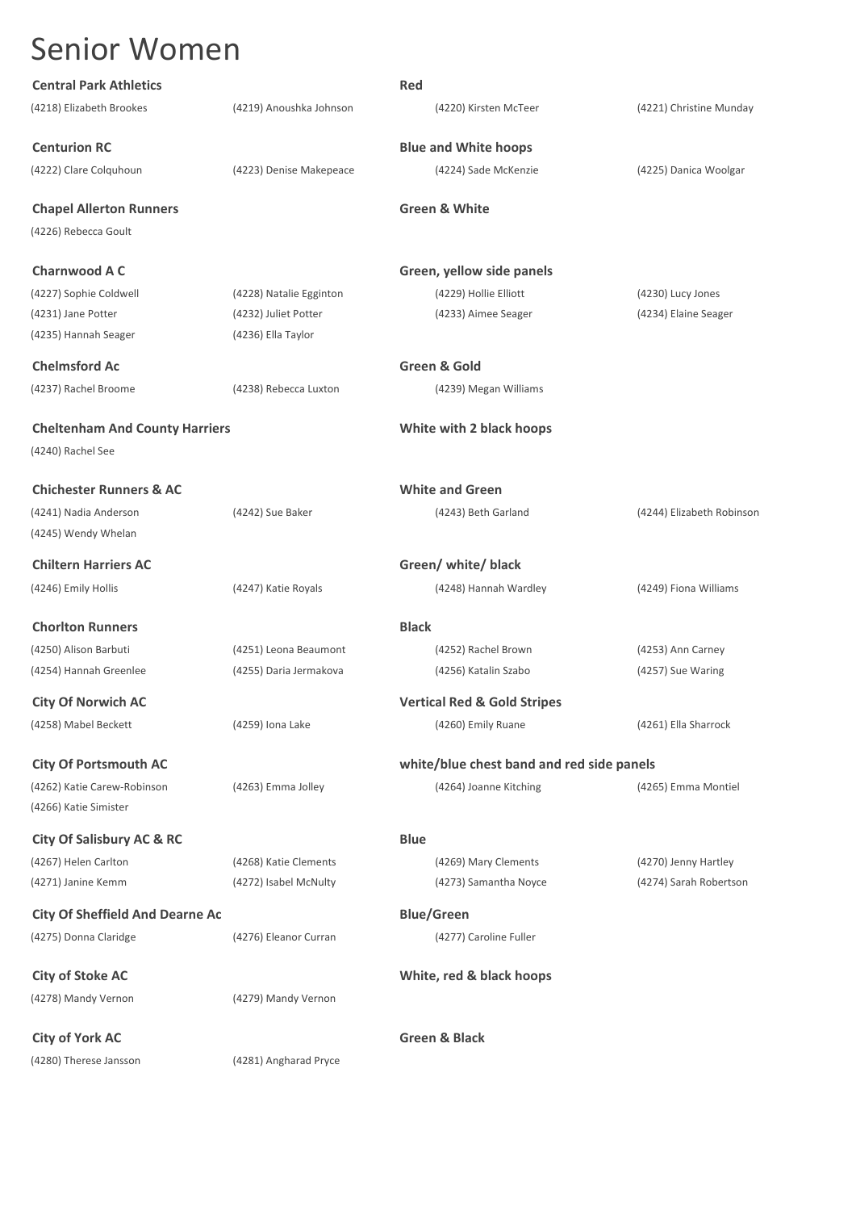# Senior Women

**Central Park Athletics** — **Red**

(4218) Elizabeth Brookes (4219) Anoushka Johnson (4220) Kirsten McTeer (4221) Christine Munday

**Centurion RC** — **Blue and White hoops**

(4222) Clare Colquhoun (4223) Denise Makepeace (4224) Sade McKenzie (4225) Danica Woolgar

**Chapel Allerton Runners** — **Green & White**

(4226) Rebecca Goult

**Charnwood A C** — **Green, yellow side panels**

(4227) Sophie Coldwell (4228) Natalie Egginton (4229) Hollie Elliott (4230) Lucy Jones
(4231) Jane Potter (4232) Juliet Potter (4233) Aimee Seager (4234) Elaine Seager
(4235) Hannah Seager (4236) Ella Taylor

**Chelmsford Ac** — **Green & Gold**

(4237) Rachel Broome (4238) Rebecca Luxton (4239) Megan Williams

**Cheltenham And County Harriers** — **White with 2 black hoops**

(4240) Rachel See

**Chichester Runners & AC** — **White and Green**

(4241) Nadia Anderson (4242) Sue Baker (4243) Beth Garland (4244) Elizabeth Robinson
(4245) Wendy Whelan

**Chiltern Harriers AC** — **Green/ white/ black**

(4246) Emily Hollis (4247) Katie Royals (4248) Hannah Wardley (4249) Fiona Williams

**Chorlton Runners** — **Black**

(4250) Alison Barbuti (4251) Leona Beaumont (4252) Rachel Brown (4253) Ann Carney
(4254) Hannah Greenlee (4255) Daria Jermakova (4256) Katalin Szabo (4257) Sue Waring

**City Of Norwich AC** — **Vertical Red & Gold Stripes**

(4258) Mabel Beckett (4259) Iona Lake (4260) Emily Ruane (4261) Ella Sharrock

**City Of Portsmouth AC** — **white/blue chest band and red side panels**

(4262) Katie Carew-Robinson (4263) Emma Jolley (4264) Joanne Kitching (4265) Emma Montiel
(4266) Katie Simister

**City Of Salisbury AC & RC** — **Blue**

(4267) Helen Carlton (4268) Katie Clements (4269) Mary Clements (4270) Jenny Hartley
(4271) Janine Kemm (4272) Isabel McNulty (4273) Samantha Noyce (4274) Sarah Robertson

**City Of Sheffield And Dearne Ac** — **Blue/Green**

(4275) Donna Claridge (4276) Eleanor Curran (4277) Caroline Fuller

**City of Stoke AC** — **White, red & black hoops**

(4278) Mandy Vernon (4279) Mandy Vernon

**City of York AC** — **Green & Black**

(4280) Therese Jansson (4281) Angharad Pryce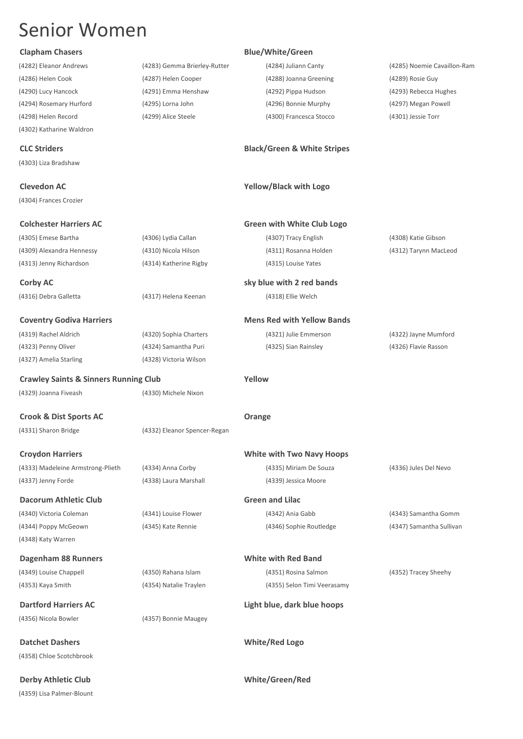# Senior Women

**Clapham Chasers** — **Blue/White/Green**

(4282) Eleanor Andrews, (4283) Gemma Brierley-Rutter, (4284) Juliann Canty, (4285) Noemie Cavaillon-Ram
(4286) Helen Cook, (4287) Helen Cooper, (4288) Joanna Greening, (4289) Rosie Guy
(4290) Lucy Hancock, (4291) Emma Henshaw, (4292) Pippa Hudson, (4293) Rebecca Hughes
(4294) Rosemary Hurford, (4295) Lorna John, (4296) Bonnie Murphy, (4297) Megan Powell
(4298) Helen Record, (4299) Alice Steele, (4300) Francesca Stocco, (4301) Jessie Torr
(4302) Katharine Waldron

**CLC Striders** — **Black/Green & White Stripes**

(4303) Liza Bradshaw

**Clevedon AC** — **Yellow/Black with Logo**

(4304) Frances Crozier

**Colchester Harriers AC** — **Green with White Club Logo**

(4305) Emese Bartha, (4306) Lydia Callan, (4307) Tracy English, (4308) Katie Gibson
(4309) Alexandra Hennessy, (4310) Nicola Hilson, (4311) Rosanna Holden, (4312) Tarynn MacLeod
(4313) Jenny Richardson, (4314) Katherine Rigby, (4315) Louise Yates

**Corby AC** — **sky blue with 2 red bands**

(4316) Debra Galletta, (4317) Helena Keenan, (4318) Ellie Welch

**Coventry Godiva Harriers** — **Mens Red with Yellow Bands**

(4319) Rachel Aldrich, (4320) Sophia Charters, (4321) Julie Emmerson, (4322) Jayne Mumford
(4323) Penny Oliver, (4324) Samantha Puri, (4325) Sian Rainsley, (4326) Flavie Rasson
(4327) Amelia Starling, (4328) Victoria Wilson

**Crawley Saints & Sinners Running Club** — **Yellow**

(4329) Joanna Fiveash, (4330) Michele Nixon

**Crook & Dist Sports AC** — **Orange**

(4331) Sharon Bridge, (4332) Eleanor Spencer-Regan

**Croydon Harriers** — **White with Two Navy Hoops**

(4333) Madeleine Armstrong-Plieth, (4334) Anna Corby, (4335) Miriam De Souza, (4336) Jules Del Nevo
(4337) Jenny Forde, (4338) Laura Marshall, (4339) Jessica Moore

**Dacorum Athletic Club** — **Green and Lilac**

(4340) Victoria Coleman, (4341) Louise Flower, (4342) Ania Gabb, (4343) Samantha Gomm
(4344) Poppy McGeown, (4345) Kate Rennie, (4346) Sophie Routledge, (4347) Samantha Sullivan
(4348) Katy Warren

**Dagenham 88 Runners** — **White with Red Band**

(4349) Louise Chappell, (4350) Rahana Islam, (4351) Rosina Salmon, (4352) Tracey Sheehy
(4353) Kaya Smith, (4354) Natalie Traylen, (4355) Selon Timi Veerasamy

**Dartford Harriers AC** — **Light blue, dark blue hoops**

(4356) Nicola Bowler, (4357) Bonnie Maugey

**Datchet Dashers** — **White/Red Logo**

(4358) Chloe Scotchbrook

**Derby Athletic Club** — **White/Green/Red**

(4359) Lisa Palmer-Blount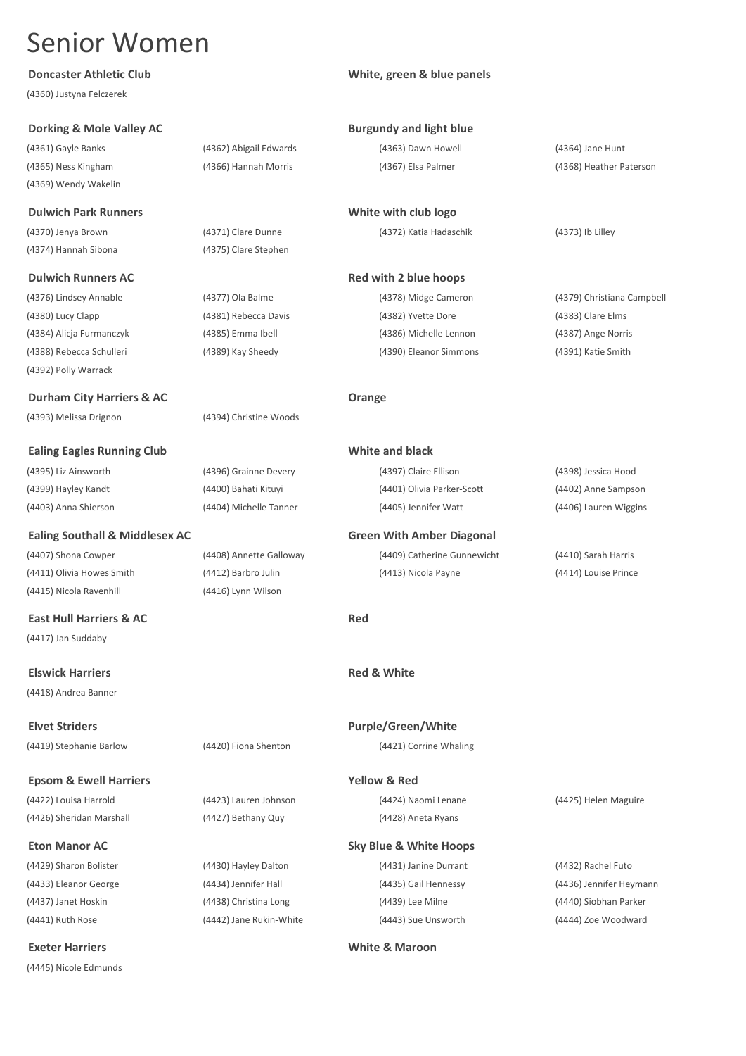# Senior Women

**Doncaster Athletic Club** — **White, green & blue panels**

(4360) Justyna Felczerek

**Dorking & Mole Valley AC** — **Burgundy and light blue**

(4361) Gayle Banks, (4362) Abigail Edwards, (4363) Dawn Howell, (4364) Jane Hunt, (4365) Ness Kingham, (4366) Hannah Morris, (4367) Elsa Palmer, (4368) Heather Paterson, (4369) Wendy Wakelin

**Dulwich Park Runners** — **White with club logo**

(4370) Jenya Brown, (4371) Clare Dunne, (4372) Katia Hadaschik, (4373) Ib Lilley, (4374) Hannah Sibona, (4375) Clare Stephen

**Dulwich Runners AC** — **Red with 2 blue hoops**

(4376) Lindsey Annable, (4377) Ola Balme, (4378) Midge Cameron, (4379) Christiana Campbell, (4380) Lucy Clapp, (4381) Rebecca Davis, (4382) Yvette Dore, (4383) Clare Elms, (4384) Alicja Furmanczyk, (4385) Emma Ibell, (4386) Michelle Lennon, (4387) Ange Norris, (4388) Rebecca Schulleri, (4389) Kay Sheedy, (4390) Eleanor Simmons, (4391) Katie Smith, (4392) Polly Warrack

**Durham City Harriers & AC** — **Orange**

(4393) Melissa Drignon, (4394) Christine Woods

**Ealing Eagles Running Club** — **White and black**

(4395) Liz Ainsworth, (4396) Grainne Devery, (4397) Claire Ellison, (4398) Jessica Hood, (4399) Hayley Kandt, (4400) Bahati Kituyi, (4401) Olivia Parker-Scott, (4402) Anne Sampson, (4403) Anna Shierson, (4404) Michelle Tanner, (4405) Jennifer Watt, (4406) Lauren Wiggins

**Ealing Southall & Middlesex AC** — **Green With Amber Diagonal**

(4407) Shona Cowper, (4408) Annette Galloway, (4409) Catherine Gunnewicht, (4410) Sarah Harris, (4411) Olivia Howes Smith, (4412) Barbro Julin, (4413) Nicola Payne, (4414) Louise Prince, (4415) Nicola Ravenhill, (4416) Lynn Wilson

**East Hull Harriers & AC** — **Red**

(4417) Jan Suddaby

**Elswick Harriers** — **Red & White**

(4418) Andrea Banner

**Elvet Striders** — **Purple/Green/White**

(4419) Stephanie Barlow, (4420) Fiona Shenton, (4421) Corrine Whaling

**Epsom & Ewell Harriers** — **Yellow & Red**

(4422) Louisa Harrold, (4423) Lauren Johnson, (4424) Naomi Lenane, (4425) Helen Maguire, (4426) Sheridan Marshall, (4427) Bethany Quy, (4428) Aneta Ryans

**Eton Manor AC** — **Sky Blue & White Hoops**

(4429) Sharon Bolister, (4430) Hayley Dalton, (4431) Janine Durrant, (4432) Rachel Futo, (4433) Eleanor George, (4434) Jennifer Hall, (4435) Gail Hennessy, (4436) Jennifer Heymann, (4437) Janet Hoskin, (4438) Christina Long, (4439) Lee Milne, (4440) Siobhan Parker, (4441) Ruth Rose, (4442) Jane Rukin-White, (4443) Sue Unsworth, (4444) Zoe Woodward

**Exeter Harriers** — **White & Maroon**

(4445) Nicole Edmunds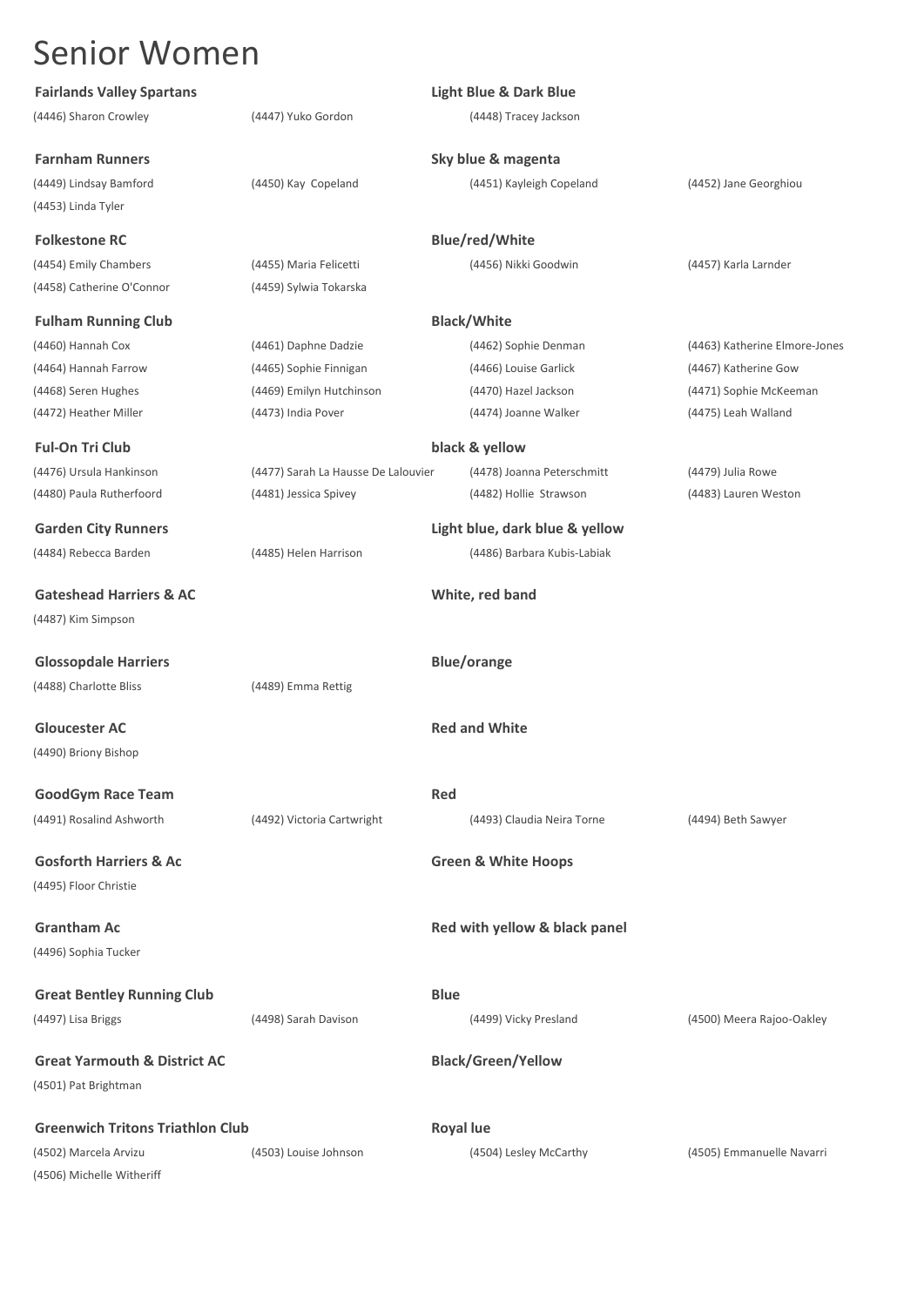# Senior Women

**Fairlands Valley Spartans** — **Light Blue & Dark Blue**

(4446) Sharon Crowley, (4447) Yuko Gordon, (4448) Tracey Jackson

**Farnham Runners** — **Sky blue & magenta**

(4449) Lindsay Bamford, (4450) Kay Copeland, (4451) Kayleigh Copeland, (4452) Jane Georghiou, (4453) Linda Tyler

**Folkestone RC** — **Blue/red/White**

(4454) Emily Chambers, (4455) Maria Felicetti, (4456) Nikki Goodwin, (4457) Karla Larnder, (4458) Catherine O'Connor, (4459) Sylwia Tokarska

**Fulham Running Club** — **Black/White**

(4460) Hannah Cox, (4461) Daphne Dadzie, (4462) Sophie Denman, (4463) Katherine Elmore-Jones, (4464) Hannah Farrow, (4465) Sophie Finnigan, (4466) Louise Garlick, (4467) Katherine Gow, (4468) Seren Hughes, (4469) Emilyn Hutchinson, (4470) Hazel Jackson, (4471) Sophie McKeeman, (4472) Heather Miller, (4473) India Pover, (4474) Joanne Walker, (4475) Leah Walland

**Ful-On Tri Club** — **black & yellow**

(4476) Ursula Hankinson, (4477) Sarah La Hausse De Lalouvier, (4478) Joanna Peterschmitt, (4479) Julia Rowe, (4480) Paula Rutherfoord, (4481) Jessica Spivey, (4482) Hollie Strawson, (4483) Lauren Weston

**Garden City Runners** — **Light blue, dark blue & yellow**

(4484) Rebecca Barden, (4485) Helen Harrison, (4486) Barbara Kubis-Labiak

**Gateshead Harriers & AC** — **White, red band**

(4487) Kim Simpson

**Glossopdale Harriers** — **Blue/orange**

(4488) Charlotte Bliss, (4489) Emma Rettig

**Gloucester AC** — **Red and White**

(4490) Briony Bishop

**GoodGym Race Team** — **Red**

(4491) Rosalind Ashworth, (4492) Victoria Cartwright, (4493) Claudia Neira Torne, (4494) Beth Sawyer

**Gosforth Harriers & Ac** — **Green & White Hoops**

(4495) Floor Christie

**Grantham Ac** — **Red with yellow & black panel**

(4496) Sophia Tucker

**Great Bentley Running Club** — **Blue**

(4497) Lisa Briggs, (4498) Sarah Davison, (4499) Vicky Presland, (4500) Meera Rajoo-Oakley

**Great Yarmouth & District AC** — **Black/Green/Yellow**

(4501) Pat Brightman

**Greenwich Tritons Triathlon Club** — **Royal lue**

(4502) Marcela Arvizu, (4503) Louise Johnson, (4504) Lesley McCarthy, (4505) Emmanuelle Navarri, (4506) Michelle Witheriff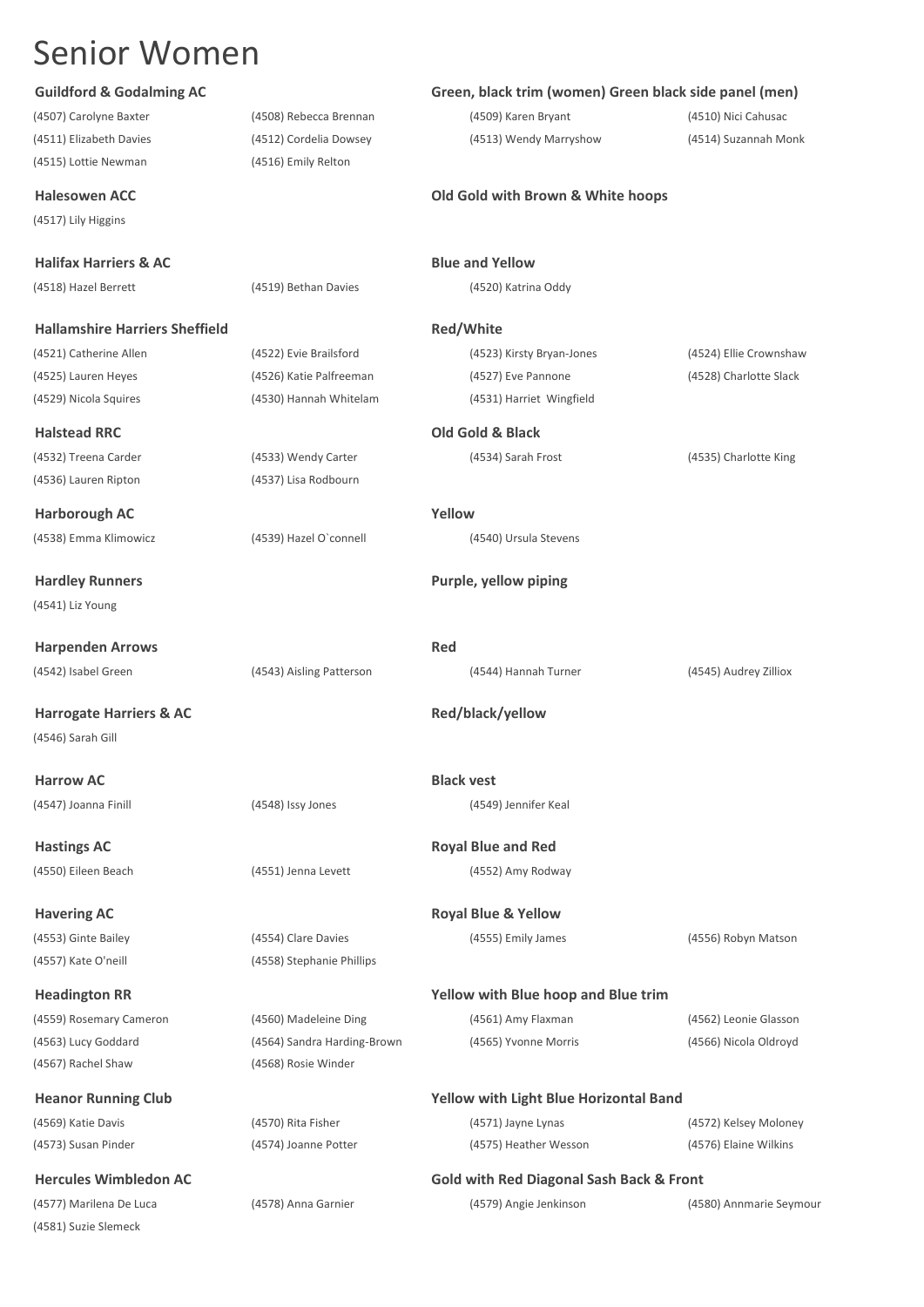# Senior Women

**Guildford & Godalming AC** — **Green, black trim (women) Green black side panel (men)**

(4507) Carolyne Baxter (4508) Rebecca Brennan (4509) Karen Bryant (4510) Nici Cahusac
(4511) Elizabeth Davies (4512) Cordelia Dowsey (4513) Wendy Marryshow (4514) Suzannah Monk
(4515) Lottie Newman (4516) Emily Relton

**Halesowen ACC** — **Old Gold with Brown & White hoops**

(4517) Lily Higgins

**Halifax Harriers & AC** — **Blue and Yellow**

(4518) Hazel Berrett (4519) Bethan Davies (4520) Katrina Oddy

**Hallamshire Harriers Sheffield** — **Red/White**

(4521) Catherine Allen (4522) Evie Brailsford (4523) Kirsty Bryan-Jones (4524) Ellie Crownshaw
(4525) Lauren Heyes (4526) Katie Palfreeman (4527) Eve Pannone (4528) Charlotte Slack
(4529) Nicola Squires (4530) Hannah Whitelam (4531) Harriet Wingfield

**Halstead RRC** — **Old Gold & Black**

(4532) Treena Carder (4533) Wendy Carter (4534) Sarah Frost (4535) Charlotte King
(4536) Lauren Ripton (4537) Lisa Rodbourn

**Harborough AC** — **Yellow**

(4538) Emma Klimowicz (4539) Hazel O`connell (4540) Ursula Stevens

**Hardley Runners** — **Purple, yellow piping**

(4541) Liz Young

**Harpenden Arrows** — **Red**

(4542) Isabel Green (4543) Aisling Patterson (4544) Hannah Turner (4545) Audrey Zilliox

**Harrogate Harriers & AC** — **Red/black/yellow**

(4546) Sarah Gill

**Harrow AC** — **Black vest**

(4547) Joanna Finill (4548) Issy Jones (4549) Jennifer Keal

**Hastings AC** — **Royal Blue and Red**

(4550) Eileen Beach (4551) Jenna Levett (4552) Amy Rodway

**Havering AC** — **Royal Blue & Yellow**

(4553) Ginte Bailey (4554) Clare Davies (4555) Emily James (4556) Robyn Matson
(4557) Kate O'neill (4558) Stephanie Phillips

**Headington RR** — **Yellow with Blue hoop and Blue trim**

(4559) Rosemary Cameron (4560) Madeleine Ding (4561) Amy Flaxman (4562) Leonie Glasson
(4563) Lucy Goddard (4564) Sandra Harding-Brown (4565) Yvonne Morris (4566) Nicola Oldroyd
(4567) Rachel Shaw (4568) Rosie Winder

**Heanor Running Club** — **Yellow with Light Blue Horizontal Band**

(4569) Katie Davis (4570) Rita Fisher (4571) Jayne Lynas (4572) Kelsey Moloney
(4573) Susan Pinder (4574) Joanne Potter (4575) Heather Wesson (4576) Elaine Wilkins

**Hercules Wimbledon AC** — **Gold with Red Diagonal Sash Back & Front**

(4577) Marilena De Luca (4578) Anna Garnier (4579) Angie Jenkinson (4580) Annmarie Seymour
(4581) Suzie Slemeck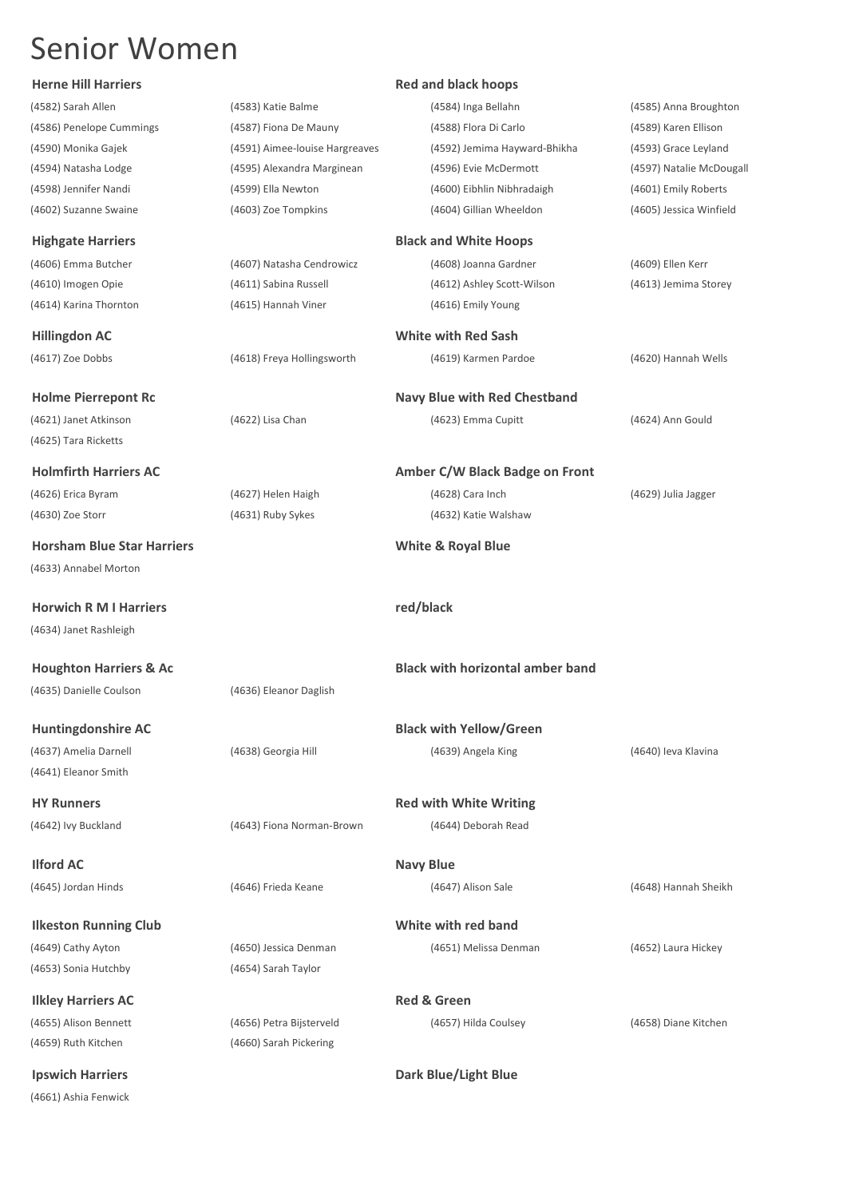# Senior Women

**Herne Hill Harriers** — **Red and black hoops**

(4582) Sarah Allen, (4583) Katie Balme, (4584) Inga Bellahn, (4585) Anna Broughton
(4586) Penelope Cummings, (4587) Fiona De Mauny, (4588) Flora Di Carlo, (4589) Karen Ellison
(4590) Monika Gajek, (4591) Aimee-louise Hargreaves, (4592) Jemima Hayward-Bhikha, (4593) Grace Leyland
(4594) Natasha Lodge, (4595) Alexandra Marginean, (4596) Evie McDermott, (4597) Natalie McDougall
(4598) Jennifer Nandi, (4599) Ella Newton, (4600) Eibhlin Nibhradaigh, (4601) Emily Roberts
(4602) Suzanne Swaine, (4603) Zoe Tompkins, (4604) Gillian Wheeldon, (4605) Jessica Winfield

**Highgate Harriers** — **Black and White Hoops**

(4606) Emma Butcher, (4607) Natasha Cendrowicz, (4608) Joanna Gardner, (4609) Ellen Kerr
(4610) Imogen Opie, (4611) Sabina Russell, (4612) Ashley Scott-Wilson, (4613) Jemima Storey
(4614) Karina Thornton, (4615) Hannah Viner, (4616) Emily Young

**Hillingdon AC** — **White with Red Sash**

(4617) Zoe Dobbs, (4618) Freya Hollingsworth, (4619) Karmen Pardoe, (4620) Hannah Wells

**Holme Pierrepont Rc** — **Navy Blue with Red Chestband**

(4621) Janet Atkinson, (4622) Lisa Chan, (4623) Emma Cupitt, (4624) Ann Gould
(4625) Tara Ricketts

**Holmfirth Harriers AC** — **Amber C/W Black Badge on Front**

(4626) Erica Byram, (4627) Helen Haigh, (4628) Cara Inch, (4629) Julia Jagger
(4630) Zoe Storr, (4631) Ruby Sykes, (4632) Katie Walshaw

**Horsham Blue Star Harriers** — **White & Royal Blue**

(4633) Annabel Morton

**Horwich R M I Harriers** — **red/black**

(4634) Janet Rashleigh

**Houghton Harriers & Ac** — **Black with horizontal amber band**

(4635) Danielle Coulson, (4636) Eleanor Daglish

**Huntingdonshire AC** — **Black with Yellow/Green**

(4637) Amelia Darnell, (4638) Georgia Hill, (4639) Angela King, (4640) Ieva Klavina
(4641) Eleanor Smith

**HY Runners** — **Red with White Writing**

(4642) Ivy Buckland, (4643) Fiona Norman-Brown, (4644) Deborah Read

**Ilford AC** — **Navy Blue**

(4645) Jordan Hinds, (4646) Frieda Keane, (4647) Alison Sale, (4648) Hannah Sheikh

**Ilkeston Running Club** — **White with red band**

(4649) Cathy Ayton, (4650) Jessica Denman, (4651) Melissa Denman, (4652) Laura Hickey
(4653) Sonia Hutchby, (4654) Sarah Taylor

**Ilkley Harriers AC** — **Red & Green**

(4655) Alison Bennett, (4656) Petra Bijsterveld, (4657) Hilda Coulsey, (4658) Diane Kitchen
(4659) Ruth Kitchen, (4660) Sarah Pickering

**Ipswich Harriers** — **Dark Blue/Light Blue**

(4661) Ashia Fenwick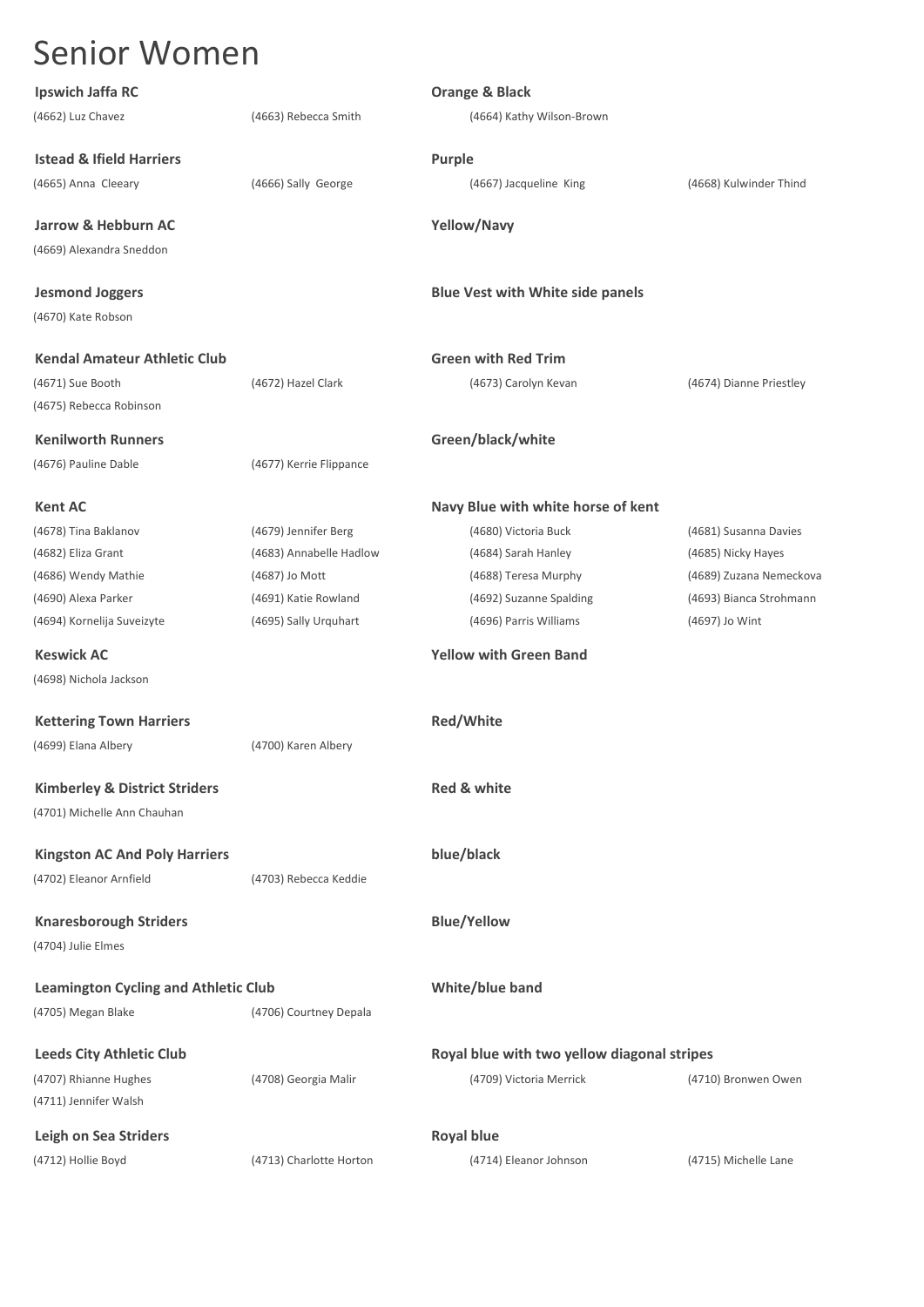# Senior Women

**Ipswich Jaffa RC** — **Orange & Black**

(4662) Luz Chavez | (4663) Rebecca Smith | (4664) Kathy Wilson-Brown

**Istead & Ifield Harriers** — **Purple**

(4665) Anna Cleeary | (4666) Sally George | (4667) Jacqueline King | (4668) Kulwinder Thind

**Jarrow & Hebburn AC** — **Yellow/Navy**

(4669) Alexandra Sneddon

**Jesmond Joggers** — **Blue Vest with White side panels**

(4670) Kate Robson

**Kendal Amateur Athletic Club** — **Green with Red Trim**

(4671) Sue Booth | (4672) Hazel Clark | (4673) Carolyn Kevan | (4674) Dianne Priestley
(4675) Rebecca Robinson

**Kenilworth Runners** — **Green/black/white**

(4676) Pauline Dable | (4677) Kerrie Flippance

**Kent AC** — **Navy Blue with white horse of kent**

(4678) Tina Baklanov | (4679) Jennifer Berg | (4680) Victoria Buck | (4681) Susanna Davies
(4682) Eliza Grant | (4683) Annabelle Hadlow | (4684) Sarah Hanley | (4685) Nicky Hayes
(4686) Wendy Mathie | (4687) Jo Mott | (4688) Teresa Murphy | (4689) Zuzana Nemeckova
(4690) Alexa Parker | (4691) Katie Rowland | (4692) Suzanne Spalding | (4693) Bianca Strohmann
(4694) Kornelija Suveizyte | (4695) Sally Urquhart | (4696) Parris Williams | (4697) Jo Wint

**Keswick AC** — **Yellow with Green Band**

(4698) Nichola Jackson

**Kettering Town Harriers** — **Red/White**

(4699) Elana Albery | (4700) Karen Albery

**Kimberley & District Striders** — **Red & white**

(4701) Michelle Ann Chauhan

**Kingston AC And Poly Harriers** — **blue/black**

(4702) Eleanor Arnfield | (4703) Rebecca Keddie

**Knaresborough Striders** — **Blue/Yellow**

(4704) Julie Elmes

**Leamington Cycling and Athletic Club** — **White/blue band**

(4705) Megan Blake | (4706) Courtney Depala

**Leeds City Athletic Club** — **Royal blue with two yellow diagonal stripes**

(4707) Rhianne Hughes | (4708) Georgia Malir | (4709) Victoria Merrick | (4710) Bronwen Owen
(4711) Jennifer Walsh

**Leigh on Sea Striders** — **Royal blue**

(4712) Hollie Boyd | (4713) Charlotte Horton | (4714) Eleanor Johnson | (4715) Michelle Lane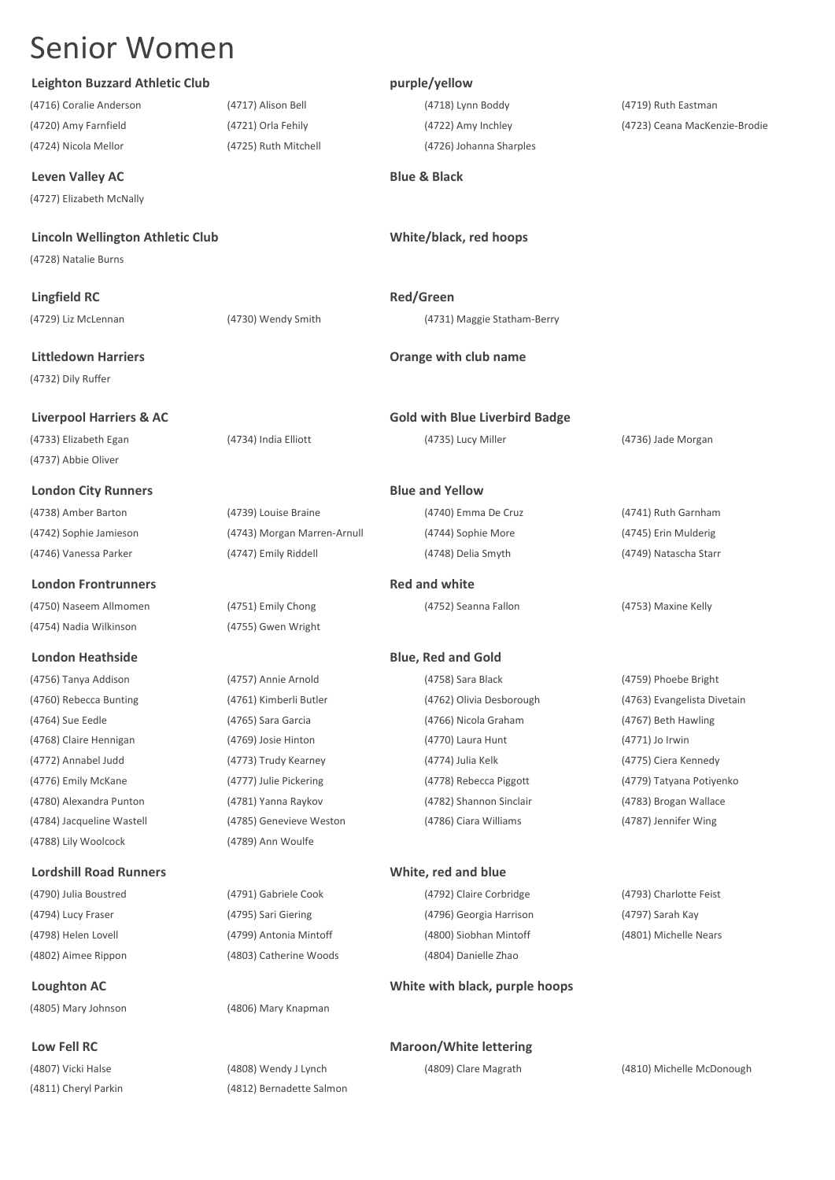# Senior Women

**Leighton Buzzard Athletic Club** — **purple/yellow**

(4716) Coralie Anderson | (4717) Alison Bell | (4718) Lynn Boddy | (4719) Ruth Eastman
(4720) Amy Farnfield | (4721) Orla Fehily | (4722) Amy Inchley | (4723) Ceana MacKenzie-Brodie
(4724) Nicola Mellor | (4725) Ruth Mitchell | (4726) Johanna Sharples

**Leven Valley AC** — **Blue & Black**

(4727) Elizabeth McNally

**Lincoln Wellington Athletic Club** — **White/black, red hoops**

(4728) Natalie Burns

**Lingfield RC** — **Red/Green**

(4729) Liz McLennan | (4730) Wendy Smith | (4731) Maggie Statham-Berry

**Littledown Harriers** — **Orange with club name**

(4732) Dily Ruffer

**Liverpool Harriers & AC** — **Gold with Blue Liverbird Badge**

(4733) Elizabeth Egan | (4734) India Elliott | (4735) Lucy Miller | (4736) Jade Morgan
(4737) Abbie Oliver

**London City Runners** — **Blue and Yellow**

(4738) Amber Barton | (4739) Louise Braine | (4740) Emma De Cruz | (4741) Ruth Garnham
(4742) Sophie Jamieson | (4743) Morgan Marren-Arnull | (4744) Sophie More | (4745) Erin Mulderig
(4746) Vanessa Parker | (4747) Emily Riddell | (4748) Delia Smyth | (4749) Natascha Starr

**London Frontrunners** — **Red and white**

(4750) Naseem Allmomen | (4751) Emily Chong | (4752) Seanna Fallon | (4753) Maxine Kelly
(4754) Nadia Wilkinson | (4755) Gwen Wright

**London Heathside** — **Blue, Red and Gold**

(4756) Tanya Addison | (4757) Annie Arnold | (4758) Sara Black | (4759) Phoebe Bright
(4760) Rebecca Bunting | (4761) Kimberli Butler | (4762) Olivia Desborough | (4763) Evangelista Divetain
(4764) Sue Eedle | (4765) Sara Garcia | (4766) Nicola Graham | (4767) Beth Hawling
(4768) Claire Hennigan | (4769) Josie Hinton | (4770) Laura Hunt | (4771) Jo Irwin
(4772) Annabel Judd | (4773) Trudy Kearney | (4774) Julia Kelk | (4775) Ciera Kennedy
(4776) Emily McKane | (4777) Julie Pickering | (4778) Rebecca Piggott | (4779) Tatyana Potiyenko
(4780) Alexandra Punton | (4781) Yanna Raykov | (4782) Shannon Sinclair | (4783) Brogan Wallace
(4784) Jacqueline Wastell | (4785) Genevieve Weston | (4786) Ciara Williams | (4787) Jennifer Wing
(4788) Lily Woolcock | (4789) Ann Woulfe

**Lordshill Road Runners** — **White, red and blue**

(4790) Julia Boustred | (4791) Gabriele Cook | (4792) Claire Corbridge | (4793) Charlotte Feist
(4794) Lucy Fraser | (4795) Sari Giering | (4796) Georgia Harrison | (4797) Sarah Kay
(4798) Helen Lovell | (4799) Antonia Mintoff | (4800) Siobhan Mintoff | (4801) Michelle Nears
(4802) Aimee Rippon | (4803) Catherine Woods | (4804) Danielle Zhao

**Loughton AC** — **White with black, purple hoops**

(4805) Mary Johnson | (4806) Mary Knapman

**Low Fell RC** — **Maroon/White lettering**

(4807) Vicki Halse | (4808) Wendy J Lynch | (4809) Clare Magrath | (4810) Michelle McDonough
(4811) Cheryl Parkin | (4812) Bernadette Salmon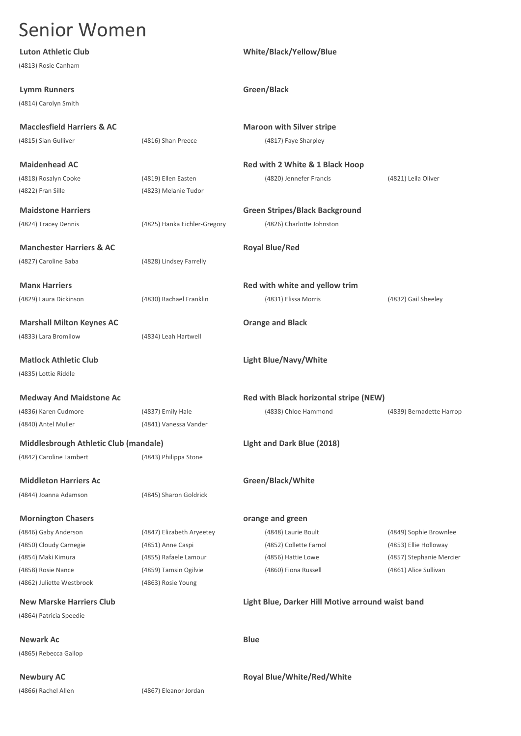# Senior Women

**Luton Athletic Club** — **White/Black/Yellow/Blue**

(4813) Rosie Canham

**Lymm Runners** — **Green/Black**

(4814) Carolyn Smith

**Macclesfield Harriers & AC** — **Maroon with Silver stripe**

(4815) Sian Gulliver, (4816) Shan Preece, (4817) Faye Sharpley

**Maidenhead AC** — **Red with 2 White & 1 Black Hoop**

(4818) Rosalyn Cooke, (4819) Ellen Easten, (4820) Jennefer Francis, (4821) Leila Oliver, (4822) Fran Sille, (4823) Melanie Tudor

**Maidstone Harriers** — **Green Stripes/Black Background**

(4824) Tracey Dennis, (4825) Hanka Eichler-Gregory, (4826) Charlotte Johnston

**Manchester Harriers & AC** — **Royal Blue/Red**

(4827) Caroline Baba, (4828) Lindsey Farrelly

**Manx Harriers** — **Red with white and yellow trim**

(4829) Laura Dickinson, (4830) Rachael Franklin, (4831) Elissa Morris, (4832) Gail Sheeley

**Marshall Milton Keynes AC** — **Orange and Black**

(4833) Lara Bromilow, (4834) Leah Hartwell

**Matlock Athletic Club** — **Light Blue/Navy/White**

(4835) Lottie Riddle

**Medway And Maidstone Ac** — **Red with Black horizontal stripe (NEW)**

(4836) Karen Cudmore, (4837) Emily Hale, (4838) Chloe Hammond, (4839) Bernadette Harrop, (4840) Antel Muller, (4841) Vanessa Vander

**Middlesbrough Athletic Club (mandale)** — **LIght and Dark Blue (2018)**

(4842) Caroline Lambert, (4843) Philippa Stone

**Middleton Harriers Ac** — **Green/Black/White**

(4844) Joanna Adamson, (4845) Sharon Goldrick

**Mornington Chasers** — **orange and green**

(4846) Gaby Anderson, (4847) Elizabeth Aryeetey, (4848) Laurie Boult, (4849) Sophie Brownlee, (4850) Cloudy Carnegie, (4851) Anne Caspi, (4852) Collette Farnol, (4853) Ellie Holloway, (4854) Maki Kimura, (4855) Rafaele Lamour, (4856) Hattie Lowe, (4857) Stephanie Mercier, (4858) Rosie Nance, (4859) Tamsin Ogilvie, (4860) Fiona Russell, (4861) Alice Sullivan, (4862) Juliette Westbrook, (4863) Rosie Young

**New Marske Harriers Club** — **Light Blue, Darker Hill Motive arround waist band**

(4864) Patricia Speedie

**Newark Ac** — **Blue**

(4865) Rebecca Gallop

**Newbury AC** — **Royal Blue/White/Red/White**

(4866) Rachel Allen, (4867) Eleanor Jordan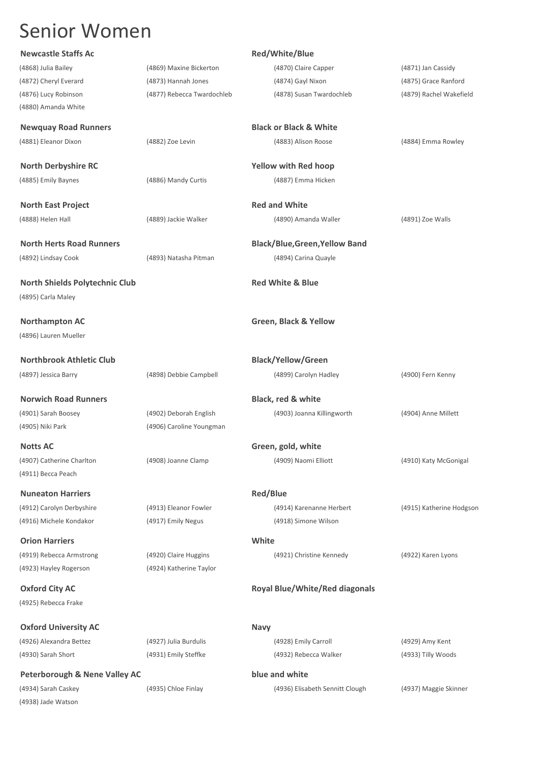# Senior Women

**Newcastle Staffs Ac** — **Red/White/Blue**

(4868) Julia Bailey  (4869) Maxine Bickerton  (4870) Claire Capper  (4871) Jan Cassidy
(4872) Cheryl Everard  (4873) Hannah Jones  (4874) Gayl Nixon  (4875) Grace Ranford
(4876) Lucy Robinson  (4877) Rebecca Twardochleb  (4878) Susan Twardochleb  (4879) Rachel Wakefield
(4880) Amanda White

**Newquay Road Runners** — **Black or Black & White**

(4881) Eleanor Dixon  (4882) Zoe Levin  (4883) Alison Roose  (4884) Emma Rowley

**North Derbyshire RC** — **Yellow with Red hoop**

(4885) Emily Baynes  (4886) Mandy Curtis  (4887) Emma Hicken

**North East Project** — **Red and White**

(4888) Helen Hall  (4889) Jackie Walker  (4890) Amanda Waller  (4891) Zoe Walls

**North Herts Road Runners** — **Black/Blue,Green,Yellow Band**

(4892) Lindsay Cook  (4893) Natasha Pitman  (4894) Carina Quayle

**North Shields Polytechnic Club** — **Red White & Blue**

(4895) Carla Maley

**Northampton AC** — **Green, Black & Yellow**

(4896) Lauren Mueller

**Northbrook Athletic Club** — **Black/Yellow/Green**

(4897) Jessica Barry  (4898) Debbie Campbell  (4899) Carolyn Hadley  (4900) Fern Kenny

**Norwich Road Runners** — **Black, red & white**

(4901) Sarah Boosey  (4902) Deborah English  (4903) Joanna Killingworth  (4904) Anne Millett
(4905) Niki Park  (4906) Caroline Youngman

**Notts AC** — **Green, gold, white**

(4907) Catherine Charlton  (4908) Joanne Clamp  (4909) Naomi Elliott  (4910) Katy McGonigal
(4911) Becca Peach

**Nuneaton Harriers** — **Red/Blue**

(4912) Carolyn Derbyshire  (4913) Eleanor Fowler  (4914) Karenanne Herbert  (4915) Katherine Hodgson
(4916) Michele Kondakor  (4917) Emily Negus  (4918) Simone Wilson

**Orion Harriers** — **White**

(4919) Rebecca Armstrong  (4920) Claire Huggins  (4921) Christine Kennedy  (4922) Karen Lyons
(4923) Hayley Rogerson  (4924) Katherine Taylor

**Oxford City AC** — **Royal Blue/White/Red diagonals**

(4925) Rebecca Frake

**Oxford University AC** — **Navy**

(4926) Alexandra Bettez  (4927) Julia Burdulis  (4928) Emily Carroll  (4929) Amy Kent
(4930) Sarah Short  (4931) Emily Steffke  (4932) Rebecca Walker  (4933) Tilly Woods

**Peterborough & Nene Valley AC** — **blue and white**

(4934) Sarah Caskey  (4935) Chloe Finlay  (4936) Elisabeth Sennitt Clough  (4937) Maggie Skinner
(4938) Jade Watson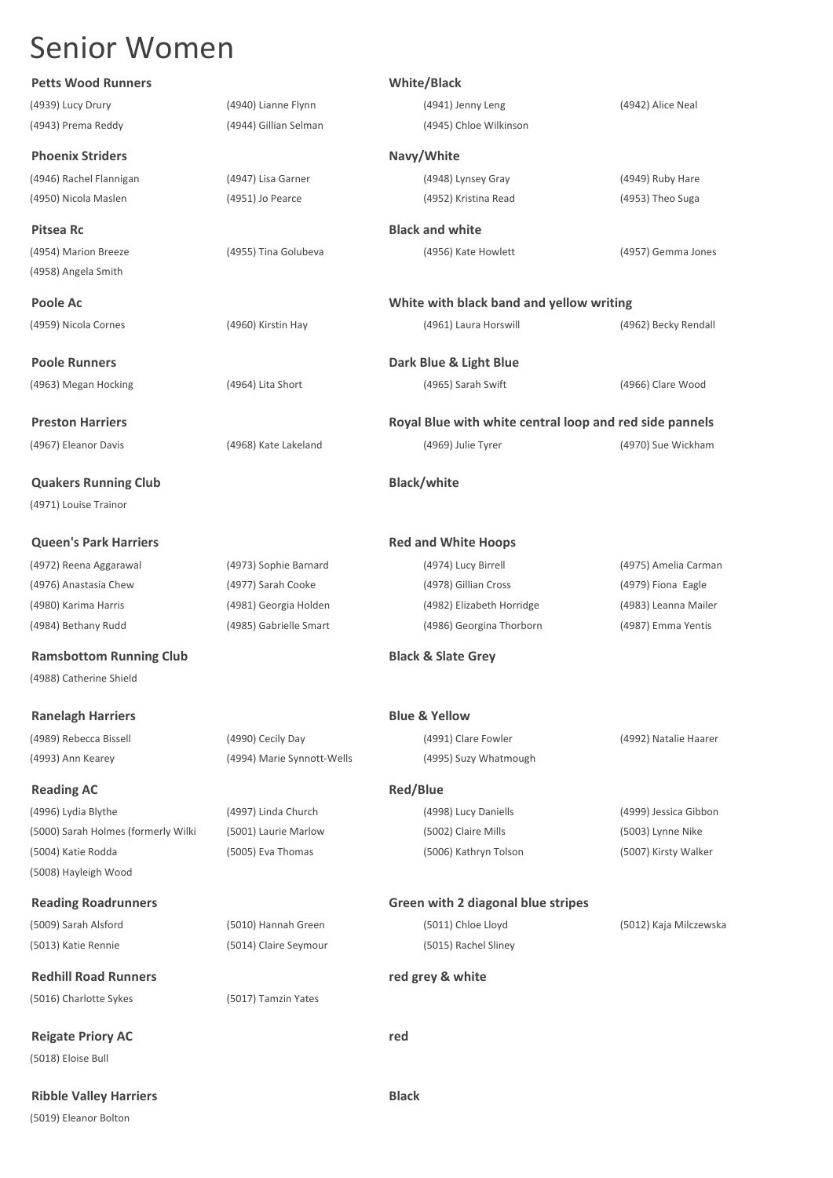# Senior Women

**Petts Wood Runners** — **White/Black**

(4939) Lucy Drury (4940) Lianne Flynn (4941) Jenny Leng (4942) Alice Neal
(4943) Prema Reddy (4944) Gillian Selman (4945) Chloe Wilkinson

**Phoenix Striders** — **Navy/White**

(4946) Rachel Flannigan (4947) Lisa Garner (4948) Lynsey Gray (4949) Ruby Hare
(4950) Nicola Maslen (4951) Jo Pearce (4952) Kristina Read (4953) Theo Suga

**Pitsea Rc** — **Black and white**

(4954) Marion Breeze (4955) Tina Golubeva (4956) Kate Howlett (4957) Gemma Jones
(4958) Angela Smith

**Poole Ac** — **White with black band and yellow writing**

(4959) Nicola Cornes (4960) Kirstin Hay (4961) Laura Horswill (4962) Becky Rendall

**Poole Runners** — **Dark Blue & Light Blue**

(4963) Megan Hocking (4964) Lita Short (4965) Sarah Swift (4966) Clare Wood

**Preston Harriers** — **Royal Blue with white central loop and red side pannels**

(4967) Eleanor Davis (4968) Kate Lakeland (4969) Julie Tyrer (4970) Sue Wickham

**Quakers Running Club** — **Black/white**

(4971) Louise Trainor

**Queen's Park Harriers** — **Red and White Hoops**

(4972) Reena Aggarawal (4973) Sophie Barnard (4974) Lucy Birrell (4975) Amelia Carman
(4976) Anastasia Chew (4977) Sarah Cooke (4978) Gillian Cross (4979) Fiona Eagle
(4980) Karima Harris (4981) Georgia Holden (4982) Elizabeth Horridge (4983) Leanna Mailer
(4984) Bethany Rudd (4985) Gabrielle Smart (4986) Georgina Thorborn (4987) Emma Yentis

**Ramsbottom Running Club** — **Black & Slate Grey**

(4988) Catherine Shield

**Ranelagh Harriers** — **Blue & Yellow**

(4989) Rebecca Bissell (4990) Cecily Day (4991) Clare Fowler (4992) Natalie Haarer
(4993) Ann Kearey (4994) Marie Synnott-Wells (4995) Suzy Whatmough

**Reading AC** — **Red/Blue**

(4996) Lydia Blythe (4997) Linda Church (4998) Lucy Daniells (4999) Jessica Gibbon
(5000) Sarah Holmes (formerly Wilki (5001) Laurie Marlow (5002) Claire Mills (5003) Lynne Nike
(5004) Katie Rodda (5005) Eva Thomas (5006) Kathryn Tolson (5007) Kirsty Walker
(5008) Hayleigh Wood

**Reading Roadrunners** — **Green with 2 diagonal blue stripes**

(5009) Sarah Alsford (5010) Hannah Green (5011) Chloe Lloyd (5012) Kaja Milczewska
(5013) Katie Rennie (5014) Claire Seymour (5015) Rachel Sliney

**Redhill Road Runners** — **red grey & white**

(5016) Charlotte Sykes (5017) Tamzin Yates

**Reigate Priory AC** — **red**

(5018) Eloise Bull

**Ribble Valley Harriers** — **Black**

(5019) Eleanor Bolton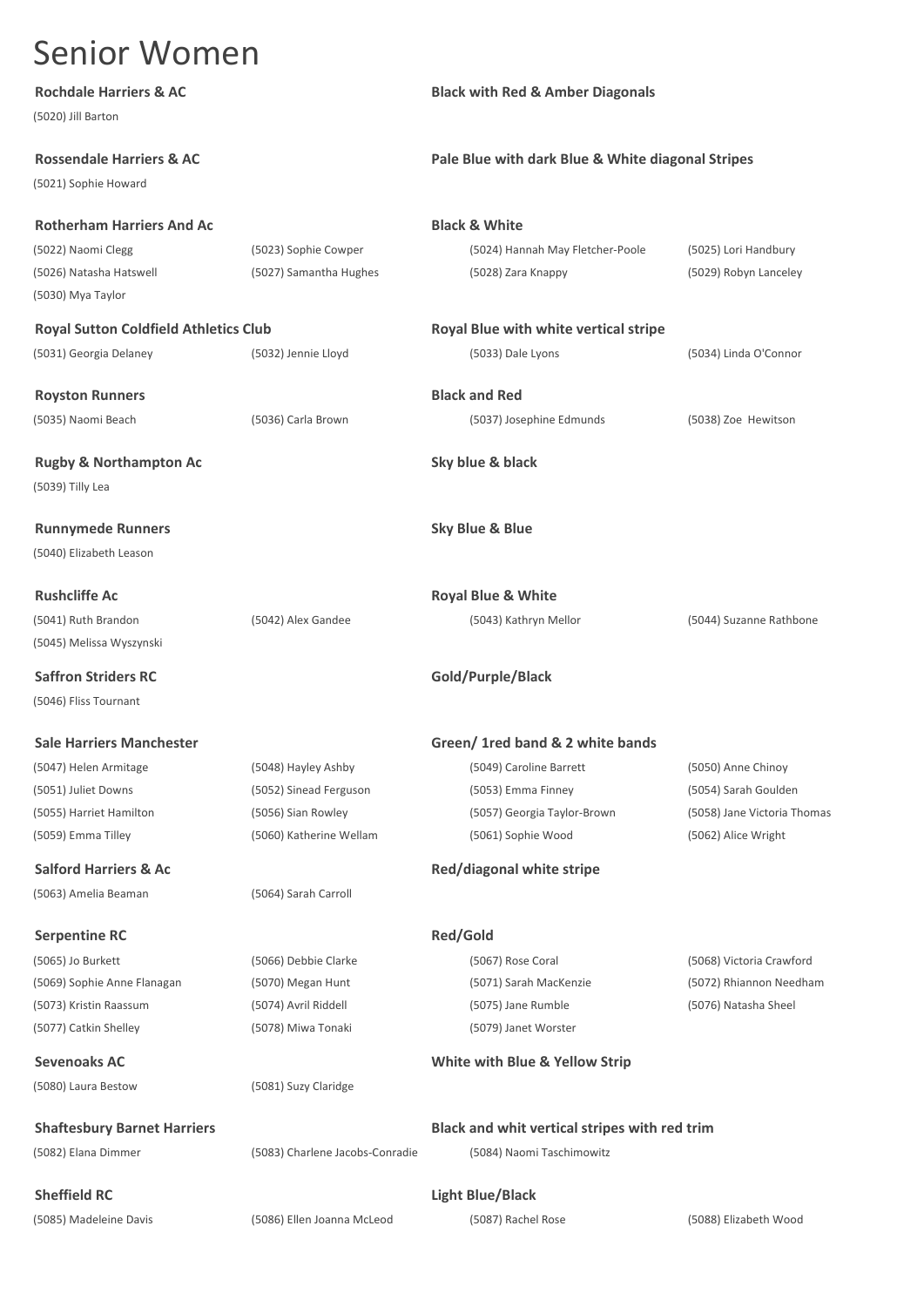# Senior Women

**Rochdale Harriers & AC** — **Black with Red & Amber Diagonals**

(5020) Jill Barton

**Rossendale Harriers & AC** — **Pale Blue with dark Blue & White diagonal Stripes**

(5021) Sophie Howard

**Rotherham Harriers And Ac** — **Black & White**

| | | | |
|---|---|---|---|
| (5022) Naomi Clegg | (5023) Sophie Cowper | (5024) Hannah May Fletcher-Poole | (5025) Lori Handbury |
| (5026) Natasha Hatswell | (5027) Samantha Hughes | (5028) Zara Knappy | (5029) Robyn Lanceley |
| (5030) Mya Taylor | | | |

**Royal Sutton Coldfield Athletics Club** — **Royal Blue with white vertical stripe**

| | | | |
|---|---|---|---|
| (5031) Georgia Delaney | (5032) Jennie Lloyd | (5033) Dale Lyons | (5034) Linda O'Connor |

**Royston Runners** — **Black and Red**

| | | | |
|---|---|---|---|
| (5035) Naomi Beach | (5036) Carla Brown | (5037) Josephine Edmunds | (5038) Zoe Hewitson |

**Rugby & Northampton Ac** — **Sky blue & black**

(5039) Tilly Lea

**Runnymede Runners** — **Sky Blue & Blue**

(5040) Elizabeth Leason

**Rushcliffe Ac** — **Royal Blue & White**

| | | | |
|---|---|---|---|
| (5041) Ruth Brandon | (5042) Alex Gandee | (5043) Kathryn Mellor | (5044) Suzanne Rathbone |
| (5045) Melissa Wyszynski | | | |

**Saffron Striders RC** — **Gold/Purple/Black**

(5046) Fliss Tournant

**Sale Harriers Manchester** — **Green/ 1red band & 2 white bands**

| | | | |
|---|---|---|---|
| (5047) Helen Armitage | (5048) Hayley Ashby | (5049) Caroline Barrett | (5050) Anne Chinoy |
| (5051) Juliet Downs | (5052) Sinead Ferguson | (5053) Emma Finney | (5054) Sarah Goulden |
| (5055) Harriet Hamilton | (5056) Sian Rowley | (5057) Georgia Taylor-Brown | (5058) Jane Victoria Thomas |
| (5059) Emma Tilley | (5060) Katherine Wellam | (5061) Sophie Wood | (5062) Alice Wright |

**Salford Harriers & Ac** — **Red/diagonal white stripe**

| | |
|---|---|
| (5063) Amelia Beaman | (5064) Sarah Carroll |

**Serpentine RC** — **Red/Gold**

| | | | |
|---|---|---|---|
| (5065) Jo Burkett | (5066) Debbie Clarke | (5067) Rose Coral | (5068) Victoria Crawford |
| (5069) Sophie Anne Flanagan | (5070) Megan Hunt | (5071) Sarah MacKenzie | (5072) Rhiannon Needham |
| (5073) Kristin Raassum | (5074) Avril Riddell | (5075) Jane Rumble | (5076) Natasha Sheel |
| (5077) Catkin Shelley | (5078) Miwa Tonaki | (5079) Janet Worster | |

**Sevenoaks AC** — **White with Blue & Yellow Strip**

| | |
|---|---|
| (5080) Laura Bestow | (5081) Suzy Claridge |

**Shaftesbury Barnet Harriers** — **Black and whit vertical stripes with red trim**

| | | |
|---|---|---|
| (5082) Elana Dimmer | (5083) Charlene Jacobs-Conradie | (5084) Naomi Taschimowitz |

**Sheffield RC** — **Light Blue/Black**

| | | | |
|---|---|---|---|
| (5085) Madeleine Davis | (5086) Ellen Joanna McLeod | (5087) Rachel Rose | (5088) Elizabeth Wood |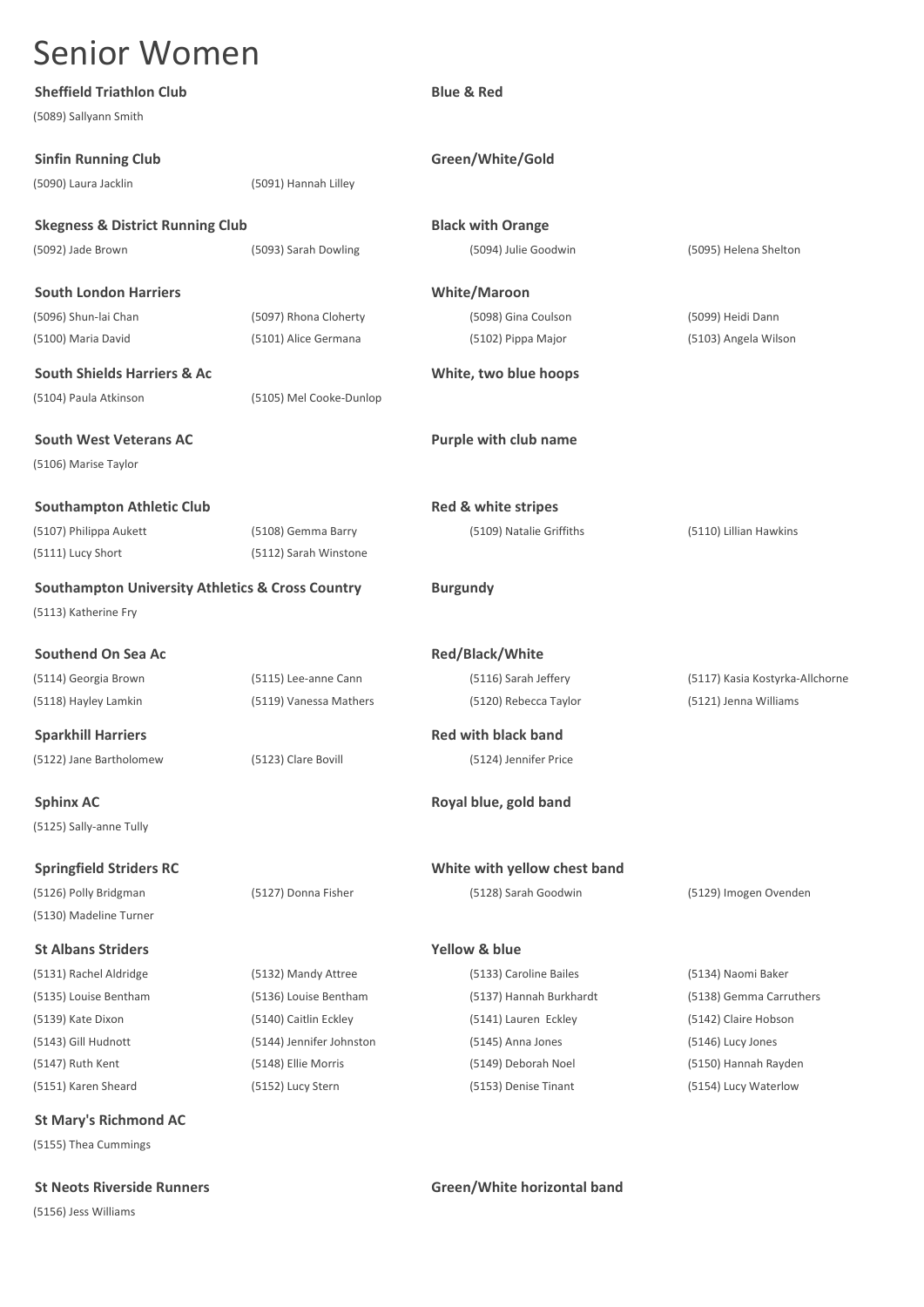# Senior Women

**Sheffield Triathlon Club** — **Blue & Red**

(5089) Sallyann Smith

**Sinfin Running Club** — **Green/White/Gold**

(5090) Laura Jacklin
(5091) Hannah Lilley

**Skegness & District Running Club** — **Black with Orange**

(5092) Jade Brown
(5093) Sarah Dowling
(5094) Julie Goodwin
(5095) Helena Shelton

**South London Harriers** — **White/Maroon**

(5096) Shun-lai Chan
(5097) Rhona Cloherty
(5098) Gina Coulson
(5099) Heidi Dann
(5100) Maria David
(5101) Alice Germana
(5102) Pippa Major
(5103) Angela Wilson

**South Shields Harriers & Ac** — **White, two blue hoops**

(5104) Paula Atkinson
(5105) Mel Cooke-Dunlop

**South West Veterans AC** — **Purple with club name**

(5106) Marise Taylor

**Southampton Athletic Club** — **Red & white stripes**

(5107) Philippa Aukett
(5108) Gemma Barry
(5109) Natalie Griffiths
(5110) Lillian Hawkins
(5111) Lucy Short
(5112) Sarah Winstone

**Southampton University Athletics & Cross Country** — **Burgundy**

(5113) Katherine Fry

**Southend On Sea Ac** — **Red/Black/White**

(5114) Georgia Brown
(5115) Lee-anne Cann
(5116) Sarah Jeffery
(5117) Kasia Kostyrka-Allchorne
(5118) Hayley Lamkin
(5119) Vanessa Mathers
(5120) Rebecca Taylor
(5121) Jenna Williams

**Sparkhill Harriers** — **Red with black band**

(5122) Jane Bartholomew
(5123) Clare Bovill
(5124) Jennifer Price

**Sphinx AC** — **Royal blue, gold band**

(5125) Sally-anne Tully

**Springfield Striders RC** — **White with yellow chest band**

(5126) Polly Bridgman
(5127) Donna Fisher
(5128) Sarah Goodwin
(5129) Imogen Ovenden
(5130) Madeline Turner

**St Albans Striders** — **Yellow & blue**

(5131) Rachel Aldridge
(5132) Mandy Attree
(5133) Caroline Bailes
(5134) Naomi Baker
(5135) Louise Bentham
(5136) Louise Bentham
(5137) Hannah Burkhardt
(5138) Gemma Carruthers
(5139) Kate Dixon
(5140) Caitlin Eckley
(5141) Lauren Eckley
(5142) Claire Hobson
(5143) Gill Hudnott
(5144) Jennifer Johnston
(5145) Anna Jones
(5146) Lucy Jones
(5147) Ruth Kent
(5148) Ellie Morris
(5149) Deborah Noel
(5150) Hannah Rayden
(5151) Karen Sheard
(5152) Lucy Stern
(5153) Denise Tinant
(5154) Lucy Waterlow

**St Mary's Richmond AC**

(5155) Thea Cummings

**St Neots Riverside Runners** — **Green/White horizontal band**

(5156) Jess Williams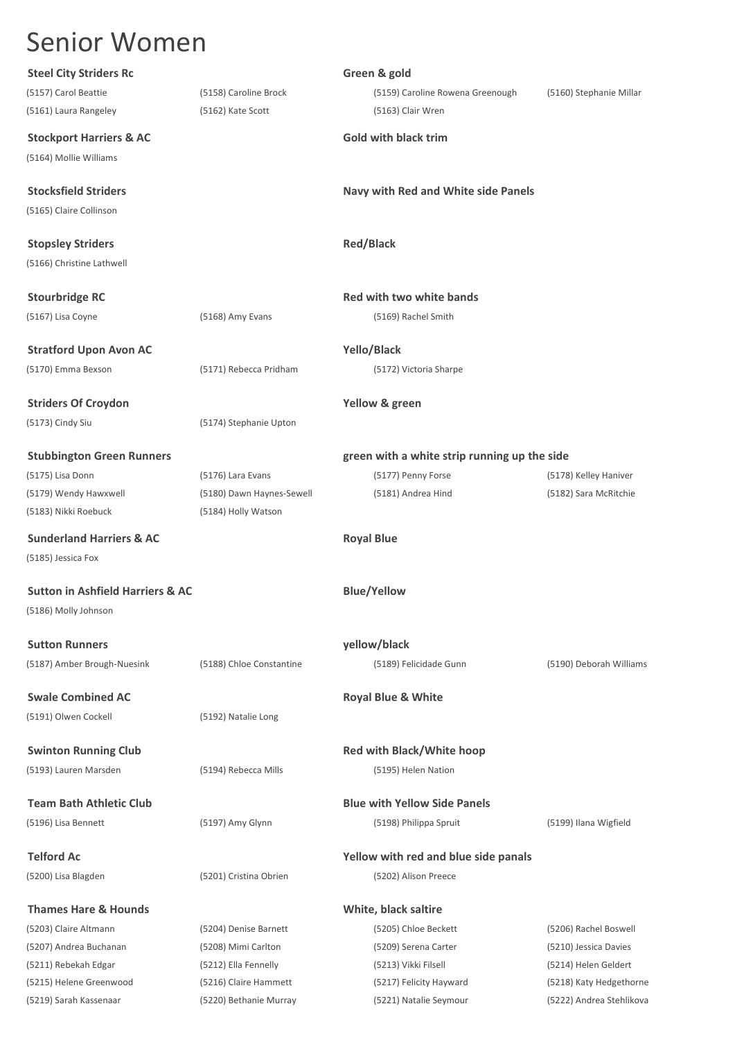# Senior Women

**Steel City Striders Rc** — **Green & gold**

(5157) Carol Beattie
(5158) Caroline Brock
(5159) Caroline Rowena Greenough
(5160) Stephanie Millar
(5161) Laura Rangeley
(5162) Kate Scott
(5163) Clair Wren

**Stockport Harriers & AC** — **Gold with black trim**

(5164) Mollie Williams

**Stocksfield Striders** — **Navy with Red and White side Panels**

(5165) Claire Collinson

**Stopsley Striders** — **Red/Black**

(5166) Christine Lathwell

**Stourbridge RC** — **Red with two white bands**

(5167) Lisa Coyne
(5168) Amy Evans
(5169) Rachel Smith

**Stratford Upon Avon AC** — **Yello/Black**

(5170) Emma Bexson
(5171) Rebecca Pridham
(5172) Victoria Sharpe

**Striders Of Croydon** — **Yellow & green**

(5173) Cindy Siu
(5174) Stephanie Upton

**Stubbington Green Runners** — **green with a white strip running up the side**

(5175) Lisa Donn
(5176) Lara Evans
(5177) Penny Forse
(5178) Kelley Haniver
(5179) Wendy Hawxwell
(5180) Dawn Haynes-Sewell
(5181) Andrea Hind
(5182) Sara McRitchie
(5183) Nikki Roebuck
(5184) Holly Watson

**Sunderland Harriers & AC** — **Royal Blue**

(5185) Jessica Fox

**Sutton in Ashfield Harriers & AC** — **Blue/Yellow**

(5186) Molly Johnson

**Sutton Runners** — **yellow/black**

(5187) Amber Brough-Nuesink
(5188) Chloe Constantine
(5189) Felicidade Gunn
(5190) Deborah Williams

**Swale Combined AC** — **Royal Blue & White**

(5191) Olwen Cockell
(5192) Natalie Long

**Swinton Running Club** — **Red with Black/White hoop**

(5193) Lauren Marsden
(5194) Rebecca Mills
(5195) Helen Nation

**Team Bath Athletic Club** — **Blue with Yellow Side Panels**

(5196) Lisa Bennett
(5197) Amy Glynn
(5198) Philippa Spruit
(5199) Ilana Wigfield

**Telford Ac** — **Yellow with red and blue side panals**

(5200) Lisa Blagden
(5201) Cristina Obrien
(5202) Alison Preece

**Thames Hare & Hounds** — **White, black saltire**

(5203) Claire Altmann
(5204) Denise Barnett
(5205) Chloe Beckett
(5206) Rachel Boswell
(5207) Andrea Buchanan
(5208) Mimi Carlton
(5209) Serena Carter
(5210) Jessica Davies
(5211) Rebekah Edgar
(5212) Ella Fennelly
(5213) Vikki Filsell
(5214) Helen Geldert
(5215) Helene Greenwood
(5216) Claire Hammett
(5217) Felicity Hayward
(5218) Katy Hedgethorne
(5219) Sarah Kassenaar
(5220) Bethanie Murray
(5221) Natalie Seymour
(5222) Andrea Stehlikova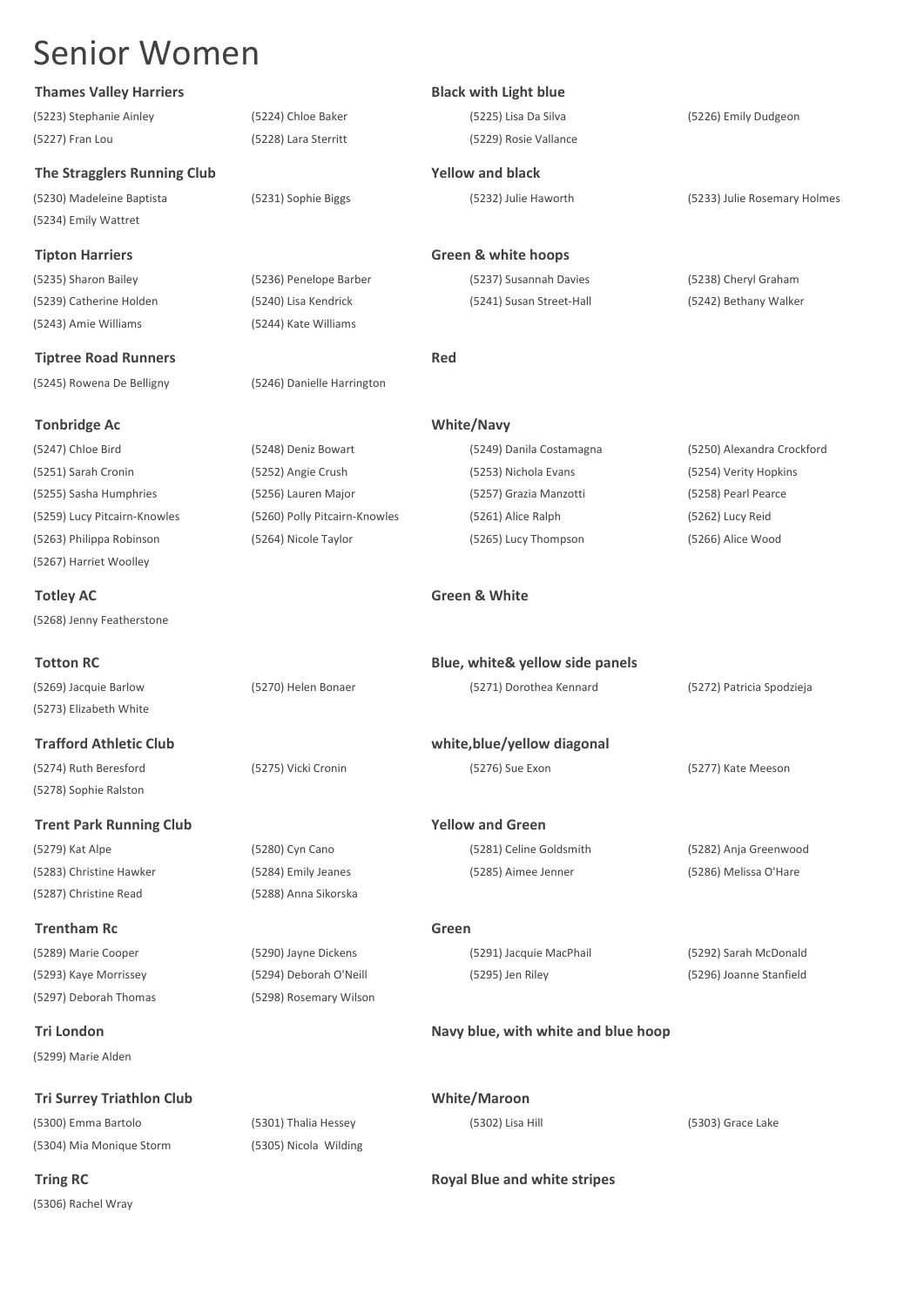# Senior Women

**Thames Valley Harriers** — **Black with Light blue**

(5223) Stephanie Ainley, (5224) Chloe Baker, (5225) Lisa Da Silva, (5226) Emily Dudgeon, (5227) Fran Lou, (5228) Lara Sterritt, (5229) Rosie Vallance

**The Stragglers Running Club** — **Yellow and black**

(5230) Madeleine Baptista, (5231) Sophie Biggs, (5232) Julie Haworth, (5233) Julie Rosemary Holmes, (5234) Emily Wattret

**Tipton Harriers** — **Green & white hoops**

(5235) Sharon Bailey, (5236) Penelope Barber, (5237) Susannah Davies, (5238) Cheryl Graham, (5239) Catherine Holden, (5240) Lisa Kendrick, (5241) Susan Street-Hall, (5242) Bethany Walker, (5243) Amie Williams, (5244) Kate Williams

**Tiptree Road Runners** — **Red**

(5245) Rowena De Belligny, (5246) Danielle Harrington

**Tonbridge Ac** — **White/Navy**

(5247) Chloe Bird, (5248) Deniz Bowart, (5249) Danila Costamagna, (5250) Alexandra Crockford, (5251) Sarah Cronin, (5252) Angie Crush, (5253) Nichola Evans, (5254) Verity Hopkins, (5255) Sasha Humphries, (5256) Lauren Major, (5257) Grazia Manzotti, (5258) Pearl Pearce, (5259) Lucy Pitcairn-Knowles, (5260) Polly Pitcairn-Knowles, (5261) Alice Ralph, (5262) Lucy Reid, (5263) Philippa Robinson, (5264) Nicole Taylor, (5265) Lucy Thompson, (5266) Alice Wood, (5267) Harriet Woolley

**Totley AC** — **Green & White**

(5268) Jenny Featherstone

**Totton RC** — **Blue, white& yellow side panels**

(5269) Jacquie Barlow, (5270) Helen Bonaer, (5271) Dorothea Kennard, (5272) Patricia Spodzieja, (5273) Elizabeth White

**Trafford Athletic Club** — **white,blue/yellow diagonal**

(5274) Ruth Beresford, (5275) Vicki Cronin, (5276) Sue Exon, (5277) Kate Meeson, (5278) Sophie Ralston

**Trent Park Running Club** — **Yellow and Green**

(5279) Kat Alpe, (5280) Cyn Cano, (5281) Celine Goldsmith, (5282) Anja Greenwood, (5283) Christine Hawker, (5284) Emily Jeanes, (5285) Aimee Jenner, (5286) Melissa O'Hare, (5287) Christine Read, (5288) Anna Sikorska

**Trentham Rc** — **Green**

(5289) Marie Cooper, (5290) Jayne Dickens, (5291) Jacquie MacPhail, (5292) Sarah McDonald, (5293) Kaye Morrissey, (5294) Deborah O'Neill, (5295) Jen Riley, (5296) Joanne Stanfield, (5297) Deborah Thomas, (5298) Rosemary Wilson

**Tri London** — **Navy blue, with white and blue hoop**

(5299) Marie Alden

**Tri Surrey Triathlon Club** — **White/Maroon**

(5300) Emma Bartolo, (5301) Thalia Hessey, (5302) Lisa Hill, (5303) Grace Lake, (5304) Mia Monique Storm, (5305) Nicola Wilding

**Tring RC** — **Royal Blue and white stripes**

(5306) Rachel Wray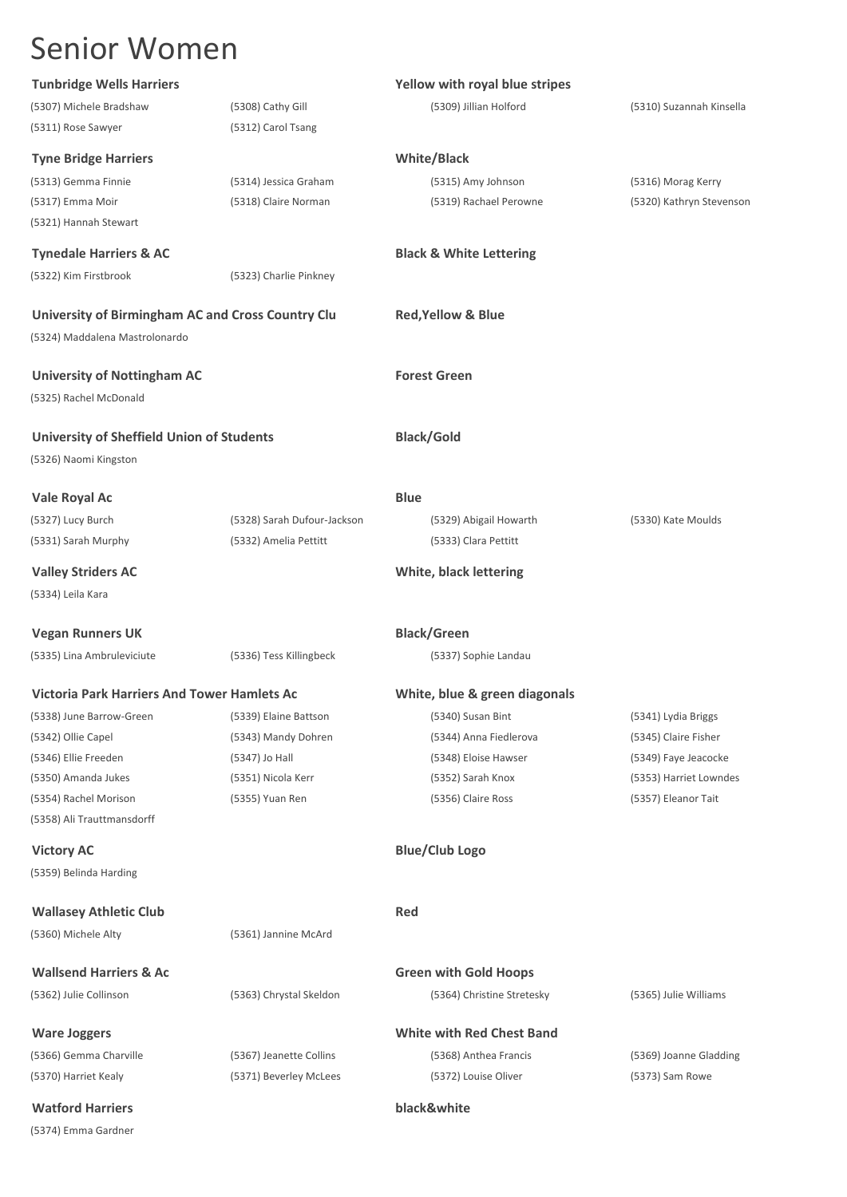# Senior Women

**Tunbridge Wells Harriers** — **Yellow with royal blue stripes**

(5307) Michele Bradshaw | (5308) Cathy Gill | (5309) Jillian Holford | (5310) Suzannah Kinsella | (5311) Rose Sawyer | (5312) Carol Tsang

**Tyne Bridge Harriers** — **White/Black**

(5313) Gemma Finnie | (5314) Jessica Graham | (5315) Amy Johnson | (5316) Morag Kerry | (5317) Emma Moir | (5318) Claire Norman | (5319) Rachael Perowne | (5320) Kathryn Stevenson | (5321) Hannah Stewart

**Tynedale Harriers & AC** — **Black & White Lettering**

(5322) Kim Firstbrook | (5323) Charlie Pinkney

**University of Birmingham AC and Cross Country Clu** — **Red,Yellow & Blue**

(5324) Maddalena Mastrolonardo

**University of Nottingham AC** — **Forest Green**

(5325) Rachel McDonald

**University of Sheffield Union of Students** — **Black/Gold**

(5326) Naomi Kingston

**Vale Royal Ac** — **Blue**

(5327) Lucy Burch | (5328) Sarah Dufour-Jackson | (5329) Abigail Howarth | (5330) Kate Moulds | (5331) Sarah Murphy | (5332) Amelia Pettitt | (5333) Clara Pettitt

**Valley Striders AC** — **White, black lettering**

(5334) Leila Kara

**Vegan Runners UK** — **Black/Green**

(5335) Lina Ambruleviciute | (5336) Tess Killingbeck | (5337) Sophie Landau

**Victoria Park Harriers And Tower Hamlets Ac** — **White, blue & green diagonals**

(5338) June Barrow-Green | (5339) Elaine Battson | (5340) Susan Bint | (5341) Lydia Briggs | (5342) Ollie Capel | (5343) Mandy Dohren | (5344) Anna Fiedlerova | (5345) Claire Fisher | (5346) Ellie Freeden | (5347) Jo Hall | (5348) Eloise Hawser | (5349) Faye Jeacocke | (5350) Amanda Jukes | (5351) Nicola Kerr | (5352) Sarah Knox | (5353) Harriet Lowndes | (5354) Rachel Morison | (5355) Yuan Ren | (5356) Claire Ross | (5357) Eleanor Tait | (5358) Ali Trauttmansdorff

**Victory AC** — **Blue/Club Logo**

(5359) Belinda Harding

**Wallasey Athletic Club** — **Red**

(5360) Michele Alty | (5361) Jannine McArd

**Wallsend Harriers & Ac** — **Green with Gold Hoops**

(5362) Julie Collinson | (5363) Chrystal Skeldon | (5364) Christine Stretesky | (5365) Julie Williams

**Ware Joggers** — **White with Red Chest Band**

(5366) Gemma Charville | (5367) Jeanette Collins | (5368) Anthea Francis | (5369) Joanne Gladding | (5370) Harriet Kealy | (5371) Beverley McLees | (5372) Louise Oliver | (5373) Sam Rowe

**Watford Harriers** — **black&white**

(5374) Emma Gardner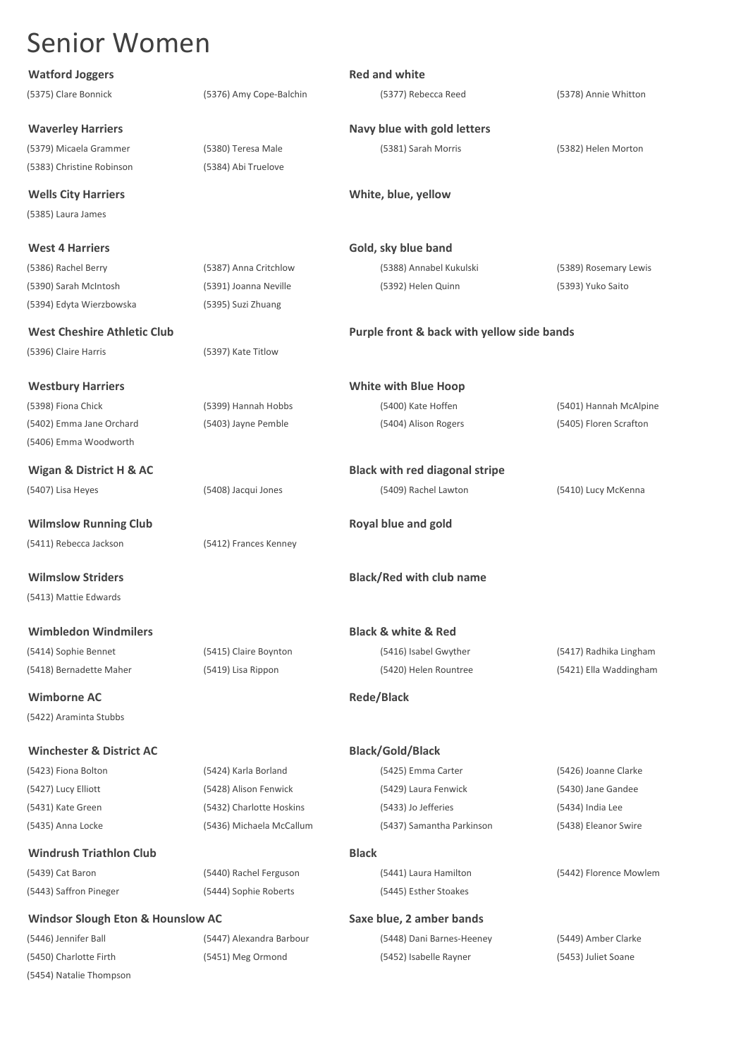# Senior Women

**Watford Joggers** — **Red and white**

(5375) Clare Bonnick
(5376) Amy Cope-Balchin
(5377) Rebecca Reed
(5378) Annie Whitton

**Waverley Harriers** — **Navy blue with gold letters**

(5379) Micaela Grammer
(5380) Teresa Male
(5381) Sarah Morris
(5382) Helen Morton
(5383) Christine Robinson
(5384) Abi Truelove

**Wells City Harriers** — **White, blue, yellow**

(5385) Laura James

**West 4 Harriers** — **Gold, sky blue band**

(5386) Rachel Berry
(5387) Anna Critchlow
(5388) Annabel Kukulski
(5389) Rosemary Lewis
(5390) Sarah McIntosh
(5391) Joanna Neville
(5392) Helen Quinn
(5393) Yuko Saito
(5394) Edyta Wierzbowska
(5395) Suzi Zhuang

**West Cheshire Athletic Club** — **Purple front & back with yellow side bands**

(5396) Claire Harris
(5397) Kate Titlow

**Westbury Harriers** — **White with Blue Hoop**

(5398) Fiona Chick
(5399) Hannah Hobbs
(5400) Kate Hoffen
(5401) Hannah McAlpine
(5402) Emma Jane Orchard
(5403) Jayne Pemble
(5404) Alison Rogers
(5405) Floren Scrafton
(5406) Emma Woodworth

**Wigan & District H & AC** — **Black with red diagonal stripe**

(5407) Lisa Heyes
(5408) Jacqui Jones
(5409) Rachel Lawton
(5410) Lucy McKenna

**Wilmslow Running Club** — **Royal blue and gold**

(5411) Rebecca Jackson
(5412) Frances Kenney

**Wilmslow Striders** — **Black/Red with club name**

(5413) Mattie Edwards

**Wimbledon Windmilers** — **Black & white & Red**

(5414) Sophie Bennet
(5415) Claire Boynton
(5416) Isabel Gwyther
(5417) Radhika Lingham
(5418) Bernadette Maher
(5419) Lisa Rippon
(5420) Helen Rountree
(5421) Ella Waddingham

**Wimborne AC** — **Rede/Black**

(5422) Araminta Stubbs

**Winchester & District AC** — **Black/Gold/Black**

(5423) Fiona Bolton
(5424) Karla Borland
(5425) Emma Carter
(5426) Joanne Clarke
(5427) Lucy Elliott
(5428) Alison Fenwick
(5429) Laura Fenwick
(5430) Jane Gandee
(5431) Kate Green
(5432) Charlotte Hoskins
(5433) Jo Jefferies
(5434) India Lee
(5435) Anna Locke
(5436) Michaela McCallum
(5437) Samantha Parkinson
(5438) Eleanor Swire

**Windrush Triathlon Club** — **Black**

(5439) Cat Baron
(5440) Rachel Ferguson
(5441) Laura Hamilton
(5442) Florence Mowlem
(5443) Saffron Pineger
(5444) Sophie Roberts
(5445) Esther Stoakes

**Windsor Slough Eton & Hounslow AC** — **Saxe blue, 2 amber bands**

(5446) Jennifer Ball
(5447) Alexandra Barbour
(5448) Dani Barnes-Heeney
(5449) Amber Clarke
(5450) Charlotte Firth
(5451) Meg Ormond
(5452) Isabelle Rayner
(5453) Juliet Soane
(5454) Natalie Thompson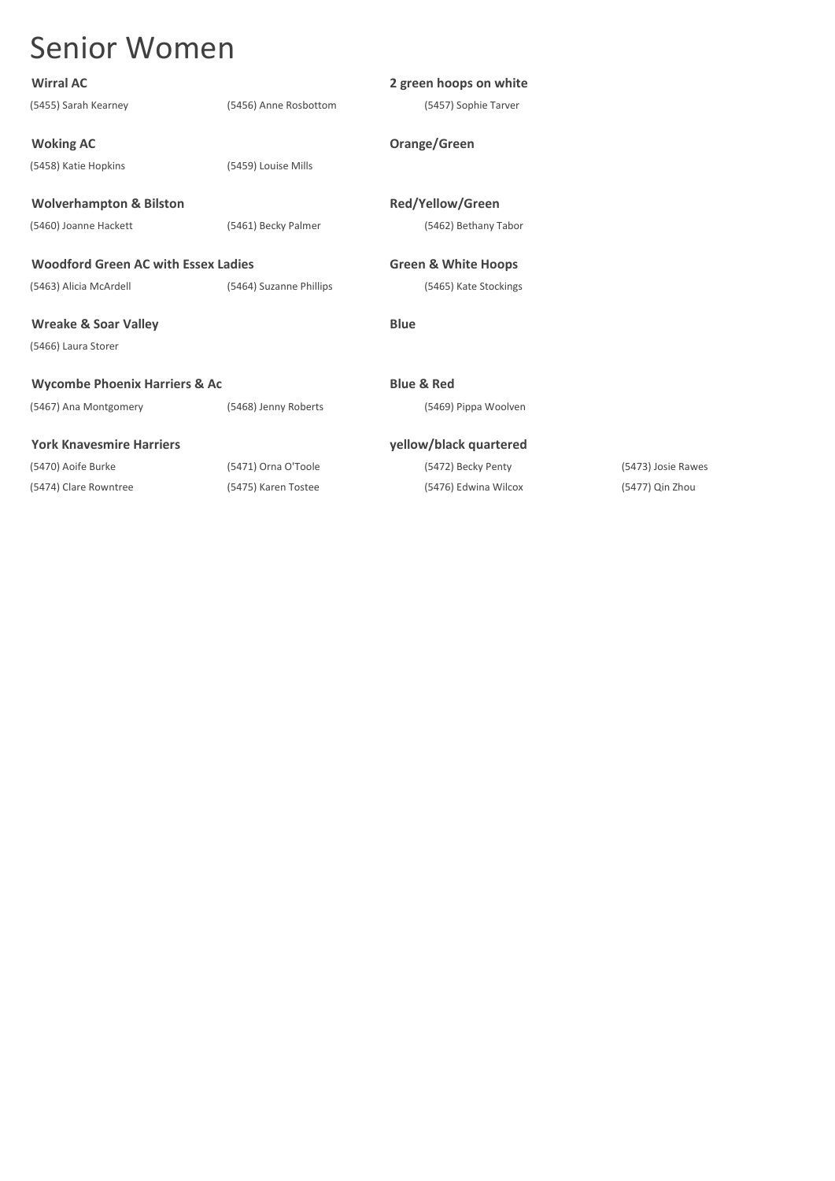# Senior Women

**Wirral AC** — **2 green hoops on white**

(5455) Sarah Kearney (5456) Anne Rosbottom (5457) Sophie Tarver

**Woking AC** — **Orange/Green**

(5458) Katie Hopkins (5459) Louise Mills

**Wolverhampton & Bilston** — **Red/Yellow/Green**

(5460) Joanne Hackett (5461) Becky Palmer (5462) Bethany Tabor

**Woodford Green AC with Essex Ladies** — **Green & White Hoops**

(5463) Alicia McArdell (5464) Suzanne Phillips (5465) Kate Stockings

**Wreake & Soar Valley** — **Blue**

(5466) Laura Storer

**Wycombe Phoenix Harriers & Ac** — **Blue & Red**

(5467) Ana Montgomery (5468) Jenny Roberts (5469) Pippa Woolven

**York Knavesmire Harriers** — **yellow/black quartered**

(5470) Aoife Burke (5471) Orna O'Toole (5472) Becky Penty (5473) Josie Rawes
(5474) Clare Rowntree (5475) Karen Tostee (5476) Edwina Wilcox (5477) Qin Zhou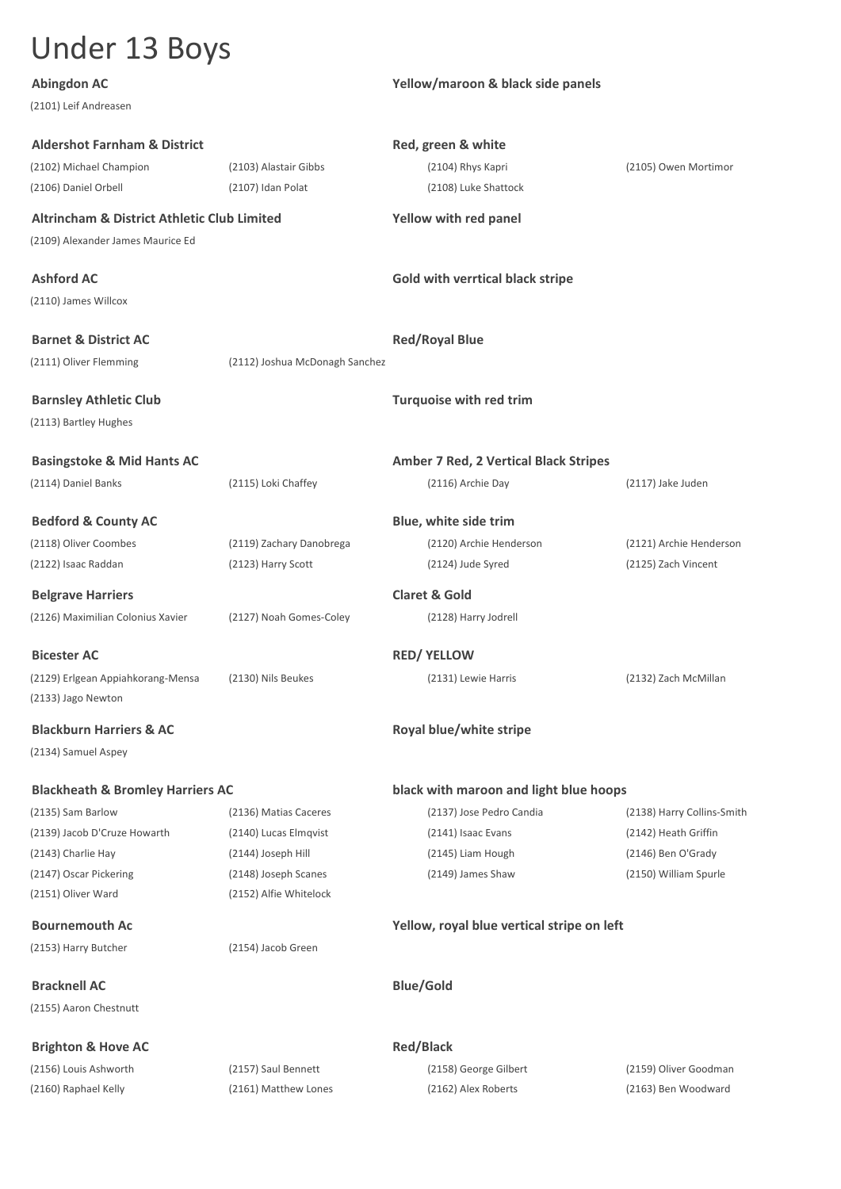# Under 13 Boys

**Abingdon AC** — **Yellow/maroon & black side panels**

(2101) Leif Andreasen

**Aldershot Farnham & District** — **Red, green & white**

(2102) Michael Champion, (2103) Alastair Gibbs, (2104) Rhys Kapri, (2105) Owen Mortimor, (2106) Daniel Orbell, (2107) Idan Polat, (2108) Luke Shattock

**Altrincham & District Athletic Club Limited** — **Yellow with red panel**

(2109) Alexander James Maurice Ed

**Ashford AC** — **Gold with verrtical black stripe**

(2110) James Willcox

**Barnet & District AC** — **Red/Royal Blue**

(2111) Oliver Flemming, (2112) Joshua McDonagh Sanchez

**Barnsley Athletic Club** — **Turquoise with red trim**

(2113) Bartley Hughes

**Basingstoke & Mid Hants AC** — **Amber 7 Red, 2 Vertical Black Stripes**

(2114) Daniel Banks, (2115) Loki Chaffey, (2116) Archie Day, (2117) Jake Juden

**Bedford & County AC** — **Blue, white side trim**

(2118) Oliver Coombes, (2119) Zachary Danobrega, (2120) Archie Henderson, (2121) Archie Henderson, (2122) Isaac Raddan, (2123) Harry Scott, (2124) Jude Syred, (2125) Zach Vincent

**Belgrave Harriers** — **Claret & Gold**

(2126) Maximilian Colonius Xavier, (2127) Noah Gomes-Coley, (2128) Harry Jodrell

**Bicester AC** — **RED/ YELLOW**

(2129) Erlgean Appiahkorang-Mensa, (2130) Nils Beukes, (2131) Lewie Harris, (2132) Zach McMillan, (2133) Jago Newton

**Blackburn Harriers & AC** — **Royal blue/white stripe**

(2134) Samuel Aspey

**Blackheath & Bromley Harriers AC** — **black with maroon and light blue hoops**

(2135) Sam Barlow, (2136) Matias Caceres, (2137) Jose Pedro Candia, (2138) Harry Collins-Smith, (2139) Jacob D'Cruze Howarth, (2140) Lucas Elmqvist, (2141) Isaac Evans, (2142) Heath Griffin, (2143) Charlie Hay, (2144) Joseph Hill, (2145) Liam Hough, (2146) Ben O'Grady, (2147) Oscar Pickering, (2148) Joseph Scanes, (2149) James Shaw, (2150) William Spurle, (2151) Oliver Ward, (2152) Alfie Whitelock

**Bournemouth Ac** — **Yellow, royal blue vertical stripe on left**

(2153) Harry Butcher, (2154) Jacob Green

**Bracknell AC** — **Blue/Gold**

(2155) Aaron Chestnutt

**Brighton & Hove AC** — **Red/Black**

(2156) Louis Ashworth, (2157) Saul Bennett, (2158) George Gilbert, (2159) Oliver Goodman, (2160) Raphael Kelly, (2161) Matthew Lones, (2162) Alex Roberts, (2163) Ben Woodward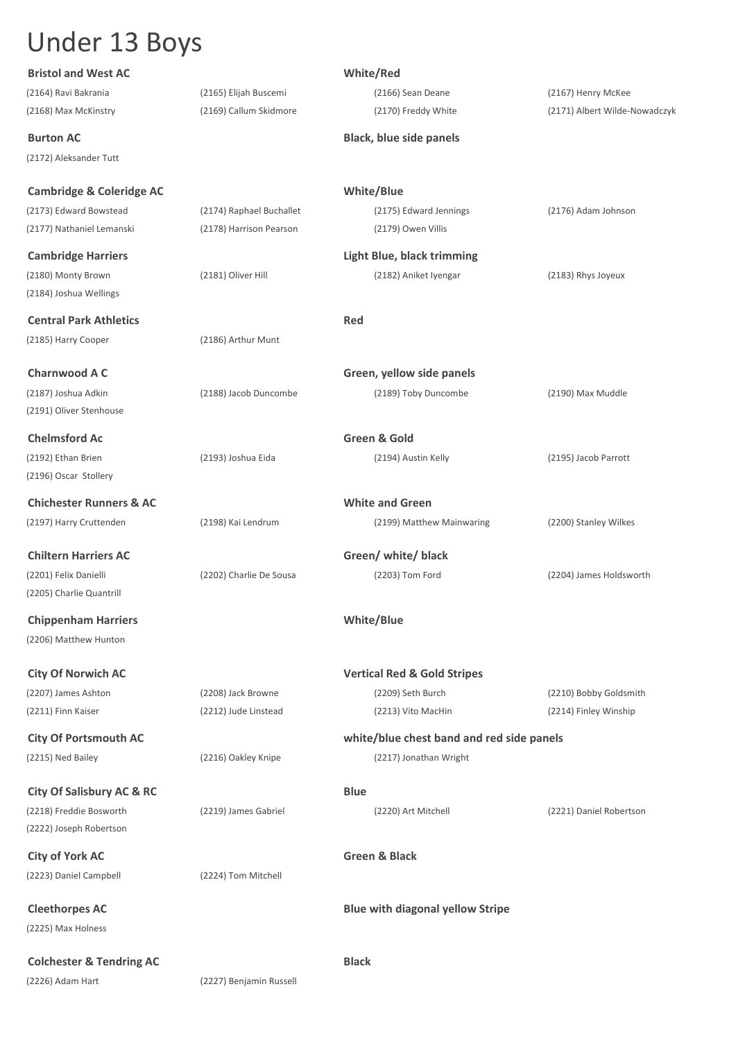# Under 13 Boys

**Bristol and West AC** — **White/Red**

(2164) Ravi Bakrania, (2165) Elijah Buscemi, (2166) Sean Deane, (2167) Henry McKee, (2168) Max McKinstry, (2169) Callum Skidmore, (2170) Freddy White, (2171) Albert Wilde-Nowadczyk

**Burton AC** — **Black, blue side panels**

(2172) Aleksander Tutt

**Cambridge & Coleridge AC** — **White/Blue**

(2173) Edward Bowstead, (2174) Raphael Buchallet, (2175) Edward Jennings, (2176) Adam Johnson, (2177) Nathaniel Lemanski, (2178) Harrison Pearson, (2179) Owen Villis

**Cambridge Harriers** — **Light Blue, black trimming**

(2180) Monty Brown, (2181) Oliver Hill, (2182) Aniket Iyengar, (2183) Rhys Joyeux, (2184) Joshua Wellings

**Central Park Athletics** — **Red**

(2185) Harry Cooper, (2186) Arthur Munt

**Charnwood A C** — **Green, yellow side panels**

(2187) Joshua Adkin, (2188) Jacob Duncombe, (2189) Toby Duncombe, (2190) Max Muddle, (2191) Oliver Stenhouse

**Chelmsford Ac** — **Green & Gold**

(2192) Ethan Brien, (2193) Joshua Eida, (2194) Austin Kelly, (2195) Jacob Parrott, (2196) Oscar Stollery

**Chichester Runners & AC** — **White and Green**

(2197) Harry Cruttenden, (2198) Kai Lendrum, (2199) Matthew Mainwaring, (2200) Stanley Wilkes

**Chiltern Harriers AC** — **Green/ white/ black**

(2201) Felix Danielli, (2202) Charlie De Sousa, (2203) Tom Ford, (2204) James Holdsworth, (2205) Charlie Quantrill

**Chippenham Harriers** — **White/Blue**

(2206) Matthew Hunton

**City Of Norwich AC** — **Vertical Red & Gold Stripes**

(2207) James Ashton, (2208) Jack Browne, (2209) Seth Burch, (2210) Bobby Goldsmith, (2211) Finn Kaiser, (2212) Jude Linstead, (2213) Vito MacHin, (2214) Finley Winship

**City Of Portsmouth AC** — **white/blue chest band and red side panels**

(2215) Ned Bailey, (2216) Oakley Knipe, (2217) Jonathan Wright

**City Of Salisbury AC & RC** — **Blue**

(2218) Freddie Bosworth, (2219) James Gabriel, (2220) Art Mitchell, (2221) Daniel Robertson, (2222) Joseph Robertson

**City of York AC** — **Green & Black**

(2223) Daniel Campbell, (2224) Tom Mitchell

**Cleethorpes AC** — **Blue with diagonal yellow Stripe**

(2225) Max Holness

**Colchester & Tendring AC** — **Black**

(2226) Adam Hart, (2227) Benjamin Russell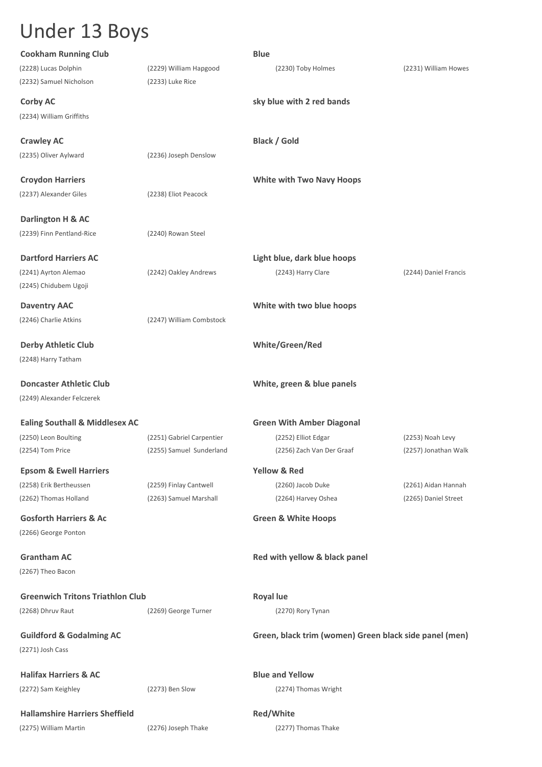# Under 13 Boys

**Cookham Running Club** — **Blue**

(2228) Lucas Dolphin, (2229) William Hapgood, (2230) Toby Holmes, (2231) William Howes, (2232) Samuel Nicholson, (2233) Luke Rice

**Corby AC** — **sky blue with 2 red bands**

(2234) William Griffiths

**Crawley AC** — **Black / Gold**

(2235) Oliver Aylward, (2236) Joseph Denslow

**Croydon Harriers** — **White with Two Navy Hoops**

(2237) Alexander Giles, (2238) Eliot Peacock

**Darlington H & AC**

(2239) Finn Pentland-Rice, (2240) Rowan Steel

**Dartford Harriers AC** — **Light blue, dark blue hoops**

(2241) Ayrton Alemao, (2242) Oakley Andrews, (2243) Harry Clare, (2244) Daniel Francis, (2245) Chidubem Ugoji

**Daventry AAC** — **White with two blue hoops**

(2246) Charlie Atkins, (2247) William Combstock

**Derby Athletic Club** — **White/Green/Red**

(2248) Harry Tatham

**Doncaster Athletic Club** — **White, green & blue panels**

(2249) Alexander Felczerek

**Ealing Southall & Middlesex AC** — **Green With Amber Diagonal**

(2250) Leon Boulting, (2251) Gabriel Carpentier, (2252) Elliot Edgar, (2253) Noah Levy, (2254) Tom Price, (2255) Samuel Sunderland, (2256) Zach Van Der Graaf, (2257) Jonathan Walk

**Epsom & Ewell Harriers** — **Yellow & Red**

(2258) Erik Bertheussen, (2259) Finlay Cantwell, (2260) Jacob Duke, (2261) Aidan Hannah, (2262) Thomas Holland, (2263) Samuel Marshall, (2264) Harvey Oshea, (2265) Daniel Street

**Gosforth Harriers & Ac** — **Green & White Hoops**

(2266) George Ponton

**Grantham AC** — **Red with yellow & black panel**

(2267) Theo Bacon

**Greenwich Tritons Triathlon Club** — **Royal lue**

(2268) Dhruv Raut, (2269) George Turner, (2270) Rory Tynan

**Guildford & Godalming AC** — **Green, black trim (women) Green black side panel (men)**

(2271) Josh Cass

**Halifax Harriers & AC** — **Blue and Yellow**

(2272) Sam Keighley, (2273) Ben Slow, (2274) Thomas Wright

**Hallamshire Harriers Sheffield** — **Red/White**

(2275) William Martin, (2276) Joseph Thake, (2277) Thomas Thake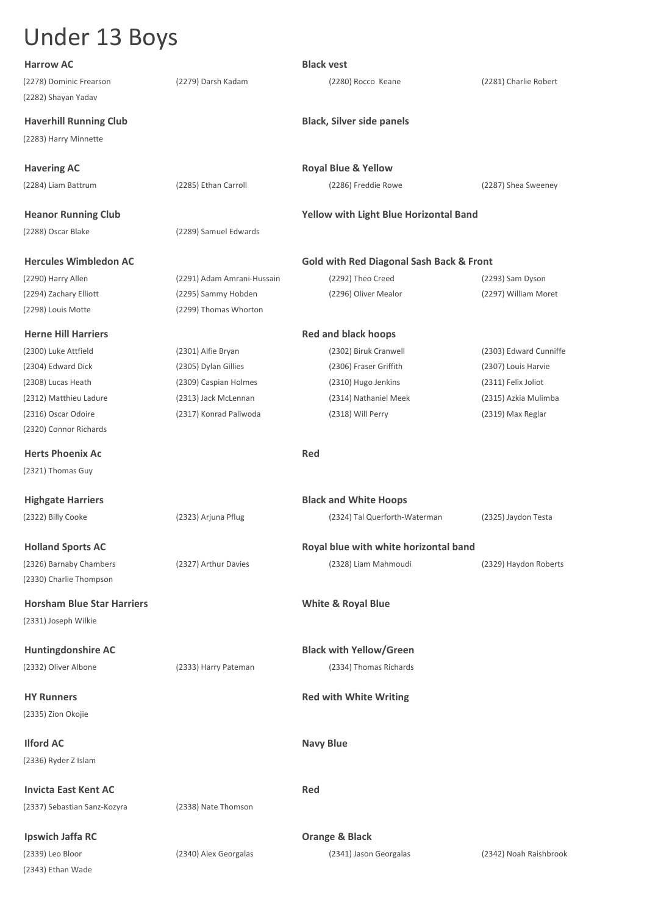# Under 13 Boys

**Harrow AC** — **Black vest**

(2278) Dominic Frearson, (2279) Darsh Kadam, (2280) Rocco Keane, (2281) Charlie Robert, (2282) Shayan Yadav

**Haverhill Running Club** — **Black, Silver side panels**

(2283) Harry Minnette

**Havering AC** — **Royal Blue & Yellow**

(2284) Liam Battrum, (2285) Ethan Carroll, (2286) Freddie Rowe, (2287) Shea Sweeney

**Heanor Running Club** — **Yellow with Light Blue Horizontal Band**

(2288) Oscar Blake, (2289) Samuel Edwards

**Hercules Wimbledon AC** — **Gold with Red Diagonal Sash Back & Front**

(2290) Harry Allen, (2291) Adam Amrani-Hussain, (2292) Theo Creed, (2293) Sam Dyson, (2294) Zachary Elliott, (2295) Sammy Hobden, (2296) Oliver Mealor, (2297) William Moret, (2298) Louis Motte, (2299) Thomas Whorton

**Herne Hill Harriers** — **Red and black hoops**

(2300) Luke Attfield, (2301) Alfie Bryan, (2302) Biruk Cranwell, (2303) Edward Cunniffe, (2304) Edward Dick, (2305) Dylan Gillies, (2306) Fraser Griffith, (2307) Louis Harvie, (2308) Lucas Heath, (2309) Caspian Holmes, (2310) Hugo Jenkins, (2311) Felix Joliot, (2312) Matthieu Ladure, (2313) Jack McLennan, (2314) Nathaniel Meek, (2315) Azkia Mulimba, (2316) Oscar Odoire, (2317) Konrad Paliwoda, (2318) Will Perry, (2319) Max Reglar, (2320) Connor Richards

**Herts Phoenix Ac** — **Red**

(2321) Thomas Guy

**Highgate Harriers** — **Black and White Hoops**

(2322) Billy Cooke, (2323) Arjuna Pflug, (2324) Tal Querforth-Waterman, (2325) Jaydon Testa

**Holland Sports AC** — **Royal blue with white horizontal band**

(2326) Barnaby Chambers, (2327) Arthur Davies, (2328) Liam Mahmoudi, (2329) Haydon Roberts, (2330) Charlie Thompson

**Horsham Blue Star Harriers** — **White & Royal Blue**

(2331) Joseph Wilkie

**Huntingdonshire AC** — **Black with Yellow/Green**

(2332) Oliver Albone, (2333) Harry Pateman, (2334) Thomas Richards

**HY Runners** — **Red with White Writing**

(2335) Zion Okojie

**Ilford AC** — **Navy Blue**

(2336) Ryder Z Islam

**Invicta East Kent AC** — **Red**

(2337) Sebastian Sanz-Kozyra, (2338) Nate Thomson

**Ipswich Jaffa RC** — **Orange & Black**

(2339) Leo Bloor, (2340) Alex Georgalas, (2341) Jason Georgalas, (2342) Noah Raishbrook, (2343) Ethan Wade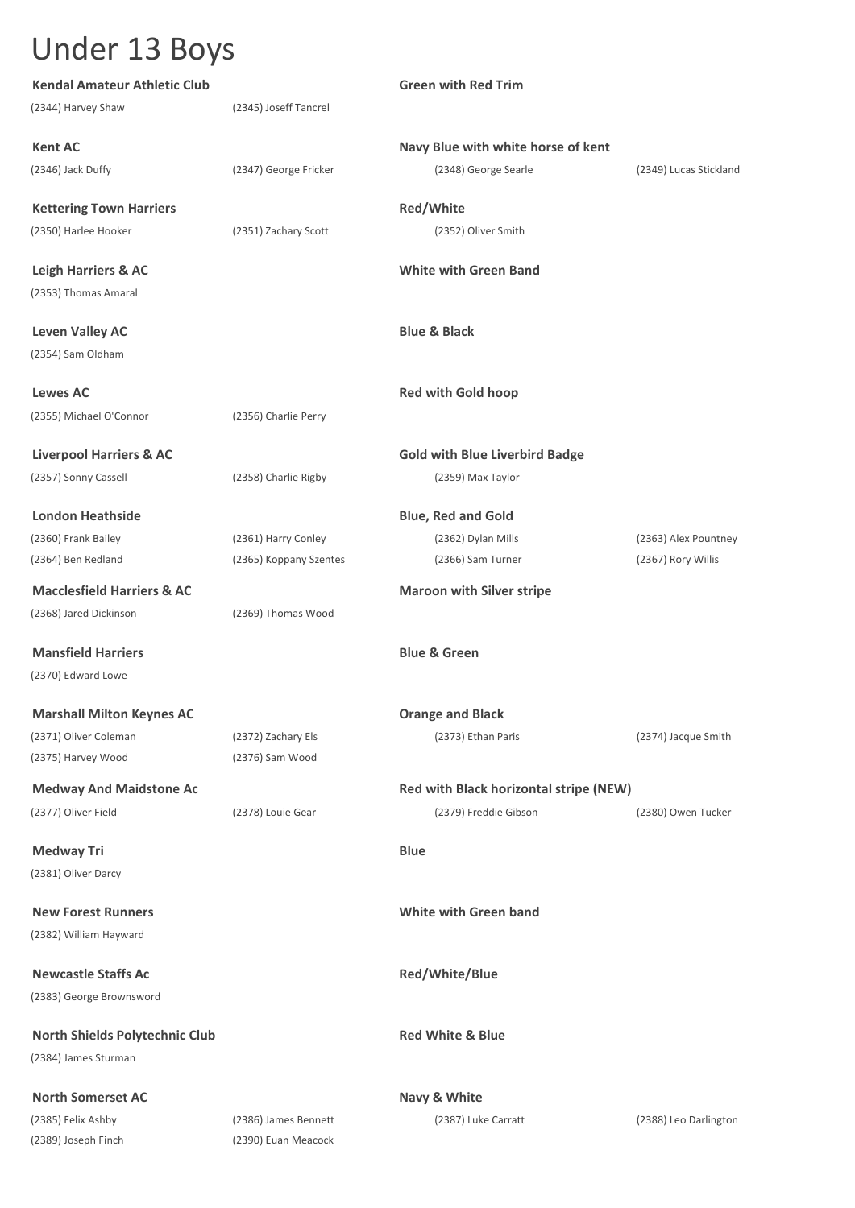# Under 13 Boys

**Kendal Amateur Athletic Club** — **Green with Red Trim**

(2344) Harvey Shaw (2345) Joseff Tancrel

**Kent AC** — **Navy Blue with white horse of kent**

(2346) Jack Duffy (2347) George Fricker (2348) George Searle (2349) Lucas Stickland

**Kettering Town Harriers** — **Red/White**

(2350) Harlee Hooker (2351) Zachary Scott (2352) Oliver Smith

**Leigh Harriers & AC** — **White with Green Band**

(2353) Thomas Amaral

**Leven Valley AC** — **Blue & Black**

(2354) Sam Oldham

**Lewes AC** — **Red with Gold hoop**

(2355) Michael O'Connor (2356) Charlie Perry

**Liverpool Harriers & AC** — **Gold with Blue Liverbird Badge**

(2357) Sonny Cassell (2358) Charlie Rigby (2359) Max Taylor

**London Heathside** — **Blue, Red and Gold**

(2360) Frank Bailey (2361) Harry Conley (2362) Dylan Mills (2363) Alex Pountney
(2364) Ben Redland (2365) Koppany Szentes (2366) Sam Turner (2367) Rory Willis

**Macclesfield Harriers & AC** — **Maroon with Silver stripe**

(2368) Jared Dickinson (2369) Thomas Wood

**Mansfield Harriers** — **Blue & Green**

(2370) Edward Lowe

**Marshall Milton Keynes AC** — **Orange and Black**

(2371) Oliver Coleman (2372) Zachary Els (2373) Ethan Paris (2374) Jacque Smith
(2375) Harvey Wood (2376) Sam Wood

**Medway And Maidstone Ac** — **Red with Black horizontal stripe (NEW)**

(2377) Oliver Field (2378) Louie Gear (2379) Freddie Gibson (2380) Owen Tucker

**Medway Tri** — **Blue**

(2381) Oliver Darcy

**New Forest Runners** — **White with Green band**

(2382) William Hayward

**Newcastle Staffs Ac** — **Red/White/Blue**

(2383) George Brownsword

**North Shields Polytechnic Club** — **Red White & Blue**

(2384) James Sturman

**North Somerset AC** — **Navy & White**

(2385) Felix Ashby (2386) James Bennett (2387) Luke Carratt (2388) Leo Darlington
(2389) Joseph Finch (2390) Euan Meacock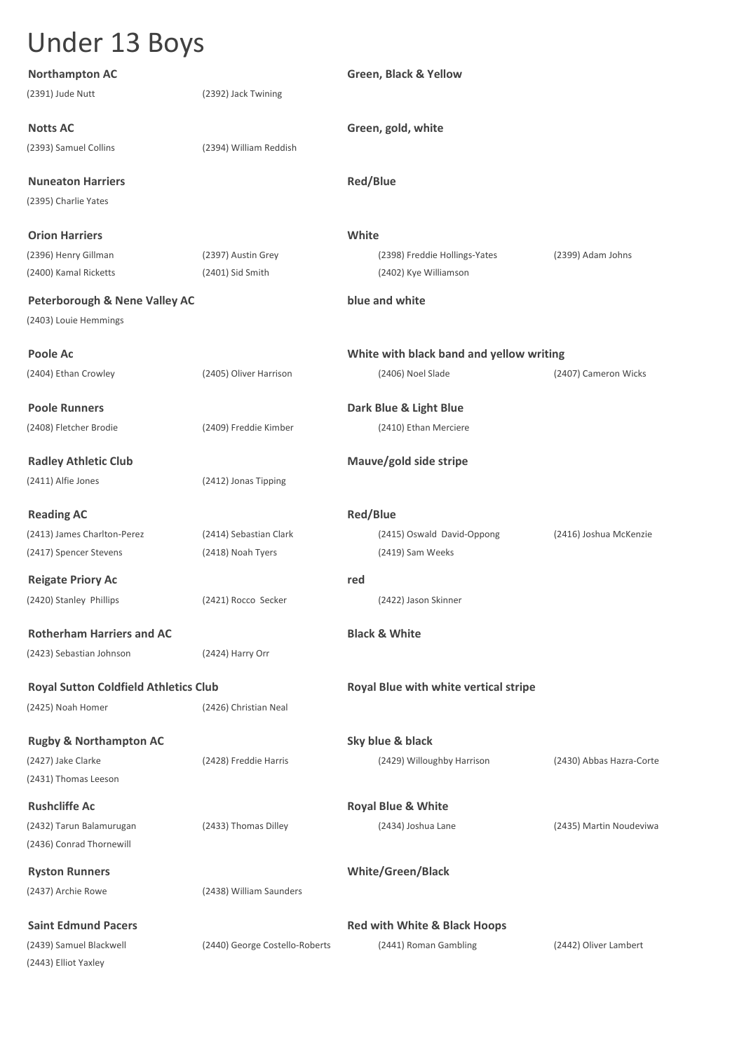# Under 13 Boys

**Northampton AC** — **Green, Black & Yellow**

(2391) Jude Nutt (2392) Jack Twining

**Notts AC** — **Green, gold, white**

(2393) Samuel Collins (2394) William Reddish

**Nuneaton Harriers** — **Red/Blue**

(2395) Charlie Yates

**Orion Harriers** — **White**

(2396) Henry Gillman (2397) Austin Grey (2398) Freddie Hollings-Yates (2399) Adam Johns
(2400) Kamal Ricketts (2401) Sid Smith (2402) Kye Williamson

**Peterborough & Nene Valley AC** — **blue and white**

(2403) Louie Hemmings

**Poole Ac** — **White with black band and yellow writing**

(2404) Ethan Crowley (2405) Oliver Harrison (2406) Noel Slade (2407) Cameron Wicks

**Poole Runners** — **Dark Blue & Light Blue**

(2408) Fletcher Brodie (2409) Freddie Kimber (2410) Ethan Merciere

**Radley Athletic Club** — **Mauve/gold side stripe**

(2411) Alfie Jones (2412) Jonas Tipping

**Reading AC** — **Red/Blue**

(2413) James Charlton-Perez (2414) Sebastian Clark (2415) Oswald David-Oppong (2416) Joshua McKenzie
(2417) Spencer Stevens (2418) Noah Tyers (2419) Sam Weeks

**Reigate Priory Ac** — **red**

(2420) Stanley Phillips (2421) Rocco Secker (2422) Jason Skinner

**Rotherham Harriers and AC** — **Black & White**

(2423) Sebastian Johnson (2424) Harry Orr

**Royal Sutton Coldfield Athletics Club** — **Royal Blue with white vertical stripe**

(2425) Noah Homer (2426) Christian Neal

**Rugby & Northampton AC** — **Sky blue & black**

(2427) Jake Clarke (2428) Freddie Harris (2429) Willoughby Harrison (2430) Abbas Hazra-Corte
(2431) Thomas Leeson

**Rushcliffe Ac** — **Royal Blue & White**

(2432) Tarun Balamurugan (2433) Thomas Dilley (2434) Joshua Lane (2435) Martin Noudeviwa
(2436) Conrad Thornewill

**Ryston Runners** — **White/Green/Black**

(2437) Archie Rowe (2438) William Saunders

**Saint Edmund Pacers** — **Red with White & Black Hoops**

(2439) Samuel Blackwell (2440) George Costello-Roberts (2441) Roman Gambling (2442) Oliver Lambert
(2443) Elliot Yaxley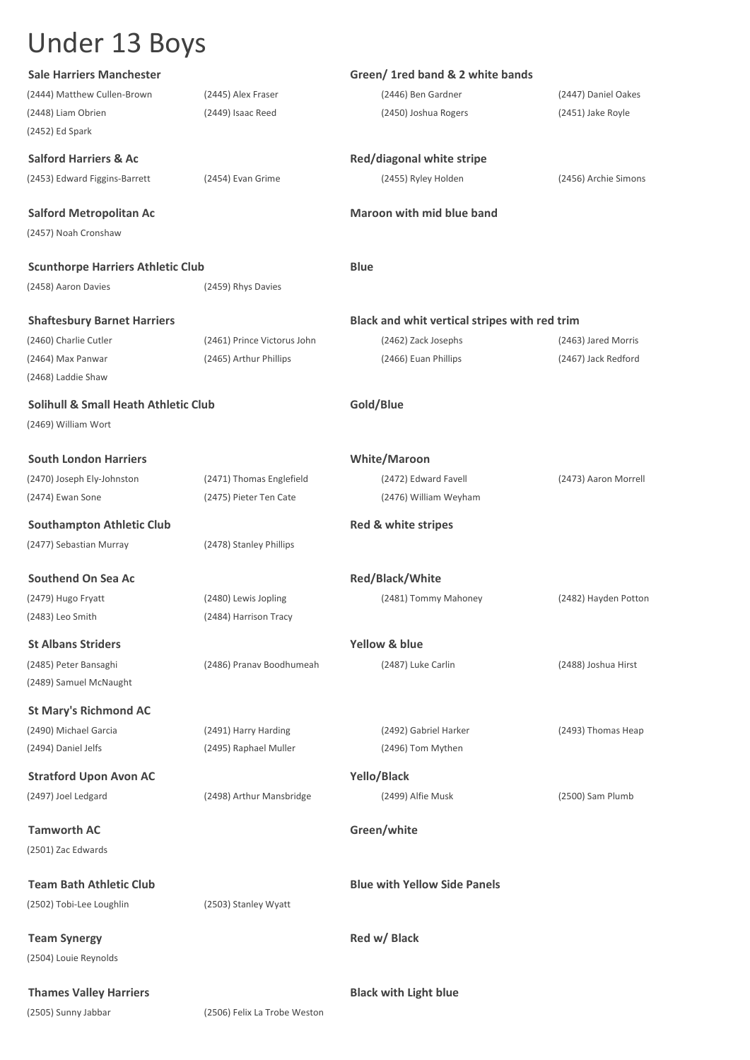# Under 13 Boys

**Sale Harriers Manchester** — **Green/ 1red band & 2 white bands**

(2444) Matthew Cullen-Brown (2445) Alex Fraser (2446) Ben Gardner (2447) Daniel Oakes
(2448) Liam Obrien (2449) Isaac Reed (2450) Joshua Rogers (2451) Jake Royle
(2452) Ed Spark

**Salford Harriers & Ac** — **Red/diagonal white stripe**

(2453) Edward Figgins-Barrett (2454) Evan Grime (2455) Ryley Holden (2456) Archie Simons

**Salford Metropolitan Ac** — **Maroon with mid blue band**

(2457) Noah Cronshaw

**Scunthorpe Harriers Athletic Club** — **Blue**

(2458) Aaron Davies (2459) Rhys Davies

**Shaftesbury Barnet Harriers** — **Black and whit vertical stripes with red trim**

(2460) Charlie Cutler (2461) Prince Victorus John (2462) Zack Josephs (2463) Jared Morris
(2464) Max Panwar (2465) Arthur Phillips (2466) Euan Phillips (2467) Jack Redford
(2468) Laddie Shaw

**Solihull & Small Heath Athletic Club** — **Gold/Blue**

(2469) William Wort

**South London Harriers** — **White/Maroon**

(2470) Joseph Ely-Johnston (2471) Thomas Englefield (2472) Edward Favell (2473) Aaron Morrell
(2474) Ewan Sone (2475) Pieter Ten Cate (2476) William Weyham

**Southampton Athletic Club** — **Red & white stripes**

(2477) Sebastian Murray (2478) Stanley Phillips

**Southend On Sea Ac** — **Red/Black/White**

(2479) Hugo Fryatt (2480) Lewis Jopling (2481) Tommy Mahoney (2482) Hayden Potton
(2483) Leo Smith (2484) Harrison Tracy

**St Albans Striders** — **Yellow & blue**

(2485) Peter Bansaghi (2486) Pranav Boodhumeah (2487) Luke Carlin (2488) Joshua Hirst
(2489) Samuel McNaught

**St Mary's Richmond AC**

(2490) Michael Garcia (2491) Harry Harding (2492) Gabriel Harker (2493) Thomas Heap
(2494) Daniel Jelfs (2495) Raphael Muller (2496) Tom Mythen

**Stratford Upon Avon AC** — **Yello/Black**

(2497) Joel Ledgard (2498) Arthur Mansbridge (2499) Alfie Musk (2500) Sam Plumb

**Tamworth AC** — **Green/white**

(2501) Zac Edwards

**Team Bath Athletic Club** — **Blue with Yellow Side Panels**

(2502) Tobi-Lee Loughlin (2503) Stanley Wyatt

**Team Synergy** — **Red w/ Black**

(2504) Louie Reynolds

**Thames Valley Harriers** — **Black with Light blue**

(2505) Sunny Jabbar (2506) Felix La Trobe Weston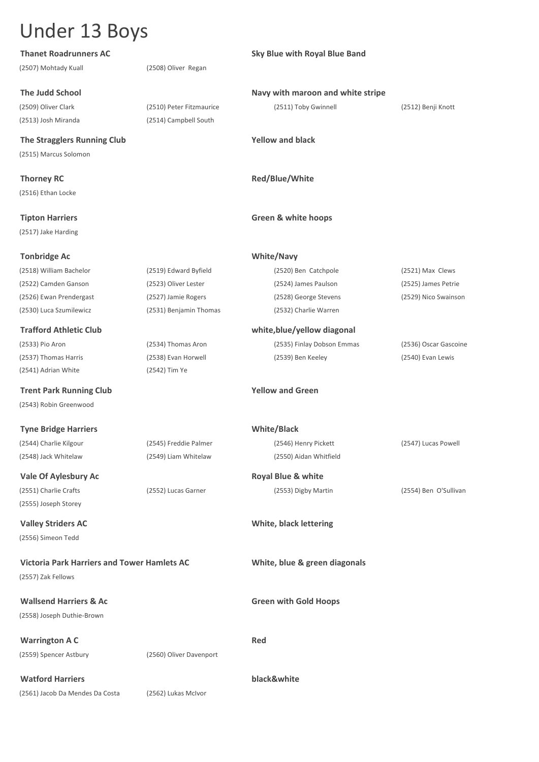# Under 13 Boys

**Thanet Roadrunners AC** — **Sky Blue with Royal Blue Band**

(2507) Mohtady Kuall (2508) Oliver Regan

**The Judd School** — **Navy with maroon and white stripe**

(2509) Oliver Clark (2510) Peter Fitzmaurice (2511) Toby Gwinnell (2512) Benji Knott
(2513) Josh Miranda (2514) Campbell South

**The Stragglers Running Club** — **Yellow and black**

(2515) Marcus Solomon

**Thorney RC** — **Red/Blue/White**

(2516) Ethan Locke

**Tipton Harriers** — **Green & white hoops**

(2517) Jake Harding

**Tonbridge Ac** — **White/Navy**

(2518) William Bachelor (2519) Edward Byfield (2520) Ben Catchpole (2521) Max Clews
(2522) Camden Ganson (2523) Oliver Lester (2524) James Paulson (2525) James Petrie
(2526) Ewan Prendergast (2527) Jamie Rogers (2528) George Stevens (2529) Nico Swainson
(2530) Luca Szumilewicz (2531) Benjamin Thomas (2532) Charlie Warren

**Trafford Athletic Club** — **white,blue/yellow diagonal**

(2533) Pio Aron (2534) Thomas Aron (2535) Finlay Dobson Emmas (2536) Oscar Gascoine
(2537) Thomas Harris (2538) Evan Horwell (2539) Ben Keeley (2540) Evan Lewis
(2541) Adrian White (2542) Tim Ye

**Trent Park Running Club** — **Yellow and Green**

(2543) Robin Greenwood

**Tyne Bridge Harriers** — **White/Black**

(2544) Charlie Kilgour (2545) Freddie Palmer (2546) Henry Pickett (2547) Lucas Powell
(2548) Jack Whitelaw (2549) Liam Whitelaw (2550) Aidan Whitfield

**Vale Of Aylesbury Ac** — **Royal Blue & white**

(2551) Charlie Crafts (2552) Lucas Garner (2553) Digby Martin (2554) Ben O'Sullivan
(2555) Joseph Storey

**Valley Striders AC** — **White, black lettering**

(2556) Simeon Tedd

**Victoria Park Harriers and Tower Hamlets AC** — **White, blue & green diagonals**

(2557) Zak Fellows

**Wallsend Harriers & Ac** — **Green with Gold Hoops**

(2558) Joseph Duthie-Brown

**Warrington A C** — **Red**

(2559) Spencer Astbury (2560) Oliver Davenport

**Watford Harriers** — **black&white**

(2561) Jacob Da Mendes Da Costa (2562) Lukas McIvor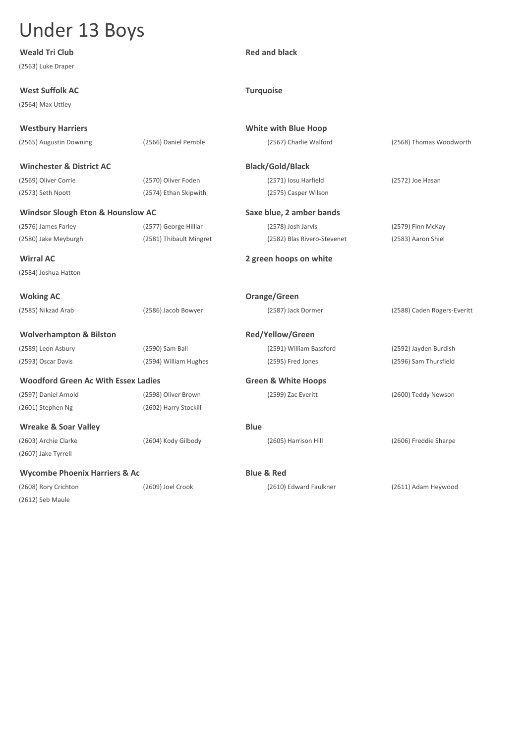# Under 13 Boys

**Weald Tri Club** — **Red and black**

(2563) Luke Draper

**West Suffolk AC** — **Turquoise**

(2564) Max Uttley

**Westbury Harriers** — **White with Blue Hoop**

(2565) Augustin Downing (2566) Daniel Pemble (2567) Charlie Walford (2568) Thomas Woodworth

**Winchester & District AC** — **Black/Gold/Black**

(2569) Oliver Corrie (2570) Oliver Foden (2571) Iosu Harfield (2572) Joe Hasan
(2573) Seth Noott (2574) Ethan Skipwith (2575) Casper Wilson

**Windsor Slough Eton & Hounslow AC** — **Saxe blue, 2 amber bands**

(2576) James Farley (2577) George Hilliar (2578) Josh Jarvis (2579) Finn McKay
(2580) Jake Meyburgh (2581) Thibault Mingret (2582) Blas Rivero-Stevenet (2583) Aaron Shiel

**Wirral AC** — **2 green hoops on white**

(2584) Joshua Hatton

**Woking AC** — **Orange/Green**

(2585) Nikzad Arab (2586) Jacob Bowyer (2587) Jack Dormer (2588) Caden Rogers-Everitt

**Wolverhampton & Bilston** — **Red/Yellow/Green**

(2589) Leon Asbury (2590) Sam Ball (2591) William Bassford (2592) Jayden Burdish
(2593) Oscar Davis (2594) William Hughes (2595) Fred Jones (2596) Sam Thursfield

**Woodford Green Ac With Essex Ladies** — **Green & White Hoops**

(2597) Daniel Arnold (2598) Oliver Brown (2599) Zac Everitt (2600) Teddy Newson
(2601) Stephen Ng (2602) Harry Stockill

**Wreake & Soar Valley** — **Blue**

(2603) Archie Clarke (2604) Kody Gilbody (2605) Harrison Hill (2606) Freddie Sharpe
(2607) Jake Tyrrell

**Wycombe Phoenix Harriers & Ac** — **Blue & Red**

(2608) Rory Crichton (2609) Joel Crook (2610) Edward Faulkner (2611) Adam Heywood
(2612) Seb Maule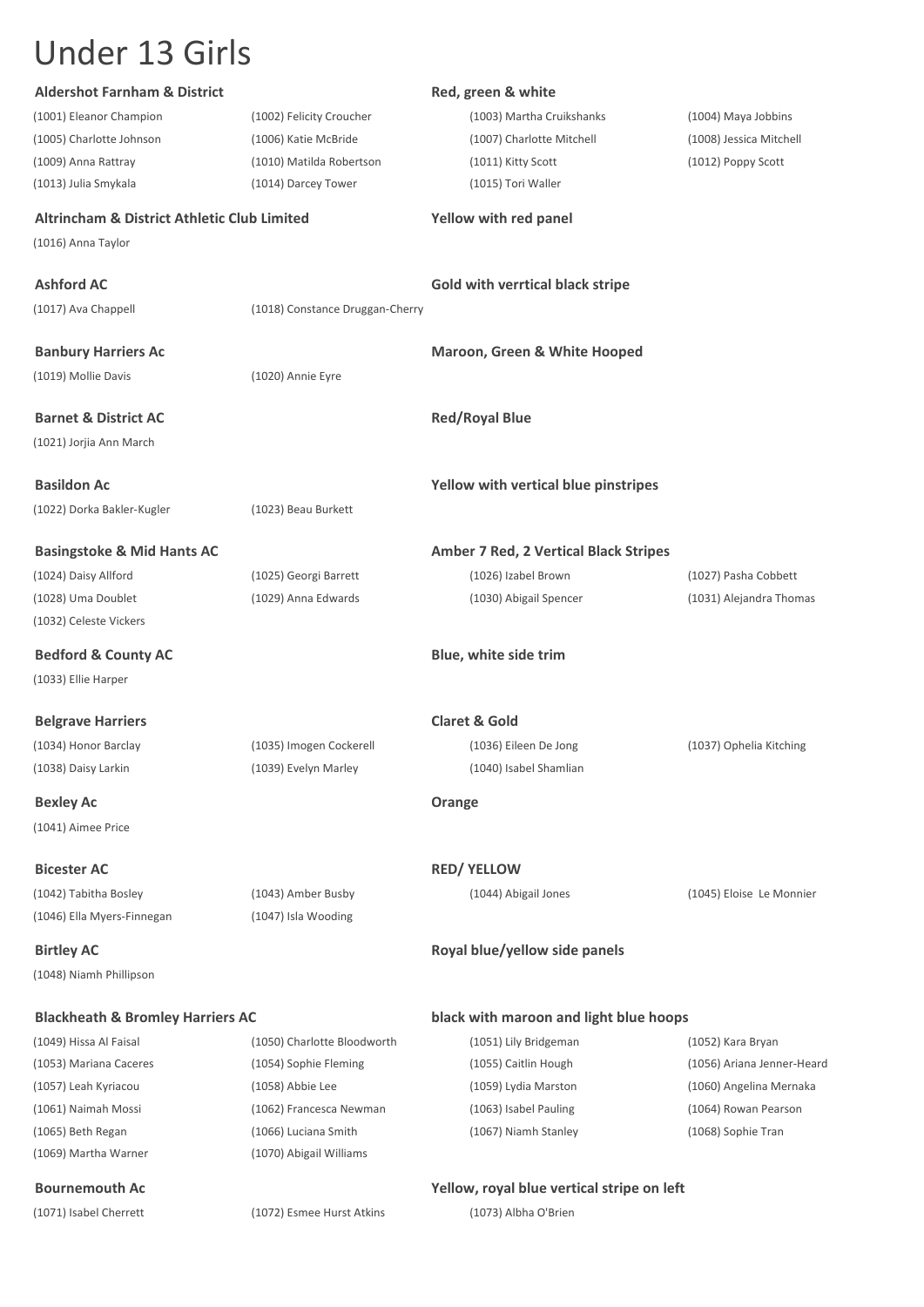# Under 13 Girls

**Aldershot Farnham & District** — **Red, green & white**

(1001) Eleanor Champion, (1002) Felicity Croucher, (1003) Martha Cruikshanks, (1004) Maya Jobbins
(1005) Charlotte Johnson, (1006) Katie McBride, (1007) Charlotte Mitchell, (1008) Jessica Mitchell
(1009) Anna Rattray, (1010) Matilda Robertson, (1011) Kitty Scott, (1012) Poppy Scott
(1013) Julia Smykala, (1014) Darcey Tower, (1015) Tori Waller

**Altrincham & District Athletic Club Limited** — **Yellow with red panel**

(1016) Anna Taylor

**Ashford AC** — **Gold with verrtical black stripe**

(1017) Ava Chappell, (1018) Constance Druggan-Cherry

**Banbury Harriers Ac** — **Maroon, Green & White Hooped**

(1019) Mollie Davis, (1020) Annie Eyre

**Barnet & District AC** — **Red/Royal Blue**

(1021) Jorjia Ann March

**Basildon Ac** — **Yellow with vertical blue pinstripes**

(1022) Dorka Bakler-Kugler, (1023) Beau Burkett

**Basingstoke & Mid Hants AC** — **Amber 7 Red, 2 Vertical Black Stripes**

(1024) Daisy Allford, (1025) Georgi Barrett, (1026) Izabel Brown, (1027) Pasha Cobbett
(1028) Uma Doublet, (1029) Anna Edwards, (1030) Abigail Spencer, (1031) Alejandra Thomas
(1032) Celeste Vickers

**Bedford & County AC** — **Blue, white side trim**

(1033) Ellie Harper

**Belgrave Harriers** — **Claret & Gold**

(1034) Honor Barclay, (1035) Imogen Cockerell, (1036) Eileen De Jong, (1037) Ophelia Kitching
(1038) Daisy Larkin, (1039) Evelyn Marley, (1040) Isabel Shamlian

**Bexley Ac** — **Orange**

(1041) Aimee Price

**Bicester AC** — **RED/ YELLOW**

(1042) Tabitha Bosley, (1043) Amber Busby, (1044) Abigail Jones, (1045) Eloise Le Monnier
(1046) Ella Myers-Finnegan, (1047) Isla Wooding

**Birtley AC** — **Royal blue/yellow side panels**

(1048) Niamh Phillipson

**Blackheath & Bromley Harriers AC** — **black with maroon and light blue hoops**

(1049) Hissa Al Faisal, (1050) Charlotte Bloodworth, (1051) Lily Bridgeman, (1052) Kara Bryan
(1053) Mariana Caceres, (1054) Sophie Fleming, (1055) Caitlin Hough, (1056) Ariana Jenner-Heard
(1057) Leah Kyriacou, (1058) Abbie Lee, (1059) Lydia Marston, (1060) Angelina Mernaka
(1061) Naimah Mossi, (1062) Francesca Newman, (1063) Isabel Pauling, (1064) Rowan Pearson
(1065) Beth Regan, (1066) Luciana Smith, (1067) Niamh Stanley, (1068) Sophie Tran
(1069) Martha Warner, (1070) Abigail Williams

**Bournemouth Ac** — **Yellow, royal blue vertical stripe on left**

(1071) Isabel Cherrett, (1072) Esmee Hurst Atkins, (1073) Albha O'Brien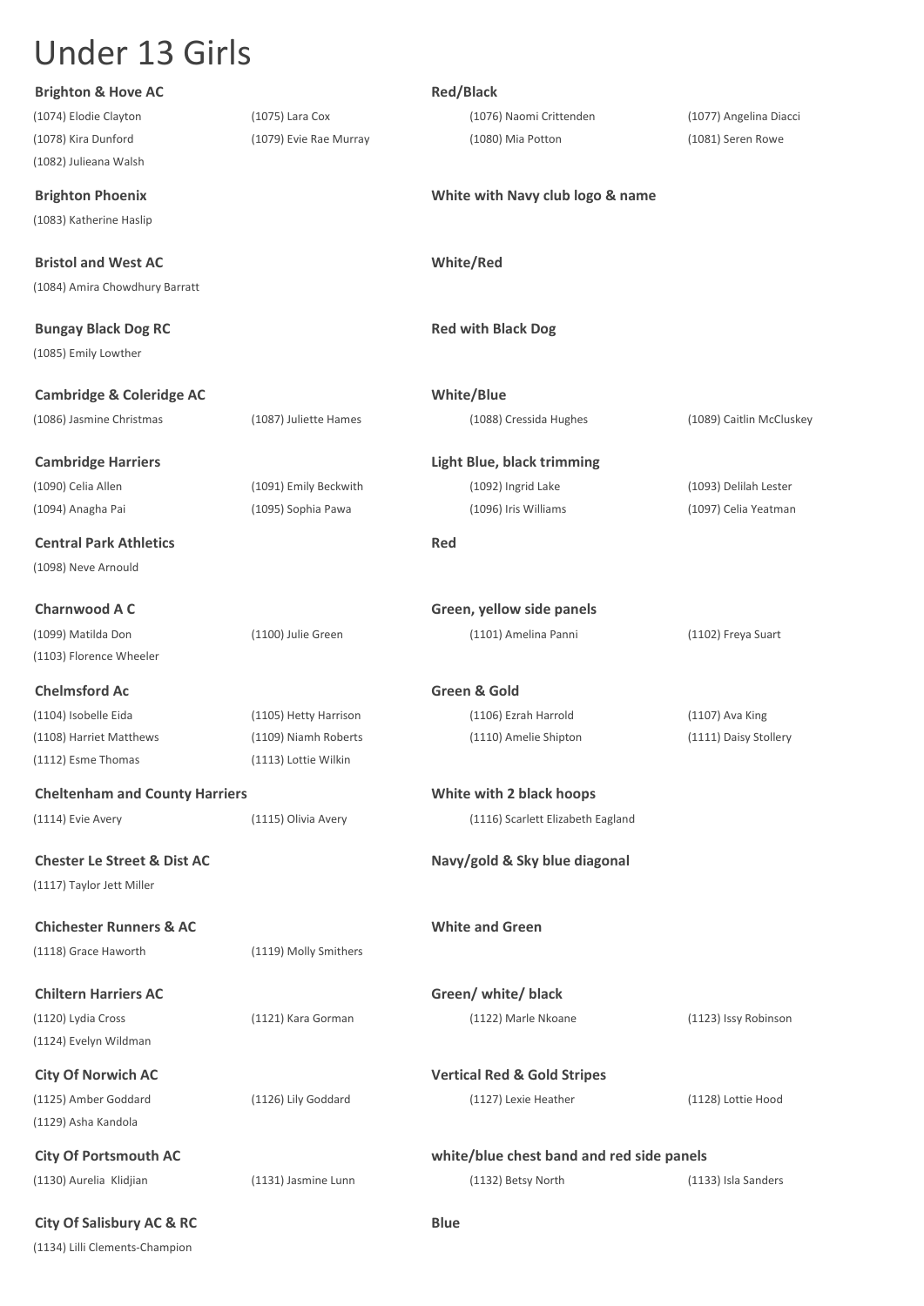# Under 13 Girls

**Brighton & Hove AC** — **Red/Black**

(1074) Elodie Clayton | (1075) Lara Cox | (1076) Naomi Crittenden | (1077) Angelina Diacci
(1078) Kira Dunford | (1079) Evie Rae Murray | (1080) Mia Potton | (1081) Seren Rowe
(1082) Julieana Walsh

**Brighton Phoenix** — **White with Navy club logo & name**

(1083) Katherine Haslip

**Bristol and West AC** — **White/Red**

(1084) Amira Chowdhury Barratt

**Bungay Black Dog RC** — **Red with Black Dog**

(1085) Emily Lowther

**Cambridge & Coleridge AC** — **White/Blue**

(1086) Jasmine Christmas | (1087) Juliette Hames | (1088) Cressida Hughes | (1089) Caitlin McCluskey

**Cambridge Harriers** — **Light Blue, black trimming**

(1090) Celia Allen | (1091) Emily Beckwith | (1092) Ingrid Lake | (1093) Delilah Lester
(1094) Anagha Pai | (1095) Sophia Pawa | (1096) Iris Williams | (1097) Celia Yeatman

**Central Park Athletics** — **Red**

(1098) Neve Arnould

**Charnwood A C** — **Green, yellow side panels**

(1099) Matilda Don | (1100) Julie Green | (1101) Amelina Panni | (1102) Freya Suart
(1103) Florence Wheeler

**Chelmsford Ac** — **Green & Gold**

(1104) Isobelle Eida | (1105) Hetty Harrison | (1106) Ezrah Harrold | (1107) Ava King
(1108) Harriet Matthews | (1109) Niamh Roberts | (1110) Amelie Shipton | (1111) Daisy Stollery
(1112) Esme Thomas | (1113) Lottie Wilkin

**Cheltenham and County Harriers** — **White with 2 black hoops**

(1114) Evie Avery | (1115) Olivia Avery | (1116) Scarlett Elizabeth Eagland

**Chester Le Street & Dist AC** — **Navy/gold & Sky blue diagonal**

(1117) Taylor Jett Miller

**Chichester Runners & AC** — **White and Green**

(1118) Grace Haworth | (1119) Molly Smithers

**Chiltern Harriers AC** — **Green/ white/ black**

(1120) Lydia Cross | (1121) Kara Gorman | (1122) Marle Nkoane | (1123) Issy Robinson
(1124) Evelyn Wildman

**City Of Norwich AC** — **Vertical Red & Gold Stripes**

(1125) Amber Goddard | (1126) Lily Goddard | (1127) Lexie Heather | (1128) Lottie Hood
(1129) Asha Kandola

**City Of Portsmouth AC** — **white/blue chest band and red side panels**

(1130) Aurelia  Klidjian | (1131) Jasmine Lunn | (1132) Betsy North | (1133) Isla Sanders

**City Of Salisbury AC & RC** — **Blue**

(1134) Lilli Clements-Champion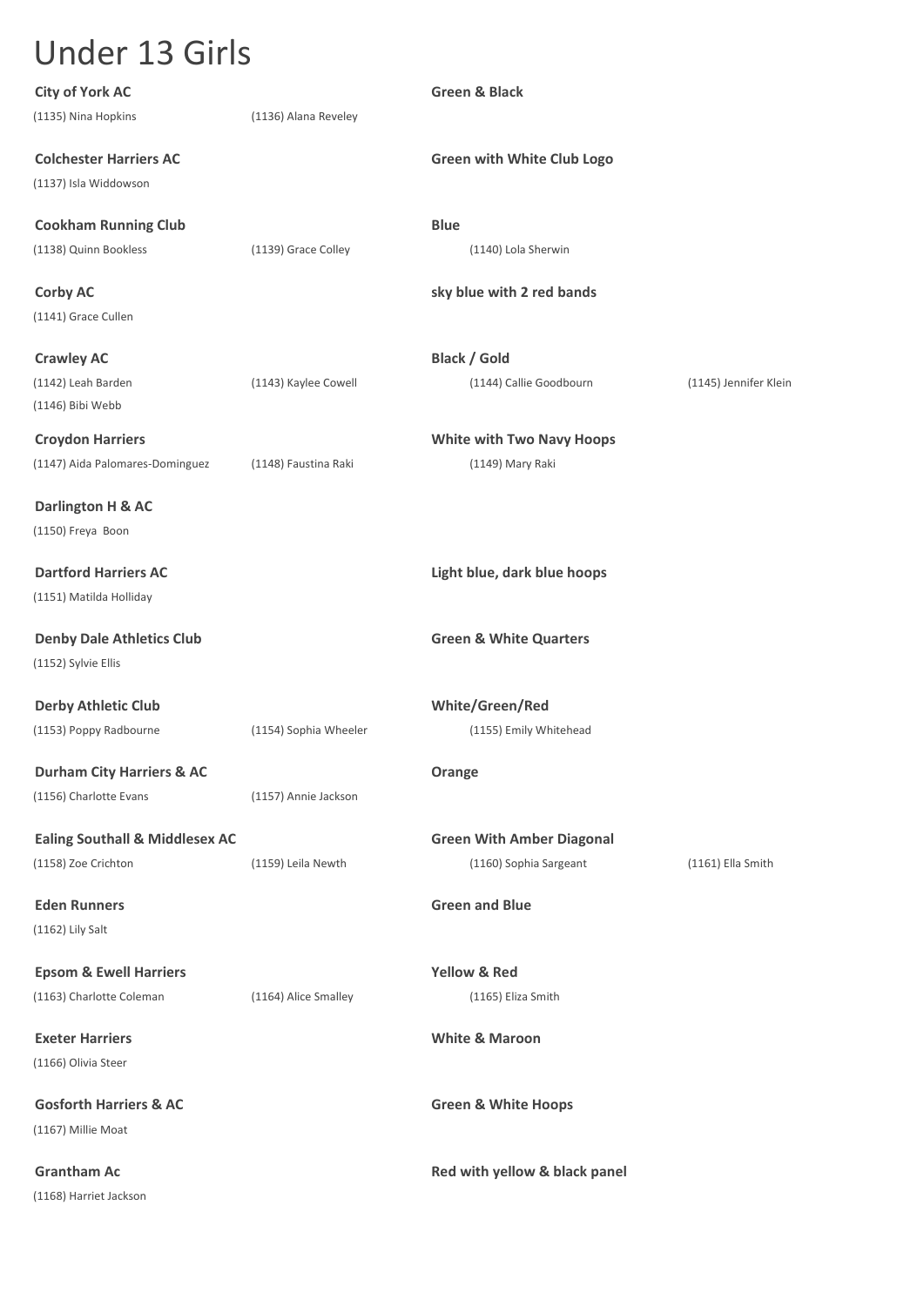# Under 13 Girls

**City of York AC** — **Green & Black**

(1135) Nina Hopkins  (1136) Alana Reveley

**Colchester Harriers AC** — **Green with White Club Logo**

(1137) Isla Widdowson

**Cookham Running Club** — **Blue**

(1138) Quinn Bookless  (1139) Grace Colley  (1140) Lola Sherwin

**Corby AC** — **sky blue with 2 red bands**

(1141) Grace Cullen

**Crawley AC** — **Black / Gold**

(1142) Leah Barden  (1143) Kaylee Cowell  (1144) Callie Goodbourn  (1145) Jennifer Klein
(1146) Bibi Webb

**Croydon Harriers** — **White with Two Navy Hoops**

(1147) Aida Palomares-Dominguez  (1148) Faustina Raki  (1149) Mary Raki

**Darlington H & AC**

(1150) Freya Boon

**Dartford Harriers AC** — **Light blue, dark blue hoops**

(1151) Matilda Holliday

**Denby Dale Athletics Club** — **Green & White Quarters**

(1152) Sylvie Ellis

**Derby Athletic Club** — **White/Green/Red**

(1153) Poppy Radbourne  (1154) Sophia Wheeler  (1155) Emily Whitehead

**Durham City Harriers & AC** — **Orange**

(1156) Charlotte Evans  (1157) Annie Jackson

**Ealing Southall & Middlesex AC** — **Green With Amber Diagonal**

(1158) Zoe Crichton  (1159) Leila Newth  (1160) Sophia Sargeant  (1161) Ella Smith

**Eden Runners** — **Green and Blue**

(1162) Lily Salt

**Epsom & Ewell Harriers** — **Yellow & Red**

(1163) Charlotte Coleman  (1164) Alice Smalley  (1165) Eliza Smith

**Exeter Harriers** — **White & Maroon**

(1166) Olivia Steer

**Gosforth Harriers & AC** — **Green & White Hoops**

(1167) Millie Moat

**Grantham Ac** — **Red with yellow & black panel**

(1168) Harriet Jackson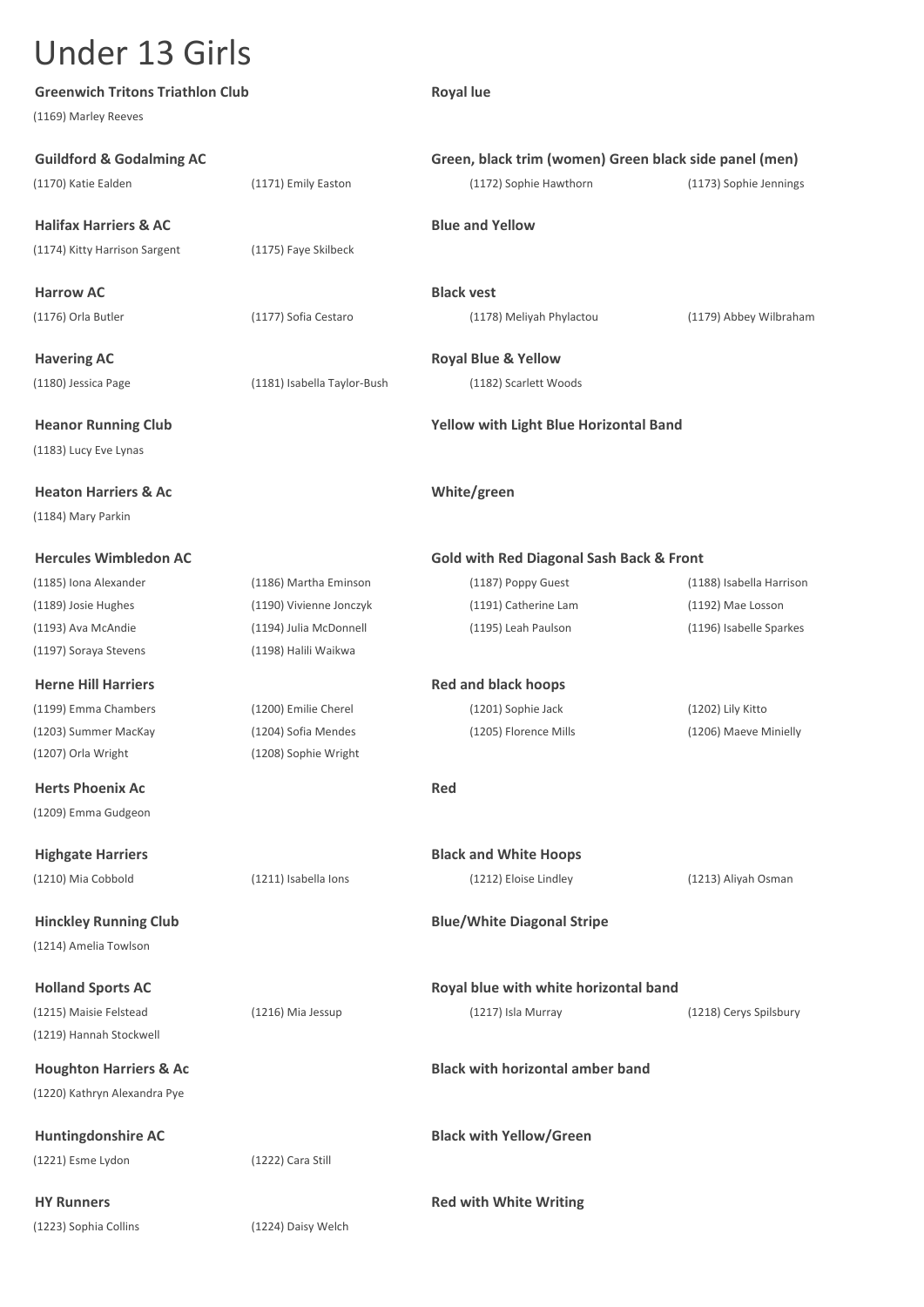# Under 13 Girls

**Greenwich Tritons Triathlon Club** — **Royal lue**

(1169) Marley Reeves

**Guildford & Godalming AC** — **Green, black trim (women) Green black side panel (men)**

(1170) Katie Ealden  (1171) Emily Easton  (1172) Sophie Hawthorn  (1173) Sophie Jennings

**Halifax Harriers & AC** — **Blue and Yellow**

(1174) Kitty Harrison Sargent  (1175) Faye Skilbeck

**Harrow AC** — **Black vest**

(1176) Orla Butler  (1177) Sofia Cestaro  (1178) Meliyah Phylactou  (1179) Abbey Wilbraham

**Havering AC** — **Royal Blue & Yellow**

(1180) Jessica Page  (1181) Isabella Taylor-Bush  (1182) Scarlett Woods

**Heanor Running Club** — **Yellow with Light Blue Horizontal Band**

(1183) Lucy Eve Lynas

**Heaton Harriers & Ac** — **White/green**

(1184) Mary Parkin

**Hercules Wimbledon AC** — **Gold with Red Diagonal Sash Back & Front**

(1185) Iona Alexander  (1186) Martha Eminson  (1187) Poppy Guest  (1188) Isabella Harrison
(1189) Josie Hughes  (1190) Vivienne Jonczyk  (1191) Catherine Lam  (1192) Mae Losson
(1193) Ava McAndie  (1194) Julia McDonnell  (1195) Leah Paulson  (1196) Isabelle Sparkes
(1197) Soraya Stevens  (1198) Halili Waikwa

**Herne Hill Harriers** — **Red and black hoops**

(1199) Emma Chambers  (1200) Emilie Cherel  (1201) Sophie Jack  (1202) Lily Kitto
(1203) Summer MacKay  (1204) Sofia Mendes  (1205) Florence Mills  (1206) Maeve Minielly
(1207) Orla Wright  (1208) Sophie Wright

**Herts Phoenix Ac** — **Red**

(1209) Emma Gudgeon

**Highgate Harriers** — **Black and White Hoops**

(1210) Mia Cobbold  (1211) Isabella Ions  (1212) Eloise Lindley  (1213) Aliyah Osman

**Hinckley Running Club** — **Blue/White Diagonal Stripe**

(1214) Amelia Towlson

**Holland Sports AC** — **Royal blue with white horizontal band**

(1215) Maisie Felstead  (1216) Mia Jessup  (1217) Isla Murray  (1218) Cerys Spilsbury
(1219) Hannah Stockwell

**Houghton Harriers & Ac** — **Black with horizontal amber band**

(1220) Kathryn Alexandra Pye

**Huntingdonshire AC** — **Black with Yellow/Green**

(1221) Esme Lydon  (1222) Cara Still

**HY Runners** — **Red with White Writing**

(1223) Sophia Collins  (1224) Daisy Welch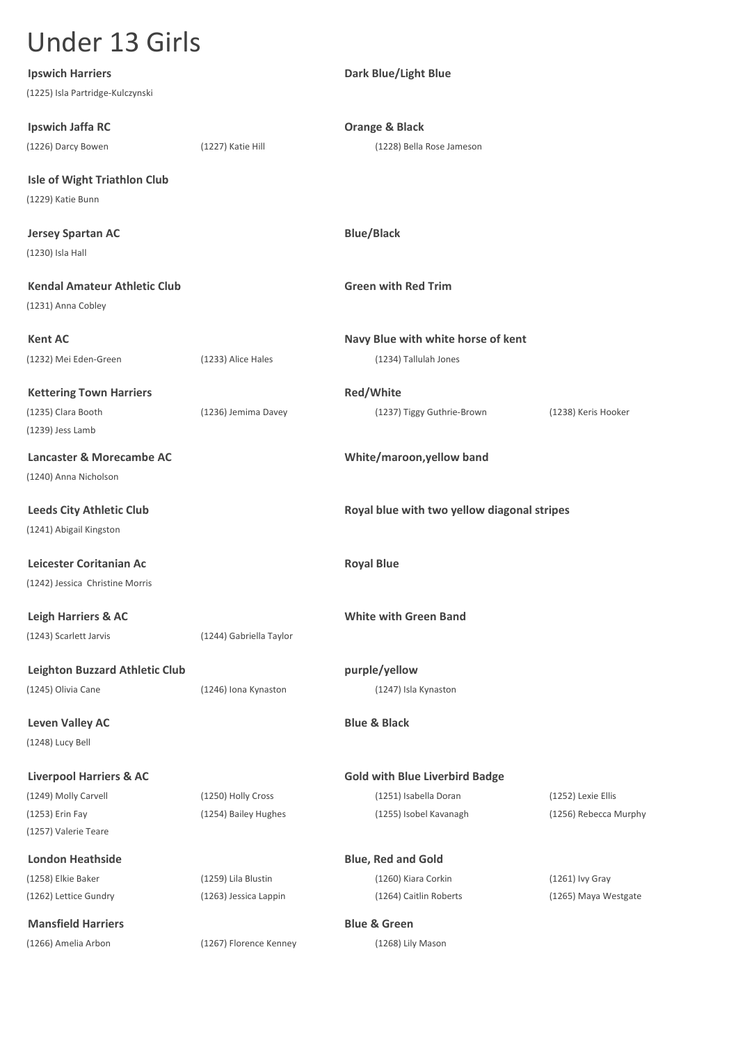# Under 13 Girls

**Ipswich Harriers** — **Dark Blue/Light Blue**

(1225) Isla Partridge-Kulczynski

**Ipswich Jaffa RC** — **Orange & Black**

(1226) Darcy Bowen, (1227) Katie Hill, (1228) Bella Rose Jameson

**Isle of Wight Triathlon Club**

(1229) Katie Bunn

**Jersey Spartan AC** — **Blue/Black**

(1230) Isla Hall

**Kendal Amateur Athletic Club** — **Green with Red Trim**

(1231) Anna Cobley

**Kent AC** — **Navy Blue with white horse of kent**

(1232) Mei Eden-Green, (1233) Alice Hales, (1234) Tallulah Jones

**Kettering Town Harriers** — **Red/White**

(1235) Clara Booth, (1236) Jemima Davey, (1237) Tiggy Guthrie-Brown, (1238) Keris Hooker, (1239) Jess Lamb

**Lancaster & Morecambe AC** — **White/maroon,yellow band**

(1240) Anna Nicholson

**Leeds City Athletic Club** — **Royal blue with two yellow diagonal stripes**

(1241) Abigail Kingston

**Leicester Coritanian Ac** — **Royal Blue**

(1242) Jessica Christine Morris

**Leigh Harriers & AC** — **White with Green Band**

(1243) Scarlett Jarvis, (1244) Gabriella Taylor

**Leighton Buzzard Athletic Club** — **purple/yellow**

(1245) Olivia Cane, (1246) Iona Kynaston, (1247) Isla Kynaston

**Leven Valley AC** — **Blue & Black**

(1248) Lucy Bell

**Liverpool Harriers & AC** — **Gold with Blue Liverbird Badge**

(1249) Molly Carvell, (1250) Holly Cross, (1251) Isabella Doran, (1252) Lexie Ellis, (1253) Erin Fay, (1254) Bailey Hughes, (1255) Isobel Kavanagh, (1256) Rebecca Murphy, (1257) Valerie Teare

**London Heathside** — **Blue, Red and Gold**

(1258) Elkie Baker, (1259) Lila Blustin, (1260) Kiara Corkin, (1261) Ivy Gray, (1262) Lettice Gundry, (1263) Jessica Lappin, (1264) Caitlin Roberts, (1265) Maya Westgate

**Mansfield Harriers** — **Blue & Green**

(1266) Amelia Arbon, (1267) Florence Kenney, (1268) Lily Mason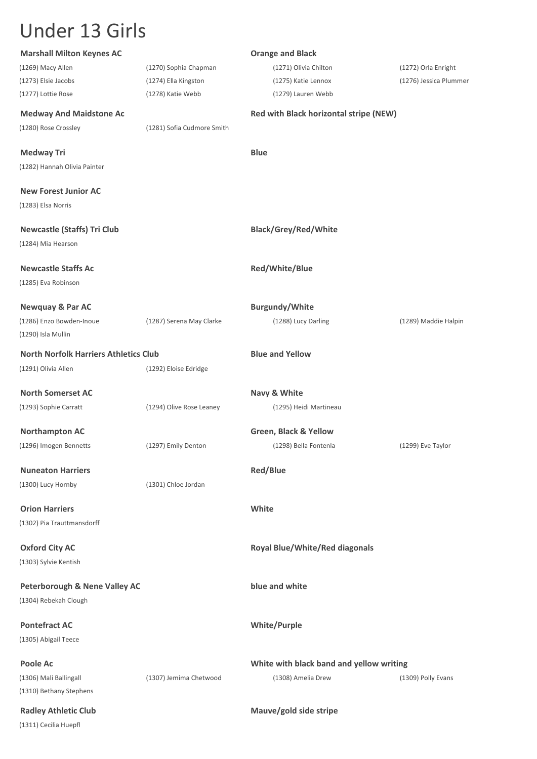# Under 13 Girls

**Marshall Milton Keynes AC** — **Orange and Black**

(1269) Macy Allen
(1270) Sophia Chapman
(1271) Olivia Chilton
(1272) Orla Enright
(1273) Elsie Jacobs
(1274) Ella Kingston
(1275) Katie Lennox
(1276) Jessica Plummer
(1277) Lottie Rose
(1278) Katie Webb
(1279) Lauren Webb

**Medway And Maidstone Ac** — **Red with Black horizontal stripe (NEW)**

(1280) Rose Crossley
(1281) Sofia Cudmore Smith

**Medway Tri** — **Blue**

(1282) Hannah Olivia Painter

**New Forest Junior AC**

(1283) Elsa Norris

**Newcastle (Staffs) Tri Club** — **Black/Grey/Red/White**

(1284) Mia Hearson

**Newcastle Staffs Ac** — **Red/White/Blue**

(1285) Eva Robinson

**Newquay & Par AC** — **Burgundy/White**

(1286) Enzo Bowden-Inoue
(1287) Serena May Clarke
(1288) Lucy Darling
(1289) Maddie Halpin
(1290) Isla Mullin

**North Norfolk Harriers Athletics Club** — **Blue and Yellow**

(1291) Olivia Allen
(1292) Eloise Edridge

**North Somerset AC** — **Navy & White**

(1293) Sophie Carratt
(1294) Olive Rose Leaney
(1295) Heidi Martineau

**Northampton AC** — **Green, Black & Yellow**

(1296) Imogen Bennetts
(1297) Emily Denton
(1298) Bella Fontenla
(1299) Eve Taylor

**Nuneaton Harriers** — **Red/Blue**

(1300) Lucy Hornby
(1301) Chloe Jordan

**Orion Harriers** — **White**

(1302) Pia Trauttmansdorff

**Oxford City AC** — **Royal Blue/White/Red diagonals**

(1303) Sylvie Kentish

**Peterborough & Nene Valley AC** — **blue and white**

(1304) Rebekah Clough

**Pontefract AC** — **White/Purple**

(1305) Abigail Teece

**Poole Ac** — **White with black band and yellow writing**

(1306) Mali Ballingall
(1307) Jemima Chetwood
(1308) Amelia Drew
(1309) Polly Evans
(1310) Bethany Stephens

**Radley Athletic Club** — **Mauve/gold side stripe**

(1311) Cecilia Huepfl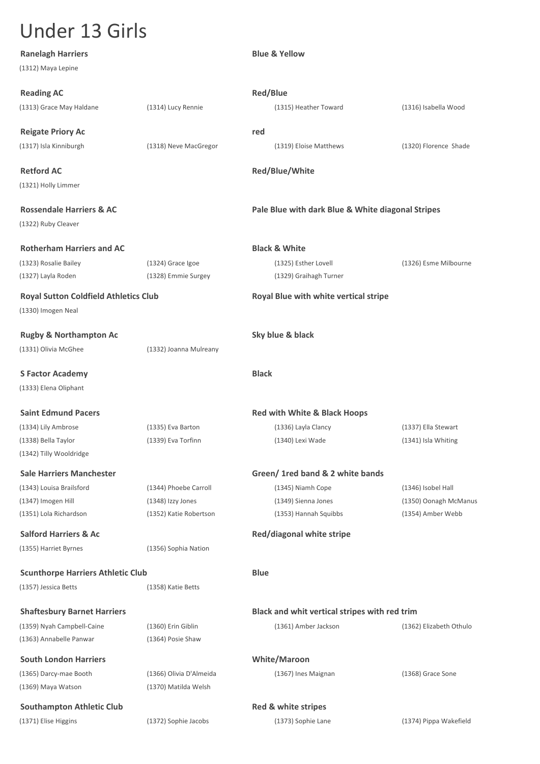# Under 13 Girls

**Ranelagh Harriers** | **Blue & Yellow**

(1312) Maya Lepine

**Reading AC** | **Red/Blue**

(1313) Grace May Haldane | (1314) Lucy Rennie | (1315) Heather Toward | (1316) Isabella Wood

**Reigate Priory Ac** | **red**

(1317) Isla Kinniburgh | (1318) Neve MacGregor | (1319) Eloise Matthews | (1320) Florence Shade

**Retford AC** | **Red/Blue/White**

(1321) Holly Limmer

**Rossendale Harriers & AC** | **Pale Blue with dark Blue & White diagonal Stripes**

(1322) Ruby Cleaver

**Rotherham Harriers and AC** | **Black & White**

(1323) Rosalie Bailey | (1324) Grace Igoe | (1325) Esther Lovell | (1326) Esme Milbourne
(1327) Layla Roden | (1328) Emmie Surgey | (1329) Graihagh Turner

**Royal Sutton Coldfield Athletics Club** | **Royal Blue with white vertical stripe**

(1330) Imogen Neal

**Rugby & Northampton Ac** | **Sky blue & black**

(1331) Olivia McGhee | (1332) Joanna Mulreany

**S Factor Academy** | **Black**

(1333) Elena Oliphant

**Saint Edmund Pacers** | **Red with White & Black Hoops**

(1334) Lily Ambrose | (1335) Eva Barton | (1336) Layla Clancy | (1337) Ella Stewart
(1338) Bella Taylor | (1339) Eva Torfinn | (1340) Lexi Wade | (1341) Isla Whiting
(1342) Tilly Wooldridge

**Sale Harriers Manchester** | **Green/ 1red band & 2 white bands**

(1343) Louisa Brailsford | (1344) Phoebe Carroll | (1345) Niamh Cope | (1346) Isobel Hall
(1347) Imogen Hill | (1348) Izzy Jones | (1349) Sienna Jones | (1350) Oonagh McManus
(1351) Lola Richardson | (1352) Katie Robertson | (1353) Hannah Squibbs | (1354) Amber Webb

**Salford Harriers & Ac** | **Red/diagonal white stripe**

(1355) Harriet Byrnes | (1356) Sophia Nation

**Scunthorpe Harriers Athletic Club** | **Blue**

(1357) Jessica Betts | (1358) Katie Betts

**Shaftesbury Barnet Harriers** | **Black and whit vertical stripes with red trim**

(1359) Nyah Campbell-Caine | (1360) Erin Giblin | (1361) Amber Jackson | (1362) Elizabeth Othulo
(1363) Annabelle Panwar | (1364) Posie Shaw

**South London Harriers** | **White/Maroon**

(1365) Darcy-mae Booth | (1366) Olivia D'Almeida | (1367) Ines Maignan | (1368) Grace Sone
(1369) Maya Watson | (1370) Matilda Welsh

**Southampton Athletic Club** | **Red & white stripes**

(1371) Elise Higgins | (1372) Sophie Jacobs | (1373) Sophie Lane | (1374) Pippa Wakefield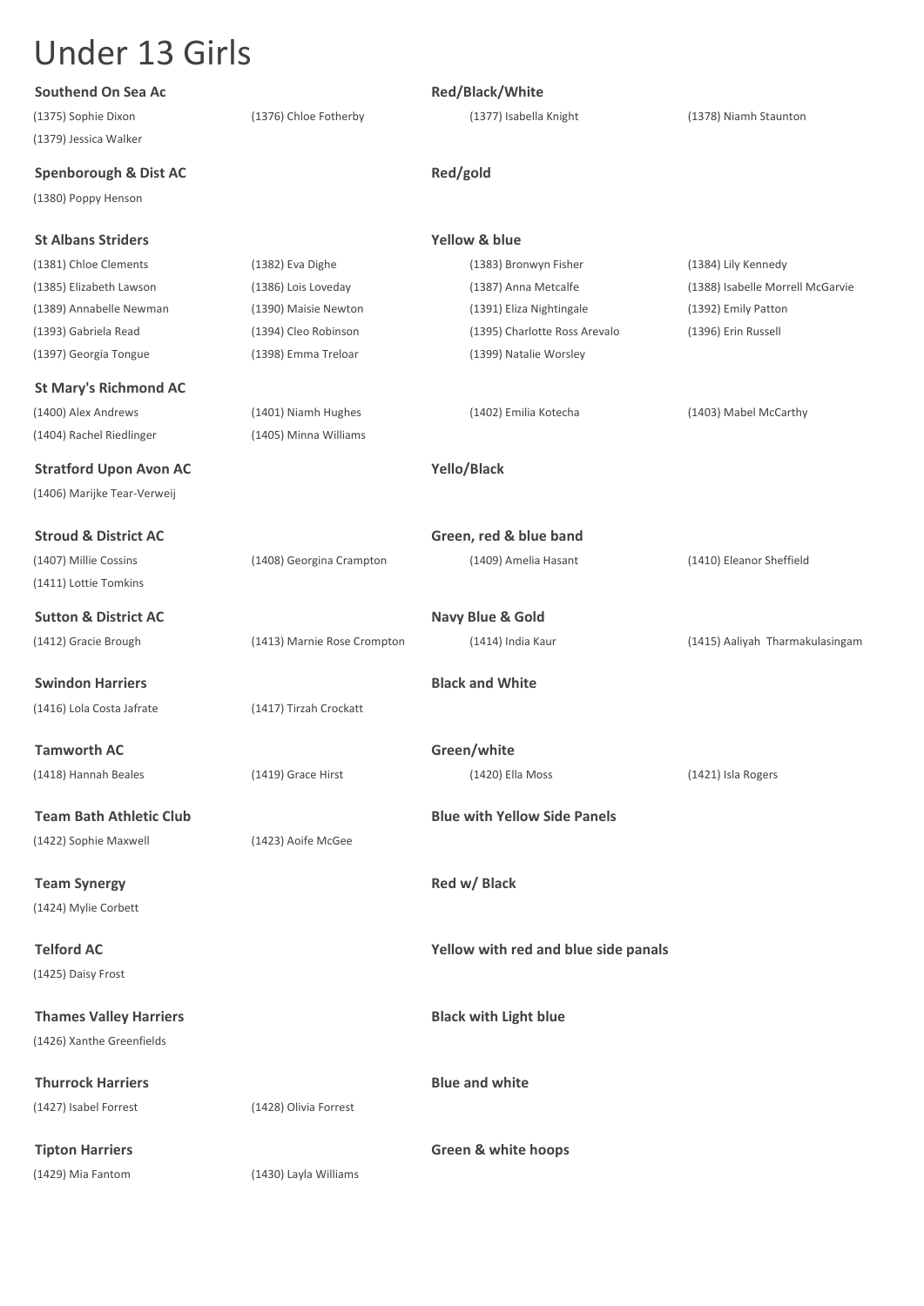# Under 13 Girls

**Southend On Sea Ac** — **Red/Black/White**

(1375) Sophie Dixon | (1376) Chloe Fotherby | (1377) Isabella Knight | (1378) Niamh Staunton
(1379) Jessica Walker

**Spenborough & Dist AC** — **Red/gold**

(1380) Poppy Henson

**St Albans Striders** — **Yellow & blue**

(1381) Chloe Clements | (1382) Eva Dighe | (1383) Bronwyn Fisher | (1384) Lily Kennedy
(1385) Elizabeth Lawson | (1386) Lois Loveday | (1387) Anna Metcalfe | (1388) Isabelle Morrell McGarvie
(1389) Annabelle Newman | (1390) Maisie Newton | (1391) Eliza Nightingale | (1392) Emily Patton
(1393) Gabriela Read | (1394) Cleo Robinson | (1395) Charlotte Ross Arevalo | (1396) Erin Russell
(1397) Georgia Tongue | (1398) Emma Treloar | (1399) Natalie Worsley

**St Mary's Richmond AC**

(1400) Alex Andrews | (1401) Niamh Hughes | (1402) Emilia Kotecha | (1403) Mabel McCarthy
(1404) Rachel Riedlinger | (1405) Minna Williams

**Stratford Upon Avon AC** — **Yello/Black**

(1406) Marijke Tear-Verweij

**Stroud & District AC** — **Green, red & blue band**

(1407) Millie Cossins | (1408) Georgina Crampton | (1409) Amelia Hasant | (1410) Eleanor Sheffield
(1411) Lottie Tomkins

**Sutton & District AC** — **Navy Blue & Gold**

(1412) Gracie Brough | (1413) Marnie Rose Crompton | (1414) India Kaur | (1415) Aaliyah Tharmakulasingam

**Swindon Harriers** — **Black and White**

(1416) Lola Costa Jafrate | (1417) Tirzah Crockatt

**Tamworth AC** — **Green/white**

(1418) Hannah Beales | (1419) Grace Hirst | (1420) Ella Moss | (1421) Isla Rogers

**Team Bath Athletic Club** — **Blue with Yellow Side Panels**

(1422) Sophie Maxwell | (1423) Aoife McGee

**Team Synergy** — **Red w/ Black**

(1424) Mylie Corbett

**Telford AC** — **Yellow with red and blue side panals**

(1425) Daisy Frost

**Thames Valley Harriers** — **Black with Light blue**

(1426) Xanthe Greenfields

**Thurrock Harriers** — **Blue and white**

(1427) Isabel Forrest | (1428) Olivia Forrest

**Tipton Harriers** — **Green & white hoops**

(1429) Mia Fantom | (1430) Layla Williams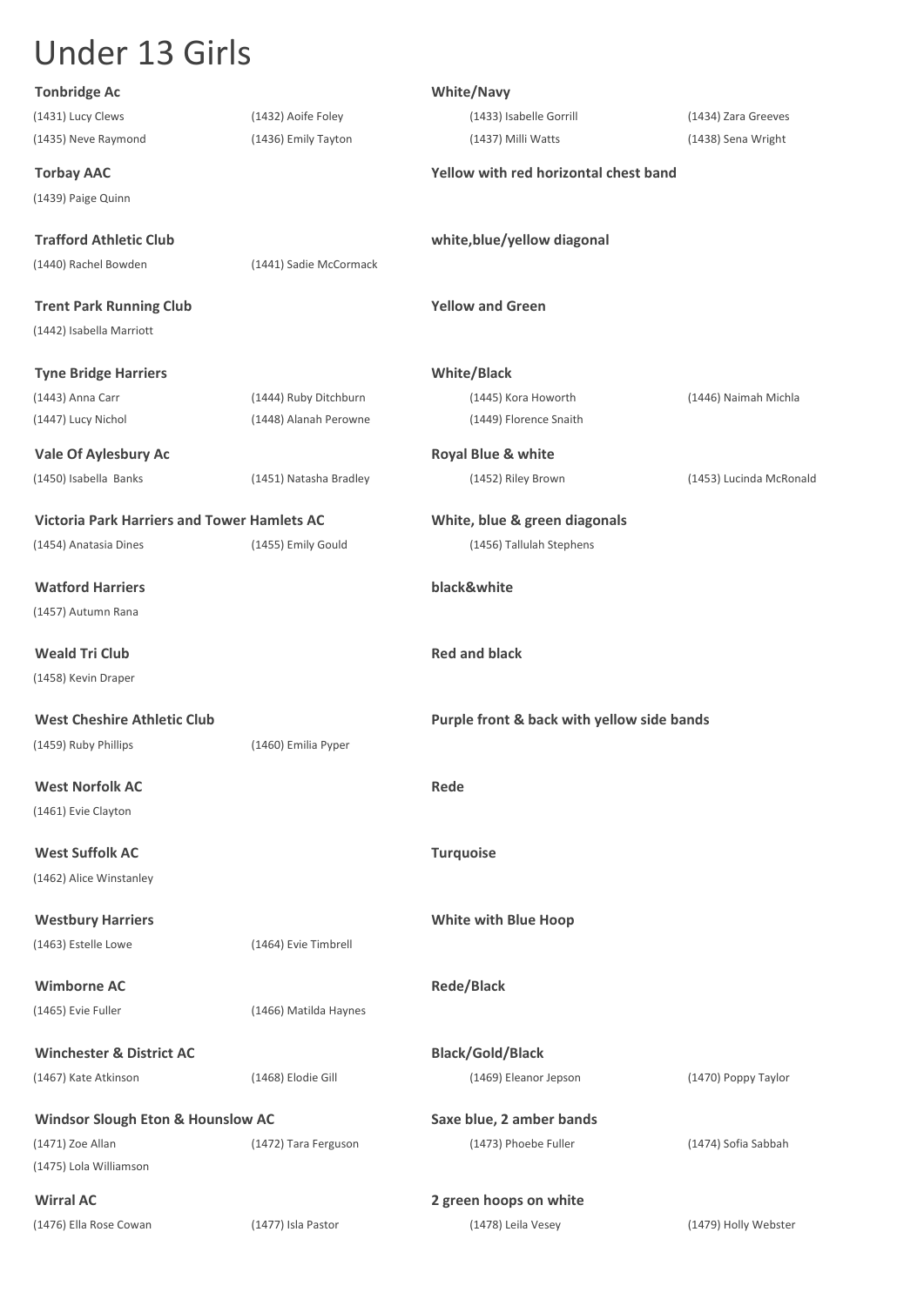# Under 13 Girls

**Tonbridge Ac** — **White/Navy**

(1431) Lucy Clews (1432) Aoife Foley (1433) Isabelle Gorrill (1434) Zara Greeves
(1435) Neve Raymond (1436) Emily Tayton (1437) Milli Watts (1438) Sena Wright

**Torbay AAC** — **Yellow with red horizontal chest band**

(1439) Paige Quinn

**Trafford Athletic Club** — **white,blue/yellow diagonal**

(1440) Rachel Bowden (1441) Sadie McCormack

**Trent Park Running Club** — **Yellow and Green**

(1442) Isabella Marriott

**Tyne Bridge Harriers** — **White/Black**

(1443) Anna Carr (1444) Ruby Ditchburn (1445) Kora Howorth (1446) Naimah Michla
(1447) Lucy Nichol (1448) Alanah Perowne (1449) Florence Snaith

**Vale Of Aylesbury Ac** — **Royal Blue & white**

(1450) Isabella Banks (1451) Natasha Bradley (1452) Riley Brown (1453) Lucinda McRonald

**Victoria Park Harriers and Tower Hamlets AC** — **White, blue & green diagonals**

(1454) Anatasia Dines (1455) Emily Gould (1456) Tallulah Stephens

**Watford Harriers** — **black&white**

(1457) Autumn Rana

**Weald Tri Club** — **Red and black**

(1458) Kevin Draper

**West Cheshire Athletic Club** — **Purple front & back with yellow side bands**

(1459) Ruby Phillips (1460) Emilia Pyper

**West Norfolk AC** — **Rede**

(1461) Evie Clayton

**West Suffolk AC** — **Turquoise**

(1462) Alice Winstanley

**Westbury Harriers** — **White with Blue Hoop**

(1463) Estelle Lowe (1464) Evie Timbrell

**Wimborne AC** — **Rede/Black**

(1465) Evie Fuller (1466) Matilda Haynes

**Winchester & District AC** — **Black/Gold/Black**

(1467) Kate Atkinson (1468) Elodie Gill (1469) Eleanor Jepson (1470) Poppy Taylor

**Windsor Slough Eton & Hounslow AC** — **Saxe blue, 2 amber bands**

(1471) Zoe Allan (1472) Tara Ferguson (1473) Phoebe Fuller (1474) Sofia Sabbah
(1475) Lola Williamson

**Wirral AC** — **2 green hoops on white**

(1476) Ella Rose Cowan (1477) Isla Pastor (1478) Leila Vesey (1479) Holly Webster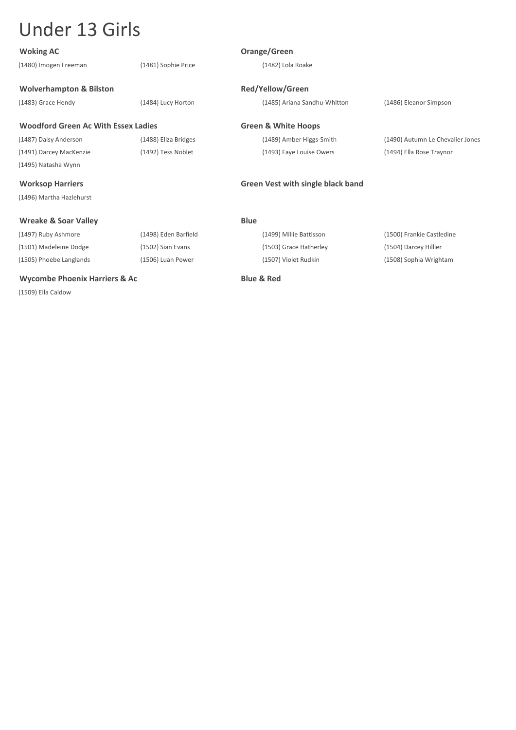# Under 13 Girls

**Woking AC** — **Orange/Green**

(1480) Imogen Freeman
(1481) Sophie Price
(1482) Lola Roake

**Wolverhampton & Bilston** — **Red/Yellow/Green**

(1483) Grace Hendy
(1484) Lucy Horton
(1485) Ariana Sandhu-Whitton
(1486) Eleanor Simpson

**Woodford Green Ac With Essex Ladies** — **Green & White Hoops**

(1487) Daisy Anderson
(1488) Eliza Bridges
(1489) Amber Higgs-Smith
(1490) Autumn Le Chevalier Jones
(1491) Darcey MacKenzie
(1492) Tess Noblet
(1493) Faye Louise Owers
(1494) Ella Rose Traynor
(1495) Natasha Wynn

**Worksop Harriers** — **Green Vest with single black band**

(1496) Martha Hazlehurst

**Wreake & Soar Valley** — **Blue**

(1497) Ruby Ashmore
(1498) Eden Barfield
(1499) Millie Battisson
(1500) Frankie Castledine
(1501) Madeleine Dodge
(1502) Sian Evans
(1503) Grace Hatherley
(1504) Darcey Hillier
(1505) Phoebe Langlands
(1506) Luan Power
(1507) Violet Rudkin
(1508) Sophia Wrightam

**Wycombe Phoenix Harriers & Ac** — **Blue & Red**

(1509) Ella Caldow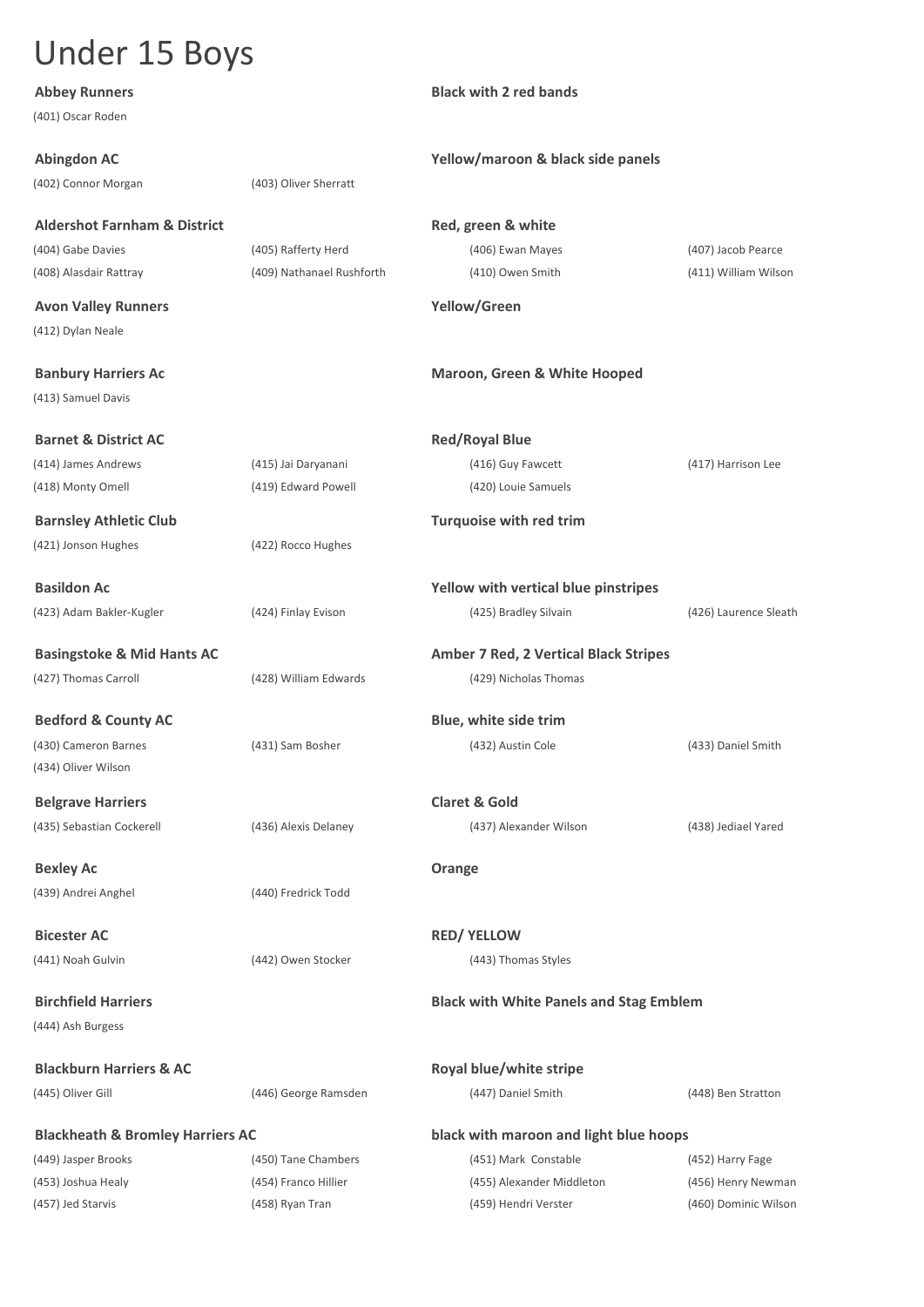# Under 15 Boys

**Abbey Runners** — **Black with 2 red bands**

(401) Oscar Roden

**Abingdon AC** — **Yellow/maroon & black side panels**

(402) Connor Morgan  
(403) Oliver Sherratt

**Aldershot Farnham & District** — **Red, green & white**

(404) Gabe Davies  
(405) Rafferty Herd  
(406) Ewan Mayes  
(407) Jacob Pearce  
(408) Alasdair Rattray  
(409) Nathanael Rushforth  
(410) Owen Smith  
(411) William Wilson

**Avon Valley Runners** — **Yellow/Green**

(412) Dylan Neale

**Banbury Harriers Ac** — **Maroon, Green & White Hooped**

(413) Samuel Davis

**Barnet & District AC** — **Red/Royal Blue**

(414) James Andrews  
(415) Jai Daryanani  
(416) Guy Fawcett  
(417) Harrison Lee  
(418) Monty Omell  
(419) Edward Powell  
(420) Louie Samuels

**Barnsley Athletic Club** — **Turquoise with red trim**

(421) Jonson Hughes  
(422) Rocco Hughes

**Basildon Ac** — **Yellow with vertical blue pinstripes**

(423) Adam Bakler-Kugler  
(424) Finlay Evison  
(425) Bradley Silvain  
(426) Laurence Sleath

**Basingstoke & Mid Hants AC** — **Amber 7 Red, 2 Vertical Black Stripes**

(427) Thomas Carroll  
(428) William Edwards  
(429) Nicholas Thomas

**Bedford & County AC** — **Blue, white side trim**

(430) Cameron Barnes  
(431) Sam Bosher  
(432) Austin Cole  
(433) Daniel Smith  
(434) Oliver Wilson

**Belgrave Harriers** — **Claret & Gold**

(435) Sebastian Cockerell  
(436) Alexis Delaney  
(437) Alexander Wilson  
(438) Jediael Yared

**Bexley Ac** — **Orange**

(439) Andrei Anghel  
(440) Fredrick Todd

**Bicester AC** — **RED/ YELLOW**

(441) Noah Gulvin  
(442) Owen Stocker  
(443) Thomas Styles

**Birchfield Harriers** — **Black with White Panels and Stag Emblem**

(444) Ash Burgess

**Blackburn Harriers & AC** — **Royal blue/white stripe**

(445) Oliver Gill  
(446) George Ramsden  
(447) Daniel Smith  
(448) Ben Stratton

**Blackheath & Bromley Harriers AC** — **black with maroon and light blue hoops**

(449) Jasper Brooks  
(450) Tane Chambers  
(451) Mark Constable  
(452) Harry Fage  
(453) Joshua Healy  
(454) Franco Hillier  
(455) Alexander Middleton  
(456) Henry Newman  
(457) Jed Starvis  
(458) Ryan Tran  
(459) Hendri Verster  
(460) Dominic Wilson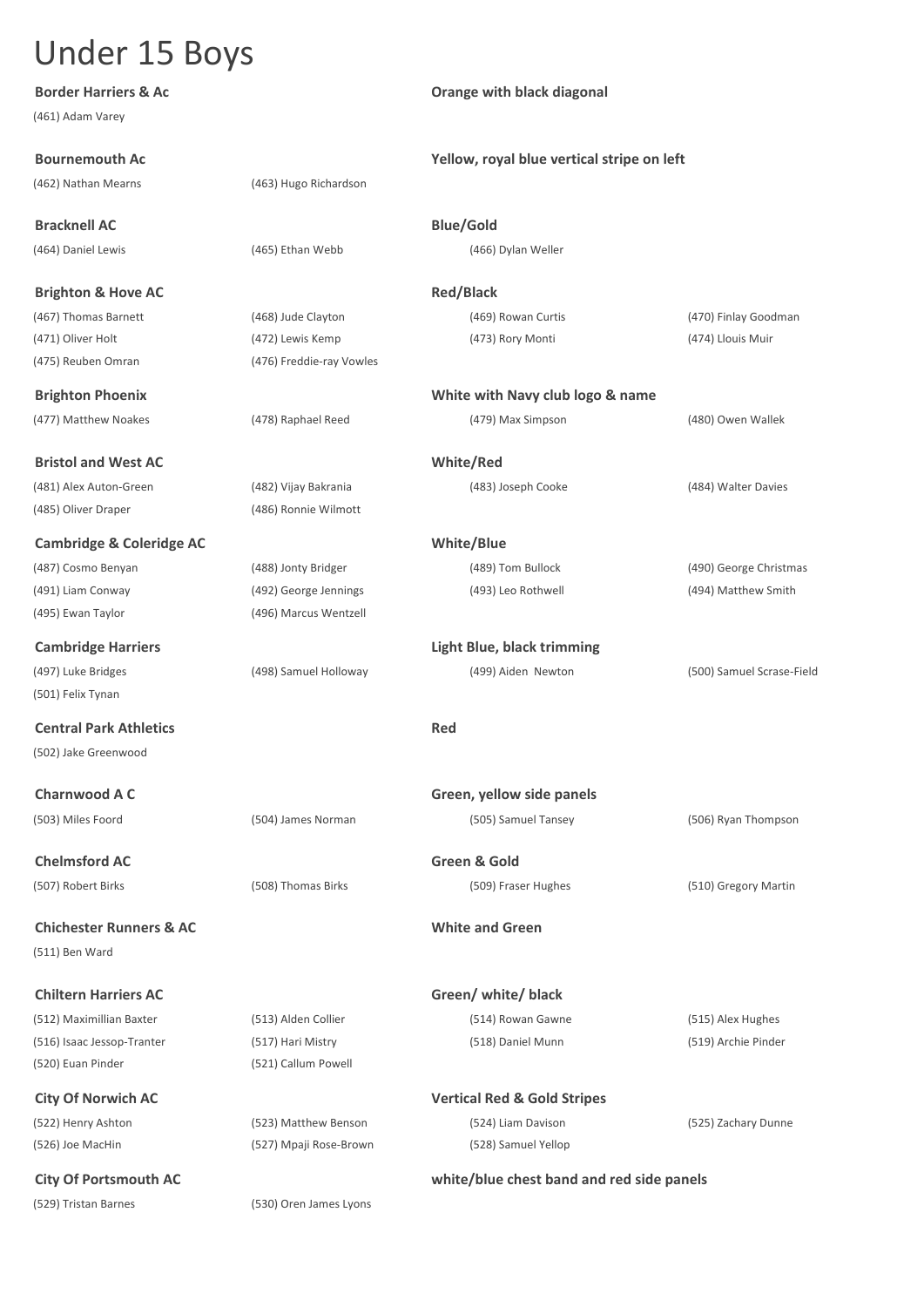# Under 15 Boys

**Border Harriers & Ac** — **Orange with black diagonal**

(461) Adam Varey

**Bournemouth Ac** — **Yellow, royal blue vertical stripe on left**

(462) Nathan Mearns, (463) Hugo Richardson

**Bracknell AC** — **Blue/Gold**

(464) Daniel Lewis, (465) Ethan Webb, (466) Dylan Weller

**Brighton & Hove AC** — **Red/Black**

(467) Thomas Barnett, (468) Jude Clayton, (469) Rowan Curtis, (470) Finlay Goodman, (471) Oliver Holt, (472) Lewis Kemp, (473) Rory Monti, (474) Llouis Muir, (475) Reuben Omran, (476) Freddie-ray Vowles

**Brighton Phoenix** — **White with Navy club logo & name**

(477) Matthew Noakes, (478) Raphael Reed, (479) Max Simpson, (480) Owen Wallek

**Bristol and West AC** — **White/Red**

(481) Alex Auton-Green, (482) Vijay Bakrania, (483) Joseph Cooke, (484) Walter Davies, (485) Oliver Draper, (486) Ronnie Wilmott

**Cambridge & Coleridge AC** — **White/Blue**

(487) Cosmo Benyan, (488) Jonty Bridger, (489) Tom Bullock, (490) George Christmas, (491) Liam Conway, (492) George Jennings, (493) Leo Rothwell, (494) Matthew Smith, (495) Ewan Taylor, (496) Marcus Wentzell

**Cambridge Harriers** — **Light Blue, black trimming**

(497) Luke Bridges, (498) Samuel Holloway, (499) Aiden Newton, (500) Samuel Scrase-Field, (501) Felix Tynan

**Central Park Athletics** — **Red**

(502) Jake Greenwood

**Charnwood A C** — **Green, yellow side panels**

(503) Miles Foord, (504) James Norman, (505) Samuel Tansey, (506) Ryan Thompson

**Chelmsford AC** — **Green & Gold**

(507) Robert Birks, (508) Thomas Birks, (509) Fraser Hughes, (510) Gregory Martin

**Chichester Runners & AC** — **White and Green**

(511) Ben Ward

**Chiltern Harriers AC** — **Green/ white/ black**

(512) Maximillian Baxter, (513) Alden Collier, (514) Rowan Gawne, (515) Alex Hughes, (516) Isaac Jessop-Tranter, (517) Hari Mistry, (518) Daniel Munn, (519) Archie Pinder, (520) Euan Pinder, (521) Callum Powell

**City Of Norwich AC** — **Vertical Red & Gold Stripes**

(522) Henry Ashton, (523) Matthew Benson, (524) Liam Davison, (525) Zachary Dunne, (526) Joe MacHin, (527) Mpaji Rose-Brown, (528) Samuel Yellop

**City Of Portsmouth AC** — **white/blue chest band and red side panels**

(529) Tristan Barnes, (530) Oren James Lyons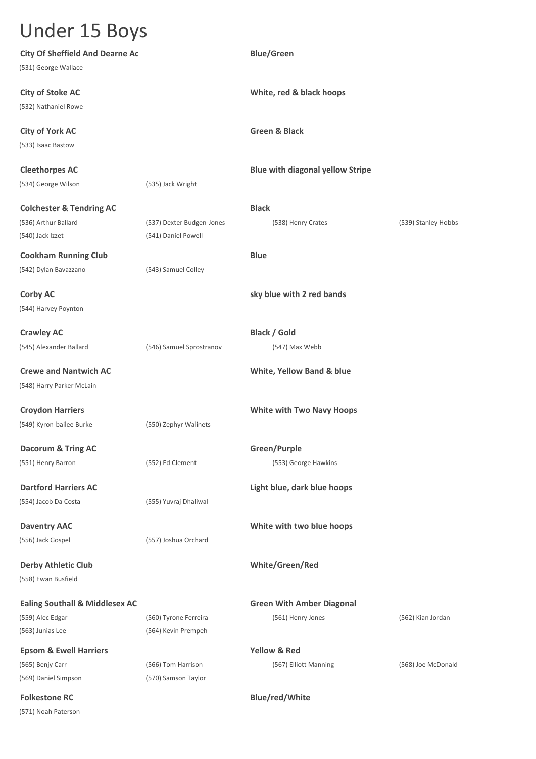# Under 15 Boys

**City Of Sheffield And Dearne Ac** — **Blue/Green**

(531) George Wallace

**City of Stoke AC** — **White, red & black hoops**

(532) Nathaniel Rowe

**City of York AC** — **Green & Black**

(533) Isaac Bastow

**Cleethorpes AC** — **Blue with diagonal yellow Stripe**

(534) George Wilson, (535) Jack Wright

**Colchester & Tendring AC** — **Black**

(536) Arthur Ballard, (537) Dexter Budgen-Jones, (538) Henry Crates, (539) Stanley Hobbs, (540) Jack Izzet, (541) Daniel Powell

**Cookham Running Club** — **Blue**

(542) Dylan Bavazzano, (543) Samuel Colley

**Corby AC** — **sky blue with 2 red bands**

(544) Harvey Poynton

**Crawley AC** — **Black / Gold**

(545) Alexander Ballard, (546) Samuel Sprostranov, (547) Max Webb

**Crewe and Nantwich AC** — **White, Yellow Band & blue**

(548) Harry Parker McLain

**Croydon Harriers** — **White with Two Navy Hoops**

(549) Kyron-bailee Burke, (550) Zephyr Walinets

**Dacorum & Tring AC** — **Green/Purple**

(551) Henry Barron, (552) Ed Clement, (553) George Hawkins

**Dartford Harriers AC** — **Light blue, dark blue hoops**

(554) Jacob Da Costa, (555) Yuvraj Dhaliwal

**Daventry AAC** — **White with two blue hoops**

(556) Jack Gospel, (557) Joshua Orchard

**Derby Athletic Club** — **White/Green/Red**

(558) Ewan Busfield

**Ealing Southall & Middlesex AC** — **Green With Amber Diagonal**

(559) Alec Edgar, (560) Tyrone Ferreira, (561) Henry Jones, (562) Kian Jordan, (563) Junias Lee, (564) Kevin Prempeh

**Epsom & Ewell Harriers** — **Yellow & Red**

(565) Benjy Carr, (566) Tom Harrison, (567) Elliott Manning, (568) Joe McDonald, (569) Daniel Simpson, (570) Samson Taylor

**Folkestone RC** — **Blue/red/White**

(571) Noah Paterson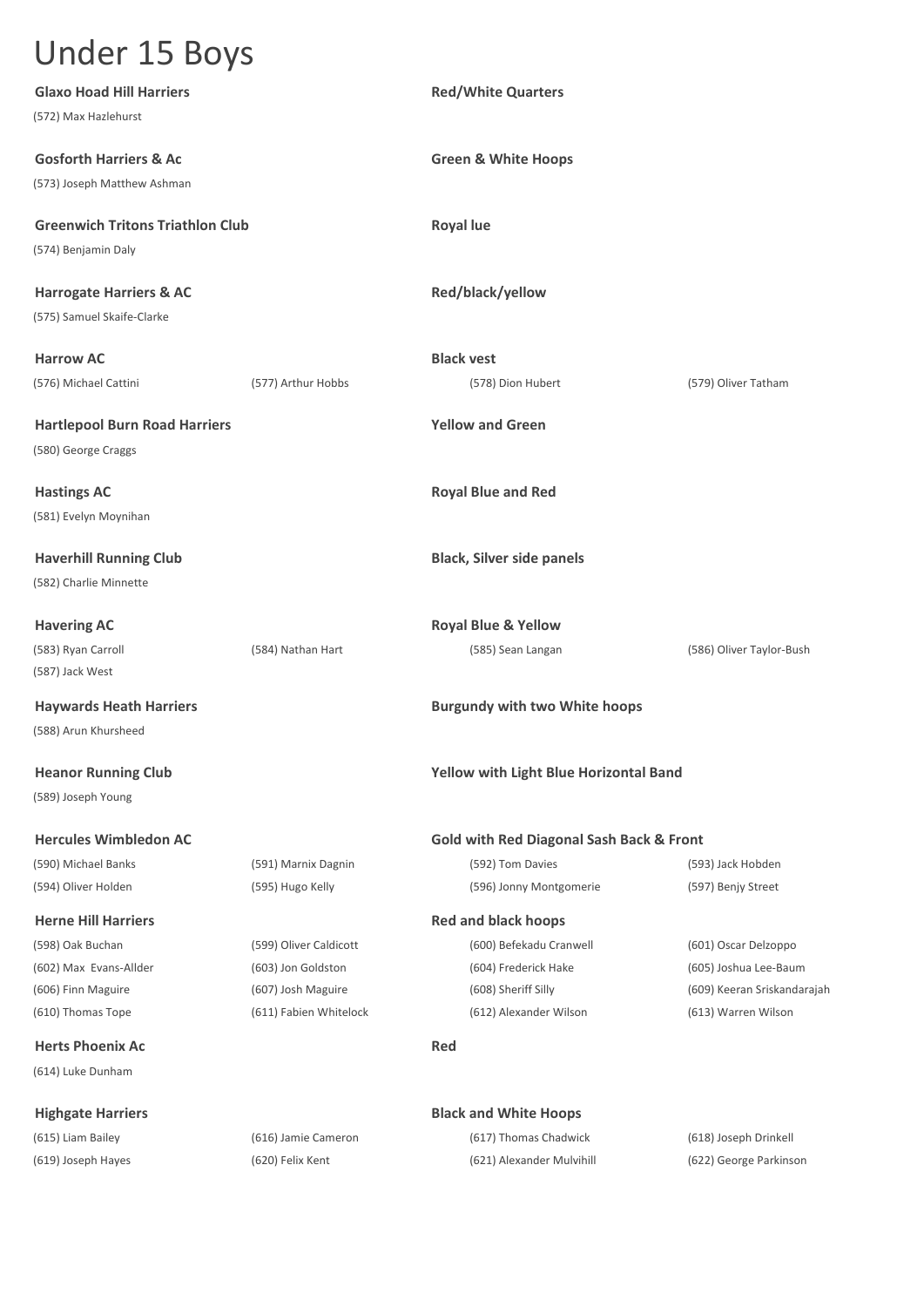# Under 15 Boys

**Glaxo Hoad Hill Harriers** — **Red/White Quarters**

(572) Max Hazlehurst

**Gosforth Harriers & Ac** — **Green & White Hoops**

(573) Joseph Matthew Ashman

**Greenwich Tritons Triathlon Club** — **Royal lue**

(574) Benjamin Daly

**Harrogate Harriers & AC** — **Red/black/yellow**

(575) Samuel Skaife-Clarke

**Harrow AC** — **Black vest**

(576) Michael Cattini | (577) Arthur Hobbs | (578) Dion Hubert | (579) Oliver Tatham

**Hartlepool Burn Road Harriers** — **Yellow and Green**

(580) George Craggs

**Hastings AC** — **Royal Blue and Red**

(581) Evelyn Moynihan

**Haverhill Running Club** — **Black, Silver side panels**

(582) Charlie Minnette

**Havering AC** — **Royal Blue & Yellow**

(583) Ryan Carroll | (584) Nathan Hart | (585) Sean Langan | (586) Oliver Taylor-Bush
(587) Jack West

**Haywards Heath Harriers** — **Burgundy with two White hoops**

(588) Arun Khursheed

**Heanor Running Club** — **Yellow with Light Blue Horizontal Band**

(589) Joseph Young

**Hercules Wimbledon AC** — **Gold with Red Diagonal Sash Back & Front**

(590) Michael Banks | (591) Marnix Dagnin | (592) Tom Davies | (593) Jack Hobden
(594) Oliver Holden | (595) Hugo Kelly | (596) Jonny Montgomerie | (597) Benjy Street

**Herne Hill Harriers** — **Red and black hoops**

(598) Oak Buchan | (599) Oliver Caldicott | (600) Befekadu Cranwell | (601) Oscar Delzoppo
(602) Max Evans-Allder | (603) Jon Goldston | (604) Frederick Hake | (605) Joshua Lee-Baum
(606) Finn Maguire | (607) Josh Maguire | (608) Sheriff Silly | (609) Keeran Sriskandarajah
(610) Thomas Tope | (611) Fabien Whitelock | (612) Alexander Wilson | (613) Warren Wilson

**Herts Phoenix Ac** — **Red**

(614) Luke Dunham

**Highgate Harriers** — **Black and White Hoops**

(615) Liam Bailey | (616) Jamie Cameron | (617) Thomas Chadwick | (618) Joseph Drinkell
(619) Joseph Hayes | (620) Felix Kent | (621) Alexander Mulvihill | (622) George Parkinson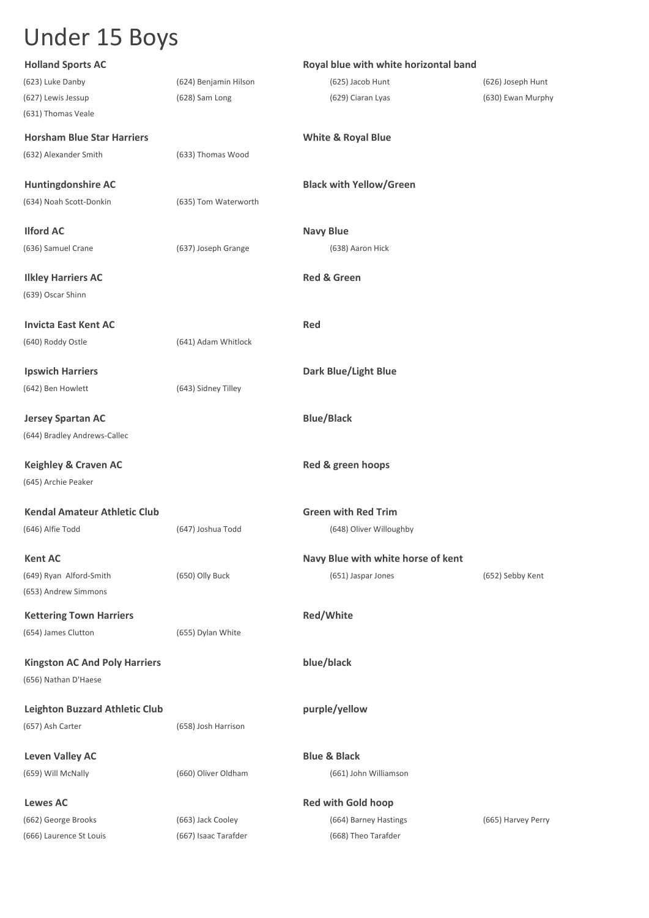# Under 15 Boys

**Holland Sports AC** — **Royal blue with white horizontal band**

(623) Luke Danby
(624) Benjamin Hilson
(625) Jacob Hunt
(626) Joseph Hunt
(627) Lewis Jessup
(628) Sam Long
(629) Ciaran Lyas
(630) Ewan Murphy
(631) Thomas Veale

**Horsham Blue Star Harriers** — **White & Royal Blue**

(632) Alexander Smith
(633) Thomas Wood

**Huntingdonshire AC** — **Black with Yellow/Green**

(634) Noah Scott-Donkin
(635) Tom Waterworth

**Ilford AC** — **Navy Blue**

(636) Samuel Crane
(637) Joseph Grange
(638) Aaron Hick

**Ilkley Harriers AC** — **Red & Green**

(639) Oscar Shinn

**Invicta East Kent AC** — **Red**

(640) Roddy Ostle
(641) Adam Whitlock

**Ipswich Harriers** — **Dark Blue/Light Blue**

(642) Ben Howlett
(643) Sidney Tilley

**Jersey Spartan AC** — **Blue/Black**

(644) Bradley Andrews-Callec

**Keighley & Craven AC** — **Red & green hoops**

(645) Archie Peaker

**Kendal Amateur Athletic Club** — **Green with Red Trim**

(646) Alfie Todd
(647) Joshua Todd
(648) Oliver Willoughby

**Kent AC** — **Navy Blue with white horse of kent**

(649) Ryan Alford-Smith
(650) Olly Buck
(651) Jaspar Jones
(652) Sebby Kent
(653) Andrew Simmons

**Kettering Town Harriers** — **Red/White**

(654) James Clutton
(655) Dylan White

**Kingston AC And Poly Harriers** — **blue/black**

(656) Nathan D'Haese

**Leighton Buzzard Athletic Club** — **purple/yellow**

(657) Ash Carter
(658) Josh Harrison

**Leven Valley AC** — **Blue & Black**

(659) Will McNally
(660) Oliver Oldham
(661) John Williamson

**Lewes AC** — **Red with Gold hoop**

(662) George Brooks
(663) Jack Cooley
(664) Barney Hastings
(665) Harvey Perry
(666) Laurence St Louis
(667) Isaac Tarafder
(668) Theo Tarafder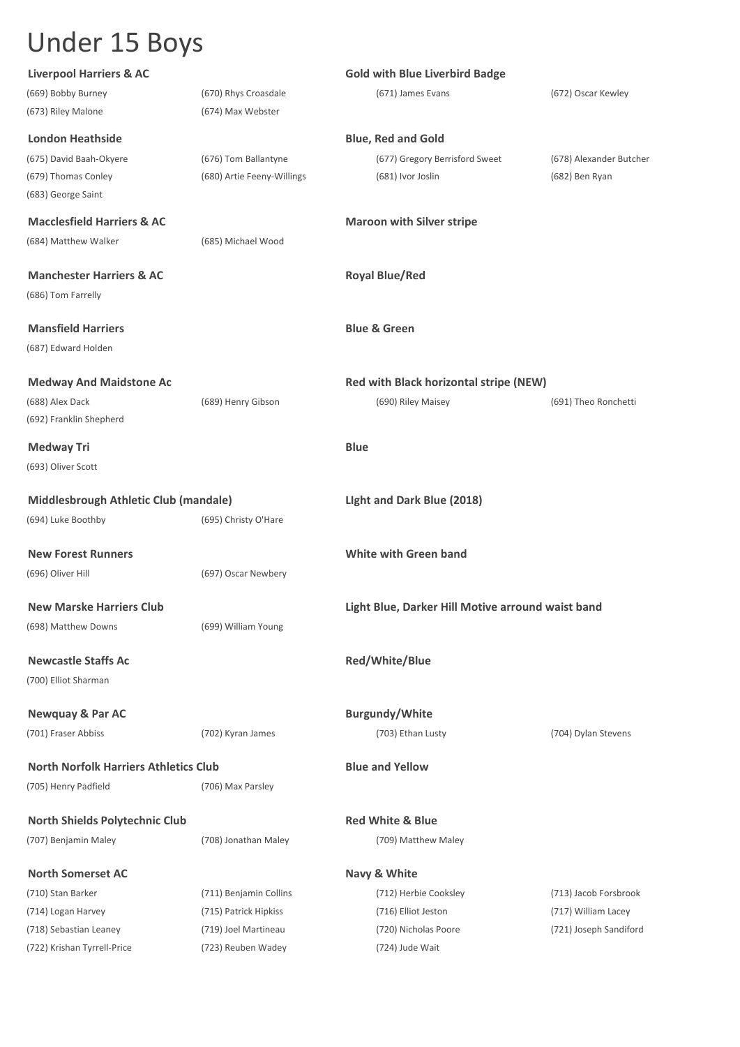# Under 15 Boys

**Liverpool Harriers & AC** — **Gold with Blue Liverbird Badge**

(669) Bobby Burney
(670) Rhys Croasdale
(671) James Evans
(672) Oscar Kewley
(673) Riley Malone
(674) Max Webster

**London Heathside** — **Blue, Red and Gold**

(675) David Baah-Okyere
(676) Tom Ballantyne
(677) Gregory Berrisford Sweet
(678) Alexander Butcher
(679) Thomas Conley
(680) Artie Feeny-Willings
(681) Ivor Joslin
(682) Ben Ryan
(683) George Saint

**Macclesfield Harriers & AC** — **Maroon with Silver stripe**

(684) Matthew Walker
(685) Michael Wood

**Manchester Harriers & AC** — **Royal Blue/Red**

(686) Tom Farrelly

**Mansfield Harriers** — **Blue & Green**

(687) Edward Holden

**Medway And Maidstone Ac** — **Red with Black horizontal stripe (NEW)**

(688) Alex Dack
(689) Henry Gibson
(690) Riley Maisey
(691) Theo Ronchetti
(692) Franklin Shepherd

**Medway Tri** — **Blue**

(693) Oliver Scott

**Middlesbrough Athletic Club (mandale)** — **LIght and Dark Blue (2018)**

(694) Luke Boothby
(695) Christy O'Hare

**New Forest Runners** — **White with Green band**

(696) Oliver Hill
(697) Oscar Newbery

**New Marske Harriers Club** — **Light Blue, Darker Hill Motive arround waist band**

(698) Matthew Downs
(699) William Young

**Newcastle Staffs Ac** — **Red/White/Blue**

(700) Elliot Sharman

**Newquay & Par AC** — **Burgundy/White**

(701) Fraser Abbiss
(702) Kyran James
(703) Ethan Lusty
(704) Dylan Stevens

**North Norfolk Harriers Athletics Club** — **Blue and Yellow**

(705) Henry Padfield
(706) Max Parsley

**North Shields Polytechnic Club** — **Red White & Blue**

(707) Benjamin Maley
(708) Jonathan Maley
(709) Matthew Maley

**North Somerset AC** — **Navy & White**

(710) Stan Barker
(711) Benjamin Collins
(712) Herbie Cooksley
(713) Jacob Forsbrook
(714) Logan Harvey
(715) Patrick Hipkiss
(716) Elliot Jeston
(717) William Lacey
(718) Sebastian Leaney
(719) Joel Martineau
(720) Nicholas Poore
(721) Joseph Sandiford
(722) Krishan Tyrrell-Price
(723) Reuben Wadey
(724) Jude Wait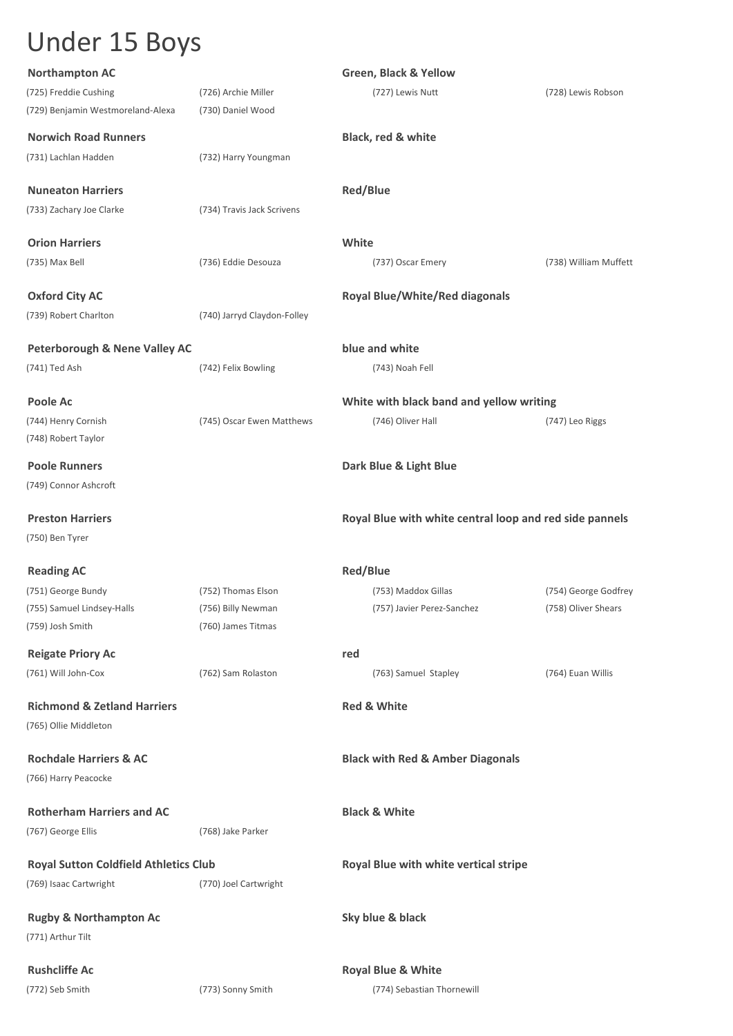# Under 15 Boys

**Northampton AC** — **Green, Black & Yellow**

(725) Freddie Cushing, (726) Archie Miller, (727) Lewis Nutt, (728) Lewis Robson, (729) Benjamin Westmoreland-Alexa, (730) Daniel Wood

**Norwich Road Runners** — **Black, red & white**

(731) Lachlan Hadden, (732) Harry Youngman

**Nuneaton Harriers** — **Red/Blue**

(733) Zachary Joe Clarke, (734) Travis Jack Scrivens

**Orion Harriers** — **White**

(735) Max Bell, (736) Eddie Desouza, (737) Oscar Emery, (738) William Muffett

**Oxford City AC** — **Royal Blue/White/Red diagonals**

(739) Robert Charlton, (740) Jarryd Claydon-Folley

**Peterborough & Nene Valley AC** — **blue and white**

(741) Ted Ash, (742) Felix Bowling, (743) Noah Fell

**Poole Ac** — **White with black band and yellow writing**

(744) Henry Cornish, (745) Oscar Ewen Matthews, (746) Oliver Hall, (747) Leo Riggs, (748) Robert Taylor

**Poole Runners** — **Dark Blue & Light Blue**

(749) Connor Ashcroft

**Preston Harriers** — **Royal Blue with white central loop and red side pannels**

(750) Ben Tyrer

**Reading AC** — **Red/Blue**

(751) George Bundy, (752) Thomas Elson, (753) Maddox Gillas, (754) George Godfrey, (755) Samuel Lindsey-Halls, (756) Billy Newman, (757) Javier Perez-Sanchez, (758) Oliver Shears, (759) Josh Smith, (760) James Titmas

**Reigate Priory Ac** — **red**

(761) Will John-Cox, (762) Sam Rolaston, (763) Samuel Stapley, (764) Euan Willis

**Richmond & Zetland Harriers** — **Red & White**

(765) Ollie Middleton

**Rochdale Harriers & AC** — **Black with Red & Amber Diagonals**

(766) Harry Peacocke

**Rotherham Harriers and AC** — **Black & White**

(767) George Ellis, (768) Jake Parker

**Royal Sutton Coldfield Athletics Club** — **Royal Blue with white vertical stripe**

(769) Isaac Cartwright, (770) Joel Cartwright

**Rugby & Northampton Ac** — **Sky blue & black**

(771) Arthur Tilt

**Rushcliffe Ac** — **Royal Blue & White**

(772) Seb Smith, (773) Sonny Smith, (774) Sebastian Thornewill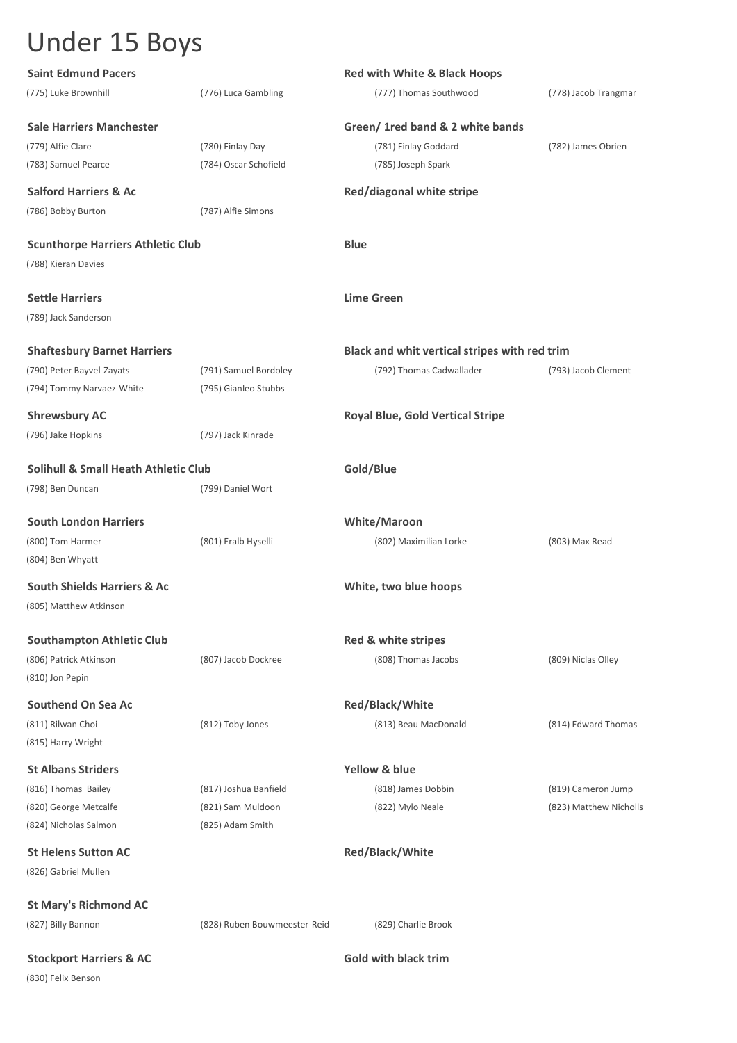# Under 15 Boys

**Saint Edmund Pacers** — **Red with White & Black Hoops**

(775) Luke Brownhill (776) Luca Gambling (777) Thomas Southwood (778) Jacob Trangmar

**Sale Harriers Manchester** — **Green/ 1red band & 2 white bands**

(779) Alfie Clare (780) Finlay Day (781) Finlay Goddard (782) James Obrien
(783) Samuel Pearce (784) Oscar Schofield (785) Joseph Spark

**Salford Harriers & Ac** — **Red/diagonal white stripe**

(786) Bobby Burton (787) Alfie Simons

**Scunthorpe Harriers Athletic Club** — **Blue**

(788) Kieran Davies

**Settle Harriers** — **Lime Green**

(789) Jack Sanderson

**Shaftesbury Barnet Harriers** — **Black and whit vertical stripes with red trim**

(790) Peter Bayvel-Zayats (791) Samuel Bordoley (792) Thomas Cadwallader (793) Jacob Clement
(794) Tommy Narvaez-White (795) Gianleo Stubbs

**Shrewsbury AC** — **Royal Blue, Gold Vertical Stripe**

(796) Jake Hopkins (797) Jack Kinrade

**Solihull & Small Heath Athletic Club** — **Gold/Blue**

(798) Ben Duncan (799) Daniel Wort

**South London Harriers** — **White/Maroon**

(800) Tom Harmer (801) Eralb Hyselli (802) Maximilian Lorke (803) Max Read
(804) Ben Whyatt

**South Shields Harriers & Ac** — **White, two blue hoops**

(805) Matthew Atkinson

**Southampton Athletic Club** — **Red & white stripes**

(806) Patrick Atkinson (807) Jacob Dockree (808) Thomas Jacobs (809) Niclas Olley
(810) Jon Pepin

**Southend On Sea Ac** — **Red/Black/White**

(811) Rilwan Choi (812) Toby Jones (813) Beau MacDonald (814) Edward Thomas
(815) Harry Wright

**St Albans Striders** — **Yellow & blue**

(816) Thomas Bailey (817) Joshua Banfield (818) James Dobbin (819) Cameron Jump
(820) George Metcalfe (821) Sam Muldoon (822) Mylo Neale (823) Matthew Nicholls
(824) Nicholas Salmon (825) Adam Smith

**St Helens Sutton AC** — **Red/Black/White**

(826) Gabriel Mullen

**St Mary's Richmond AC**

(827) Billy Bannon (828) Ruben Bouwmeester-Reid (829) Charlie Brook

**Stockport Harriers & AC** — **Gold with black trim**

(830) Felix Benson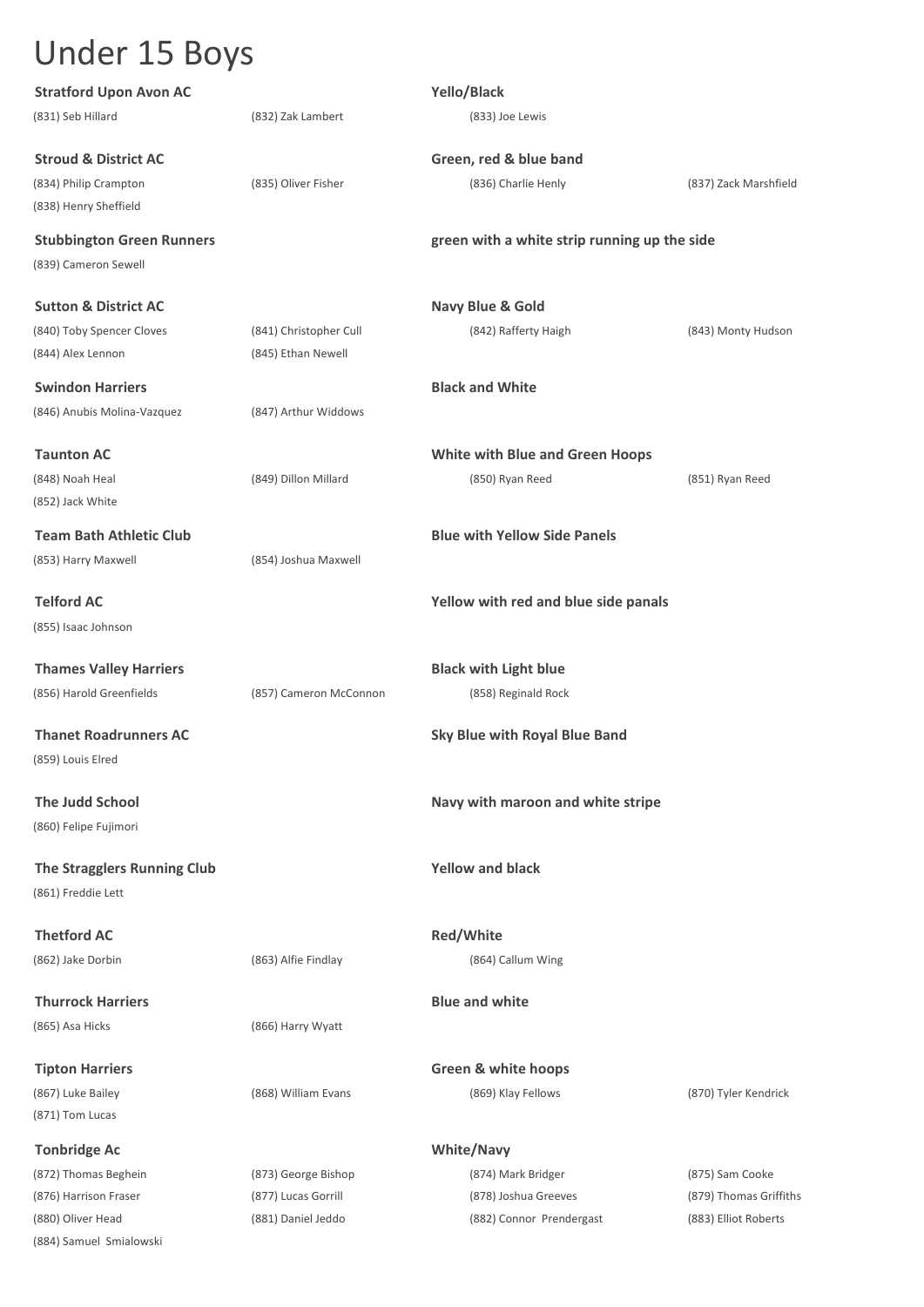# Under 15 Boys

**Stratford Upon Avon AC** — **Yello/Black**

(831) Seb Hillard | (832) Zak Lambert | (833) Joe Lewis

**Stroud & District AC** — **Green, red & blue band**

(834) Philip Crampton | (835) Oliver Fisher | (836) Charlie Henly | (837) Zack Marshfield | (838) Henry Sheffield

**Stubbington Green Runners** — **green with a white strip running up the side**

(839) Cameron Sewell

**Sutton & District AC** — **Navy Blue & Gold**

(840) Toby Spencer Cloves | (841) Christopher Cull | (842) Rafferty Haigh | (843) Monty Hudson | (844) Alex Lennon | (845) Ethan Newell

**Swindon Harriers** — **Black and White**

(846) Anubis Molina-Vazquez | (847) Arthur Widdows

**Taunton AC** — **White with Blue and Green Hoops**

(848) Noah Heal | (849) Dillon Millard | (850) Ryan Reed | (851) Ryan Reed | (852) Jack White

**Team Bath Athletic Club** — **Blue with Yellow Side Panels**

(853) Harry Maxwell | (854) Joshua Maxwell

**Telford AC** — **Yellow with red and blue side panals**

(855) Isaac Johnson

**Thames Valley Harriers** — **Black with Light blue**

(856) Harold Greenfields | (857) Cameron McConnon | (858) Reginald Rock

**Thanet Roadrunners AC** — **Sky Blue with Royal Blue Band**

(859) Louis Elred

**The Judd School** — **Navy with maroon and white stripe**

(860) Felipe Fujimori

**The Stragglers Running Club** — **Yellow and black**

(861) Freddie Lett

**Thetford AC** — **Red/White**

(862) Jake Dorbin | (863) Alfie Findlay | (864) Callum Wing

**Thurrock Harriers** — **Blue and white**

(865) Asa Hicks | (866) Harry Wyatt

**Tipton Harriers** — **Green & white hoops**

(867) Luke Bailey | (868) William Evans | (869) Klay Fellows | (870) Tyler Kendrick | (871) Tom Lucas

**Tonbridge Ac** — **White/Navy**

(872) Thomas Beghein | (873) George Bishop | (874) Mark Bridger | (875) Sam Cooke | (876) Harrison Fraser | (877) Lucas Gorrill | (878) Joshua Greeves | (879) Thomas Griffiths | (880) Oliver Head | (881) Daniel Jeddo | (882) Connor Prendergast | (883) Elliot Roberts | (884) Samuel Smialowski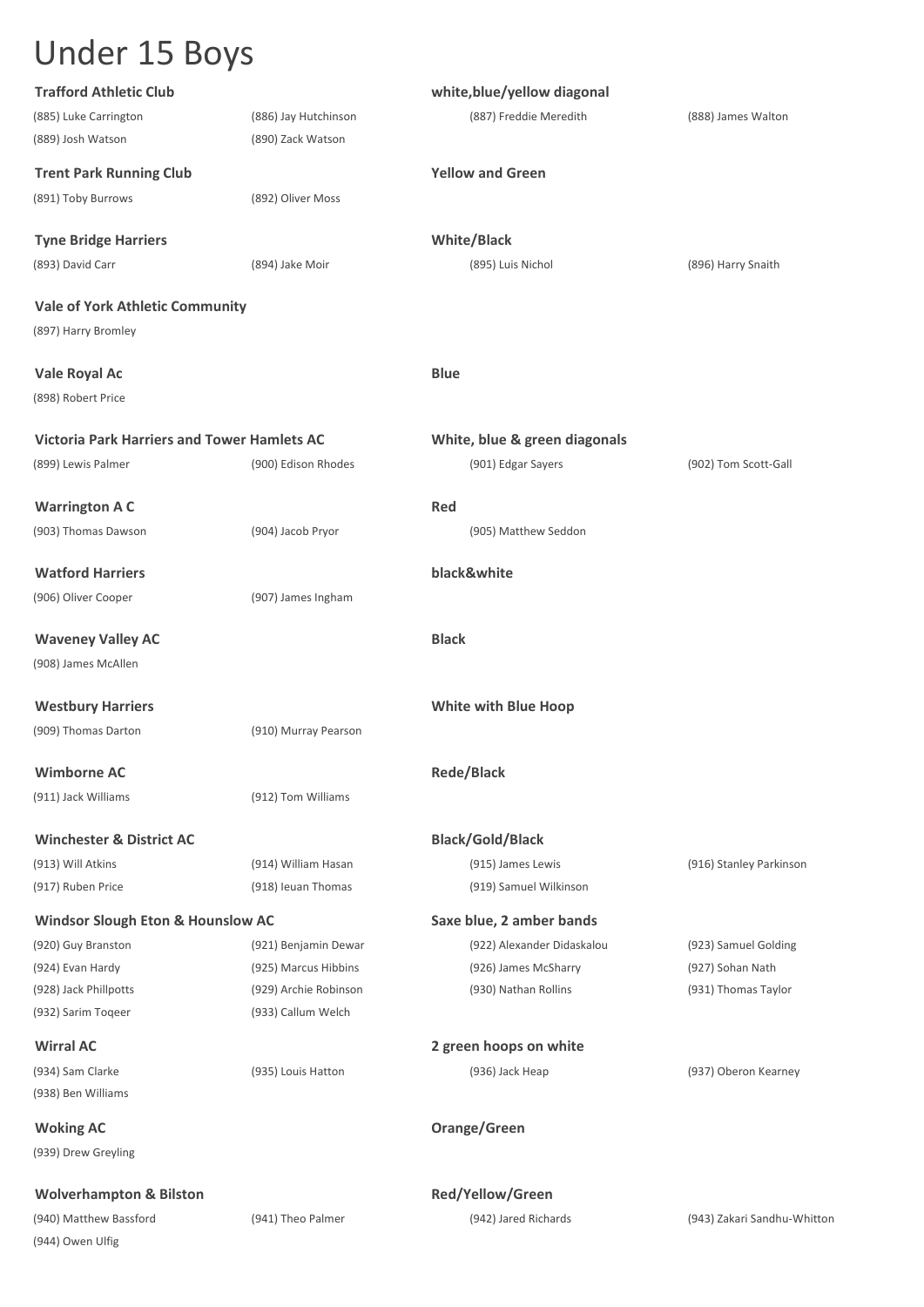# Under 15 Boys

**Trafford Athletic Club** — **white,blue/yellow diagonal**

(885) Luke Carrington | (886) Jay Hutchinson | (887) Freddie Meredith | (888) James Walton
(889) Josh Watson | (890) Zack Watson

**Trent Park Running Club** — **Yellow and Green**

(891) Toby Burrows | (892) Oliver Moss

**Tyne Bridge Harriers** — **White/Black**

(893) David Carr | (894) Jake Moir | (895) Luis Nichol | (896) Harry Snaith

**Vale of York Athletic Community**

(897) Harry Bromley

**Vale Royal Ac** — **Blue**

(898) Robert Price

**Victoria Park Harriers and Tower Hamlets AC** — **White, blue & green diagonals**

(899) Lewis Palmer | (900) Edison Rhodes | (901) Edgar Sayers | (902) Tom Scott-Gall

**Warrington A C** — **Red**

(903) Thomas Dawson | (904) Jacob Pryor | (905) Matthew Seddon

**Watford Harriers** — **black&white**

(906) Oliver Cooper | (907) James Ingham

**Waveney Valley AC** — **Black**

(908) James McAllen

**Westbury Harriers** — **White with Blue Hoop**

(909) Thomas Darton | (910) Murray Pearson

**Wimborne AC** — **Rede/Black**

(911) Jack Williams | (912) Tom Williams

**Winchester & District AC** — **Black/Gold/Black**

(913) Will Atkins | (914) William Hasan | (915) James Lewis | (916) Stanley Parkinson
(917) Ruben Price | (918) Ieuan Thomas | (919) Samuel Wilkinson

**Windsor Slough Eton & Hounslow AC** — **Saxe blue, 2 amber bands**

(920) Guy Branston | (921) Benjamin Dewar | (922) Alexander Didaskalou | (923) Samuel Golding
(924) Evan Hardy | (925) Marcus Hibbins | (926) James McSharry | (927) Sohan Nath
(928) Jack Phillpotts | (929) Archie Robinson | (930) Nathan Rollins | (931) Thomas Taylor
(932) Sarim Toqeer | (933) Callum Welch

**Wirral AC** — **2 green hoops on white**

(934) Sam Clarke | (935) Louis Hatton | (936) Jack Heap | (937) Oberon Kearney
(938) Ben Williams

**Woking AC** — **Orange/Green**

(939) Drew Greyling

**Wolverhampton & Bilston** — **Red/Yellow/Green**

(940) Matthew Bassford | (941) Theo Palmer | (942) Jared Richards | (943) Zakari Sandhu-Whitton
(944) Owen Ulfig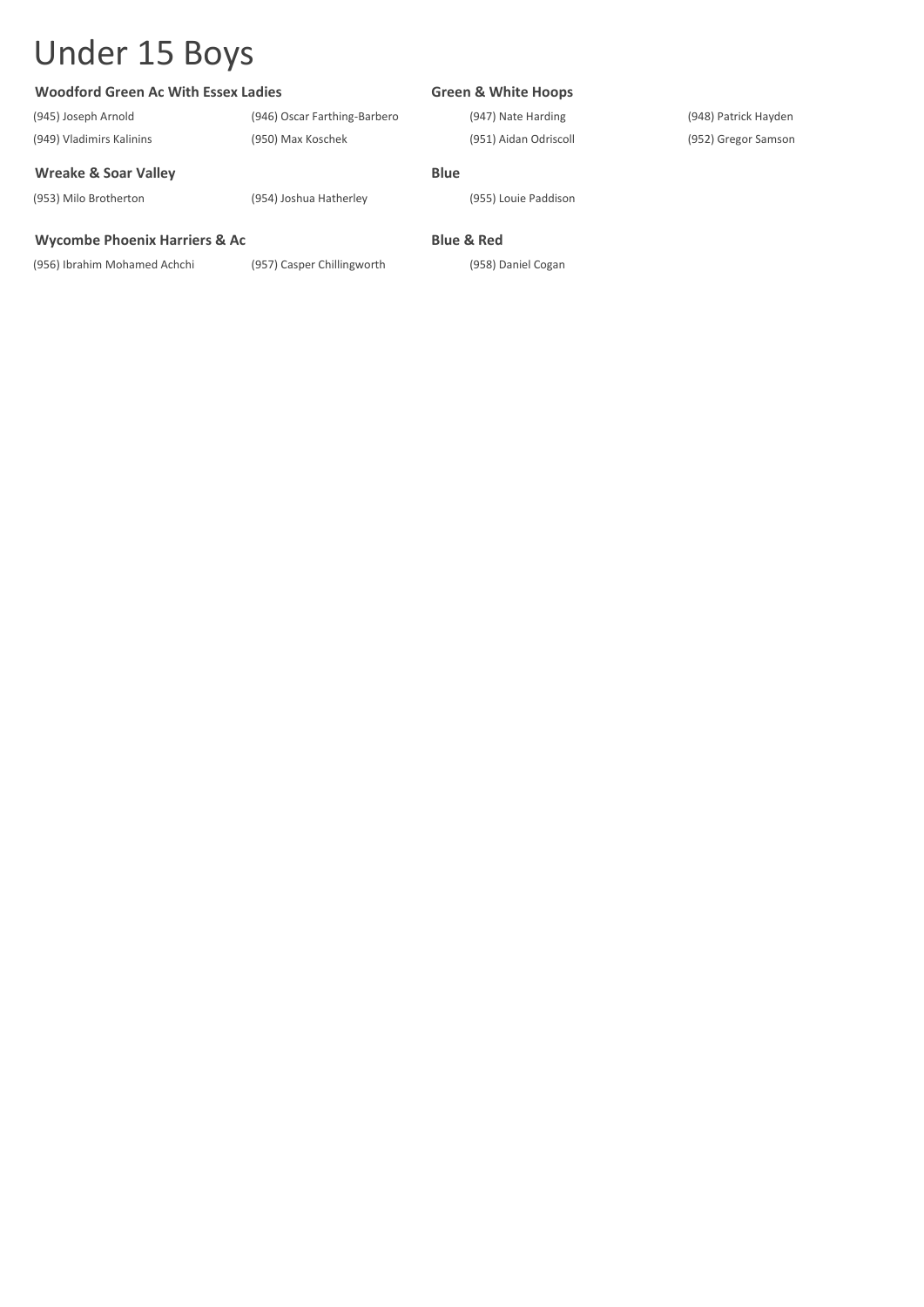# Under 15 Boys

**Woodford Green Ac With Essex Ladies** **Green & White Hoops**

(945) Joseph Arnold (946) Oscar Farthing-Barbero (947) Nate Harding (948) Patrick Hayden
(949) Vladimirs Kalinins (950) Max Koschek (951) Aidan Odriscoll (952) Gregor Samson

**Wreake & Soar Valley** **Blue**

(953) Milo Brotherton (954) Joshua Hatherley (955) Louie Paddison

**Wycombe Phoenix Harriers & Ac** **Blue & Red**

(956) Ibrahim Mohamed Achchi (957) Casper Chillingworth (958) Daniel Cogan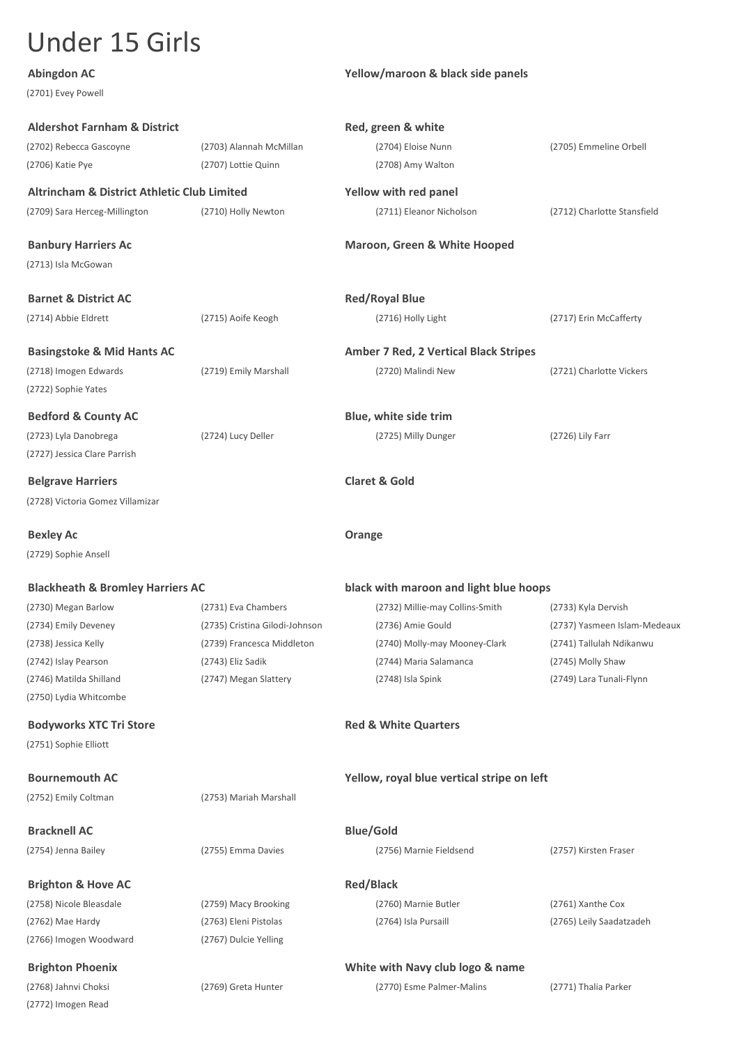# Under 15 Girls

**Abingdon AC** — **Yellow/maroon & black side panels**

(2701) Evey Powell

**Aldershot Farnham & District** — **Red, green & white**

(2702) Rebecca Gascoyne, (2703) Alannah McMillan, (2704) Eloise Nunn, (2705) Emmeline Orbell, (2706) Katie Pye, (2707) Lottie Quinn, (2708) Amy Walton

**Altrincham & District Athletic Club Limited** — **Yellow with red panel**

(2709) Sara Herceg-Millington, (2710) Holly Newton, (2711) Eleanor Nicholson, (2712) Charlotte Stansfield

**Banbury Harriers Ac** — **Maroon, Green & White Hooped**

(2713) Isla McGowan

**Barnet & District AC** — **Red/Royal Blue**

(2714) Abbie Eldrett, (2715) Aoife Keogh, (2716) Holly Light, (2717) Erin McCafferty

**Basingstoke & Mid Hants AC** — **Amber 7 Red, 2 Vertical Black Stripes**

(2718) Imogen Edwards, (2719) Emily Marshall, (2720) Malindi New, (2721) Charlotte Vickers, (2722) Sophie Yates

**Bedford & County AC** — **Blue, white side trim**

(2723) Lyla Danobrega, (2724) Lucy Deller, (2725) Milly Dunger, (2726) Lily Farr, (2727) Jessica Clare Parrish

**Belgrave Harriers** — **Claret & Gold**

(2728) Victoria Gomez Villamizar

**Bexley Ac** — **Orange**

(2729) Sophie Ansell

**Blackheath & Bromley Harriers AC** — **black with maroon and light blue hoops**

(2730) Megan Barlow, (2731) Eva Chambers, (2732) Millie-may Collins-Smith, (2733) Kyla Dervish, (2734) Emily Deveney, (2735) Cristina Gilodi-Johnson, (2736) Amie Gould, (2737) Yasmeen Islam-Medeaux, (2738) Jessica Kelly, (2739) Francesca Middleton, (2740) Molly-may Mooney-Clark, (2741) Tallulah Ndikanwu, (2742) Islay Pearson, (2743) Eliz Sadik, (2744) Maria Salamanca, (2745) Molly Shaw, (2746) Matilda Shilland, (2747) Megan Slattery, (2748) Isla Spink, (2749) Lara Tunali-Flynn, (2750) Lydia Whitcombe

**Bodyworks XTC Tri Store** — **Red & White Quarters**

(2751) Sophie Elliott

**Bournemouth AC** — **Yellow, royal blue vertical stripe on left**

(2752) Emily Coltman, (2753) Mariah Marshall

**Bracknell AC** — **Blue/Gold**

(2754) Jenna Bailey, (2755) Emma Davies, (2756) Marnie Fieldsend, (2757) Kirsten Fraser

**Brighton & Hove AC** — **Red/Black**

(2758) Nicole Bleasdale, (2759) Macy Brooking, (2760) Marnie Butler, (2761) Xanthe Cox, (2762) Mae Hardy, (2763) Eleni Pistolas, (2764) Isla Pursaill, (2765) Leily Saadatzadeh, (2766) Imogen Woodward, (2767) Dulcie Yelling

**Brighton Phoenix** — **White with Navy club logo & name**

(2768) Jahnvi Choksi, (2769) Greta Hunter, (2770) Esme Palmer-Malins, (2771) Thalia Parker, (2772) Imogen Read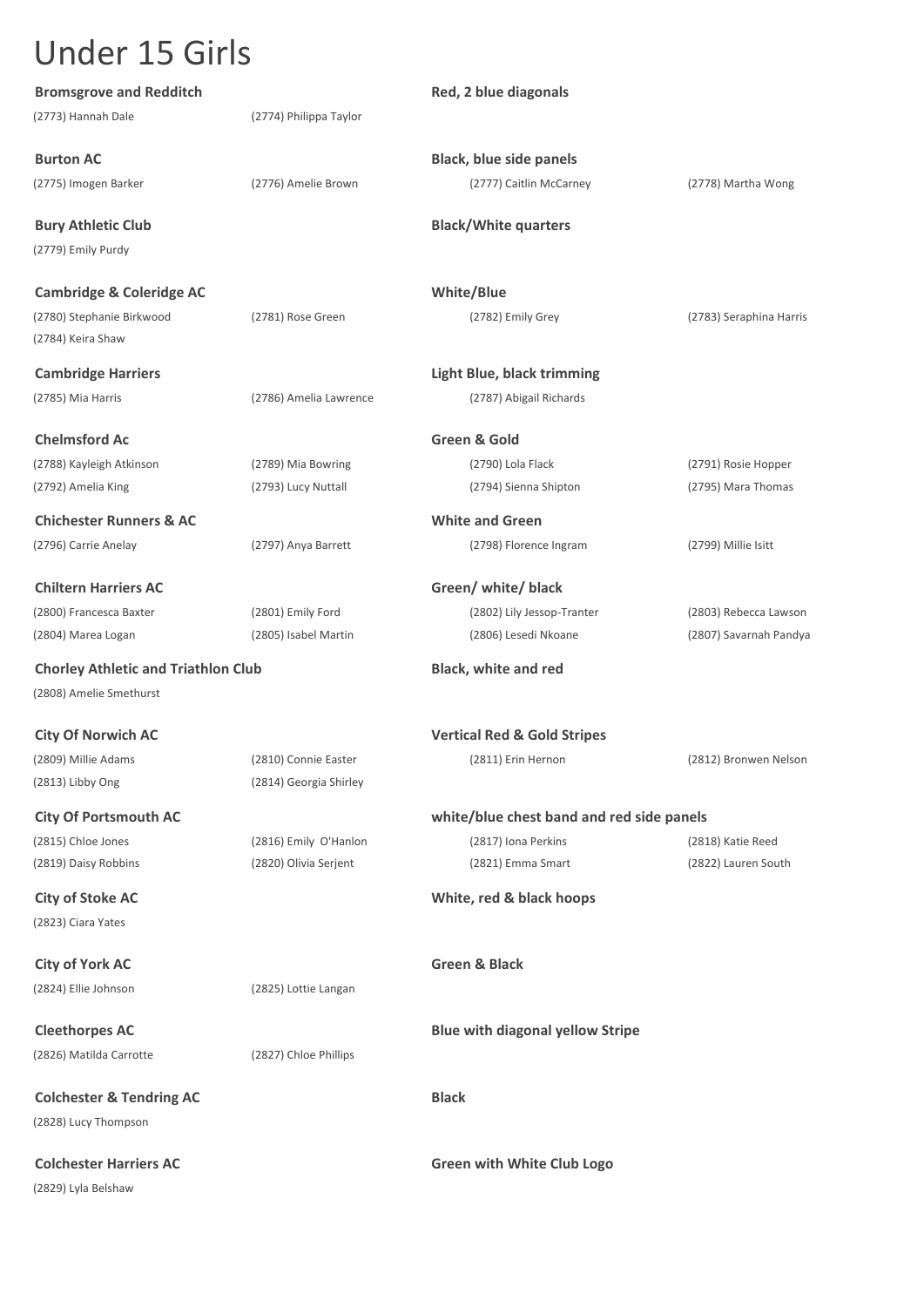# Under 15 Girls

**Bromsgrove and Redditch** — **Red, 2 blue diagonals**

(2773) Hannah Dale (2774) Philippa Taylor

**Burton AC** — **Black, blue side panels**

(2775) Imogen Barker (2776) Amelie Brown (2777) Caitlin McCarney (2778) Martha Wong

**Bury Athletic Club** — **Black/White quarters**

(2779) Emily Purdy

**Cambridge & Coleridge AC** — **White/Blue**

(2780) Stephanie Birkwood (2781) Rose Green (2782) Emily Grey (2783) Seraphina Harris
(2784) Keira Shaw

**Cambridge Harriers** — **Light Blue, black trimming**

(2785) Mia Harris (2786) Amelia Lawrence (2787) Abigail Richards

**Chelmsford Ac** — **Green & Gold**

(2788) Kayleigh Atkinson (2789) Mia Bowring (2790) Lola Flack (2791) Rosie Hopper
(2792) Amelia King (2793) Lucy Nuttall (2794) Sienna Shipton (2795) Mara Thomas

**Chichester Runners & AC** — **White and Green**

(2796) Carrie Anelay (2797) Anya Barrett (2798) Florence Ingram (2799) Millie Isitt

**Chiltern Harriers AC** — **Green/ white/ black**

(2800) Francesca Baxter (2801) Emily Ford (2802) Lily Jessop-Tranter (2803) Rebecca Lawson
(2804) Marea Logan (2805) Isabel Martin (2806) Lesedi Nkoane (2807) Savarnah Pandya

**Chorley Athletic and Triathlon Club** — **Black, white and red**

(2808) Amelie Smethurst

**City Of Norwich AC** — **Vertical Red & Gold Stripes**

(2809) Millie Adams (2810) Connie Easter (2811) Erin Hernon (2812) Bronwen Nelson
(2813) Libby Ong (2814) Georgia Shirley

**City Of Portsmouth AC** — **white/blue chest band and red side panels**

(2815) Chloe Jones (2816) Emily O'Hanlon (2817) Iona Perkins (2818) Katie Reed
(2819) Daisy Robbins (2820) Olivia Serjent (2821) Emma Smart (2822) Lauren South

**City of Stoke AC** — **White, red & black hoops**

(2823) Ciara Yates

**City of York AC** — **Green & Black**

(2824) Ellie Johnson (2825) Lottie Langan

**Cleethorpes AC** — **Blue with diagonal yellow Stripe**

(2826) Matilda Carrotte (2827) Chloe Phillips

**Colchester & Tendring AC** — **Black**

(2828) Lucy Thompson

**Colchester Harriers AC** — **Green with White Club Logo**

(2829) Lyla Belshaw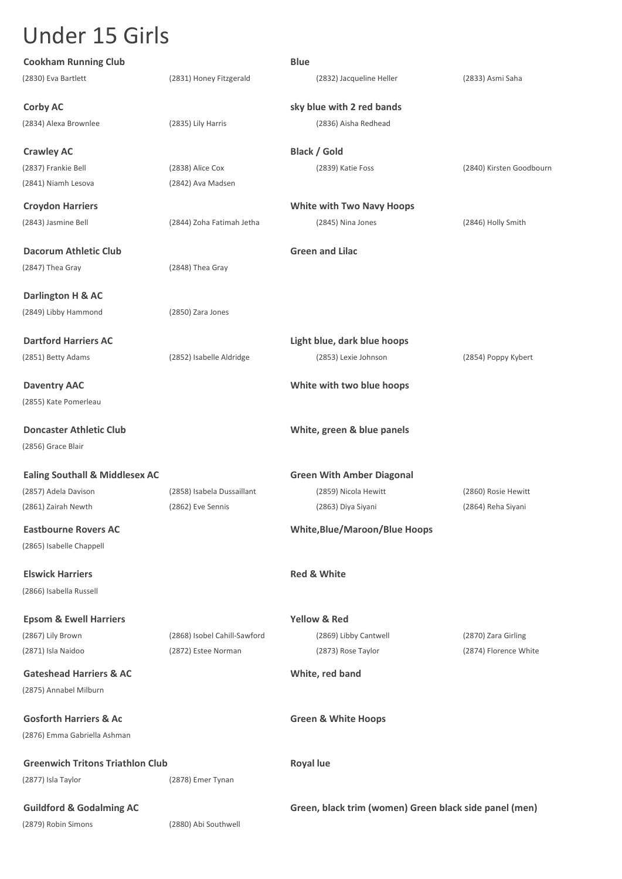# Under 15 Girls

**Cookham Running Club** — **Blue**

(2830) Eva Bartlett (2831) Honey Fitzgerald (2832) Jacqueline Heller (2833) Asmi Saha

**Corby AC** — **sky blue with 2 red bands**

(2834) Alexa Brownlee (2835) Lily Harris (2836) Aisha Redhead

**Crawley AC** — **Black / Gold**

(2837) Frankie Bell (2838) Alice Cox (2839) Katie Foss (2840) Kirsten Goodbourn
(2841) Niamh Lesova (2842) Ava Madsen

**Croydon Harriers** — **White with Two Navy Hoops**

(2843) Jasmine Bell (2844) Zoha Fatimah Jetha (2845) Nina Jones (2846) Holly Smith

**Dacorum Athletic Club** — **Green and Lilac**

(2847) Thea Gray (2848) Thea Gray

**Darlington H & AC**

(2849) Libby Hammond (2850) Zara Jones

**Dartford Harriers AC** — **Light blue, dark blue hoops**

(2851) Betty Adams (2852) Isabelle Aldridge (2853) Lexie Johnson (2854) Poppy Kybert

**Daventry AAC** — **White with two blue hoops**

(2855) Kate Pomerleau

**Doncaster Athletic Club** — **White, green & blue panels**

(2856) Grace Blair

**Ealing Southall & Middlesex AC** — **Green With Amber Diagonal**

(2857) Adela Davison (2858) Isabela Dussaillant (2859) Nicola Hewitt (2860) Rosie Hewitt
(2861) Zairah Newth (2862) Eve Sennis (2863) Diya Siyani (2864) Reha Siyani

**Eastbourne Rovers AC** — **White,Blue/Maroon/Blue Hoops**

(2865) Isabelle Chappell

**Elswick Harriers** — **Red & White**

(2866) Isabella Russell

**Epsom & Ewell Harriers** — **Yellow & Red**

(2867) Lily Brown (2868) Isobel Cahill-Sawford (2869) Libby Cantwell (2870) Zara Girling
(2871) Isla Naidoo (2872) Estee Norman (2873) Rose Taylor (2874) Florence White

**Gateshead Harriers & AC** — **White, red band**

(2875) Annabel Milburn

**Gosforth Harriers & Ac** — **Green & White Hoops**

(2876) Emma Gabriella Ashman

**Greenwich Tritons Triathlon Club** — **Royal lue**

(2877) Isla Taylor (2878) Emer Tynan

**Guildford & Godalming AC** — **Green, black trim (women) Green black side panel (men)**

(2879) Robin Simons (2880) Abi Southwell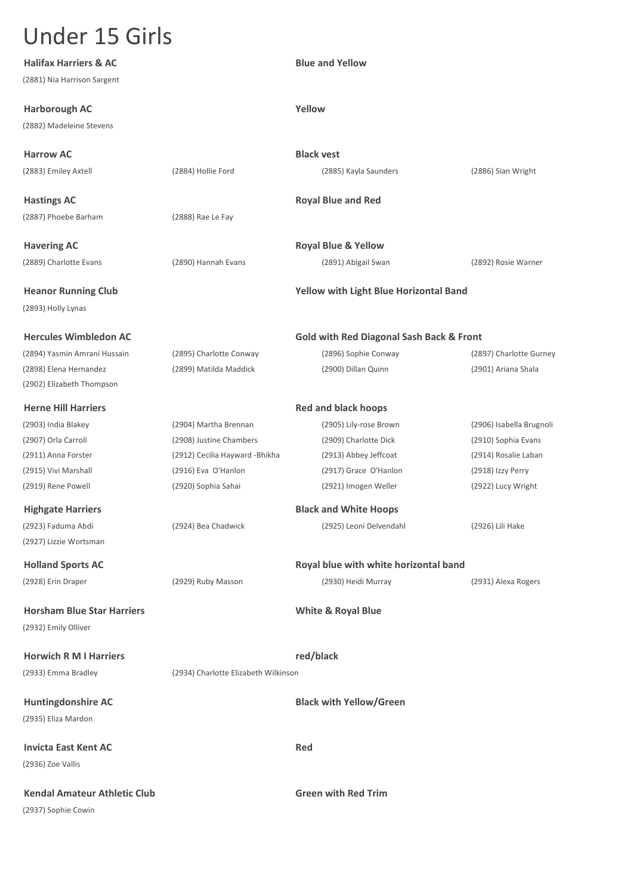# Under 15 Girls

**Halifax Harriers & AC** — **Blue and Yellow**

(2881) Nia Harrison Sargent

**Harborough AC** — **Yellow**

(2882) Madeleine Stevens

**Harrow AC** — **Black vest**

(2883) Emiley Axtell, (2884) Hollie Ford, (2885) Kayla Saunders, (2886) Sian Wright

**Hastings AC** — **Royal Blue and Red**

(2887) Phoebe Barham, (2888) Rae Le Fay

**Havering AC** — **Royal Blue & Yellow**

(2889) Charlotte Evans, (2890) Hannah Evans, (2891) Abigail Swan, (2892) Rosie Warner

**Heanor Running Club** — **Yellow with Light Blue Horizontal Band**

(2893) Holly Lynas

**Hercules Wimbledon AC** — **Gold with Red Diagonal Sash Back & Front**

(2894) Yasmin Amrani Hussain, (2895) Charlotte Conway, (2896) Sophie Conway, (2897) Charlotte Gurney, (2898) Elena Hernandez, (2899) Matilda Maddick, (2900) Dillan Quinn, (2901) Ariana Shala, (2902) Elizabeth Thompson

**Herne Hill Harriers** — **Red and black hoops**

(2903) India Blakey, (2904) Martha Brennan, (2905) Lily-rose Brown, (2906) Isabella Brugnoli, (2907) Orla Carroll, (2908) Justine Chambers, (2909) Charlotte Dick, (2910) Sophia Evans, (2911) Anna Forster, (2912) Cecilia Hayward -Bhikha, (2913) Abbey Jeffcoat, (2914) Rosalie Laban, (2915) Vivi Marshall, (2916) Eva O'Hanlon, (2917) Grace O'Hanlon, (2918) Izzy Perry, (2919) Rene Powell, (2920) Sophia Sahai, (2921) Imogen Weller, (2922) Lucy Wright

**Highgate Harriers** — **Black and White Hoops**

(2923) Faduma Abdi, (2924) Bea Chadwick, (2925) Leoni Delvendahl, (2926) Lili Hake, (2927) Lizzie Wortsman

**Holland Sports AC** — **Royal blue with white horizontal band**

(2928) Erin Draper, (2929) Ruby Masson, (2930) Heidi Murray, (2931) Alexa Rogers

**Horsham Blue Star Harriers** — **White & Royal Blue**

(2932) Emily Olliver

**Horwich R M I Harriers** — **red/black**

(2933) Emma Bradley, (2934) Charlotte Elizabeth Wilkinson

**Huntingdonshire AC** — **Black with Yellow/Green**

(2935) Eliza Mardon

**Invicta East Kent AC** — **Red**

(2936) Zoe Vallis

**Kendal Amateur Athletic Club** — **Green with Red Trim**

(2937) Sophie Cowin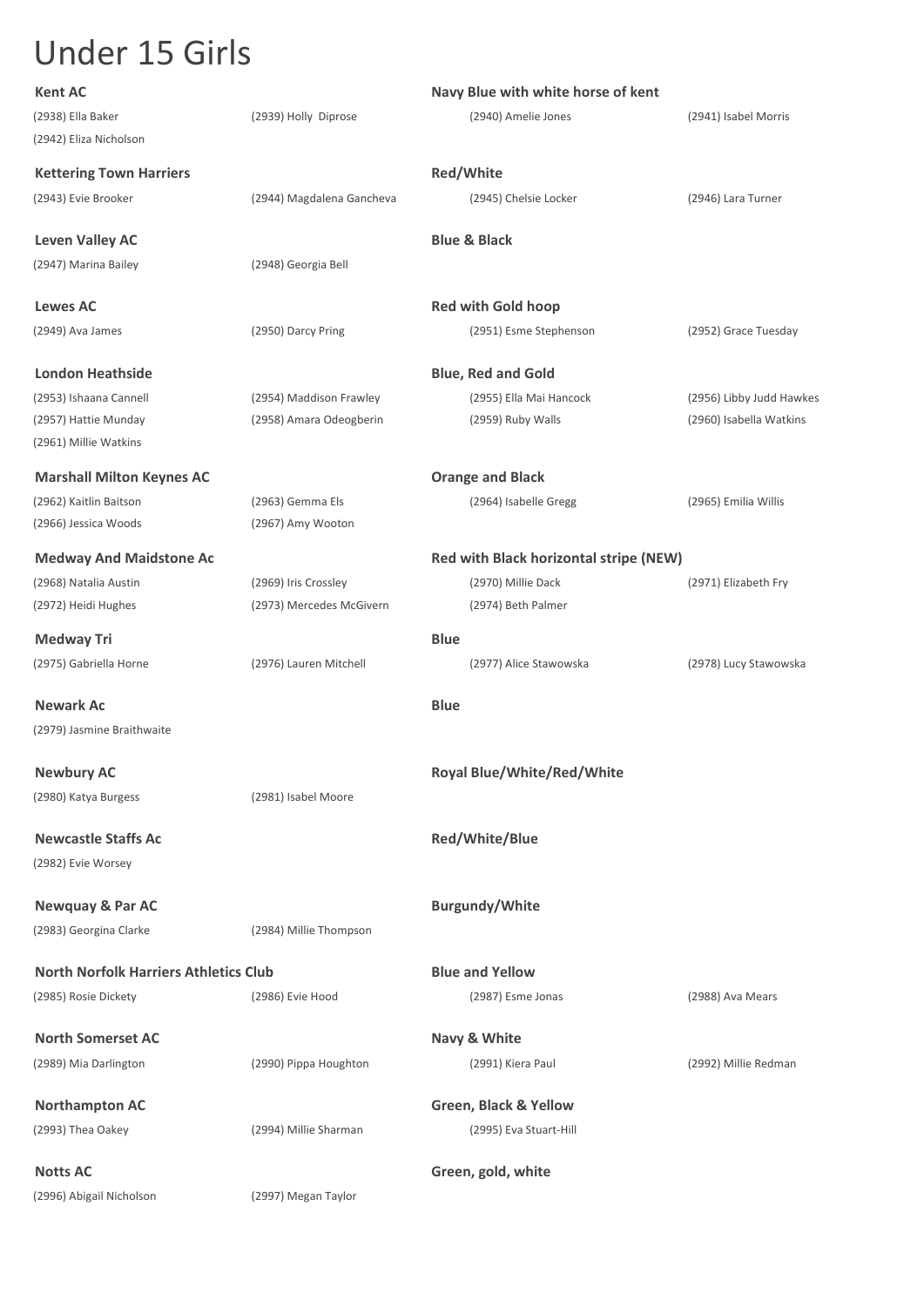# Under 15 Girls

**Kent AC** — **Navy Blue with white horse of kent**

(2938) Ella Baker, (2939) Holly Diprose, (2940) Amelie Jones, (2941) Isabel Morris, (2942) Eliza Nicholson

**Kettering Town Harriers** — **Red/White**

(2943) Evie Brooker, (2944) Magdalena Gancheva, (2945) Chelsie Locker, (2946) Lara Turner

**Leven Valley AC** — **Blue & Black**

(2947) Marina Bailey, (2948) Georgia Bell

**Lewes AC** — **Red with Gold hoop**

(2949) Ava James, (2950) Darcy Pring, (2951) Esme Stephenson, (2952) Grace Tuesday

**London Heathside** — **Blue, Red and Gold**

(2953) Ishaana Cannell, (2954) Maddison Frawley, (2955) Ella Mai Hancock, (2956) Libby Judd Hawkes, (2957) Hattie Munday, (2958) Amara Odeogberin, (2959) Ruby Walls, (2960) Isabella Watkins, (2961) Millie Watkins

**Marshall Milton Keynes AC** — **Orange and Black**

(2962) Kaitlin Baitson, (2963) Gemma Els, (2964) Isabelle Gregg, (2965) Emilia Willis, (2966) Jessica Woods, (2967) Amy Wooton

**Medway And Maidstone Ac** — **Red with Black horizontal stripe (NEW)**

(2968) Natalia Austin, (2969) Iris Crossley, (2970) Millie Dack, (2971) Elizabeth Fry, (2972) Heidi Hughes, (2973) Mercedes McGivern, (2974) Beth Palmer

**Medway Tri** — **Blue**

(2975) Gabriella Horne, (2976) Lauren Mitchell, (2977) Alice Stawowska, (2978) Lucy Stawowska

**Newark Ac** — **Blue**

(2979) Jasmine Braithwaite

**Newbury AC** — **Royal Blue/White/Red/White**

(2980) Katya Burgess, (2981) Isabel Moore

**Newcastle Staffs Ac** — **Red/White/Blue**

(2982) Evie Worsey

**Newquay & Par AC** — **Burgundy/White**

(2983) Georgina Clarke, (2984) Millie Thompson

**North Norfolk Harriers Athletics Club** — **Blue and Yellow**

(2985) Rosie Dickety, (2986) Evie Hood, (2987) Esme Jonas, (2988) Ava Mears

**North Somerset AC** — **Navy & White**

(2989) Mia Darlington, (2990) Pippa Houghton, (2991) Kiera Paul, (2992) Millie Redman

**Northampton AC** — **Green, Black & Yellow**

(2993) Thea Oakey, (2994) Millie Sharman, (2995) Eva Stuart-Hill

**Notts AC** — **Green, gold, white**

(2996) Abigail Nicholson, (2997) Megan Taylor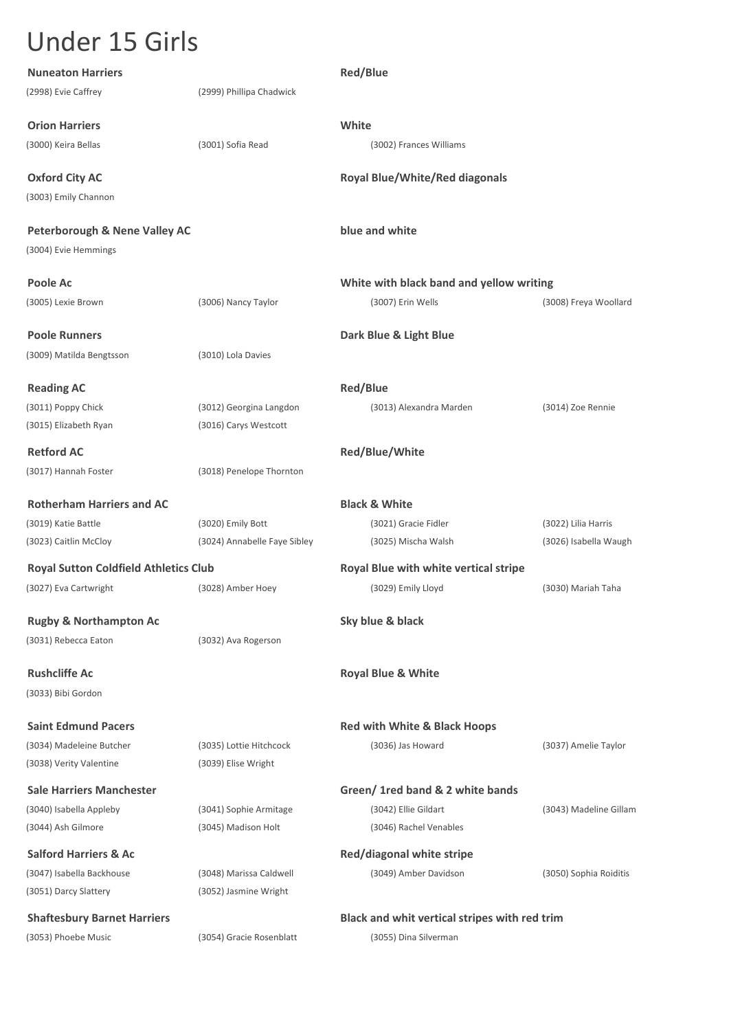# Under 15 Girls

**Nuneaton Harriers** — **Red/Blue**

(2998) Evie Caffrey, (2999) Phillipa Chadwick

**Orion Harriers** — **White**

(3000) Keira Bellas, (3001) Sofia Read, (3002) Frances Williams

**Oxford City AC** — **Royal Blue/White/Red diagonals**

(3003) Emily Channon

**Peterborough & Nene Valley AC** — **blue and white**

(3004) Evie Hemmings

**Poole Ac** — **White with black band and yellow writing**

(3005) Lexie Brown, (3006) Nancy Taylor, (3007) Erin Wells, (3008) Freya Woollard

**Poole Runners** — **Dark Blue & Light Blue**

(3009) Matilda Bengtsson, (3010) Lola Davies

**Reading AC** — **Red/Blue**

(3011) Poppy Chick, (3012) Georgina Langdon, (3013) Alexandra Marden, (3014) Zoe Rennie, (3015) Elizabeth Ryan, (3016) Carys Westcott

**Retford AC** — **Red/Blue/White**

(3017) Hannah Foster, (3018) Penelope Thornton

**Rotherham Harriers and AC** — **Black & White**

(3019) Katie Battle, (3020) Emily Bott, (3021) Gracie Fidler, (3022) Lilia Harris, (3023) Caitlin McCloy, (3024) Annabelle Faye Sibley, (3025) Mischa Walsh, (3026) Isabella Waugh

**Royal Sutton Coldfield Athletics Club** — **Royal Blue with white vertical stripe**

(3027) Eva Cartwright, (3028) Amber Hoey, (3029) Emily Lloyd, (3030) Mariah Taha

**Rugby & Northampton Ac** — **Sky blue & black**

(3031) Rebecca Eaton, (3032) Ava Rogerson

**Rushcliffe Ac** — **Royal Blue & White**

(3033) Bibi Gordon

**Saint Edmund Pacers** — **Red with White & Black Hoops**

(3034) Madeleine Butcher, (3035) Lottie Hitchcock, (3036) Jas Howard, (3037) Amelie Taylor, (3038) Verity Valentine, (3039) Elise Wright

**Sale Harriers Manchester** — **Green/ 1red band & 2 white bands**

(3040) Isabella Appleby, (3041) Sophie Armitage, (3042) Ellie Gildart, (3043) Madeline Gillam, (3044) Ash Gilmore, (3045) Madison Holt, (3046) Rachel Venables

**Salford Harriers & Ac** — **Red/diagonal white stripe**

(3047) Isabella Backhouse, (3048) Marissa Caldwell, (3049) Amber Davidson, (3050) Sophia Roiditis, (3051) Darcy Slattery, (3052) Jasmine Wright

**Shaftesbury Barnet Harriers** — **Black and whit vertical stripes with red trim**

(3053) Phoebe Music, (3054) Gracie Rosenblatt, (3055) Dina Silverman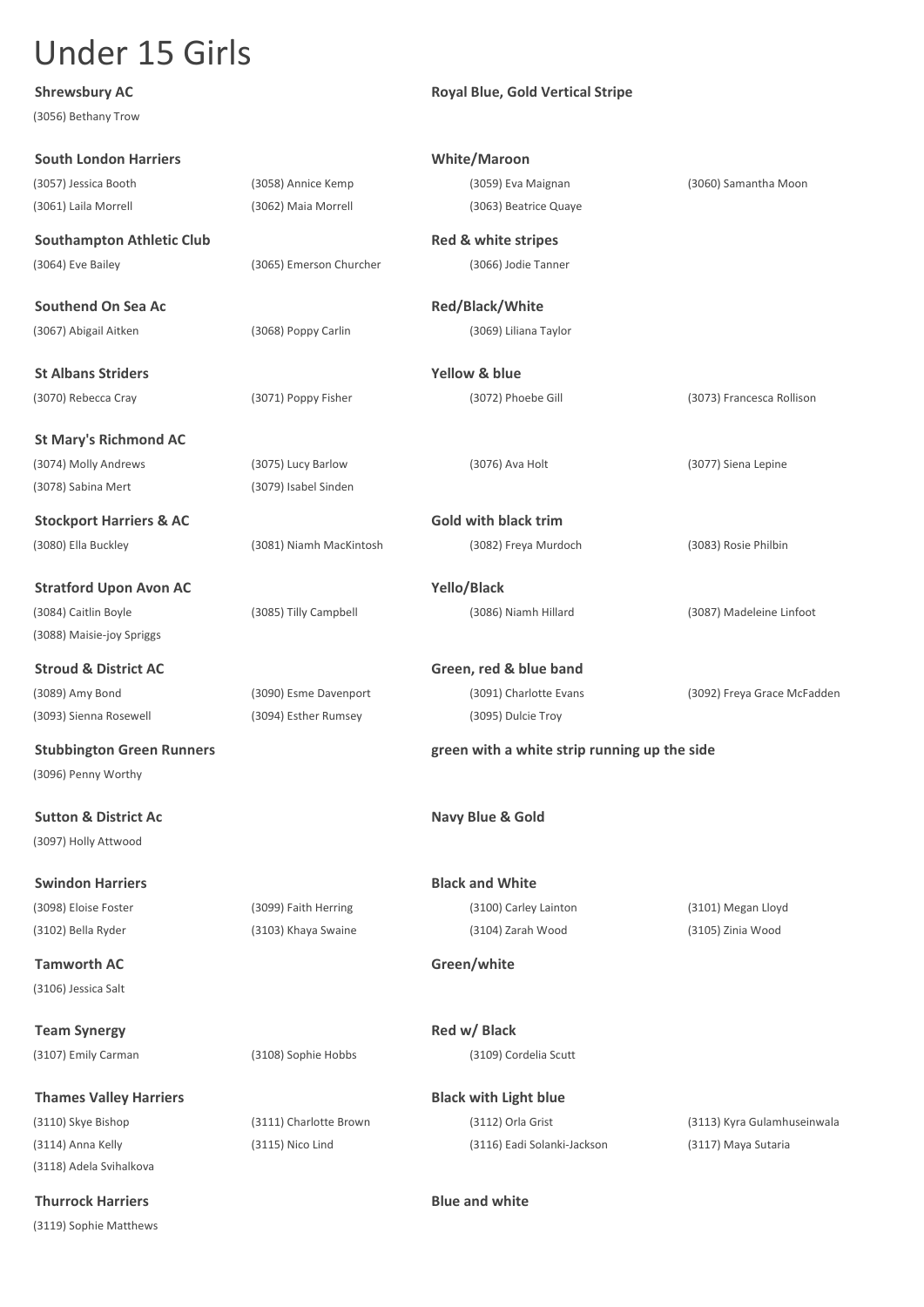# Under 15 Girls

**Shrewsbury AC** — **Royal Blue, Gold Vertical Stripe**

(3056) Bethany Trow

**South London Harriers** — **White/Maroon**

(3057) Jessica Booth, (3058) Annice Kemp, (3059) Eva Maignan, (3060) Samantha Moon, (3061) Laila Morrell, (3062) Maia Morrell, (3063) Beatrice Quaye

**Southampton Athletic Club** — **Red & white stripes**

(3064) Eve Bailey, (3065) Emerson Churcher, (3066) Jodie Tanner

**Southend On Sea Ac** — **Red/Black/White**

(3067) Abigail Aitken, (3068) Poppy Carlin, (3069) Liliana Taylor

**St Albans Striders** — **Yellow & blue**

(3070) Rebecca Cray, (3071) Poppy Fisher, (3072) Phoebe Gill, (3073) Francesca Rollison

**St Mary's Richmond AC**

(3074) Molly Andrews, (3075) Lucy Barlow, (3076) Ava Holt, (3077) Siena Lepine, (3078) Sabina Mert, (3079) Isabel Sinden

**Stockport Harriers & AC** — **Gold with black trim**

(3080) Ella Buckley, (3081) Niamh MacKintosh, (3082) Freya Murdoch, (3083) Rosie Philbin

**Stratford Upon Avon AC** — **Yello/Black**

(3084) Caitlin Boyle, (3085) Tilly Campbell, (3086) Niamh Hillard, (3087) Madeleine Linfoot, (3088) Maisie-joy Spriggs

**Stroud & District AC** — **Green, red & blue band**

(3089) Amy Bond, (3090) Esme Davenport, (3091) Charlotte Evans, (3092) Freya Grace McFadden, (3093) Sienna Rosewell, (3094) Esther Rumsey, (3095) Dulcie Troy

**Stubbington Green Runners** — **green with a white strip running up the side**

(3096) Penny Worthy

**Sutton & District Ac** — **Navy Blue & Gold**

(3097) Holly Attwood

**Swindon Harriers** — **Black and White**

(3098) Eloise Foster, (3099) Faith Herring, (3100) Carley Lainton, (3101) Megan Lloyd, (3102) Bella Ryder, (3103) Khaya Swaine, (3104) Zarah Wood, (3105) Zinia Wood

**Tamworth AC** — **Green/white**

(3106) Jessica Salt

**Team Synergy** — **Red w/ Black**

(3107) Emily Carman, (3108) Sophie Hobbs, (3109) Cordelia Scutt

**Thames Valley Harriers** — **Black with Light blue**

(3110) Skye Bishop, (3111) Charlotte Brown, (3112) Orla Grist, (3113) Kyra Gulamhuseinwala, (3114) Anna Kelly, (3115) Nico Lind, (3116) Eadi Solanki-Jackson, (3117) Maya Sutaria, (3118) Adela Svihalkova

**Thurrock Harriers** — **Blue and white**

(3119) Sophie Matthews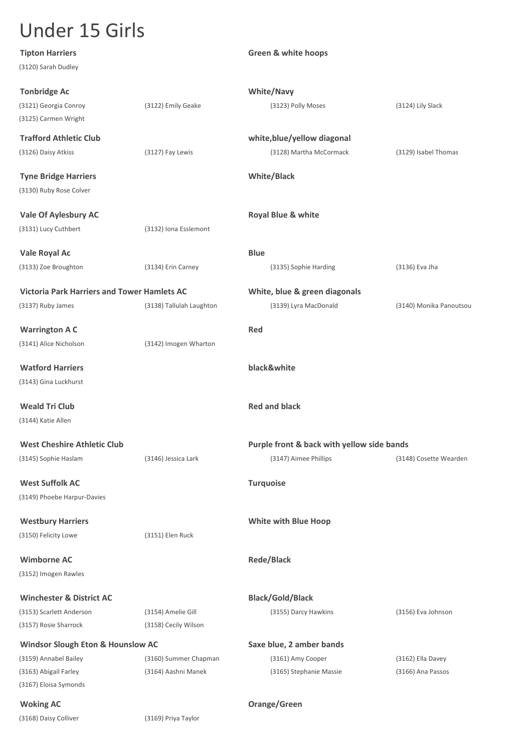# Under 15 Girls

**Tipton Harriers** — **Green & white hoops**

(3120) Sarah Dudley

**Tonbridge Ac** — **White/Navy**

(3121) Georgia Conroy, (3122) Emily Geake, (3123) Polly Moses, (3124) Lily Slack, (3125) Carmen Wright

**Trafford Athletic Club** — **white,blue/yellow diagonal**

(3126) Daisy Atkiss, (3127) Fay Lewis, (3128) Martha McCormack, (3129) Isabel Thomas

**Tyne Bridge Harriers** — **White/Black**

(3130) Ruby Rose Colver

**Vale Of Aylesbury AC** — **Royal Blue & white**

(3131) Lucy Cuthbert, (3132) Iona Esslemont

**Vale Royal Ac** — **Blue**

(3133) Zoe Broughton, (3134) Erin Carney, (3135) Sophie Harding, (3136) Eva Jha

**Victoria Park Harriers and Tower Hamlets AC** — **White, blue & green diagonals**

(3137) Ruby James, (3138) Tallulah Laughton, (3139) Lyra MacDonald, (3140) Monika Panoutsou

**Warrington A C** — **Red**

(3141) Alice Nicholson, (3142) Imogen Wharton

**Watford Harriers** — **black&white**

(3143) Gina Luckhurst

**Weald Tri Club** — **Red and black**

(3144) Katie Allen

**West Cheshire Athletic Club** — **Purple front & back with yellow side bands**

(3145) Sophie Haslam, (3146) Jessica Lark, (3147) Aimee Phillips, (3148) Cosette Wearden

**West Suffolk AC** — **Turquoise**

(3149) Phoebe Harpur-Davies

**Westbury Harriers** — **White with Blue Hoop**

(3150) Felicity Lowe, (3151) Elen Ruck

**Wimborne AC** — **Rede/Black**

(3152) Imogen Rawles

**Winchester & District AC** — **Black/Gold/Black**

(3153) Scarlett Anderson, (3154) Amelie Gill, (3155) Darcy Hawkins, (3156) Eva Johnson, (3157) Rosie Sharrock, (3158) Cecily Wilson

**Windsor Slough Eton & Hounslow AC** — **Saxe blue, 2 amber bands**

(3159) Annabel Bailey, (3160) Summer Chapman, (3161) Amy Cooper, (3162) Ella Davey, (3163) Abigail Farley, (3164) Aashni Manek, (3165) Stephanie Massie, (3166) Ana Passos, (3167) Eloisa Symonds

**Woking AC** — **Orange/Green**

(3168) Daisy Colliver, (3169) Priya Taylor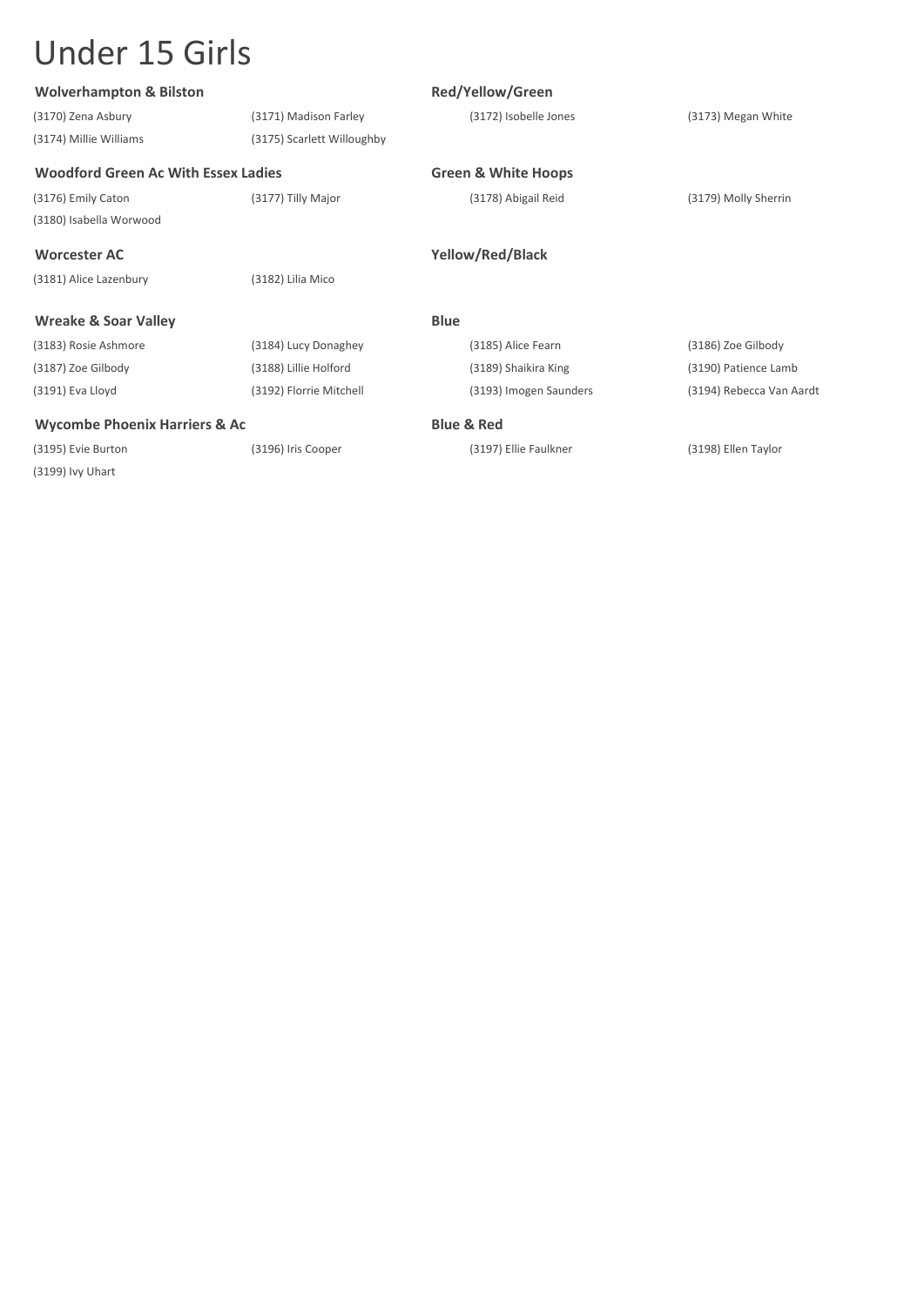# Under 15 Girls

**Wolverhampton & Bilston** — **Red/Yellow/Green**

(3170) Zena Asbury
(3171) Madison Farley
(3172) Isobelle Jones
(3173) Megan White
(3174) Millie Williams
(3175) Scarlett Willoughby

**Woodford Green Ac With Essex Ladies** — **Green & White Hoops**

(3176) Emily Caton
(3177) Tilly Major
(3178) Abigail Reid
(3179) Molly Sherrin
(3180) Isabella Worwood

**Worcester AC** — **Yellow/Red/Black**

(3181) Alice Lazenbury
(3182) Lilia Mico

**Wreake & Soar Valley** — **Blue**

(3183) Rosie Ashmore
(3184) Lucy Donaghey
(3185) Alice Fearn
(3186) Zoe Gilbody
(3187) Zoe Gilbody
(3188) Lillie Holford
(3189) Shaikira King
(3190) Patience Lamb
(3191) Eva Lloyd
(3192) Florrie Mitchell
(3193) Imogen Saunders
(3194) Rebecca Van Aardt

**Wycombe Phoenix Harriers & Ac** — **Blue & Red**

(3195) Evie Burton
(3196) Iris Cooper
(3197) Ellie Faulkner
(3198) Ellen Taylor
(3199) Ivy Uhart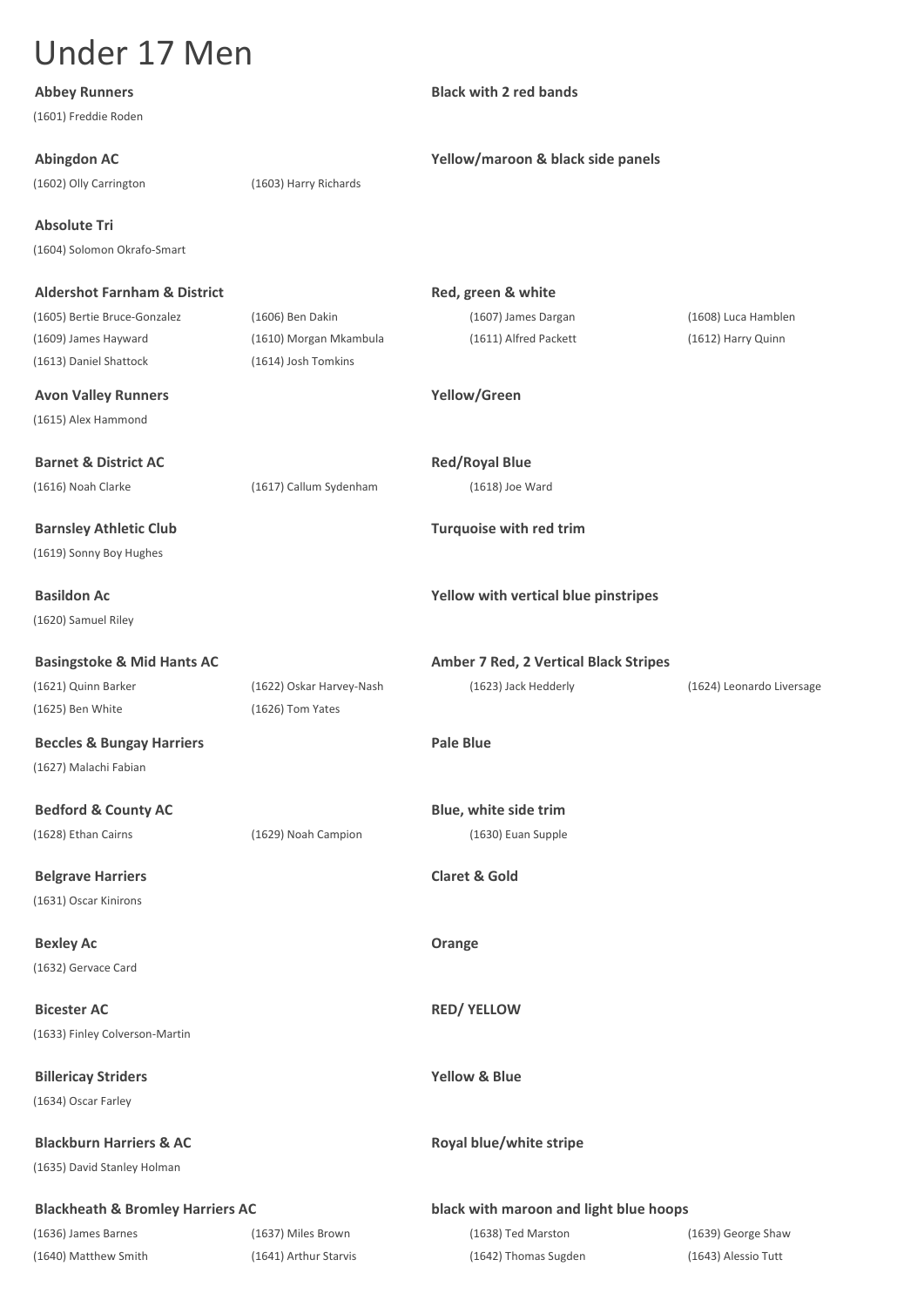# Under 17 Men

**Abbey Runners** — **Black with 2 red bands**

(1601) Freddie Roden

**Abingdon AC** — **Yellow/maroon & black side panels**

(1602) Olly Carrington
(1603) Harry Richards

**Absolute Tri**

(1604) Solomon Okrafo-Smart

**Aldershot Farnham & District** — **Red, green & white**

(1605) Bertie Bruce-Gonzalez
(1606) Ben Dakin
(1607) James Dargan
(1608) Luca Hamblen
(1609) James Hayward
(1610) Morgan Mkambula
(1611) Alfred Packett
(1612) Harry Quinn
(1613) Daniel Shattock
(1614) Josh Tomkins

**Avon Valley Runners** — **Yellow/Green**

(1615) Alex Hammond

**Barnet & District AC** — **Red/Royal Blue**

(1616) Noah Clarke
(1617) Callum Sydenham
(1618) Joe Ward

**Barnsley Athletic Club** — **Turquoise with red trim**

(1619) Sonny Boy Hughes

**Basildon Ac** — **Yellow with vertical blue pinstripes**

(1620) Samuel Riley

**Basingstoke & Mid Hants AC** — **Amber 7 Red, 2 Vertical Black Stripes**

(1621) Quinn Barker
(1622) Oskar Harvey-Nash
(1623) Jack Hedderly
(1624) Leonardo Liversage
(1625) Ben White
(1626) Tom Yates

**Beccles & Bungay Harriers** — **Pale Blue**

(1627) Malachi Fabian

**Bedford & County AC** — **Blue, white side trim**

(1628) Ethan Cairns
(1629) Noah Campion
(1630) Euan Supple

**Belgrave Harriers** — **Claret & Gold**

(1631) Oscar Kinirons

**Bexley Ac** — **Orange**

(1632) Gervace Card

**Bicester AC** — **RED/ YELLOW**

(1633) Finley Colverson-Martin

**Billericay Striders** — **Yellow & Blue**

(1634) Oscar Farley

**Blackburn Harriers & AC** — **Royal blue/white stripe**

(1635) David Stanley Holman

**Blackheath & Bromley Harriers AC** — **black with maroon and light blue hoops**

(1636) James Barnes
(1637) Miles Brown
(1638) Ted Marston
(1639) George Shaw
(1640) Matthew Smith
(1641) Arthur Starvis
(1642) Thomas Sugden
(1643) Alessio Tutt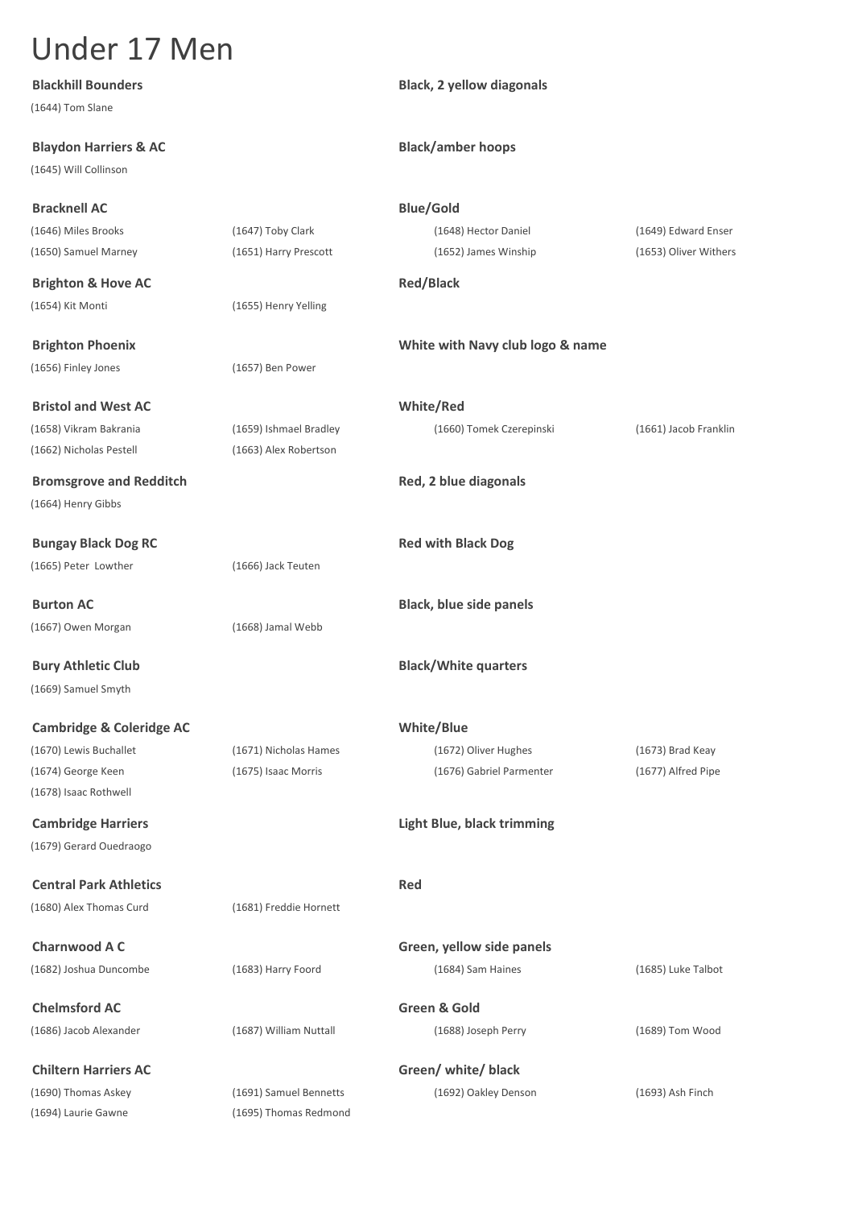# Under 17 Men

**Blackhill Bounders** — **Black, 2 yellow diagonals**

(1644) Tom Slane

**Blaydon Harriers & AC** — **Black/amber hoops**

(1645) Will Collinson

**Bracknell AC** — **Blue/Gold**

(1646) Miles Brooks, (1647) Toby Clark, (1648) Hector Daniel, (1649) Edward Enser, (1650) Samuel Marney, (1651) Harry Prescott, (1652) James Winship, (1653) Oliver Withers

**Brighton & Hove AC** — **Red/Black**

(1654) Kit Monti, (1655) Henry Yelling

**Brighton Phoenix** — **White with Navy club logo & name**

(1656) Finley Jones, (1657) Ben Power

**Bristol and West AC** — **White/Red**

(1658) Vikram Bakrania, (1659) Ishmael Bradley, (1660) Tomek Czerepinski, (1661) Jacob Franklin, (1662) Nicholas Pestell, (1663) Alex Robertson

**Bromsgrove and Redditch** — **Red, 2 blue diagonals**

(1664) Henry Gibbs

**Bungay Black Dog RC** — **Red with Black Dog**

(1665) Peter  Lowther, (1666) Jack Teuten

**Burton AC** — **Black, blue side panels**

(1667) Owen Morgan, (1668) Jamal Webb

**Bury Athletic Club** — **Black/White quarters**

(1669) Samuel Smyth

**Cambridge & Coleridge AC** — **White/Blue**

(1670) Lewis Buchallet, (1671) Nicholas Hames, (1672) Oliver Hughes, (1673) Brad Keay, (1674) George Keen, (1675) Isaac Morris, (1676) Gabriel Parmenter, (1677) Alfred Pipe, (1678) Isaac Rothwell

**Cambridge Harriers** — **Light Blue, black trimming**

(1679) Gerard Ouedraogo

**Central Park Athletics** — **Red**

(1680) Alex Thomas Curd, (1681) Freddie Hornett

**Charnwood A C** — **Green, yellow side panels**

(1682) Joshua Duncombe, (1683) Harry Foord, (1684) Sam Haines, (1685) Luke Talbot

**Chelmsford AC** — **Green & Gold**

(1686) Jacob Alexander, (1687) William Nuttall, (1688) Joseph Perry, (1689) Tom Wood

**Chiltern Harriers AC** — **Green/ white/ black**

(1690) Thomas Askey, (1691) Samuel Bennetts, (1692) Oakley Denson, (1693) Ash Finch, (1694) Laurie Gawne, (1695) Thomas Redmond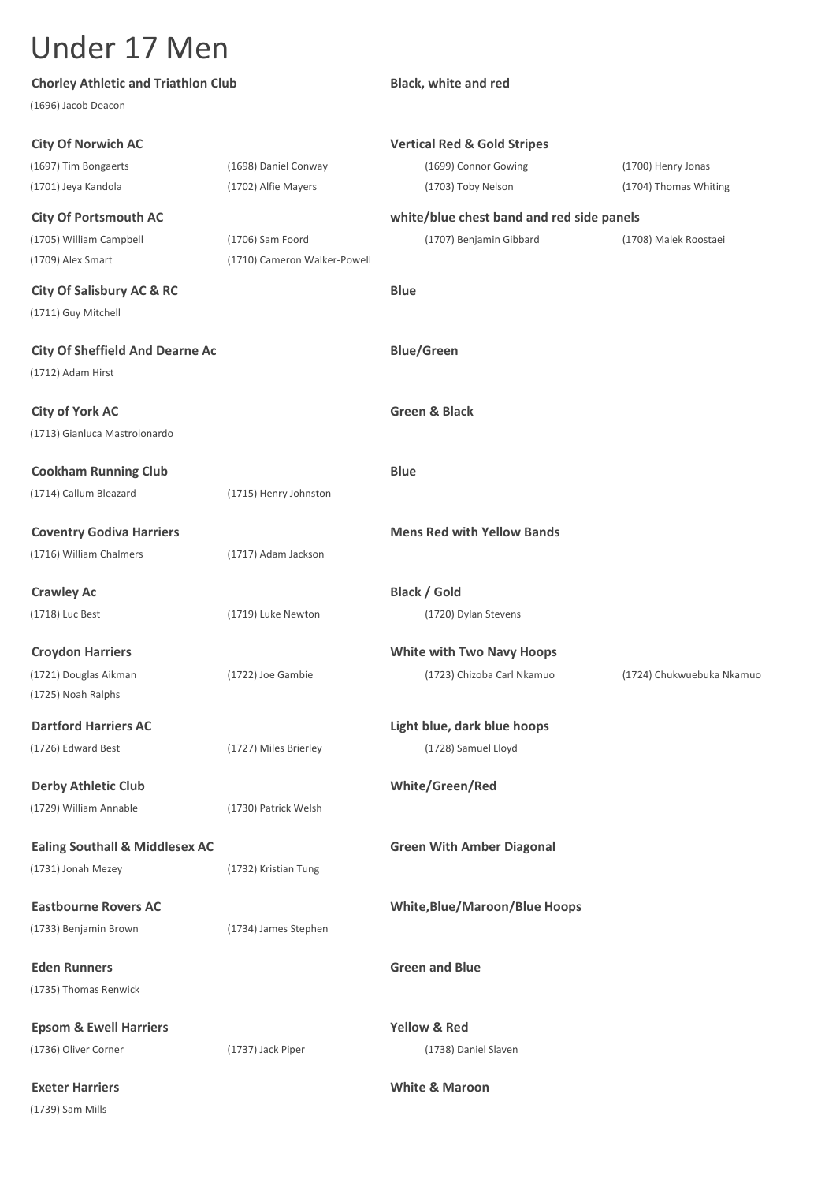# Under 17 Men

**Chorley Athletic and Triathlon Club** — **Black, white and red**

(1696) Jacob Deacon

**City Of Norwich AC** — **Vertical Red & Gold Stripes**

(1697) Tim Bongaerts, (1698) Daniel Conway, (1699) Connor Gowing, (1700) Henry Jonas, (1701) Jeya Kandola, (1702) Alfie Mayers, (1703) Toby Nelson, (1704) Thomas Whiting

**City Of Portsmouth AC** — **white/blue chest band and red side panels**

(1705) William Campbell, (1706) Sam Foord, (1707) Benjamin Gibbard, (1708) Malek Roostaei, (1709) Alex Smart, (1710) Cameron Walker-Powell

**City Of Salisbury AC & RC** — **Blue**

(1711) Guy Mitchell

**City Of Sheffield And Dearne Ac** — **Blue/Green**

(1712) Adam Hirst

**City of York AC** — **Green & Black**

(1713) Gianluca Mastrolonardo

**Cookham Running Club** — **Blue**

(1714) Callum Bleazard, (1715) Henry Johnston

**Coventry Godiva Harriers** — **Mens Red with Yellow Bands**

(1716) William Chalmers, (1717) Adam Jackson

**Crawley Ac** — **Black / Gold**

(1718) Luc Best, (1719) Luke Newton, (1720) Dylan Stevens

**Croydon Harriers** — **White with Two Navy Hoops**

(1721) Douglas Aikman, (1722) Joe Gambie, (1723) Chizoba Carl Nkamuo, (1724) Chukwuebuka Nkamuo, (1725) Noah Ralphs

**Dartford Harriers AC** — **Light blue, dark blue hoops**

(1726) Edward Best, (1727) Miles Brierley, (1728) Samuel Lloyd

**Derby Athletic Club** — **White/Green/Red**

(1729) William Annable, (1730) Patrick Welsh

**Ealing Southall & Middlesex AC** — **Green With Amber Diagonal**

(1731) Jonah Mezey, (1732) Kristian Tung

**Eastbourne Rovers AC** — **White,Blue/Maroon/Blue Hoops**

(1733) Benjamin Brown, (1734) James Stephen

**Eden Runners** — **Green and Blue**

(1735) Thomas Renwick

**Epsom & Ewell Harriers** — **Yellow & Red**

(1736) Oliver Corner, (1737) Jack Piper, (1738) Daniel Slaven

**Exeter Harriers** — **White & Maroon**

(1739) Sam Mills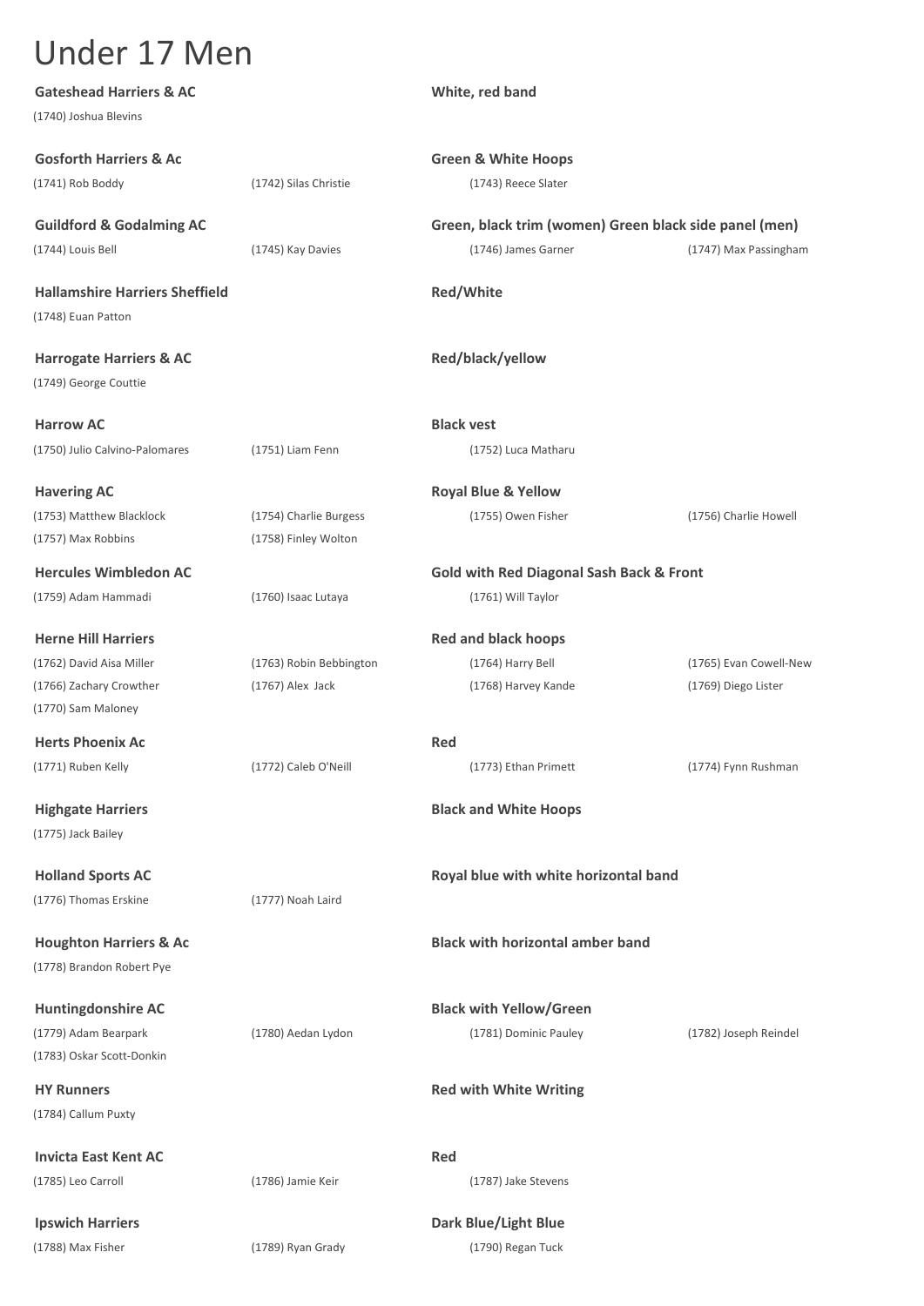# Under 17 Men

**Gateshead Harriers & AC** — **White, red band**

(1740) Joshua Blevins

**Gosforth Harriers & Ac** — **Green & White Hoops**

(1741) Rob Boddy | (1742) Silas Christie | (1743) Reece Slater

**Guildford & Godalming AC** — **Green, black trim (women) Green black side panel (men)**

(1744) Louis Bell | (1745) Kay Davies | (1746) James Garner | (1747) Max Passingham

**Hallamshire Harriers Sheffield** — **Red/White**

(1748) Euan Patton

**Harrogate Harriers & AC** — **Red/black/yellow**

(1749) George Couttie

**Harrow AC** — **Black vest**

(1750) Julio Calvino-Palomares | (1751) Liam Fenn | (1752) Luca Matharu

**Havering AC** — **Royal Blue & Yellow**

(1753) Matthew Blacklock | (1754) Charlie Burgess | (1755) Owen Fisher | (1756) Charlie Howell | (1757) Max Robbins | (1758) Finley Wolton

**Hercules Wimbledon AC** — **Gold with Red Diagonal Sash Back & Front**

(1759) Adam Hammadi | (1760) Isaac Lutaya | (1761) Will Taylor

**Herne Hill Harriers** — **Red and black hoops**

(1762) David Aisa Miller | (1763) Robin Bebbington | (1764) Harry Bell | (1765) Evan Cowell-New | (1766) Zachary Crowther | (1767) Alex Jack | (1768) Harvey Kande | (1769) Diego Lister | (1770) Sam Maloney

**Herts Phoenix Ac** — **Red**

(1771) Ruben Kelly | (1772) Caleb O'Neill | (1773) Ethan Primett | (1774) Fynn Rushman

**Highgate Harriers** — **Black and White Hoops**

(1775) Jack Bailey

**Holland Sports AC** — **Royal blue with white horizontal band**

(1776) Thomas Erskine | (1777) Noah Laird

**Houghton Harriers & Ac** — **Black with horizontal amber band**

(1778) Brandon Robert Pye

**Huntingdonshire AC** — **Black with Yellow/Green**

(1779) Adam Bearpark | (1780) Aedan Lydon | (1781) Dominic Pauley | (1782) Joseph Reindel | (1783) Oskar Scott-Donkin

**HY Runners** — **Red with White Writing**

(1784) Callum Puxty

**Invicta East Kent AC** — **Red**

(1785) Leo Carroll | (1786) Jamie Keir | (1787) Jake Stevens

**Ipswich Harriers** — **Dark Blue/Light Blue**

(1788) Max Fisher | (1789) Ryan Grady | (1790) Regan Tuck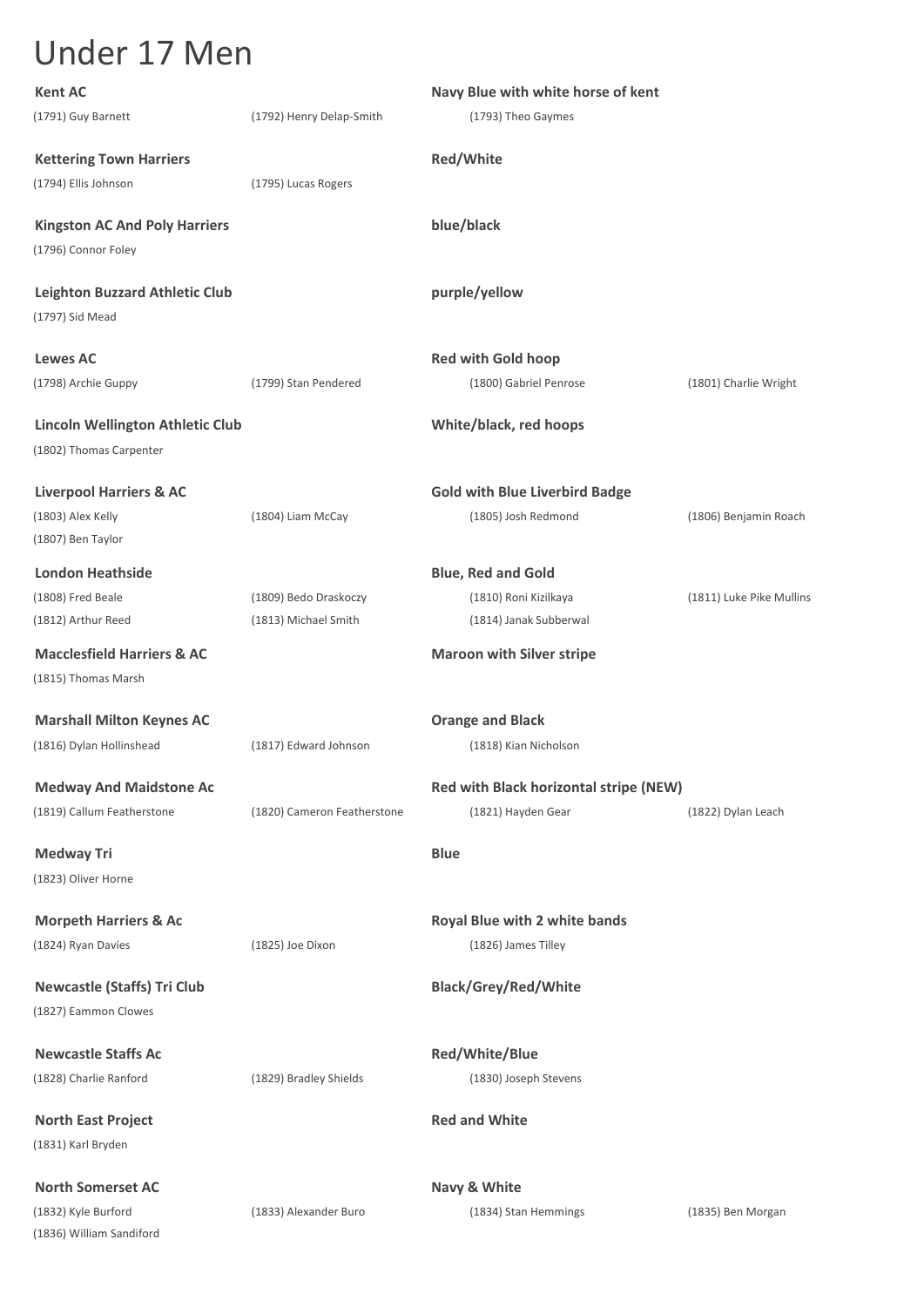# Under 17 Men

**Kent AC** — **Navy Blue with white horse of kent**

(1791) Guy Barnett, (1792) Henry Delap-Smith, (1793) Theo Gaymes

**Kettering Town Harriers** — **Red/White**

(1794) Ellis Johnson, (1795) Lucas Rogers

**Kingston AC And Poly Harriers** — **blue/black**

(1796) Connor Foley

**Leighton Buzzard Athletic Club** — **purple/yellow**

(1797) Sid Mead

**Lewes AC** — **Red with Gold hoop**

(1798) Archie Guppy, (1799) Stan Pendered, (1800) Gabriel Penrose, (1801) Charlie Wright

**Lincoln Wellington Athletic Club** — **White/black, red hoops**

(1802) Thomas Carpenter

**Liverpool Harriers & AC** — **Gold with Blue Liverbird Badge**

(1803) Alex Kelly, (1804) Liam McCay, (1805) Josh Redmond, (1806) Benjamin Roach, (1807) Ben Taylor

**London Heathside** — **Blue, Red and Gold**

(1808) Fred Beale, (1809) Bedo Draskoczy, (1810) Roni Kizilkaya, (1811) Luke Pike Mullins, (1812) Arthur Reed, (1813) Michael Smith, (1814) Janak Subberwal

**Macclesfield Harriers & AC** — **Maroon with Silver stripe**

(1815) Thomas Marsh

**Marshall Milton Keynes AC** — **Orange and Black**

(1816) Dylan Hollinshead, (1817) Edward Johnson, (1818) Kian Nicholson

**Medway And Maidstone Ac** — **Red with Black horizontal stripe (NEW)**

(1819) Callum Featherstone, (1820) Cameron Featherstone, (1821) Hayden Gear, (1822) Dylan Leach

**Medway Tri** — **Blue**

(1823) Oliver Horne

**Morpeth Harriers & Ac** — **Royal Blue with 2 white bands**

(1824) Ryan Davies, (1825) Joe Dixon, (1826) James Tilley

**Newcastle (Staffs) Tri Club** — **Black/Grey/Red/White**

(1827) Eammon Clowes

**Newcastle Staffs Ac** — **Red/White/Blue**

(1828) Charlie Ranford, (1829) Bradley Shields, (1830) Joseph Stevens

**North East Project** — **Red and White**

(1831) Karl Bryden

**North Somerset AC** — **Navy & White**

(1832) Kyle Burford, (1833) Alexander Buro, (1834) Stan Hemmings, (1835) Ben Morgan, (1836) William Sandiford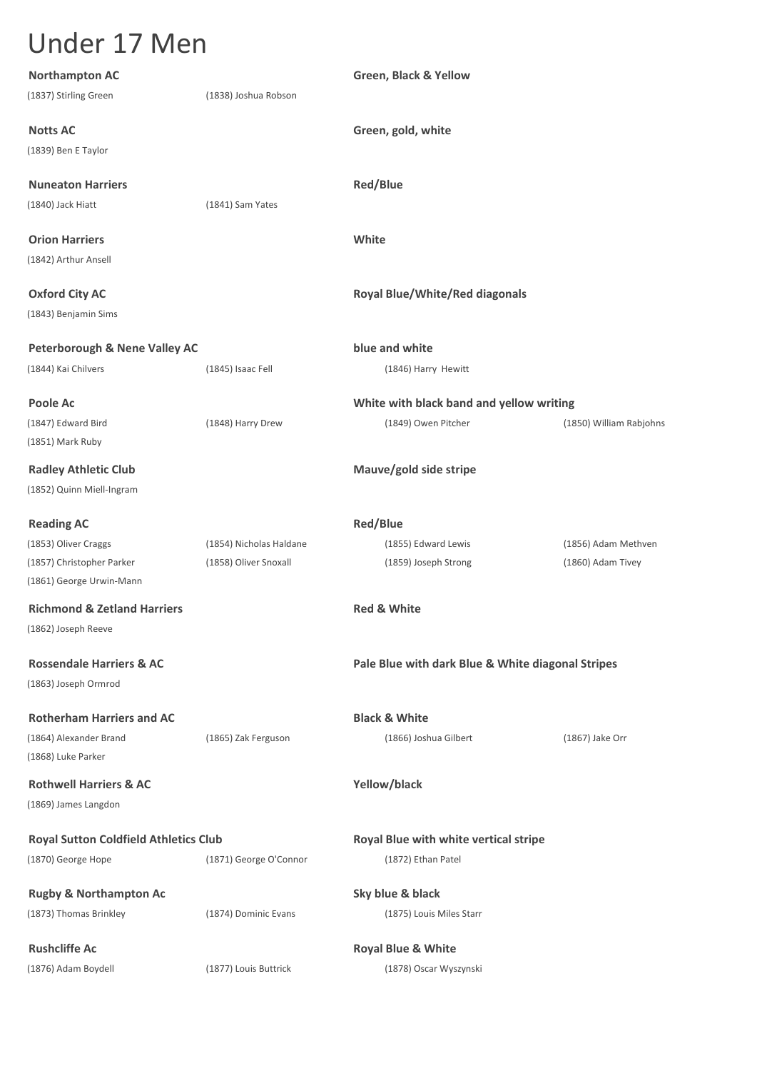# Under 17 Men

**Northampton AC** — **Green, Black & Yellow**

(1837) Stirling Green  (1838) Joshua Robson

**Notts AC** — **Green, gold, white**

(1839) Ben E Taylor

**Nuneaton Harriers** — **Red/Blue**

(1840) Jack Hiatt  (1841) Sam Yates

**Orion Harriers** — **White**

(1842) Arthur Ansell

**Oxford City AC** — **Royal Blue/White/Red diagonals**

(1843) Benjamin Sims

**Peterborough & Nene Valley AC** — **blue and white**

(1844) Kai Chilvers  (1845) Isaac Fell  (1846) Harry Hewitt

**Poole Ac** — **White with black band and yellow writing**

(1847) Edward Bird  (1848) Harry Drew  (1849) Owen Pitcher  (1850) William Rabjohns
(1851) Mark Ruby

**Radley Athletic Club** — **Mauve/gold side stripe**

(1852) Quinn Miell-Ingram

**Reading AC** — **Red/Blue**

(1853) Oliver Craggs  (1854) Nicholas Haldane  (1855) Edward Lewis  (1856) Adam Methven
(1857) Christopher Parker  (1858) Oliver Snoxall  (1859) Joseph Strong  (1860) Adam Tivey
(1861) George Urwin-Mann

**Richmond & Zetland Harriers** — **Red & White**

(1862) Joseph Reeve

**Rossendale Harriers & AC** — **Pale Blue with dark Blue & White diagonal Stripes**

(1863) Joseph Ormrod

**Rotherham Harriers and AC** — **Black & White**

(1864) Alexander Brand  (1865) Zak Ferguson  (1866) Joshua Gilbert  (1867) Jake Orr
(1868) Luke Parker

**Rothwell Harriers & AC** — **Yellow/black**

(1869) James Langdon

**Royal Sutton Coldfield Athletics Club** — **Royal Blue with white vertical stripe**

(1870) George Hope  (1871) George O'Connor  (1872) Ethan Patel

**Rugby & Northampton Ac** — **Sky blue & black**

(1873) Thomas Brinkley  (1874) Dominic Evans  (1875) Louis Miles Starr

**Rushcliffe Ac** — **Royal Blue & White**

(1876) Adam Boydell  (1877) Louis Buttrick  (1878) Oscar Wyszynski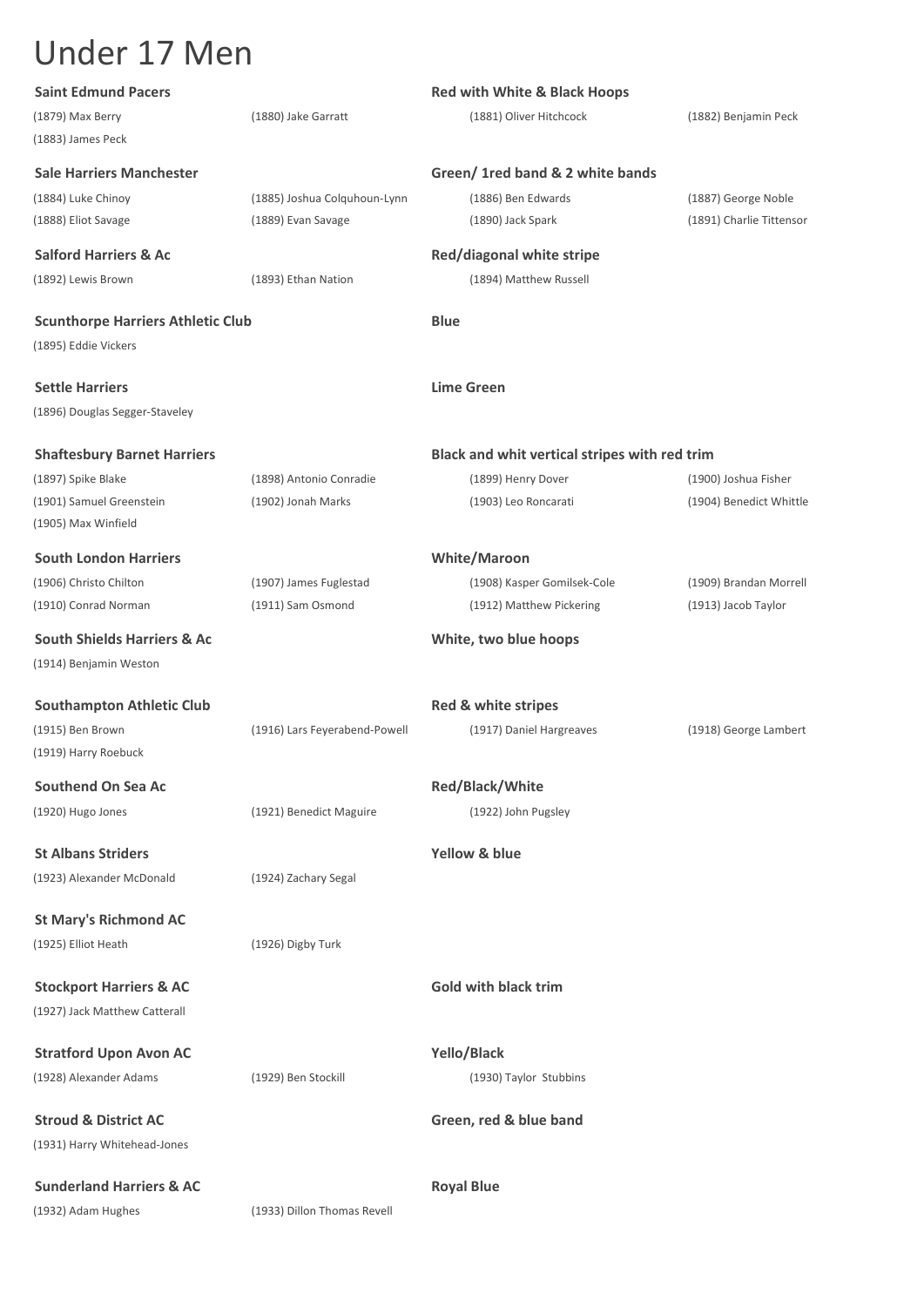# Under 17 Men

**Saint Edmund Pacers** — **Red with White & Black Hoops**

(1879) Max Berry
(1880) Jake Garratt
(1881) Oliver Hitchcock
(1882) Benjamin Peck
(1883) James Peck

**Sale Harriers Manchester** — **Green/ 1red band & 2 white bands**

(1884) Luke Chinoy
(1885) Joshua Colquhoun-Lynn
(1886) Ben Edwards
(1887) George Noble
(1888) Eliot Savage
(1889) Evan Savage
(1890) Jack Spark
(1891) Charlie Tittensor

**Salford Harriers & Ac** — **Red/diagonal white stripe**

(1892) Lewis Brown
(1893) Ethan Nation
(1894) Matthew Russell

**Scunthorpe Harriers Athletic Club** — **Blue**

(1895) Eddie Vickers

**Settle Harriers** — **Lime Green**

(1896) Douglas Segger-Staveley

**Shaftesbury Barnet Harriers** — **Black and whit vertical stripes with red trim**

(1897) Spike Blake
(1898) Antonio Conradie
(1899) Henry Dover
(1900) Joshua Fisher
(1901) Samuel Greenstein
(1902) Jonah Marks
(1903) Leo Roncarati
(1904) Benedict Whittle
(1905) Max Winfield

**South London Harriers** — **White/Maroon**

(1906) Christo Chilton
(1907) James Fuglestad
(1908) Kasper Gomilsek-Cole
(1909) Brandan Morrell
(1910) Conrad Norman
(1911) Sam Osmond
(1912) Matthew Pickering
(1913) Jacob Taylor

**South Shields Harriers & Ac** — **White, two blue hoops**

(1914) Benjamin Weston

**Southampton Athletic Club** — **Red & white stripes**

(1915) Ben Brown
(1916) Lars Feyerabend-Powell
(1917) Daniel Hargreaves
(1918) George Lambert
(1919) Harry Roebuck

**Southend On Sea Ac** — **Red/Black/White**

(1920) Hugo Jones
(1921) Benedict Maguire
(1922) John Pugsley

**St Albans Striders** — **Yellow & blue**

(1923) Alexander McDonald
(1924) Zachary Segal

**St Mary's Richmond AC**

(1925) Elliot Heath
(1926) Digby Turk

**Stockport Harriers & AC** — **Gold with black trim**

(1927) Jack Matthew Catterall

**Stratford Upon Avon AC** — **Yello/Black**

(1928) Alexander Adams
(1929) Ben Stockill
(1930) Taylor Stubbins

**Stroud & District AC** — **Green, red & blue band**

(1931) Harry Whitehead-Jones

**Sunderland Harriers & AC** — **Royal Blue**

(1932) Adam Hughes
(1933) Dillon Thomas Revell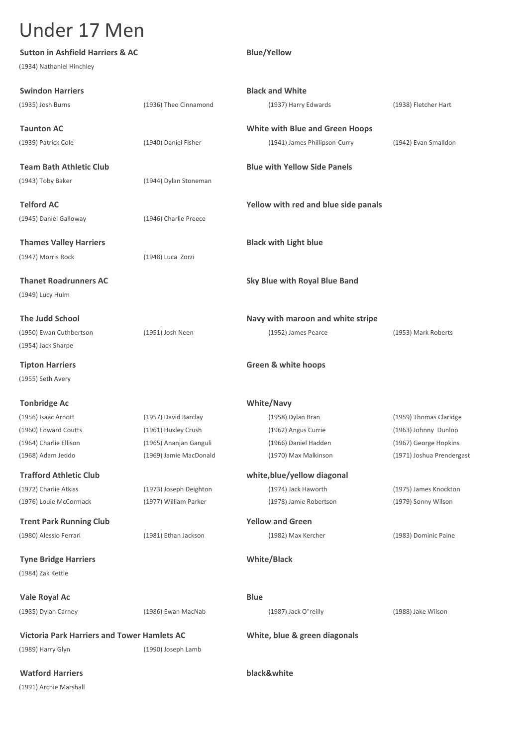# Under 17 Men

**Sutton in Ashfield Harriers & AC** — **Blue/Yellow**

(1934) Nathaniel Hinchley

**Swindon Harriers** — **Black and White**

| | | | |
|---|---|---|---|
| (1935) Josh Burns | (1936) Theo Cinnamond | (1937) Harry Edwards | (1938) Fletcher Hart |

**Taunton AC** — **White with Blue and Green Hoops**

| | | | |
|---|---|---|---|
| (1939) Patrick Cole | (1940) Daniel Fisher | (1941) James Phillipson-Curry | (1942) Evan Smalldon |

**Team Bath Athletic Club** — **Blue with Yellow Side Panels**

| | |
|---|---|
| (1943) Toby Baker | (1944) Dylan Stoneman |

**Telford AC** — **Yellow with red and blue side panals**

| | |
|---|---|
| (1945) Daniel Galloway | (1946) Charlie Preece |

**Thames Valley Harriers** — **Black with Light blue**

| | |
|---|---|
| (1947) Morris Rock | (1948) Luca Zorzi |

**Thanet Roadrunners AC** — **Sky Blue with Royal Blue Band**

(1949) Lucy Hulm

**The Judd School** — **Navy with maroon and white stripe**

| | | | |
|---|---|---|---|
| (1950) Ewan Cuthbertson | (1951) Josh Neen | (1952) James Pearce | (1953) Mark Roberts |
| (1954) Jack Sharpe | | | |

**Tipton Harriers** — **Green & white hoops**

(1955) Seth Avery

**Tonbridge Ac** — **White/Navy**

| | | | |
|---|---|---|---|
| (1956) Isaac Arnott | (1957) David Barclay | (1958) Dylan Bran | (1959) Thomas Claridge |
| (1960) Edward Coutts | (1961) Huxley Crush | (1962) Angus Currie | (1963) Johnny Dunlop |
| (1964) Charlie Ellison | (1965) Ananjan Ganguli | (1966) Daniel Hadden | (1967) George Hopkins |
| (1968) Adam Jeddo | (1969) Jamie MacDonald | (1970) Max Malkinson | (1971) Joshua Prendergast |

**Trafford Athletic Club** — **white,blue/yellow diagonal**

| | | | |
|---|---|---|---|
| (1972) Charlie Atkiss | (1973) Joseph Deighton | (1974) Jack Haworth | (1975) James Knockton |
| (1976) Louie McCormack | (1977) William Parker | (1978) Jamie Robertson | (1979) Sonny Wilson |

**Trent Park Running Club** — **Yellow and Green**

| | | | |
|---|---|---|---|
| (1980) Alessio Ferrari | (1981) Ethan Jackson | (1982) Max Kercher | (1983) Dominic Paine |

**Tyne Bridge Harriers** — **White/Black**

(1984) Zak Kettle

**Vale Royal Ac** — **Blue**

| | | | |
|---|---|---|---|
| (1985) Dylan Carney | (1986) Ewan MacNab | (1987) Jack O"reilly | (1988) Jake Wilson |

**Victoria Park Harriers and Tower Hamlets AC** — **White, blue & green diagonals**

| | |
|---|---|
| (1989) Harry Glyn | (1990) Joseph Lamb |

**Watford Harriers** — **black&white**

(1991) Archie Marshall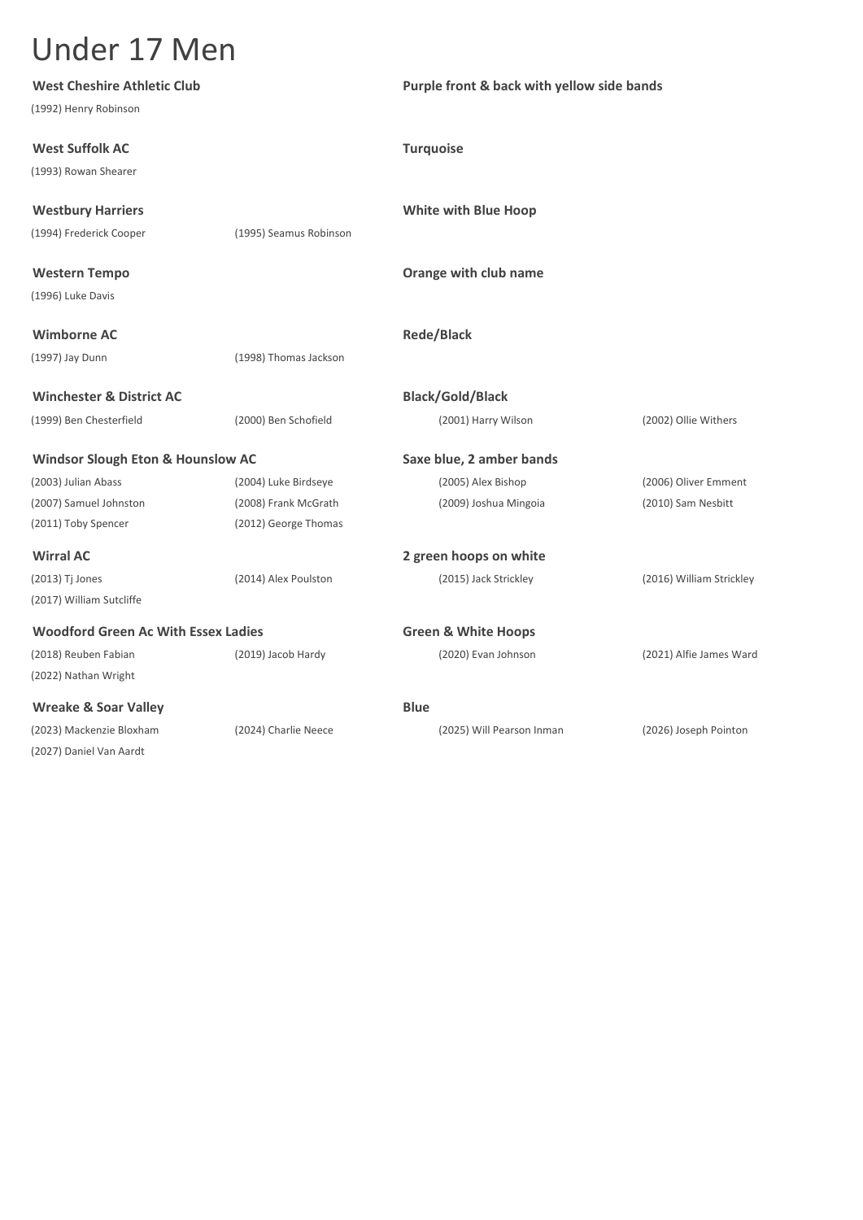# Under 17 Men

**West Cheshire Athletic Club** — **Purple front & back with yellow side bands**

(1992) Henry Robinson

**West Suffolk AC** — **Turquoise**

(1993) Rowan Shearer

**Westbury Harriers** — **White with Blue Hoop**

(1994) Frederick Cooper
(1995) Seamus Robinson

**Western Tempo** — **Orange with club name**

(1996) Luke Davis

**Wimborne AC** — **Rede/Black**

(1997) Jay Dunn
(1998) Thomas Jackson

**Winchester & District AC** — **Black/Gold/Black**

(1999) Ben Chesterfield
(2000) Ben Schofield
(2001) Harry Wilson
(2002) Ollie Withers

**Windsor Slough Eton & Hounslow AC** — **Saxe blue, 2 amber bands**

(2003) Julian Abass
(2004) Luke Birdseye
(2005) Alex Bishop
(2006) Oliver Emment
(2007) Samuel Johnston
(2008) Frank McGrath
(2009) Joshua Mingoia
(2010) Sam Nesbitt
(2011) Toby Spencer
(2012) George Thomas

**Wirral AC** — **2 green hoops on white**

(2013) Tj Jones
(2014) Alex Poulston
(2015) Jack Strickley
(2016) William Strickley
(2017) William Sutcliffe

**Woodford Green Ac With Essex Ladies** — **Green & White Hoops**

(2018) Reuben Fabian
(2019) Jacob Hardy
(2020) Evan Johnson
(2021) Alfie James Ward
(2022) Nathan Wright

**Wreake & Soar Valley** — **Blue**

(2023) Mackenzie Bloxham
(2024) Charlie Neece
(2025) Will Pearson Inman
(2026) Joseph Pointon
(2027) Daniel Van Aardt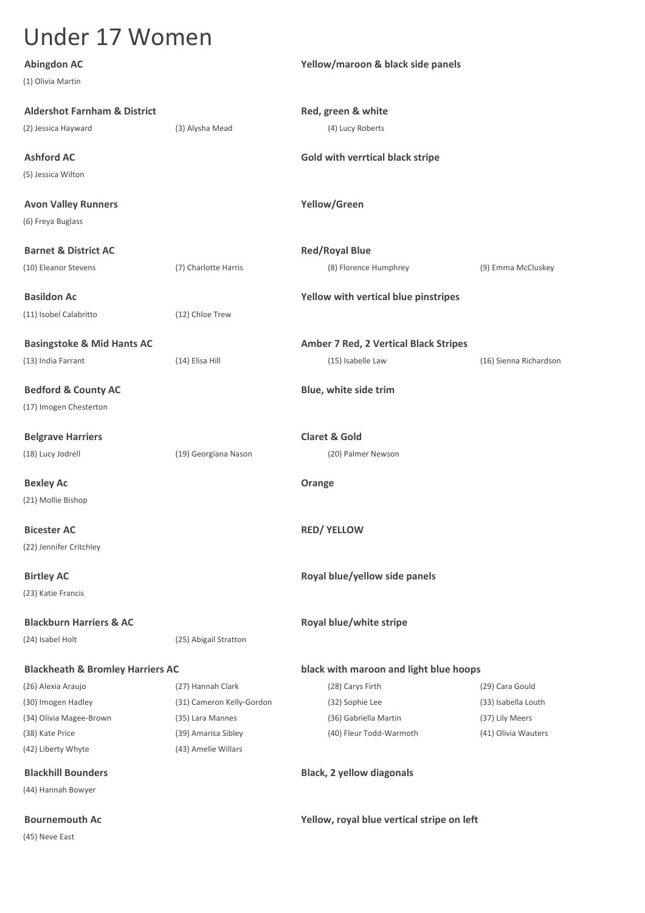# Under 17 Women

**Abingdon AC** — **Yellow/maroon & black side panels**

(1) Olivia Martin

**Aldershot Farnham & District** — **Red, green & white**

(2) Jessica Hayward, (3) Alysha Mead, (4) Lucy Roberts

**Ashford AC** — **Gold with verrtical black stripe**

(5) Jessica Wilton

**Avon Valley Runners** — **Yellow/Green**

(6) Freya Buglass

**Barnet & District AC** — **Red/Royal Blue**

(10) Eleanor Stevens, (7) Charlotte Harris, (8) Florence Humphrey, (9) Emma McCluskey

**Basildon Ac** — **Yellow with vertical blue pinstripes**

(11) Isobel Calabritto, (12) Chloe Trew

**Basingstoke & Mid Hants AC** — **Amber 7 Red, 2 Vertical Black Stripes**

(13) India Farrant, (14) Elisa Hill, (15) Isabelle Law, (16) Sienna Richardson

**Bedford & County AC** — **Blue, white side trim**

(17) Imogen Chesterton

**Belgrave Harriers** — **Claret & Gold**

(18) Lucy Jodrell, (19) Georgiana Nason, (20) Palmer Newson

**Bexley Ac** — **Orange**

(21) Mollie Bishop

**Bicester AC** — **RED/ YELLOW**

(22) Jennifer Critchley

**Birtley AC** — **Royal blue/yellow side panels**

(23) Katie Francis

**Blackburn Harriers & AC** — **Royal blue/white stripe**

(24) Isabel Holt, (25) Abigail Stratton

**Blackheath & Bromley Harriers AC** — **black with maroon and light blue hoops**

(26) Alexia Araujo, (27) Hannah Clark, (28) Carys Firth, (29) Cara Gould, (30) Imogen Hadley, (31) Cameron Kelly-Gordon, (32) Sophie Lee, (33) Isabella Louth, (34) Olivia Magee-Brown, (35) Lara Mannes, (36) Gabriella Martin, (37) Lily Meers, (38) Kate Price, (39) Amarisa Sibley, (40) Fleur Todd-Warmoth, (41) Olivia Wauters, (42) Liberty Whyte, (43) Amelie Willars

**Blackhill Bounders** — **Black, 2 yellow diagonals**

(44) Hannah Bowyer

**Bournemouth Ac** — **Yellow, royal blue vertical stripe on left**

(45) Neve East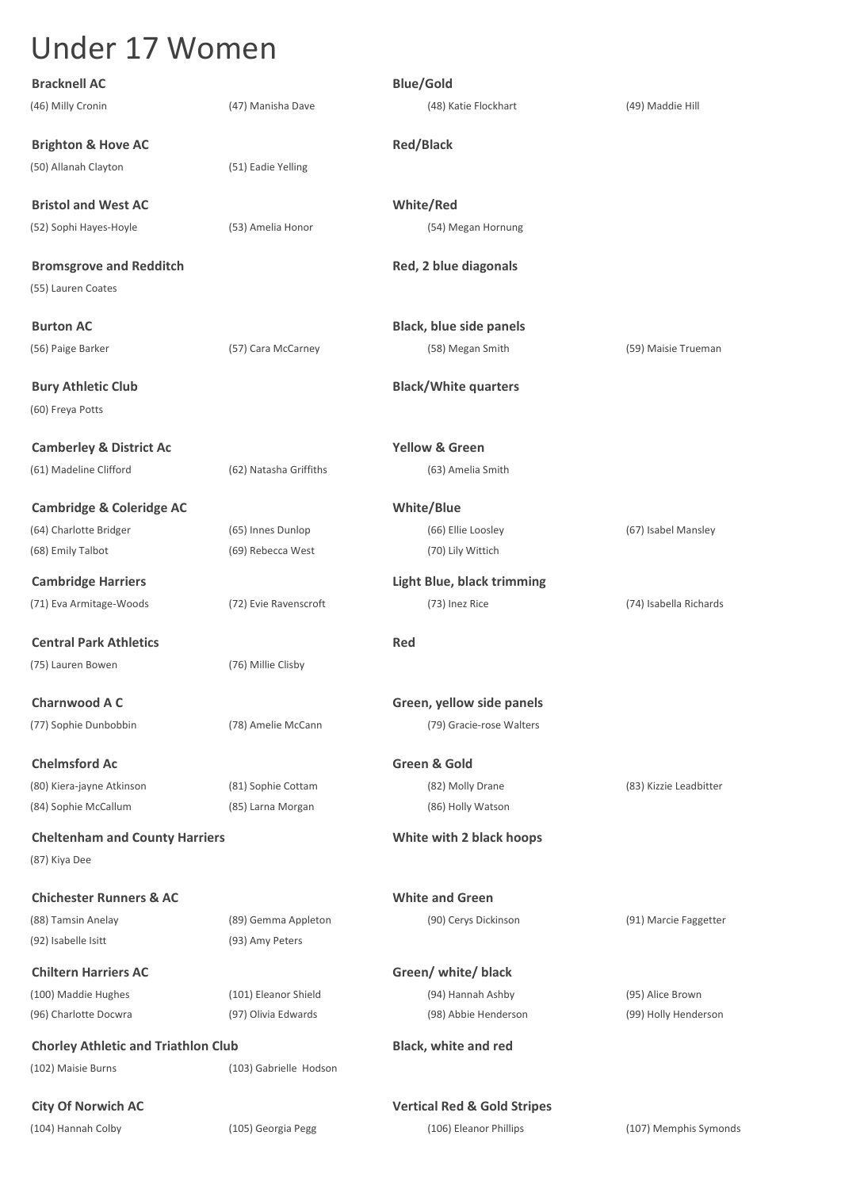# Under 17 Women

**Bracknell AC** — **Blue/Gold**

(46) Milly Cronin, (47) Manisha Dave, (48) Katie Flockhart, (49) Maddie Hill

**Brighton & Hove AC** — **Red/Black**

(50) Allanah Clayton, (51) Eadie Yelling

**Bristol and West AC** — **White/Red**

(52) Sophi Hayes-Hoyle, (53) Amelia Honor, (54) Megan Hornung

**Bromsgrove and Redditch** — **Red, 2 blue diagonals**

(55) Lauren Coates

**Burton AC** — **Black, blue side panels**

(56) Paige Barker, (57) Cara McCarney, (58) Megan Smith, (59) Maisie Trueman

**Bury Athletic Club** — **Black/White quarters**

(60) Freya Potts

**Camberley & District Ac** — **Yellow & Green**

(61) Madeline Clifford, (62) Natasha Griffiths, (63) Amelia Smith

**Cambridge & Coleridge AC** — **White/Blue**

(64) Charlotte Bridger, (65) Innes Dunlop, (66) Ellie Loosley, (67) Isabel Mansley, (68) Emily Talbot, (69) Rebecca West, (70) Lily Wittich

**Cambridge Harriers** — **Light Blue, black trimming**

(71) Eva Armitage-Woods, (72) Evie Ravenscroft, (73) Inez Rice, (74) Isabella Richards

**Central Park Athletics** — **Red**

(75) Lauren Bowen, (76) Millie Clisby

**Charnwood A C** — **Green, yellow side panels**

(77) Sophie Dunbobbin, (78) Amelie McCann, (79) Gracie-rose Walters

**Chelmsford Ac** — **Green & Gold**

(80) Kiera-jayne Atkinson, (81) Sophie Cottam, (82) Molly Drane, (83) Kizzie Leadbitter, (84) Sophie McCallum, (85) Larna Morgan, (86) Holly Watson

**Cheltenham and County Harriers** — **White with 2 black hoops**

(87) Kiya Dee

**Chichester Runners & AC** — **White and Green**

(88) Tamsin Anelay, (89) Gemma Appleton, (90) Cerys Dickinson, (91) Marcie Faggetter, (92) Isabelle Isitt, (93) Amy Peters

**Chiltern Harriers AC** — **Green/ white/ black**

(100) Maddie Hughes, (101) Eleanor Shield, (94) Hannah Ashby, (95) Alice Brown, (96) Charlotte Docwra, (97) Olivia Edwards, (98) Abbie Henderson, (99) Holly Henderson

**Chorley Athletic and Triathlon Club** — **Black, white and red**

(102) Maisie Burns, (103) Gabrielle Hodson

**City Of Norwich AC** — **Vertical Red & Gold Stripes**

(104) Hannah Colby, (105) Georgia Pegg, (106) Eleanor Phillips, (107) Memphis Symonds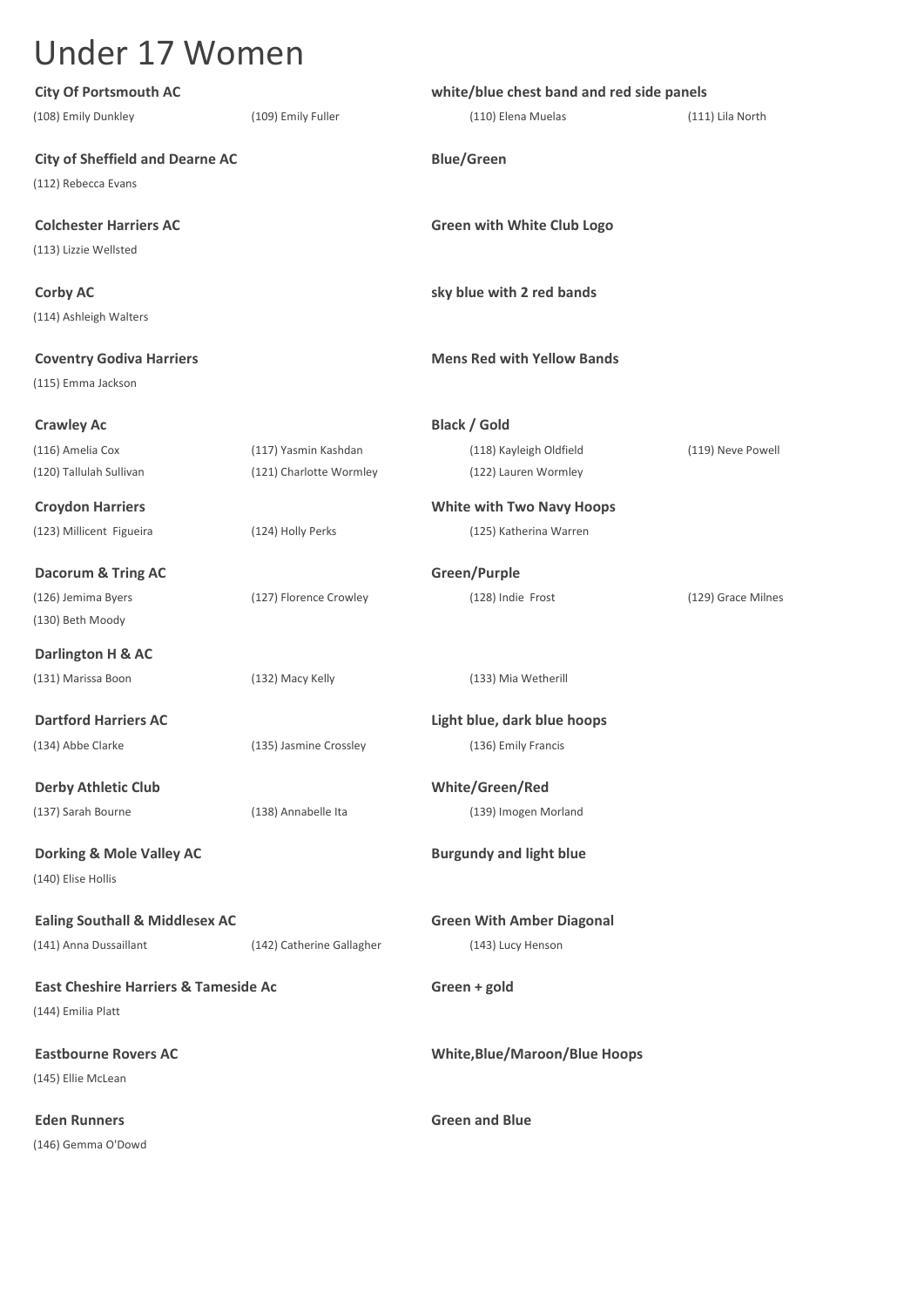# Under 17 Women

**City Of Portsmouth AC** — **white/blue chest band and red side panels**

(108) Emily Dunkley, (109) Emily Fuller, (110) Elena Muelas, (111) Lila North

**City of Sheffield and Dearne AC** — **Blue/Green**

(112) Rebecca Evans

**Colchester Harriers AC** — **Green with White Club Logo**

(113) Lizzie Wellsted

**Corby AC** — **sky blue with 2 red bands**

(114) Ashleigh Walters

**Coventry Godiva Harriers** — **Mens Red with Yellow Bands**

(115) Emma Jackson

**Crawley Ac** — **Black / Gold**

(116) Amelia Cox, (117) Yasmin Kashdan, (118) Kayleigh Oldfield, (119) Neve Powell, (120) Tallulah Sullivan, (121) Charlotte Wormley, (122) Lauren Wormley

**Croydon Harriers** — **White with Two Navy Hoops**

(123) Millicent Figueira, (124) Holly Perks, (125) Katherina Warren

**Dacorum & Tring AC** — **Green/Purple**

(126) Jemima Byers, (127) Florence Crowley, (128) Indie Frost, (129) Grace Milnes, (130) Beth Moody

**Darlington H & AC**

(131) Marissa Boon, (132) Macy Kelly, (133) Mia Wetherill

**Dartford Harriers AC** — **Light blue, dark blue hoops**

(134) Abbe Clarke, (135) Jasmine Crossley, (136) Emily Francis

**Derby Athletic Club** — **White/Green/Red**

(137) Sarah Bourne, (138) Annabelle Ita, (139) Imogen Morland

**Dorking & Mole Valley AC** — **Burgundy and light blue**

(140) Elise Hollis

**Ealing Southall & Middlesex AC** — **Green With Amber Diagonal**

(141) Anna Dussaillant, (142) Catherine Gallagher, (143) Lucy Henson

**East Cheshire Harriers & Tameside Ac** — **Green + gold**

(144) Emilia Platt

**Eastbourne Rovers AC** — **White,Blue/Maroon/Blue Hoops**

(145) Ellie McLean

**Eden Runners** — **Green and Blue**

(146) Gemma O'Dowd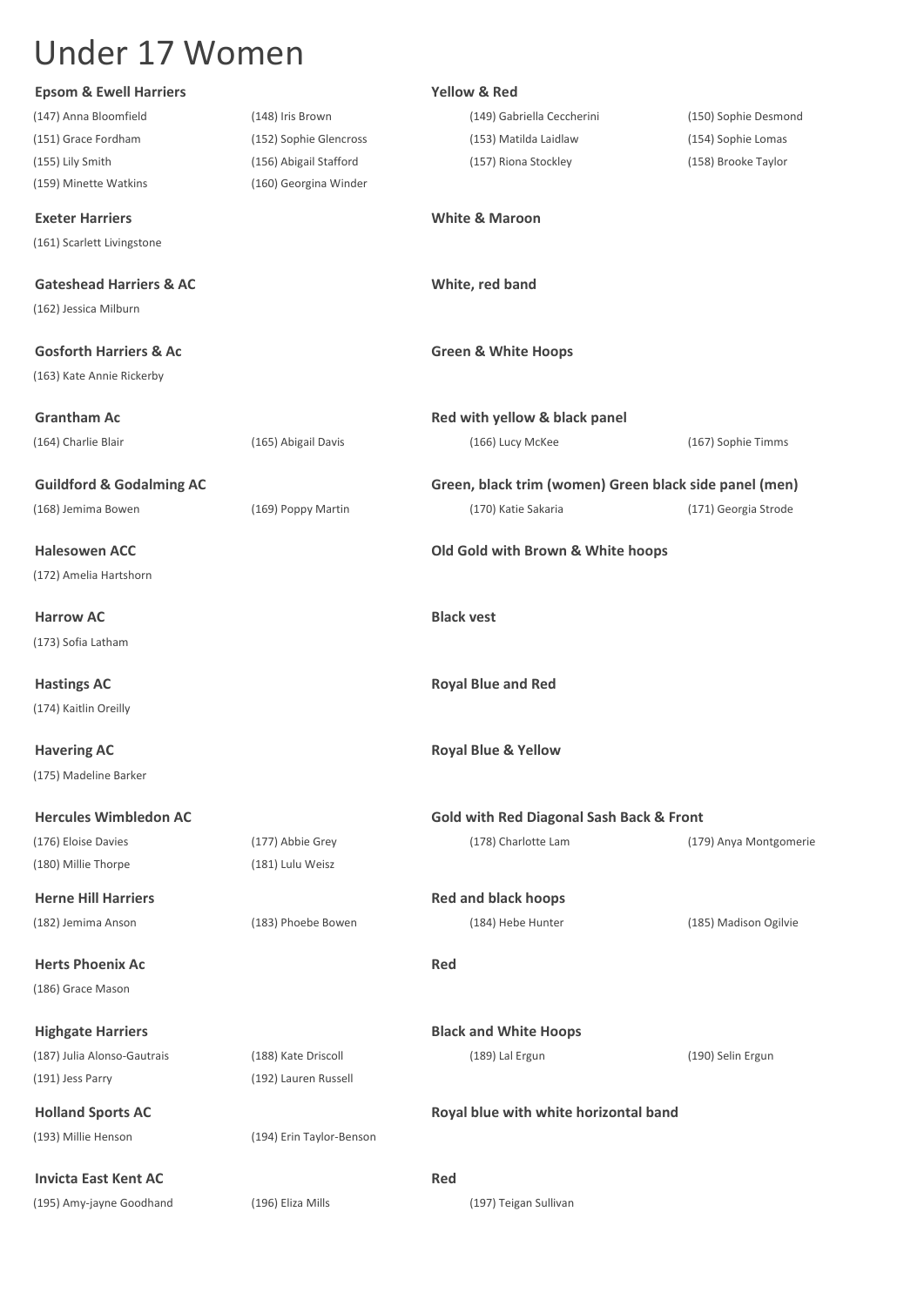# Under 17 Women

**Epsom & Ewell Harriers** — **Yellow & Red**

(147) Anna Bloomfield, (148) Iris Brown, (149) Gabriella Ceccherini, (150) Sophie Desmond, (151) Grace Fordham, (152) Sophie Glencross, (153) Matilda Laidlaw, (154) Sophie Lomas, (155) Lily Smith, (156) Abigail Stafford, (157) Riona Stockley, (158) Brooke Taylor, (159) Minette Watkins, (160) Georgina Winder

**Exeter Harriers** — **White & Maroon**

(161) Scarlett Livingstone

**Gateshead Harriers & AC** — **White, red band**

(162) Jessica Milburn

**Gosforth Harriers & Ac** — **Green & White Hoops**

(163) Kate Annie Rickerby

**Grantham Ac** — **Red with yellow & black panel**

(164) Charlie Blair, (165) Abigail Davis, (166) Lucy McKee, (167) Sophie Timms

**Guildford & Godalming AC** — **Green, black trim (women) Green black side panel (men)**

(168) Jemima Bowen, (169) Poppy Martin, (170) Katie Sakaria, (171) Georgia Strode

**Halesowen ACC** — **Old Gold with Brown & White hoops**

(172) Amelia Hartshorn

**Harrow AC** — **Black vest**

(173) Sofia Latham

**Hastings AC** — **Royal Blue and Red**

(174) Kaitlin Oreilly

**Havering AC** — **Royal Blue & Yellow**

(175) Madeline Barker

**Hercules Wimbledon AC** — **Gold with Red Diagonal Sash Back & Front**

(176) Eloise Davies, (177) Abbie Grey, (178) Charlotte Lam, (179) Anya Montgomerie, (180) Millie Thorpe, (181) Lulu Weisz

**Herne Hill Harriers** — **Red and black hoops**

(182) Jemima Anson, (183) Phoebe Bowen, (184) Hebe Hunter, (185) Madison Ogilvie

**Herts Phoenix Ac** — **Red**

(186) Grace Mason

**Highgate Harriers** — **Black and White Hoops**

(187) Julia Alonso-Gautrais, (188) Kate Driscoll, (189) Lal Ergun, (190) Selin Ergun, (191) Jess Parry, (192) Lauren Russell

**Holland Sports AC** — **Royal blue with white horizontal band**

(193) Millie Henson, (194) Erin Taylor-Benson

**Invicta East Kent AC** — **Red**

(195) Amy-jayne Goodhand, (196) Eliza Mills, (197) Teigan Sullivan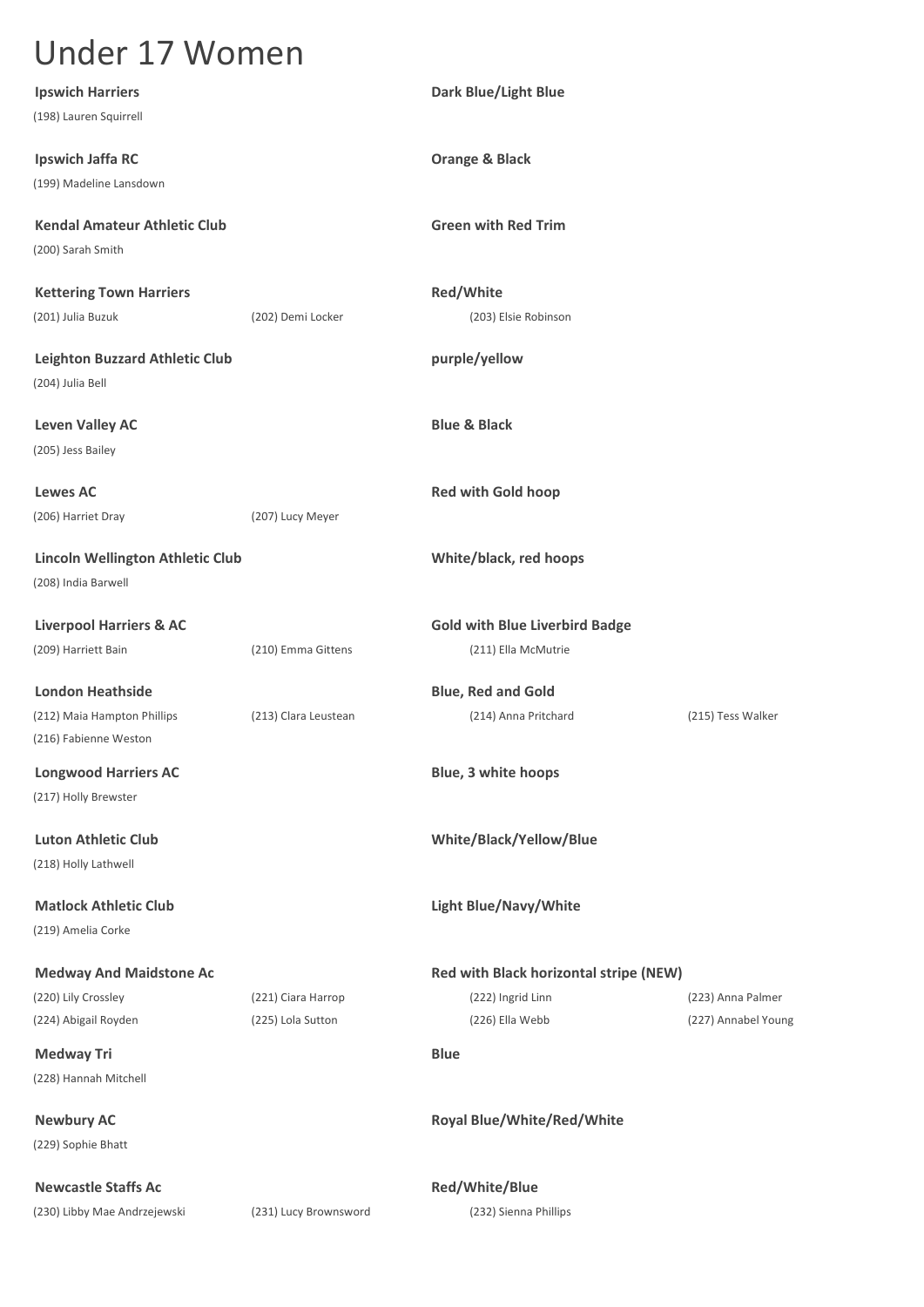# Under 17 Women

**Ipswich Harriers** — **Dark Blue/Light Blue**

(198) Lauren Squirrell

**Ipswich Jaffa RC** — **Orange & Black**

(199) Madeline Lansdown

**Kendal Amateur Athletic Club** — **Green with Red Trim**

(200) Sarah Smith

**Kettering Town Harriers** — **Red/White**

(201) Julia Buzuk, (202) Demi Locker, (203) Elsie Robinson

**Leighton Buzzard Athletic Club** — **purple/yellow**

(204) Julia Bell

**Leven Valley AC** — **Blue & Black**

(205) Jess Bailey

**Lewes AC** — **Red with Gold hoop**

(206) Harriet Dray, (207) Lucy Meyer

**Lincoln Wellington Athletic Club** — **White/black, red hoops**

(208) India Barwell

**Liverpool Harriers & AC** — **Gold with Blue Liverbird Badge**

(209) Harriett Bain, (210) Emma Gittens, (211) Ella McMutrie

**London Heathside** — **Blue, Red and Gold**

(212) Maia Hampton Phillips, (213) Clara Leustean, (214) Anna Pritchard, (215) Tess Walker, (216) Fabienne Weston

**Longwood Harriers AC** — **Blue, 3 white hoops**

(217) Holly Brewster

**Luton Athletic Club** — **White/Black/Yellow/Blue**

(218) Holly Lathwell

**Matlock Athletic Club** — **Light Blue/Navy/White**

(219) Amelia Corke

**Medway And Maidstone Ac** — **Red with Black horizontal stripe (NEW)**

(220) Lily Crossley, (221) Ciara Harrop, (222) Ingrid Linn, (223) Anna Palmer, (224) Abigail Royden, (225) Lola Sutton, (226) Ella Webb, (227) Annabel Young

**Medway Tri** — **Blue**

(228) Hannah Mitchell

**Newbury AC** — **Royal Blue/White/Red/White**

(229) Sophie Bhatt

**Newcastle Staffs Ac** — **Red/White/Blue**

(230) Libby Mae Andrzejewski, (231) Lucy Brownsword, (232) Sienna Phillips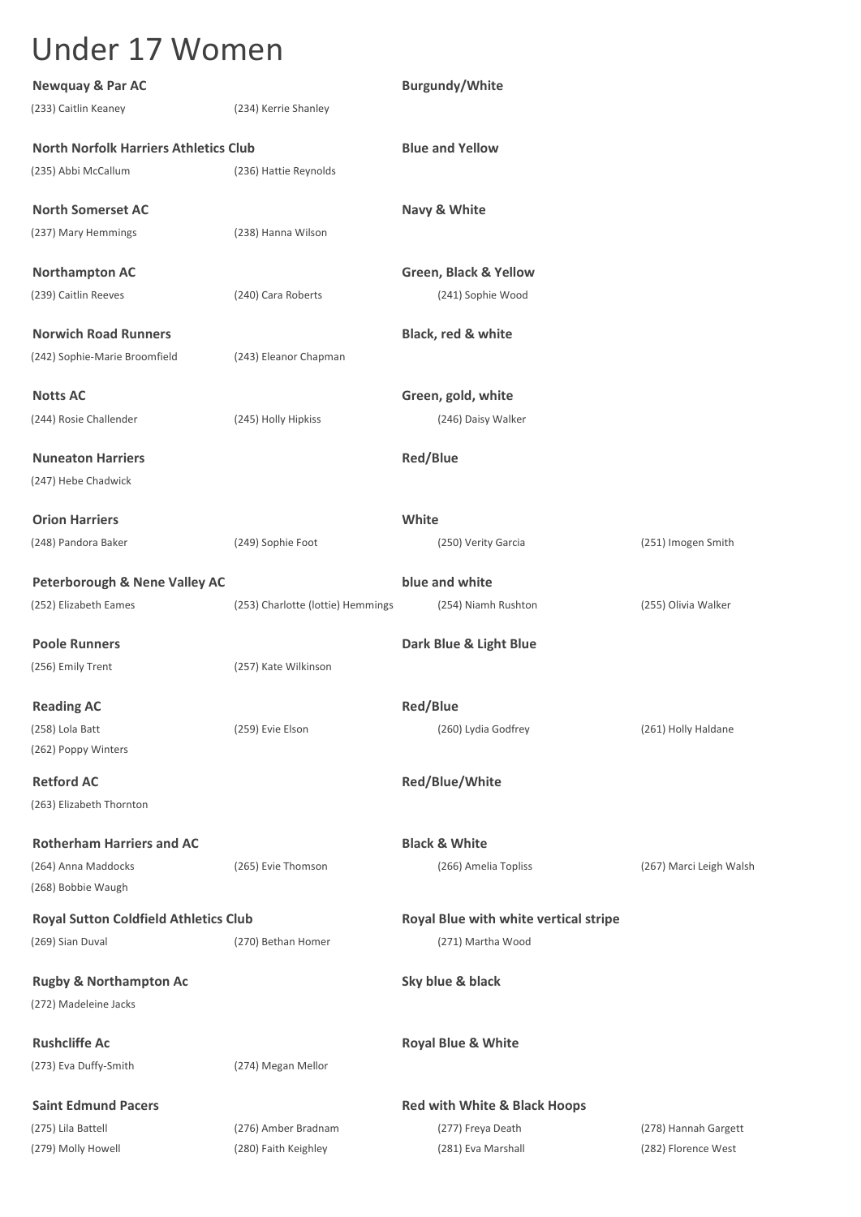# Under 17 Women

**Newquay & Par AC** — **Burgundy/White**

(233) Caitlin Keaney (234) Kerrie Shanley

**North Norfolk Harriers Athletics Club** — **Blue and Yellow**

(235) Abbi McCallum (236) Hattie Reynolds

**North Somerset AC** — **Navy & White**

(237) Mary Hemmings (238) Hanna Wilson

**Northampton AC** — **Green, Black & Yellow**

(239) Caitlin Reeves (240) Cara Roberts (241) Sophie Wood

**Norwich Road Runners** — **Black, red & white**

(242) Sophie-Marie Broomfield (243) Eleanor Chapman

**Notts AC** — **Green, gold, white**

(244) Rosie Challender (245) Holly Hipkiss (246) Daisy Walker

**Nuneaton Harriers** — **Red/Blue**

(247) Hebe Chadwick

**Orion Harriers** — **White**

(248) Pandora Baker (249) Sophie Foot (250) Verity Garcia (251) Imogen Smith

**Peterborough & Nene Valley AC** — **blue and white**

(252) Elizabeth Eames (253) Charlotte (lottie) Hemmings (254) Niamh Rushton (255) Olivia Walker

**Poole Runners** — **Dark Blue & Light Blue**

(256) Emily Trent (257) Kate Wilkinson

**Reading AC** — **Red/Blue**

(258) Lola Batt (259) Evie Elson (260) Lydia Godfrey (261) Holly Haldane
(262) Poppy Winters

**Retford AC** — **Red/Blue/White**

(263) Elizabeth Thornton

**Rotherham Harriers and AC** — **Black & White**

(264) Anna Maddocks (265) Evie Thomson (266) Amelia Topliss (267) Marci Leigh Walsh
(268) Bobbie Waugh

**Royal Sutton Coldfield Athletics Club** — **Royal Blue with white vertical stripe**

(269) Sian Duval (270) Bethan Homer (271) Martha Wood

**Rugby & Northampton Ac** — **Sky blue & black**

(272) Madeleine Jacks

**Rushcliffe Ac** — **Royal Blue & White**

(273) Eva Duffy-Smith (274) Megan Mellor

**Saint Edmund Pacers** — **Red with White & Black Hoops**

(275) Lila Battell (276) Amber Bradnam (277) Freya Death (278) Hannah Gargett
(279) Molly Howell (280) Faith Keighley (281) Eva Marshall (282) Florence West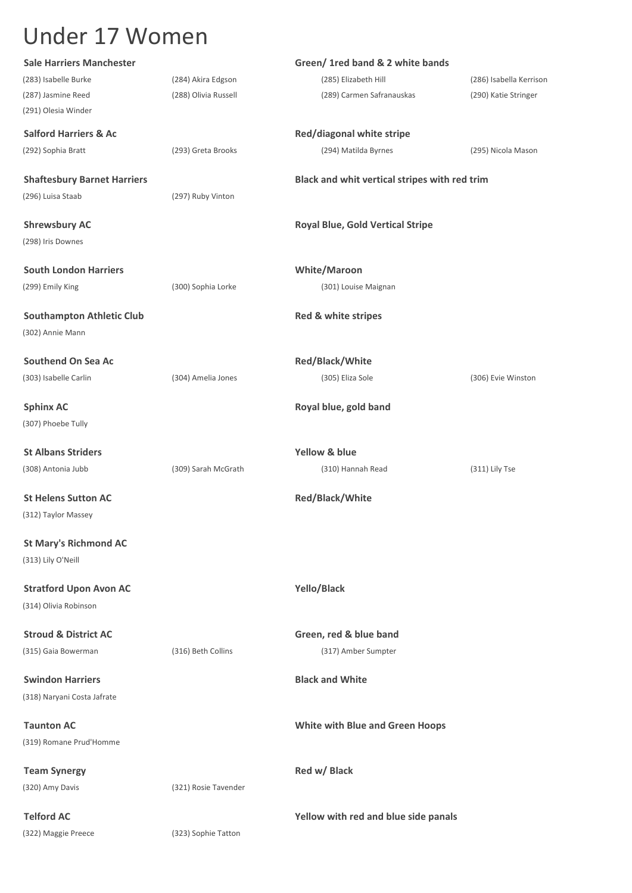# Under 17 Women

**Sale Harriers Manchester** — **Green/ 1red band & 2 white bands**

(283) Isabelle Burke, (284) Akira Edgson, (285) Elizabeth Hill, (286) Isabella Kerrison, (287) Jasmine Reed, (288) Olivia Russell, (289) Carmen Safranauskas, (290) Katie Stringer, (291) Olesia Winder

**Salford Harriers & Ac** — **Red/diagonal white stripe**

(292) Sophia Bratt, (293) Greta Brooks, (294) Matilda Byrnes, (295) Nicola Mason

**Shaftesbury Barnet Harriers** — **Black and whit vertical stripes with red trim**

(296) Luisa Staab, (297) Ruby Vinton

**Shrewsbury AC** — **Royal Blue, Gold Vertical Stripe**

(298) Iris Downes

**South London Harriers** — **White/Maroon**

(299) Emily King, (300) Sophia Lorke, (301) Louise Maignan

**Southampton Athletic Club** — **Red & white stripes**

(302) Annie Mann

**Southend On Sea Ac** — **Red/Black/White**

(303) Isabelle Carlin, (304) Amelia Jones, (305) Eliza Sole, (306) Evie Winston

**Sphinx AC** — **Royal blue, gold band**

(307) Phoebe Tully

**St Albans Striders** — **Yellow & blue**

(308) Antonia Jubb, (309) Sarah McGrath, (310) Hannah Read, (311) Lily Tse

**St Helens Sutton AC** — **Red/Black/White**

(312) Taylor Massey

**St Mary's Richmond AC**

(313) Lily O'Neill

**Stratford Upon Avon AC** — **Yello/Black**

(314) Olivia Robinson

**Stroud & District AC** — **Green, red & blue band**

(315) Gaia Bowerman, (316) Beth Collins, (317) Amber Sumpter

**Swindon Harriers** — **Black and White**

(318) Naryani Costa Jafrate

**Taunton AC** — **White with Blue and Green Hoops**

(319) Romane Prud'Homme

**Team Synergy** — **Red w/ Black**

(320) Amy Davis, (321) Rosie Tavender

**Telford AC** — **Yellow with red and blue side panals**

(322) Maggie Preece, (323) Sophie Tatton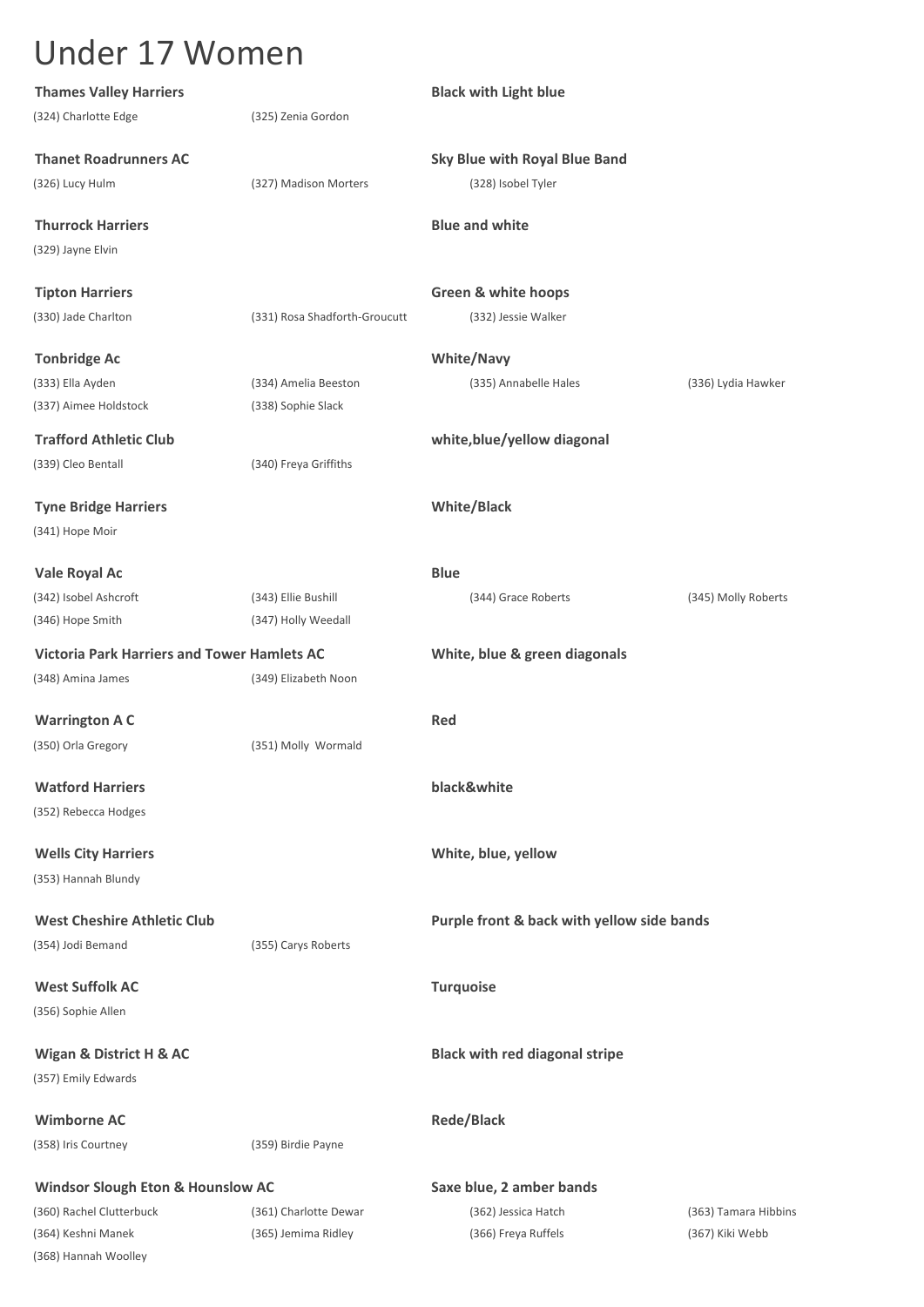# Under 17 Women

**Thames Valley Harriers** — **Black with Light blue**

(324) Charlotte Edge | (325) Zenia Gordon

**Thanet Roadrunners AC** — **Sky Blue with Royal Blue Band**

(326) Lucy Hulm | (327) Madison Morters | (328) Isobel Tyler

**Thurrock Harriers** — **Blue and white**

(329) Jayne Elvin

**Tipton Harriers** — **Green & white hoops**

(330) Jade Charlton | (331) Rosa Shadforth-Groucutt | (332) Jessie Walker

**Tonbridge Ac** — **White/Navy**

(333) Ella Ayden | (334) Amelia Beeston | (335) Annabelle Hales | (336) Lydia Hawker
(337) Aimee Holdstock | (338) Sophie Slack

**Trafford Athletic Club** — **white,blue/yellow diagonal**

(339) Cleo Bentall | (340) Freya Griffiths

**Tyne Bridge Harriers** — **White/Black**

(341) Hope Moir

**Vale Royal Ac** — **Blue**

(342) Isobel Ashcroft | (343) Ellie Bushill | (344) Grace Roberts | (345) Molly Roberts
(346) Hope Smith | (347) Holly Weedall

**Victoria Park Harriers and Tower Hamlets AC** — **White, blue & green diagonals**

(348) Amina James | (349) Elizabeth Noon

**Warrington A C** — **Red**

(350) Orla Gregory | (351) Molly Wormald

**Watford Harriers** — **black&white**

(352) Rebecca Hodges

**Wells City Harriers** — **White, blue, yellow**

(353) Hannah Blundy

**West Cheshire Athletic Club** — **Purple front & back with yellow side bands**

(354) Jodi Bemand | (355) Carys Roberts

**West Suffolk AC** — **Turquoise**

(356) Sophie Allen

**Wigan & District H & AC** — **Black with red diagonal stripe**

(357) Emily Edwards

**Wimborne AC** — **Rede/Black**

(358) Iris Courtney | (359) Birdie Payne

**Windsor Slough Eton & Hounslow AC** — **Saxe blue, 2 amber bands**

(360) Rachel Clutterbuck | (361) Charlotte Dewar | (362) Jessica Hatch | (363) Tamara Hibbins
(364) Keshni Manek | (365) Jemima Ridley | (366) Freya Ruffels | (367) Kiki Webb
(368) Hannah Woolley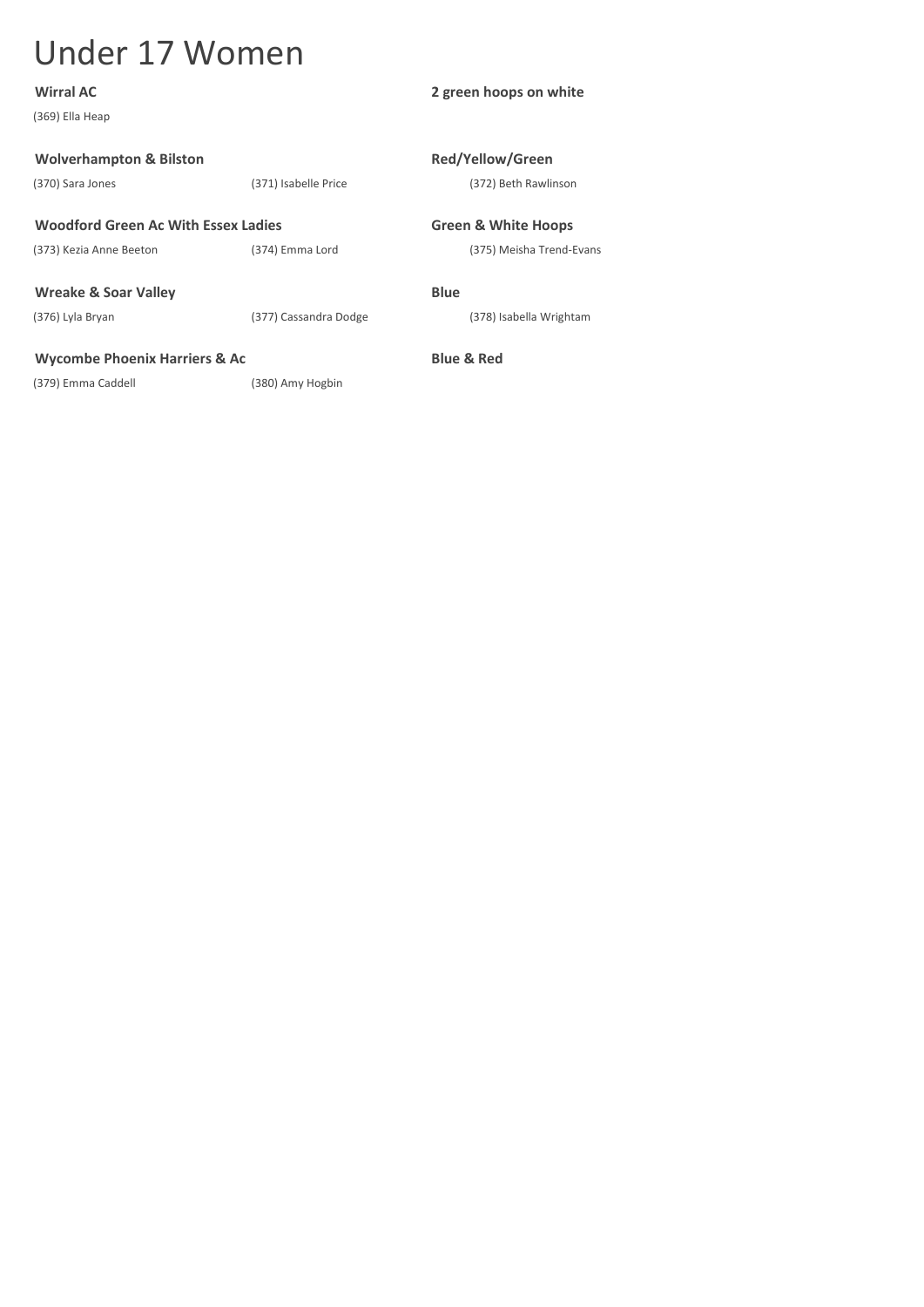# Under 17 Women

**Wirral AC** **2 green hoops on white**

(369) Ella Heap

**Wolverhampton & Bilston** **Red/Yellow/Green**

(370) Sara Jones (371) Isabelle Price (372) Beth Rawlinson

**Woodford Green Ac With Essex Ladies** **Green & White Hoops**

(373) Kezia Anne Beeton (374) Emma Lord (375) Meisha Trend-Evans

**Wreake & Soar Valley** **Blue**

(376) Lyla Bryan (377) Cassandra Dodge (378) Isabella Wrightam

**Wycombe Phoenix Harriers & Ac** **Blue & Red**

(379) Emma Caddell (380) Amy Hogbin